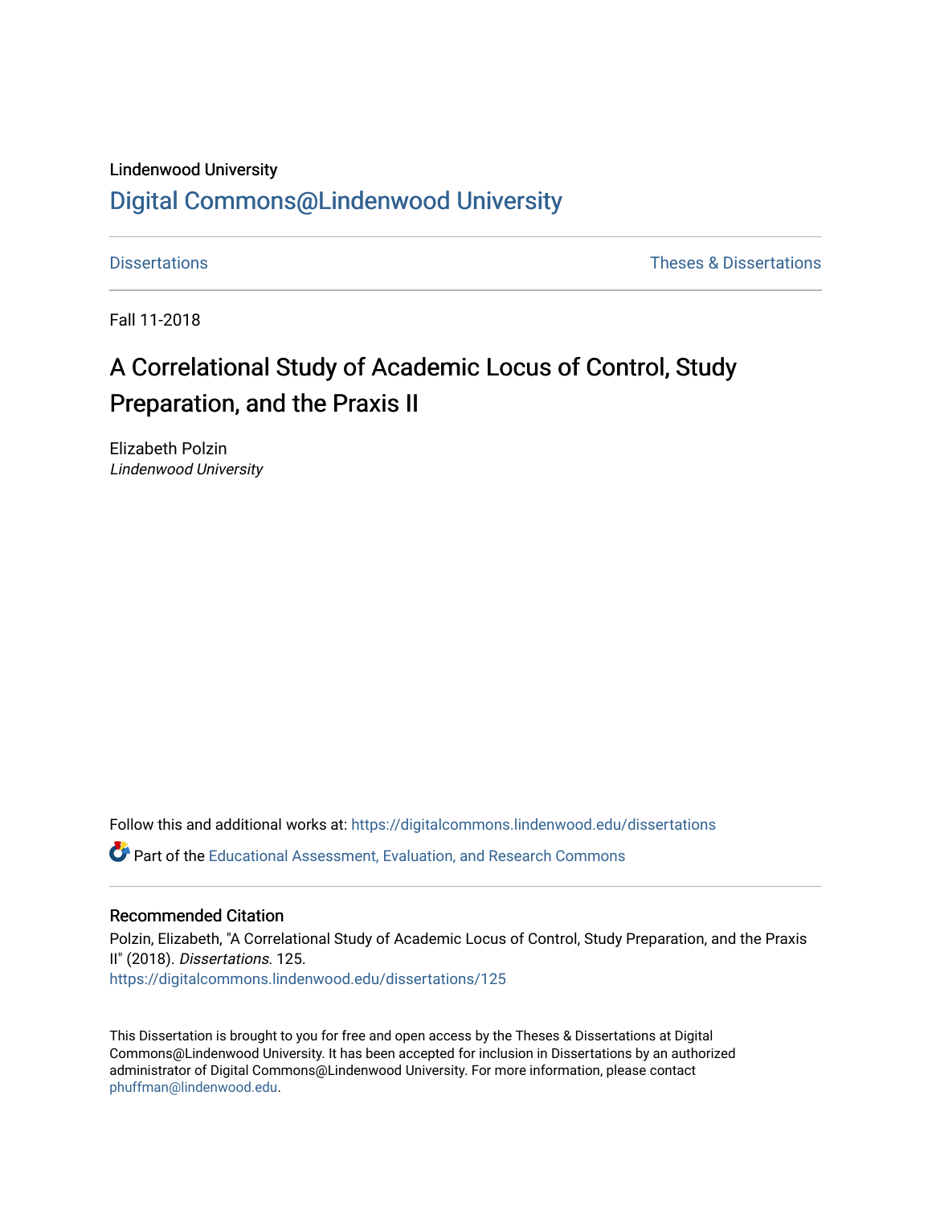Lindenwood University

# Digital Commons@Lindenwood University

Dissertations | Theses & Dissertations

Fall 11-2018

## A Correlational Study of Academic Locus of Control, Study Preparation, and the Praxis II

Elizabeth Polzin
*Lindenwood University*

Follow this and additional works at: https://digitalcommons.lindenwood.edu/dissertations

Part of the Educational Assessment, Evaluation, and Research Commons

### Recommended Citation

Polzin, Elizabeth, "A Correlational Study of Academic Locus of Control, Study Preparation, and the Praxis II" (2018). *Dissertations*. 125.
https://digitalcommons.lindenwood.edu/dissertations/125

This Dissertation is brought to you for free and open access by the Theses & Dissertations at Digital Commons@Lindenwood University. It has been accepted for inclusion in Dissertations by an authorized administrator of Digital Commons@Lindenwood University. For more information, please contact phuffman@lindenwood.edu.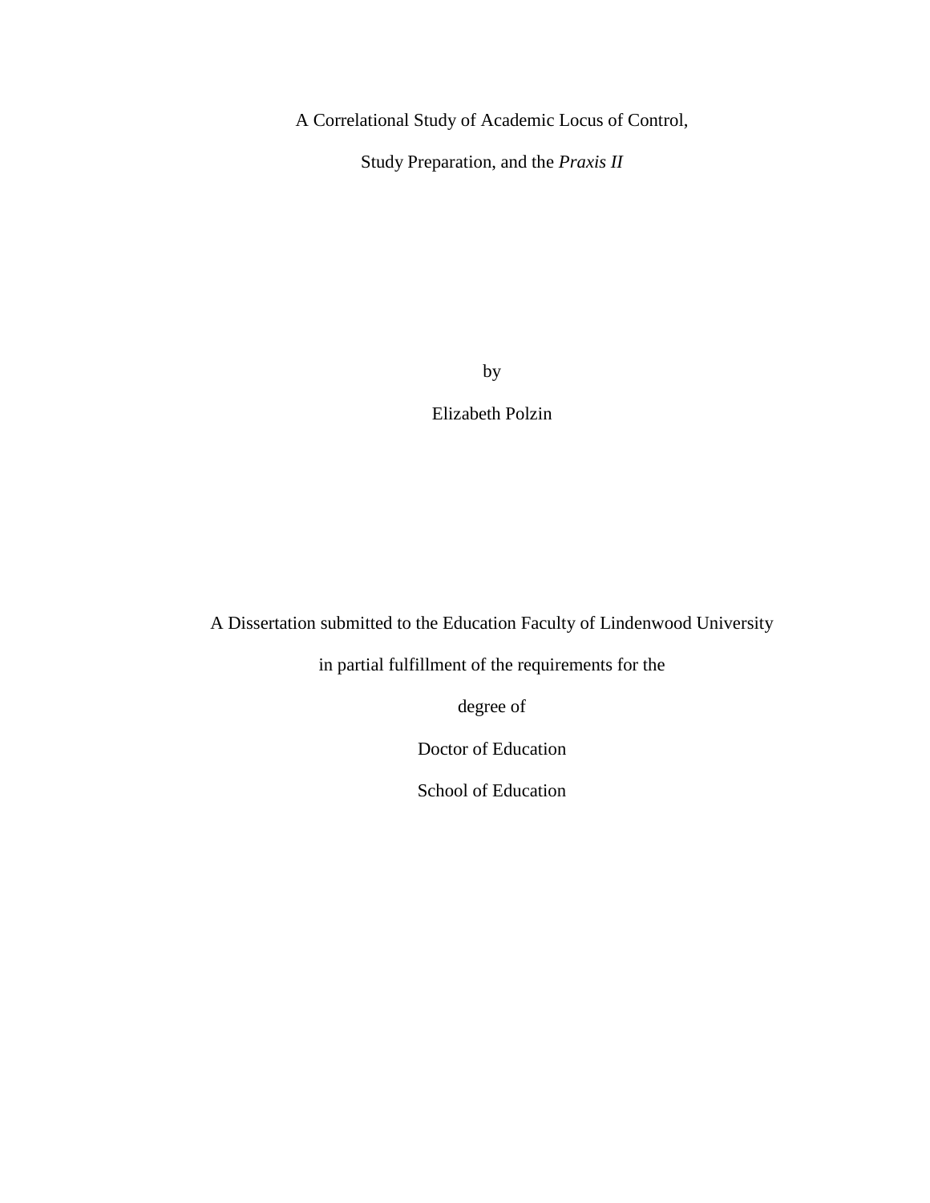A Correlational Study of Academic Locus of Control,

Study Preparation, and the *Praxis II*

by

Elizabeth Polzin

A Dissertation submitted to the Education Faculty of Lindenwood University

in partial fulfillment of the requirements for the

degree of

Doctor of Education

School of Education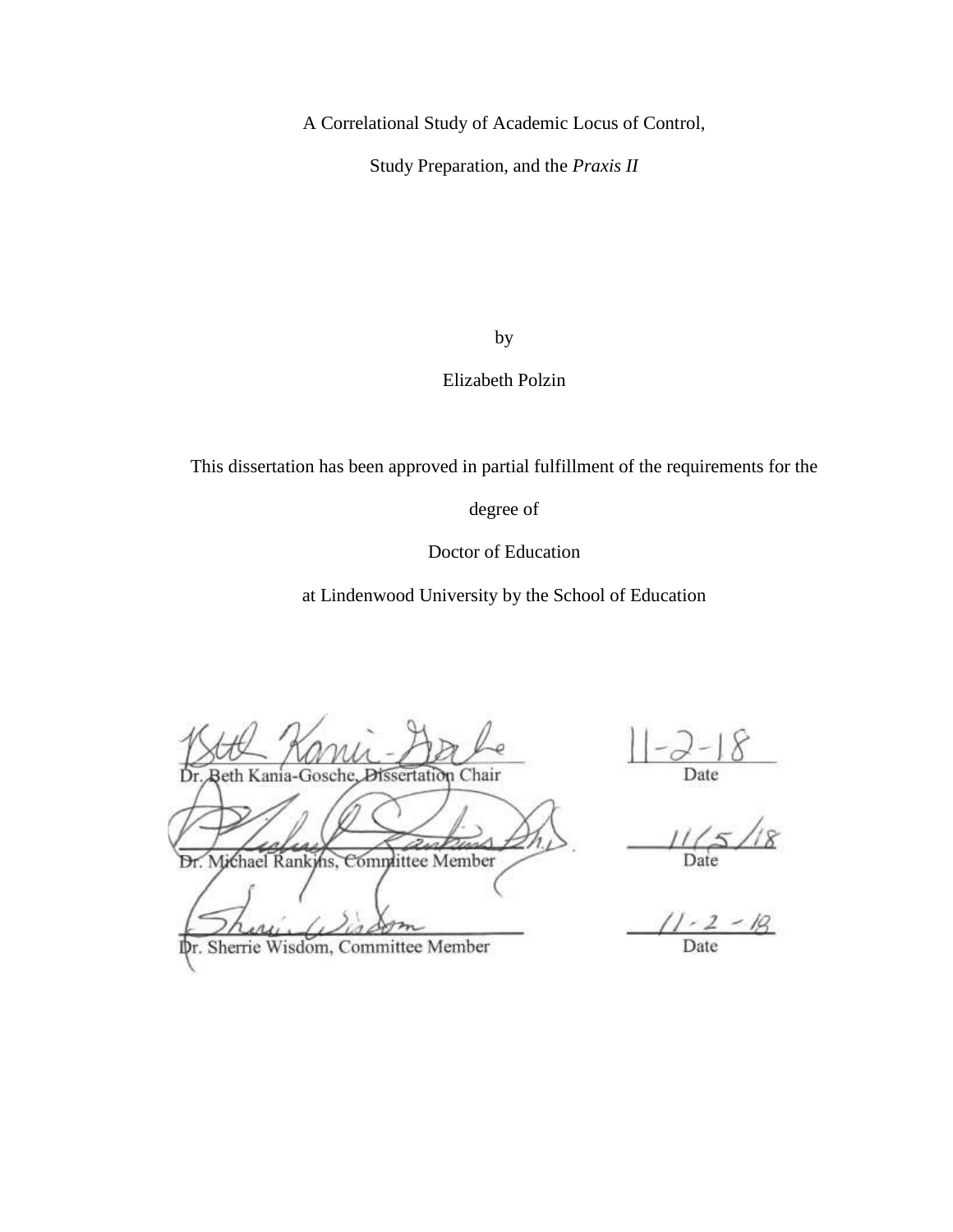A Correlational Study of Academic Locus of Control,

Study Preparation, and the *Praxis II*

by

Elizabeth Polzin

This dissertation has been approved in partial fulfillment of the requirements for the

degree of

Doctor of Education

at Lindenwood University by the School of Education

| | |
|---|---|
| Dr. Beth Kania-Gosche, Dissertation Chair | 11-2-18 Date |
| Dr. Michael Rankins, Committee Member | 11/5/18 Date |
| Dr. Sherrie Wisdom, Committee Member | 11-2-18 Date |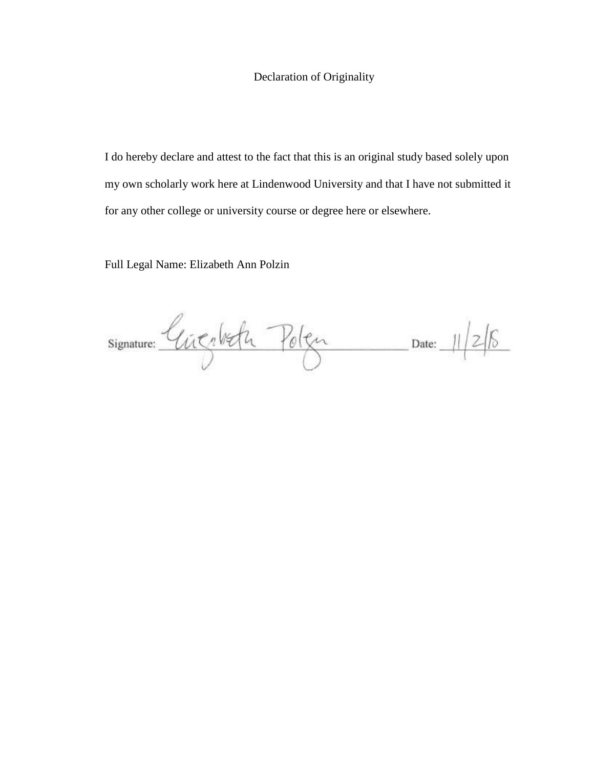# Declaration of Originality

I do hereby declare and attest to the fact that this is an original study based solely upon my own scholarly work here at Lindenwood University and that I have not submitted it for any other college or university course or degree here or elsewhere.

Full Legal Name: Elizabeth Ann Polzin

Signature: Elizabeth Polzin Date: 11/2/18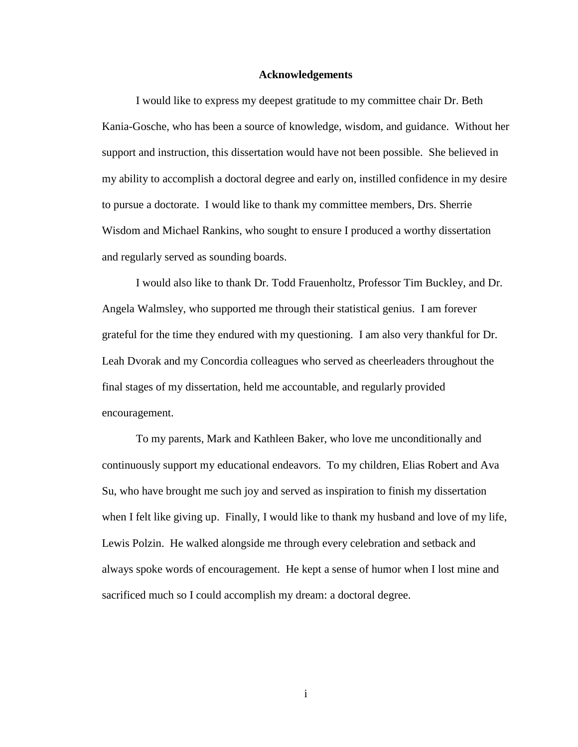# Acknowledgements

I would like to express my deepest gratitude to my committee chair Dr. Beth Kania-Gosche, who has been a source of knowledge, wisdom, and guidance. Without her support and instruction, this dissertation would have not been possible. She believed in my ability to accomplish a doctoral degree and early on, instilled confidence in my desire to pursue a doctorate. I would like to thank my committee members, Drs. Sherrie Wisdom and Michael Rankins, who sought to ensure I produced a worthy dissertation and regularly served as sounding boards.

I would also like to thank Dr. Todd Frauenholtz, Professor Tim Buckley, and Dr. Angela Walmsley, who supported me through their statistical genius. I am forever grateful for the time they endured with my questioning. I am also very thankful for Dr. Leah Dvorak and my Concordia colleagues who served as cheerleaders throughout the final stages of my dissertation, held me accountable, and regularly provided encouragement.

To my parents, Mark and Kathleen Baker, who love me unconditionally and continuously support my educational endeavors. To my children, Elias Robert and Ava Su, who have brought me such joy and served as inspiration to finish my dissertation when I felt like giving up. Finally, I would like to thank my husband and love of my life, Lewis Polzin. He walked alongside me through every celebration and setback and always spoke words of encouragement. He kept a sense of humor when I lost mine and sacrificed much so I could accomplish my dream: a doctoral degree.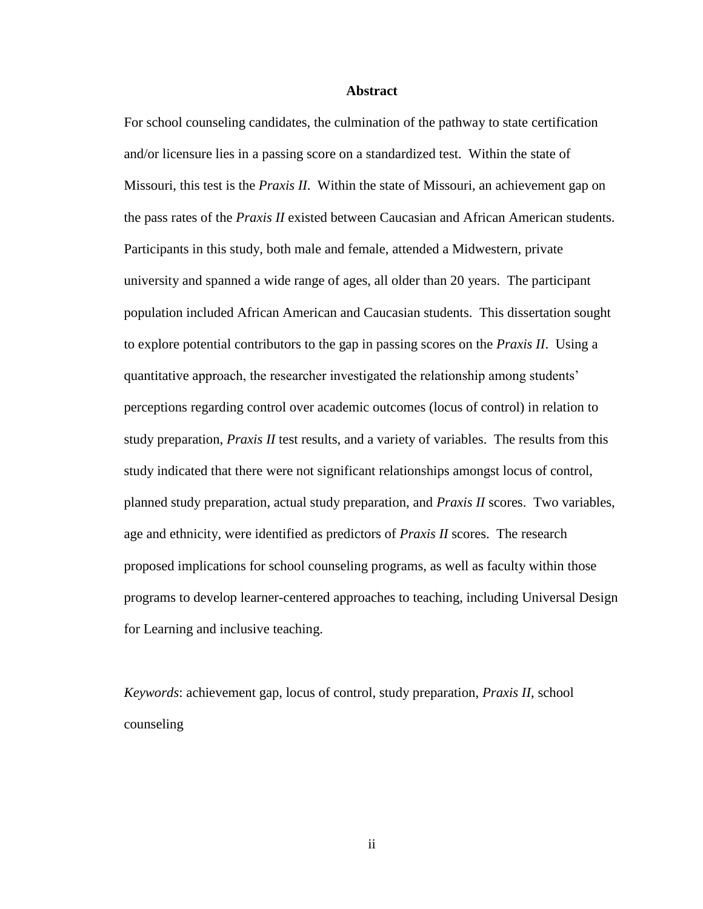# Abstract

For school counseling candidates, the culmination of the pathway to state certification and/or licensure lies in a passing score on a standardized test. Within the state of Missouri, this test is the *Praxis II*. Within the state of Missouri, an achievement gap on the pass rates of the *Praxis II* existed between Caucasian and African American students. Participants in this study, both male and female, attended a Midwestern, private university and spanned a wide range of ages, all older than 20 years. The participant population included African American and Caucasian students. This dissertation sought to explore potential contributors to the gap in passing scores on the *Praxis II*. Using a quantitative approach, the researcher investigated the relationship among students' perceptions regarding control over academic outcomes (locus of control) in relation to study preparation, *Praxis II* test results, and a variety of variables. The results from this study indicated that there were not significant relationships amongst locus of control, planned study preparation, actual study preparation, and *Praxis II* scores. Two variables, age and ethnicity, were identified as predictors of *Praxis II* scores. The research proposed implications for school counseling programs, as well as faculty within those programs to develop learner-centered approaches to teaching, including Universal Design for Learning and inclusive teaching.

*Keywords*: achievement gap, locus of control, study preparation, *Praxis II*, school counseling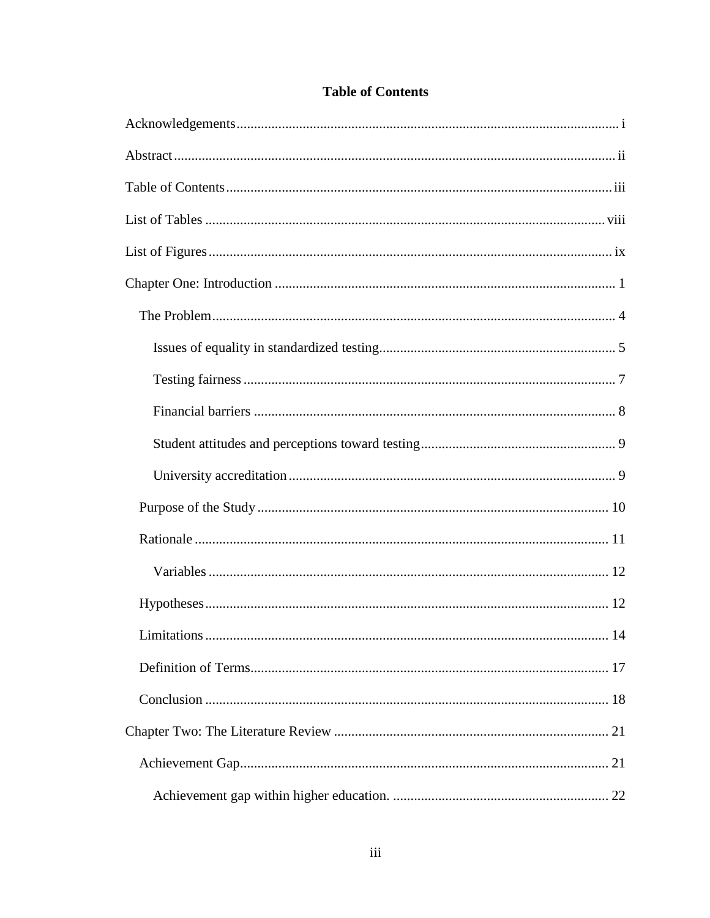# Table of Contents

Acknowledgements ........................................................................................................... i

Abstract ........................................................................................................................... ii

Table of Contents ........................................................................................................... iii

List of Tables ................................................................................................................ viii

List of Figures ................................................................................................................ ix

Chapter One: Introduction ............................................................................................... 1

  The Problem ................................................................................................................... 4

    Issues of equality in standardized testing ................................................................... 5

    Testing fairness ............................................................................................................ 7

    Financial barriers ......................................................................................................... 8

    Student attitudes and perceptions toward testing ....................................................... 9

    University accreditation ............................................................................................... 9

  Purpose of the Study ..................................................................................................... 10

  Rationale ....................................................................................................................... 11

    Variables ..................................................................................................................... 12

  Hypotheses ................................................................................................................... 12

  Limitations .................................................................................................................... 14

  Definition of Terms ....................................................................................................... 17

  Conclusion .................................................................................................................... 18

Chapter Two: The Literature Review ............................................................................. 21

  Achievement Gap .......................................................................................................... 21

    Achievement gap within higher education. ................................................................ 22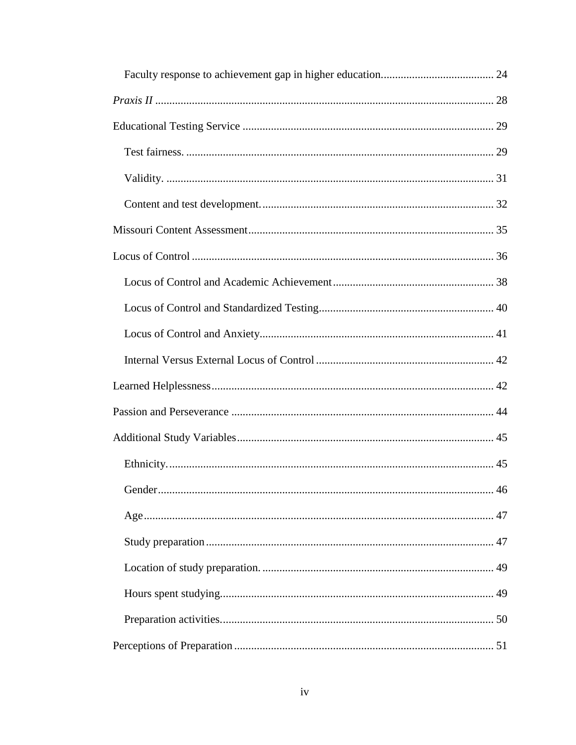Faculty response to achievement gap in higher education........................................ 24

*Praxis II* ........................................................................................................ 28

Educational Testing Service ......................................................................... 29

Test fairness. ............................................................................................. 29

Validity. .................................................................................................... 31

Content and test development. .................................................................. 32

Missouri Content Assessment ....................................................................... 35

Locus of Control ........................................................................................... 36

Locus of Control and Academic Achievement ......................................................... 38

Locus of Control and Standardized Testing ............................................................. 40

Locus of Control and Anxiety .................................................................. 41

Internal Versus External Locus of Control .............................................................. 42

Learned Helplessness .................................................................................... 42

Passion and Perseverance ............................................................................. 44

Additional Study Variables ........................................................................... 45

Ethnicity. .................................................................................................. 45

Gender ...................................................................................................... 46

Age ........................................................................................................... 47

Study preparation ..................................................................................... 47

Location of study preparation. .................................................................. 49

Hours spent studying ................................................................................. 49

Preparation activities ................................................................................. 50

Perceptions of Preparation ............................................................................ 51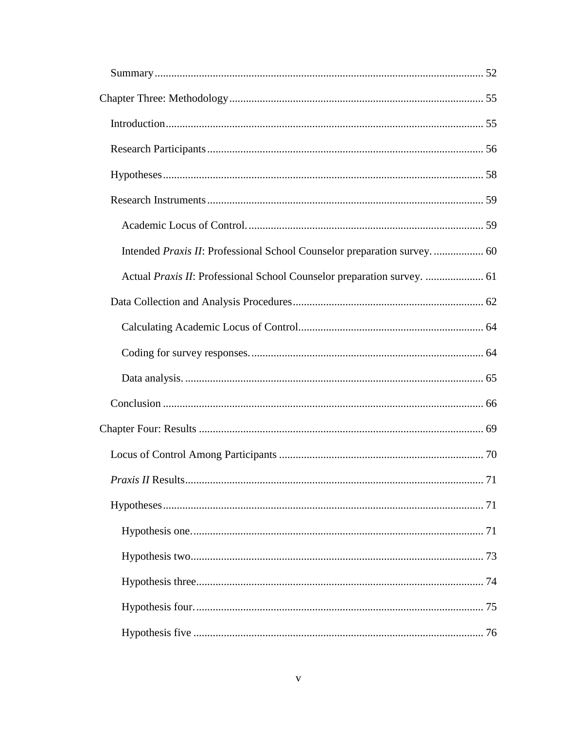Summary ........................................................................................................................ 52

Chapter Three: Methodology ............................................................................................ 55

Introduction ................................................................................................................... 55

Research Participants .................................................................................................... 56

Hypotheses .................................................................................................................... 58

Research Instruments .................................................................................................... 59

Academic Locus of Control. ..................................................................................... 59

Intended *Praxis II*: Professional School Counselor preparation survey. .................. 60

Actual *Praxis II*: Professional School Counselor preparation survey. ..................... 61

Data Collection and Analysis Procedures ..................................................................... 62

Calculating Academic Locus of Control................................................................... 64

Coding for survey responses. .................................................................................... 64

Data analysis. ............................................................................................................ 65

Conclusion .................................................................................................................... 66

Chapter Four: Results ....................................................................................................... 69

Locus of Control Among Participants .......................................................................... 70

*Praxis II* Results ............................................................................................................ 71

Hypotheses .................................................................................................................... 71

Hypothesis one. ......................................................................................................... 71

Hypothesis two .......................................................................................................... 73

Hypothesis three ........................................................................................................ 74

Hypothesis four. ........................................................................................................ 75

Hypothesis five ......................................................................................................... 76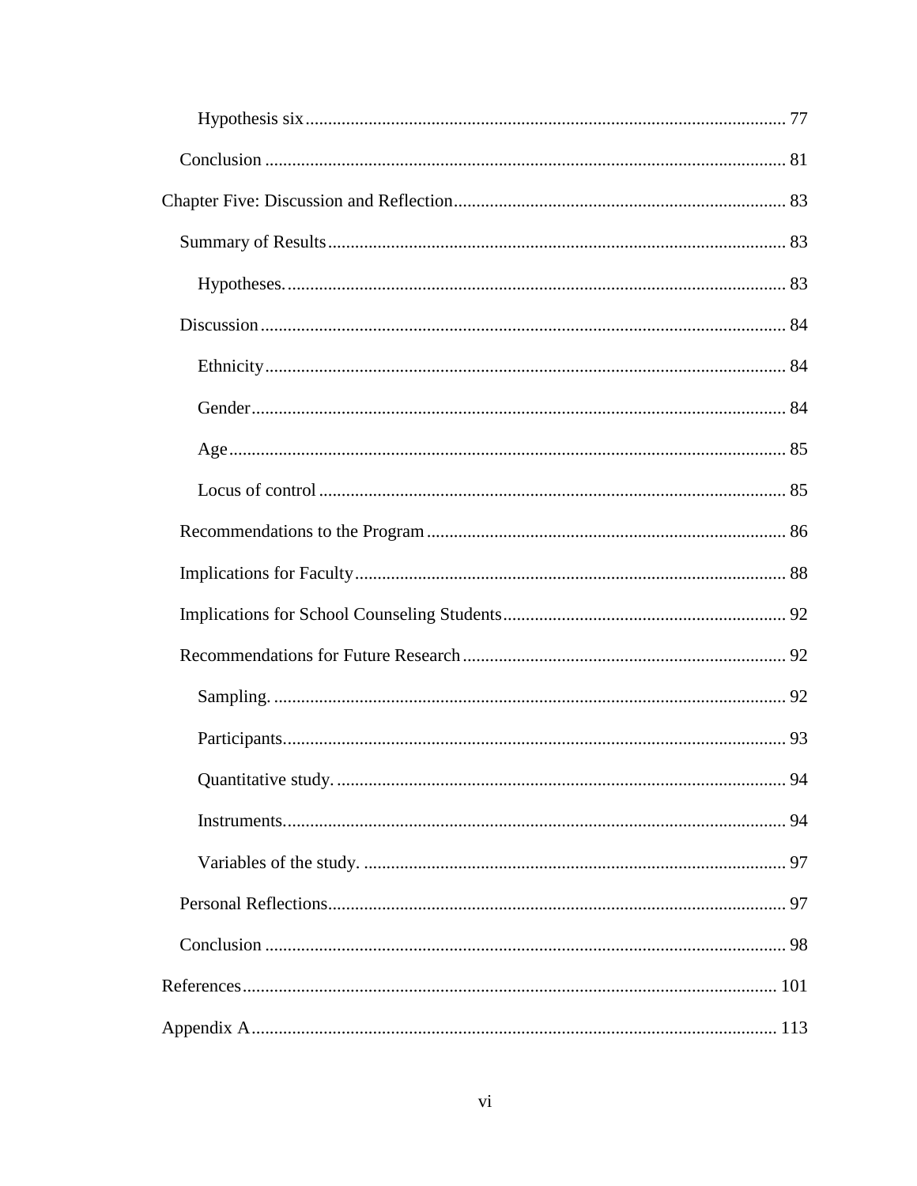Hypothesis six ........................................................................................................... 77

Conclusion .................................................................................................................. 81

Chapter Five: Discussion and Reflection ......................................................................... 83

Summary of Results ..................................................................................................... 83

Hypotheses. .............................................................................................................. 83

Discussion .................................................................................................................... 84

Ethnicity .................................................................................................................. 84

Gender ..................................................................................................................... 84

Age .......................................................................................................................... 85

Locus of control ....................................................................................................... 85

Recommendations to the Program ............................................................................... 86

Implications for Faculty ............................................................................................... 88

Implications for School Counseling Students .............................................................. 92

Recommendations for Future Research ....................................................................... 92

Sampling. ................................................................................................................. 92

Participants ............................................................................................................... 93

Quantitative study. ................................................................................................... 94

Instruments. .............................................................................................................. 94

Variables of the study. ............................................................................................. 97

Personal Reflections ..................................................................................................... 97

Conclusion .................................................................................................................. 98

References ..................................................................................................................... 101

Appendix A ................................................................................................................... 113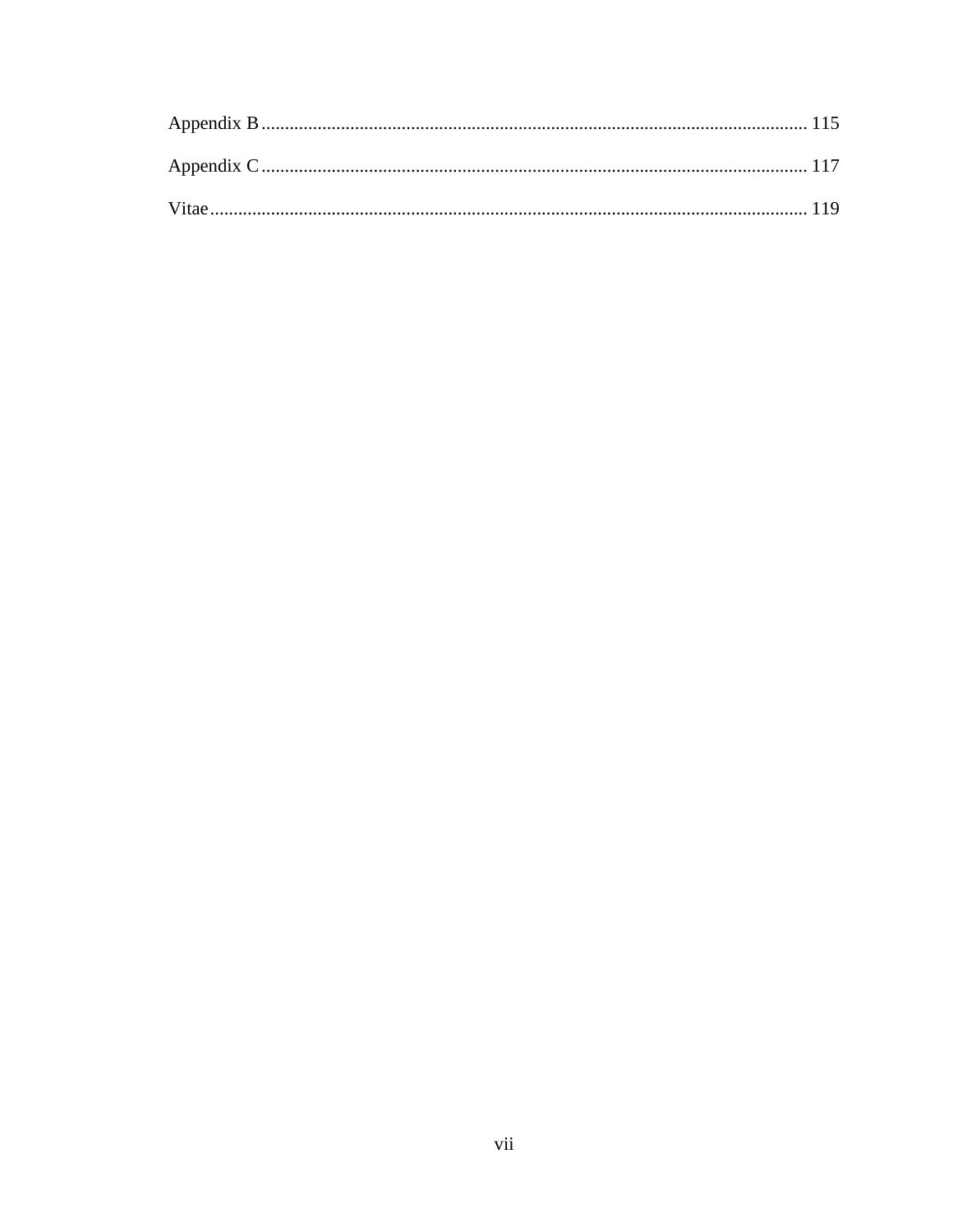Appendix B .................................................................................................................... 115

Appendix C .................................................................................................................... 117

Vitae ............................................................................................................................... 119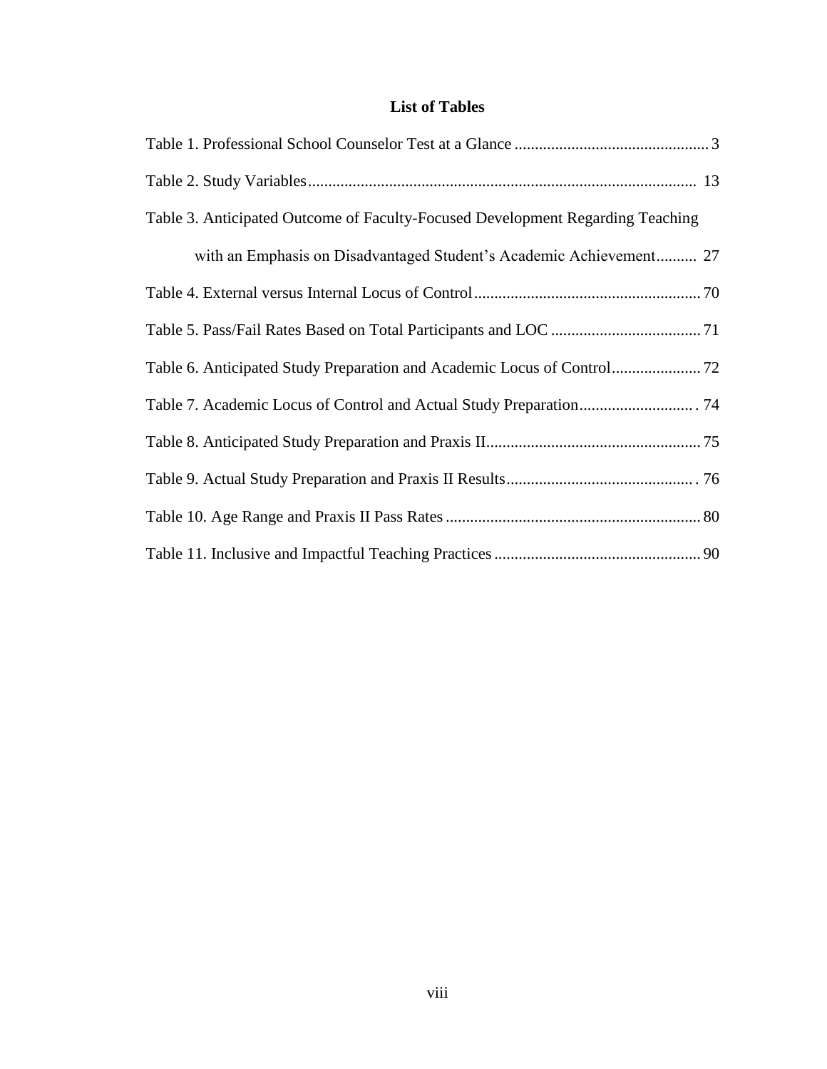# List of Tables

Table 1. Professional School Counselor Test at a Glance ................................................ 3

Table 2. Study Variables............................................................................................... 13

Table 3. Anticipated Outcome of Faculty-Focused Development Regarding Teaching with an Emphasis on Disadvantaged Student's Academic Achievement.......... 27

Table 4. External versus Internal Locus of Control........................................................ 70

Table 5. Pass/Fail Rates Based on Total Participants and LOC ..................................... 71

Table 6. Anticipated Study Preparation and Academic Locus of Control...................... 72

Table 7. Academic Locus of Control and Actual Study Preparation............................. 74

Table 8. Anticipated Study Preparation and Praxis II..................................................... 75

Table 9. Actual Study Preparation and Praxis II Results............................................... 76

Table 10. Age Range and Praxis II Pass Rates ............................................................... 80

Table 11. Inclusive and Impactful Teaching Practices ................................................... 90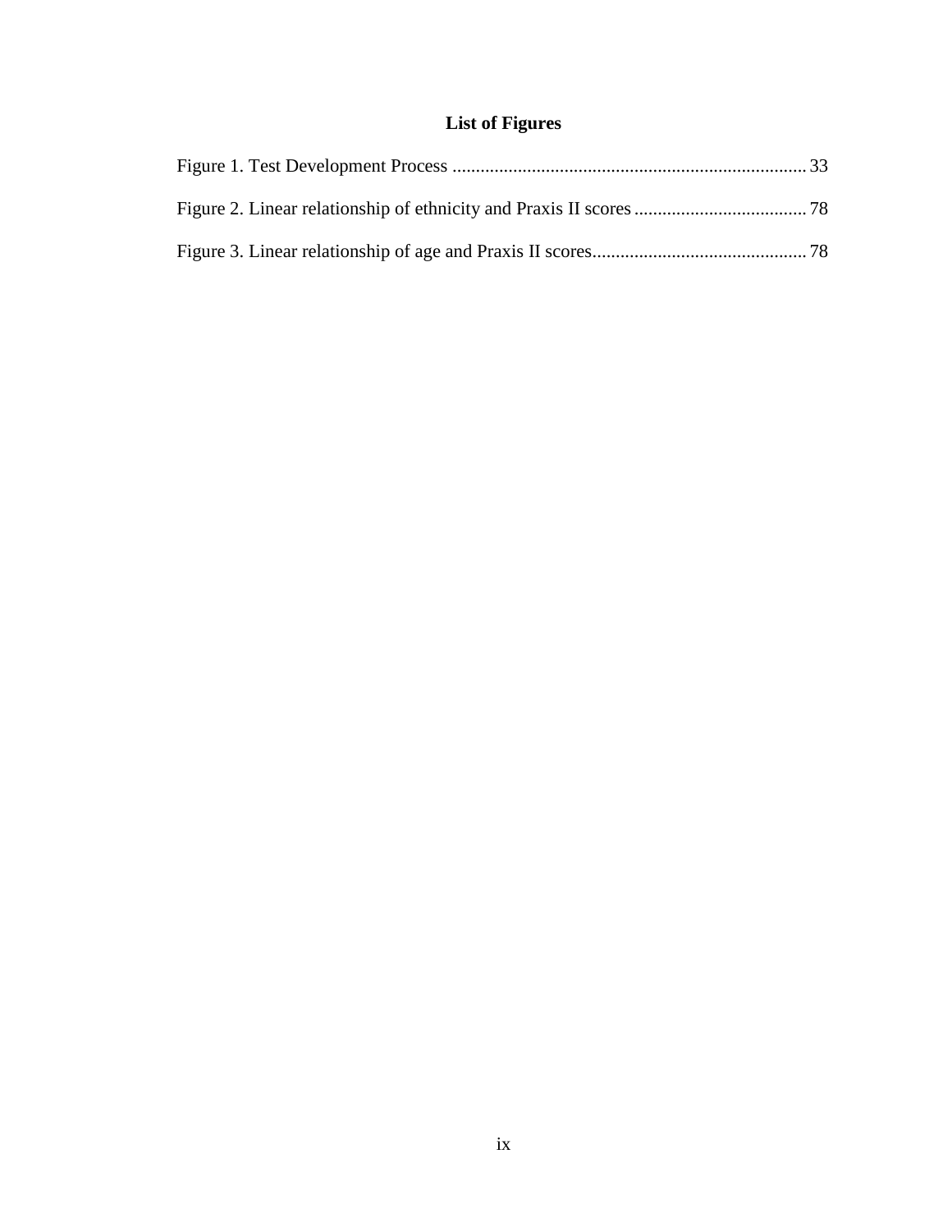# List of Figures

Figure 1. Test Development Process ........................................................................... 33

Figure 2. Linear relationship of ethnicity and Praxis II scores .................................... 78

Figure 3. Linear relationship of age and Praxis II scores............................................. 78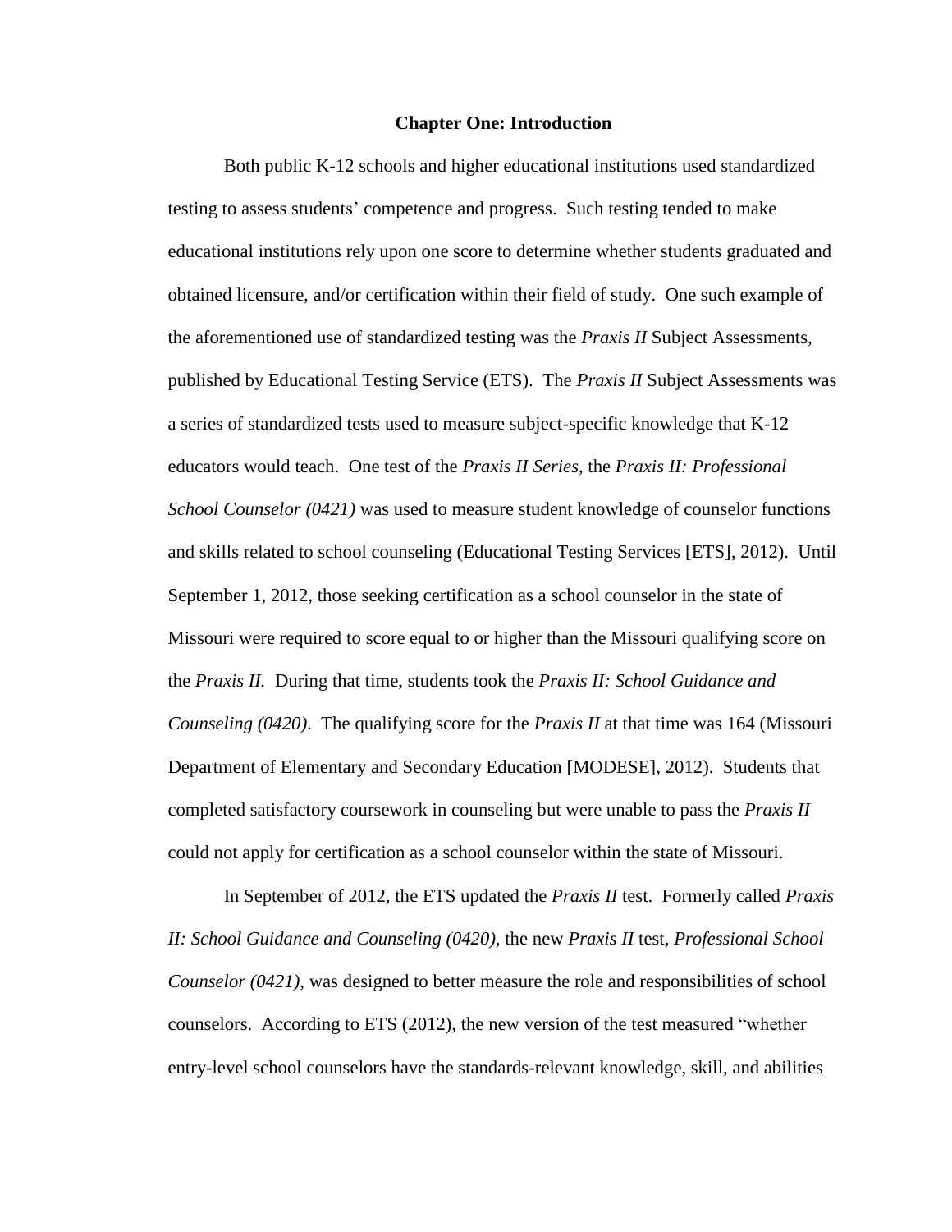# Chapter One: Introduction

Both public K-12 schools and higher educational institutions used standardized testing to assess students' competence and progress. Such testing tended to make educational institutions rely upon one score to determine whether students graduated and obtained licensure, and/or certification within their field of study. One such example of the aforementioned use of standardized testing was the *Praxis II* Subject Assessments, published by Educational Testing Service (ETS). The *Praxis II* Subject Assessments was a series of standardized tests used to measure subject-specific knowledge that K-12 educators would teach. One test of the *Praxis II Series*, the *Praxis II: Professional School Counselor (0421)* was used to measure student knowledge of counselor functions and skills related to school counseling (Educational Testing Services [ETS], 2012). Until September 1, 2012, those seeking certification as a school counselor in the state of Missouri were required to score equal to or higher than the Missouri qualifying score on the *Praxis II.* During that time, students took the *Praxis II: School Guidance and Counseling (0420)*. The qualifying score for the *Praxis II* at that time was 164 (Missouri Department of Elementary and Secondary Education [MODESE], 2012). Students that completed satisfactory coursework in counseling but were unable to pass the *Praxis II* could not apply for certification as a school counselor within the state of Missouri.

In September of 2012, the ETS updated the *Praxis II* test. Formerly called *Praxis II: School Guidance and Counseling (0420)*, the new *Praxis II* test, *Professional School Counselor (0421)*, was designed to better measure the role and responsibilities of school counselors. According to ETS (2012), the new version of the test measured "whether entry-level school counselors have the standards-relevant knowledge, skill, and abilities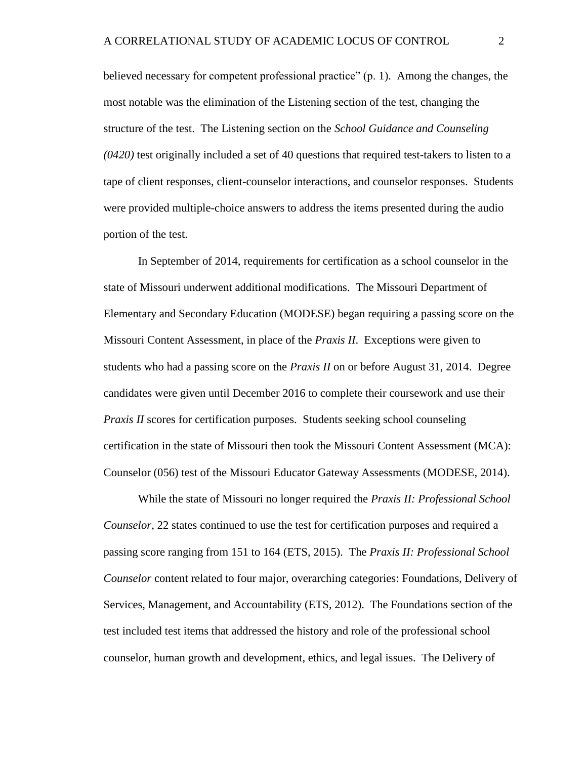believed necessary for competent professional practice" (p. 1). Among the changes, the most notable was the elimination of the Listening section of the test, changing the structure of the test. The Listening section on the *School Guidance and Counseling (0420)* test originally included a set of 40 questions that required test-takers to listen to a tape of client responses, client-counselor interactions, and counselor responses. Students were provided multiple-choice answers to address the items presented during the audio portion of the test.

In September of 2014, requirements for certification as a school counselor in the state of Missouri underwent additional modifications. The Missouri Department of Elementary and Secondary Education (MODESE) began requiring a passing score on the Missouri Content Assessment, in place of the *Praxis II*. Exceptions were given to students who had a passing score on the *Praxis II* on or before August 31, 2014. Degree candidates were given until December 2016 to complete their coursework and use their *Praxis II* scores for certification purposes. Students seeking school counseling certification in the state of Missouri then took the Missouri Content Assessment (MCA): Counselor (056) test of the Missouri Educator Gateway Assessments (MODESE, 2014).

While the state of Missouri no longer required the *Praxis II: Professional School Counselor*, 22 states continued to use the test for certification purposes and required a passing score ranging from 151 to 164 (ETS, 2015). The *Praxis II: Professional School Counselor* content related to four major, overarching categories: Foundations, Delivery of Services, Management, and Accountability (ETS, 2012). The Foundations section of the test included test items that addressed the history and role of the professional school counselor, human growth and development, ethics, and legal issues. The Delivery of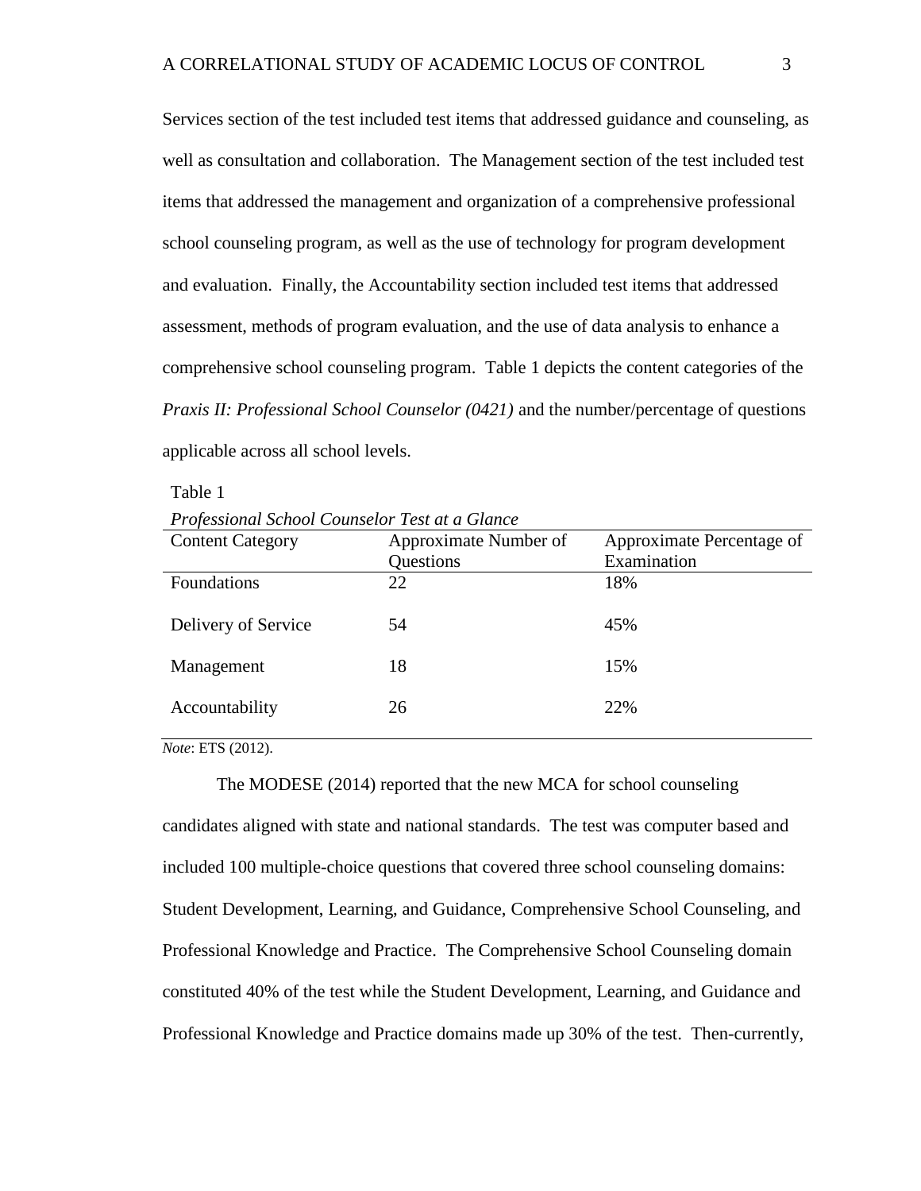Services section of the test included test items that addressed guidance and counseling, as well as consultation and collaboration. The Management section of the test included test items that addressed the management and organization of a comprehensive professional school counseling program, as well as the use of technology for program development and evaluation. Finally, the Accountability section included test items that addressed assessment, methods of program evaluation, and the use of data analysis to enhance a comprehensive school counseling program. Table 1 depicts the content categories of the *Praxis II: Professional School Counselor (0421)* and the number/percentage of questions applicable across all school levels.

Table 1

*Professional School Counselor Test at a Glance*

| Content Category | Approximate Number of Questions | Approximate Percentage of Examination |
|---|---|---|
| Foundations | 22 | 18% |
| Delivery of Service | 54 | 45% |
| Management | 18 | 15% |
| Accountability | 26 | 22% |

*Note*: ETS (2012).

The MODESE (2014) reported that the new MCA for school counseling candidates aligned with state and national standards. The test was computer based and included 100 multiple-choice questions that covered three school counseling domains: Student Development, Learning, and Guidance, Comprehensive School Counseling, and Professional Knowledge and Practice. The Comprehensive School Counseling domain constituted 40% of the test while the Student Development, Learning, and Guidance and Professional Knowledge and Practice domains made up 30% of the test. Then-currently,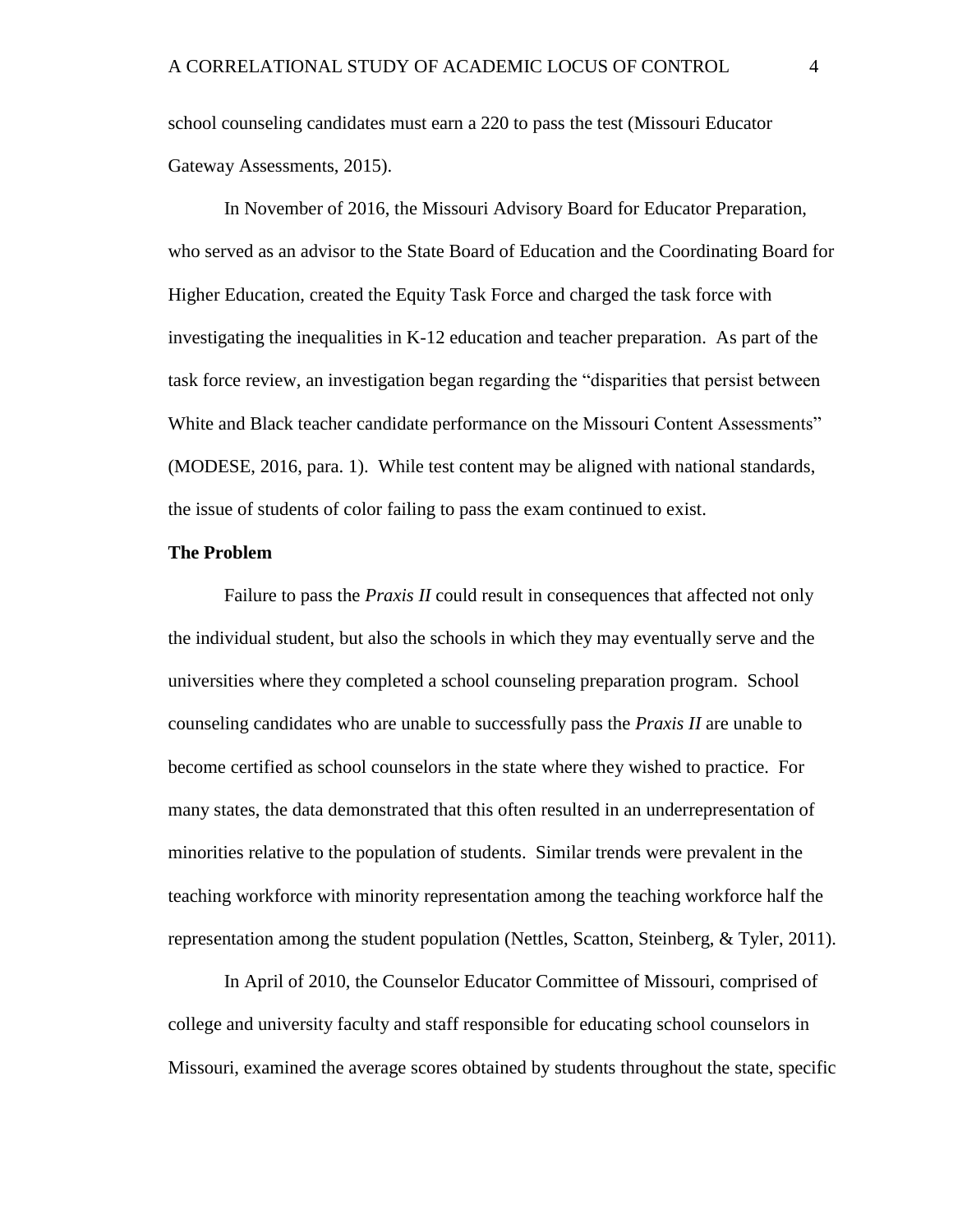school counseling candidates must earn a 220 to pass the test (Missouri Educator Gateway Assessments, 2015).

In November of 2016, the Missouri Advisory Board for Educator Preparation, who served as an advisor to the State Board of Education and the Coordinating Board for Higher Education, created the Equity Task Force and charged the task force with investigating the inequalities in K-12 education and teacher preparation. As part of the task force review, an investigation began regarding the "disparities that persist between White and Black teacher candidate performance on the Missouri Content Assessments" (MODESE, 2016, para. 1). While test content may be aligned with national standards, the issue of students of color failing to pass the exam continued to exist.

**The Problem**

Failure to pass the *Praxis II* could result in consequences that affected not only the individual student, but also the schools in which they may eventually serve and the universities where they completed a school counseling preparation program. School counseling candidates who are unable to successfully pass the *Praxis II* are unable to become certified as school counselors in the state where they wished to practice. For many states, the data demonstrated that this often resulted in an underrepresentation of minorities relative to the population of students. Similar trends were prevalent in the teaching workforce with minority representation among the teaching workforce half the representation among the student population (Nettles, Scatton, Steinberg, & Tyler, 2011).

In April of 2010, the Counselor Educator Committee of Missouri, comprised of college and university faculty and staff responsible for educating school counselors in Missouri, examined the average scores obtained by students throughout the state, specific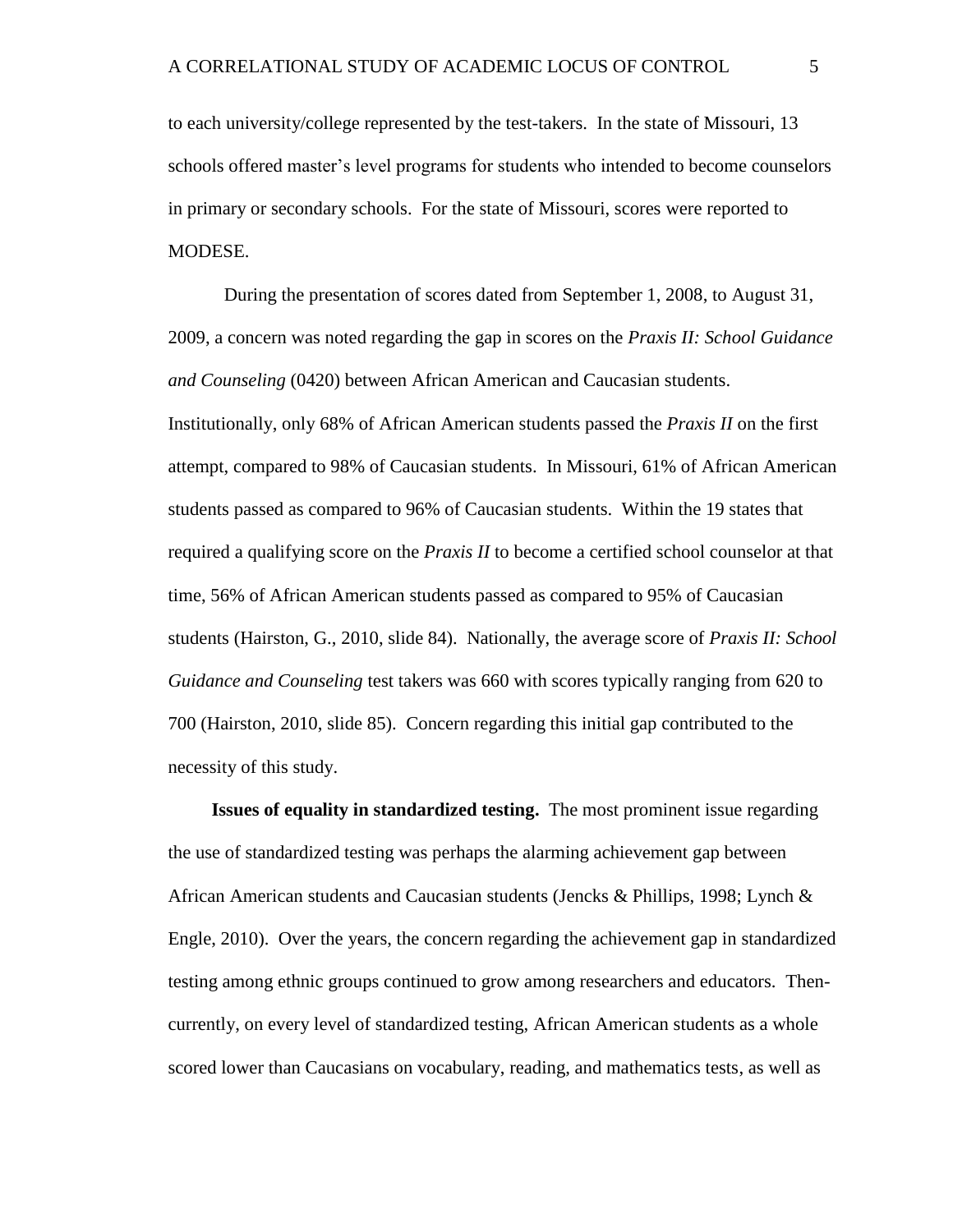to each university/college represented by the test-takers. In the state of Missouri, 13 schools offered master's level programs for students who intended to become counselors in primary or secondary schools. For the state of Missouri, scores were reported to MODESE.

During the presentation of scores dated from September 1, 2008, to August 31, 2009, a concern was noted regarding the gap in scores on the *Praxis II: School Guidance and Counseling* (0420) between African American and Caucasian students. Institutionally, only 68% of African American students passed the *Praxis II* on the first attempt, compared to 98% of Caucasian students. In Missouri, 61% of African American students passed as compared to 96% of Caucasian students. Within the 19 states that required a qualifying score on the *Praxis II* to become a certified school counselor at that time, 56% of African American students passed as compared to 95% of Caucasian students (Hairston, G., 2010, slide 84). Nationally, the average score of *Praxis II: School Guidance and Counseling* test takers was 660 with scores typically ranging from 620 to 700 (Hairston, 2010, slide 85). Concern regarding this initial gap contributed to the necessity of this study.

**Issues of equality in standardized testing.** The most prominent issue regarding the use of standardized testing was perhaps the alarming achievement gap between African American students and Caucasian students (Jencks & Phillips, 1998; Lynch & Engle, 2010). Over the years, the concern regarding the achievement gap in standardized testing among ethnic groups continued to grow among researchers and educators. Then-currently, on every level of standardized testing, African American students as a whole scored lower than Caucasians on vocabulary, reading, and mathematics tests, as well as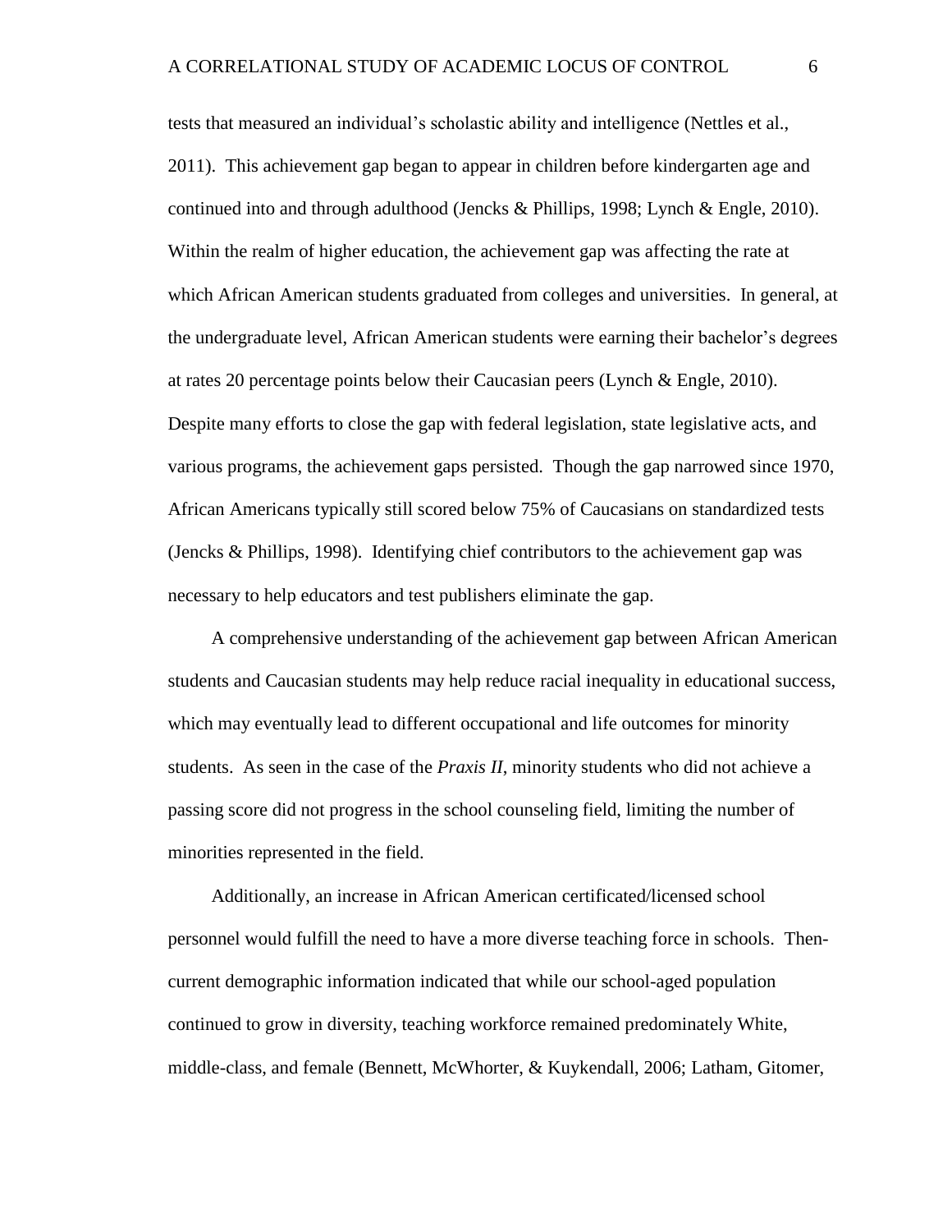tests that measured an individual's scholastic ability and intelligence (Nettles et al., 2011). This achievement gap began to appear in children before kindergarten age and continued into and through adulthood (Jencks & Phillips, 1998; Lynch & Engle, 2010). Within the realm of higher education, the achievement gap was affecting the rate at which African American students graduated from colleges and universities. In general, at the undergraduate level, African American students were earning their bachelor's degrees at rates 20 percentage points below their Caucasian peers (Lynch & Engle, 2010). Despite many efforts to close the gap with federal legislation, state legislative acts, and various programs, the achievement gaps persisted. Though the gap narrowed since 1970, African Americans typically still scored below 75% of Caucasians on standardized tests (Jencks & Phillips, 1998). Identifying chief contributors to the achievement gap was necessary to help educators and test publishers eliminate the gap.

A comprehensive understanding of the achievement gap between African American students and Caucasian students may help reduce racial inequality in educational success, which may eventually lead to different occupational and life outcomes for minority students. As seen in the case of the *Praxis II*, minority students who did not achieve a passing score did not progress in the school counseling field, limiting the number of minorities represented in the field.

Additionally, an increase in African American certificated/licensed school personnel would fulfill the need to have a more diverse teaching force in schools. Then-current demographic information indicated that while our school-aged population continued to grow in diversity, teaching workforce remained predominately White, middle-class, and female (Bennett, McWhorter, & Kuykendall, 2006; Latham, Gitomer,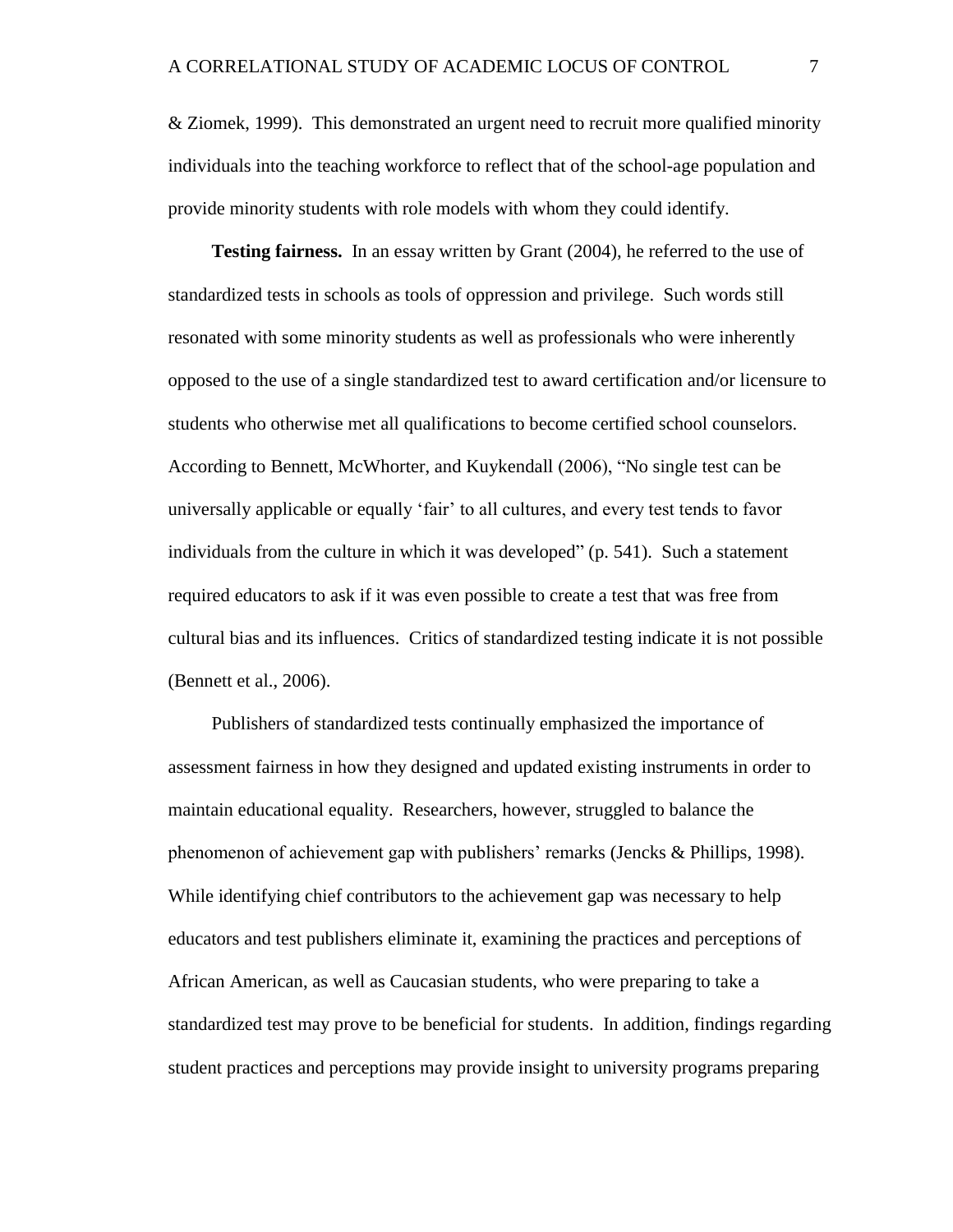& Ziomek, 1999). This demonstrated an urgent need to recruit more qualified minority individuals into the teaching workforce to reflect that of the school-age population and provide minority students with role models with whom they could identify.

**Testing fairness.** In an essay written by Grant (2004), he referred to the use of standardized tests in schools as tools of oppression and privilege. Such words still resonated with some minority students as well as professionals who were inherently opposed to the use of a single standardized test to award certification and/or licensure to students who otherwise met all qualifications to become certified school counselors. According to Bennett, McWhorter, and Kuykendall (2006), "No single test can be universally applicable or equally 'fair' to all cultures, and every test tends to favor individuals from the culture in which it was developed" (p. 541). Such a statement required educators to ask if it was even possible to create a test that was free from cultural bias and its influences. Critics of standardized testing indicate it is not possible (Bennett et al., 2006).

Publishers of standardized tests continually emphasized the importance of assessment fairness in how they designed and updated existing instruments in order to maintain educational equality. Researchers, however, struggled to balance the phenomenon of achievement gap with publishers' remarks (Jencks & Phillips, 1998). While identifying chief contributors to the achievement gap was necessary to help educators and test publishers eliminate it, examining the practices and perceptions of African American, as well as Caucasian students, who were preparing to take a standardized test may prove to be beneficial for students. In addition, findings regarding student practices and perceptions may provide insight to university programs preparing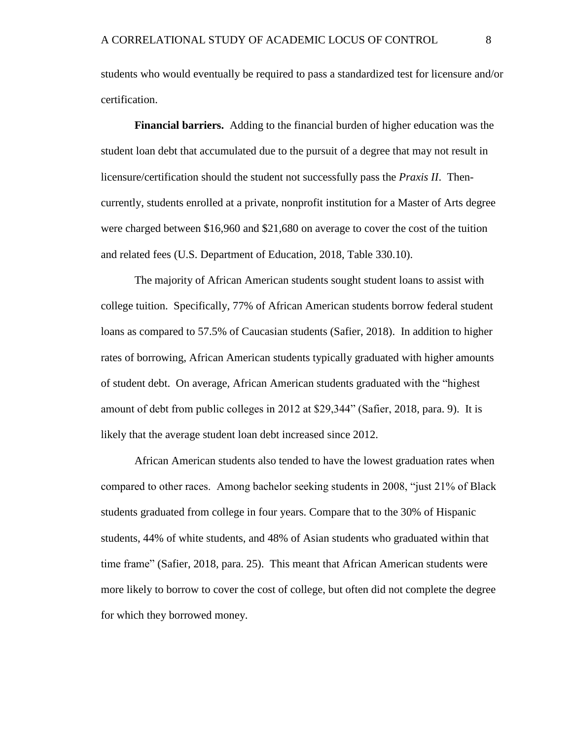students who would eventually be required to pass a standardized test for licensure and/or certification.

**Financial barriers.** Adding to the financial burden of higher education was the student loan debt that accumulated due to the pursuit of a degree that may not result in licensure/certification should the student not successfully pass the *Praxis II*. Then-currently, students enrolled at a private, nonprofit institution for a Master of Arts degree were charged between $16,960 and $21,680 on average to cover the cost of the tuition and related fees (U.S. Department of Education, 2018, Table 330.10).

The majority of African American students sought student loans to assist with college tuition. Specifically, 77% of African American students borrow federal student loans as compared to 57.5% of Caucasian students (Safier, 2018). In addition to higher rates of borrowing, African American students typically graduated with higher amounts of student debt. On average, African American students graduated with the "highest amount of debt from public colleges in 2012 at $29,344" (Safier, 2018, para. 9). It is likely that the average student loan debt increased since 2012.

African American students also tended to have the lowest graduation rates when compared to other races. Among bachelor seeking students in 2008, "just 21% of Black students graduated from college in four years. Compare that to the 30% of Hispanic students, 44% of white students, and 48% of Asian students who graduated within that time frame" (Safier, 2018, para. 25). This meant that African American students were more likely to borrow to cover the cost of college, but often did not complete the degree for which they borrowed money.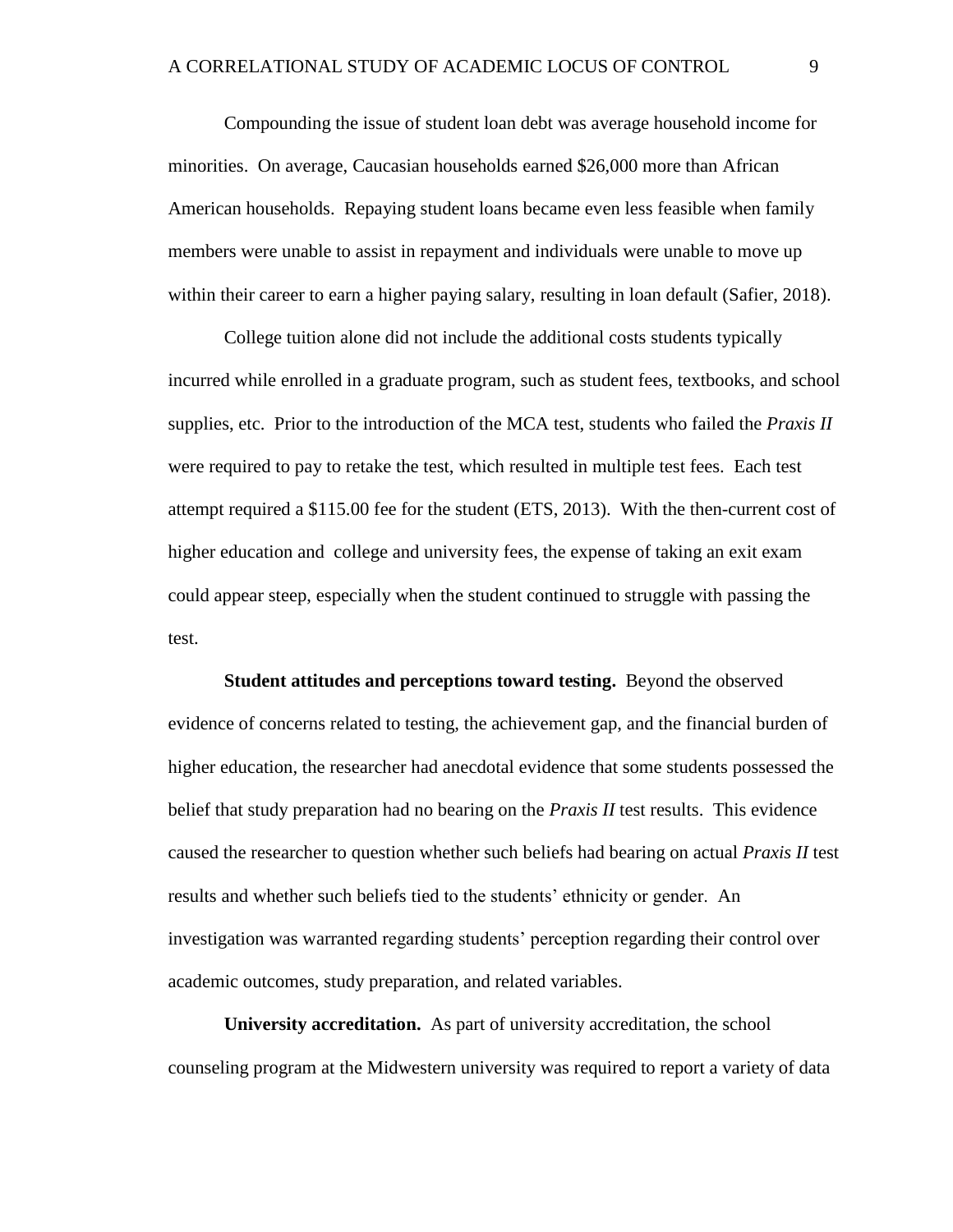Compounding the issue of student loan debt was average household income for minorities. On average, Caucasian households earned $26,000 more than African American households. Repaying student loans became even less feasible when family members were unable to assist in repayment and individuals were unable to move up within their career to earn a higher paying salary, resulting in loan default (Safier, 2018).

College tuition alone did not include the additional costs students typically incurred while enrolled in a graduate program, such as student fees, textbooks, and school supplies, etc. Prior to the introduction of the MCA test, students who failed the *Praxis II* were required to pay to retake the test, which resulted in multiple test fees. Each test attempt required a $115.00 fee for the student (ETS, 2013). With the then-current cost of higher education and college and university fees, the expense of taking an exit exam could appear steep, especially when the student continued to struggle with passing the test.

**Student attitudes and perceptions toward testing.** Beyond the observed evidence of concerns related to testing, the achievement gap, and the financial burden of higher education, the researcher had anecdotal evidence that some students possessed the belief that study preparation had no bearing on the *Praxis II* test results. This evidence caused the researcher to question whether such beliefs had bearing on actual *Praxis II* test results and whether such beliefs tied to the students' ethnicity or gender. An investigation was warranted regarding students' perception regarding their control over academic outcomes, study preparation, and related variables.

**University accreditation.** As part of university accreditation, the school counseling program at the Midwestern university was required to report a variety of data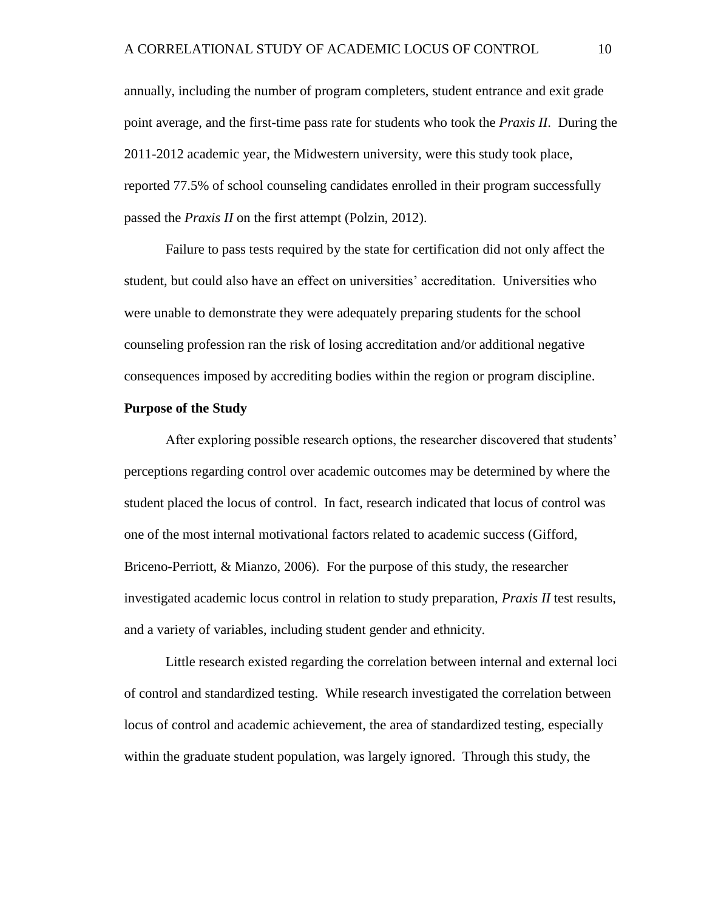annually, including the number of program completers, student entrance and exit grade point average, and the first-time pass rate for students who took the *Praxis II*. During the 2011-2012 academic year, the Midwestern university, were this study took place, reported 77.5% of school counseling candidates enrolled in their program successfully passed the *Praxis II* on the first attempt (Polzin, 2012).

Failure to pass tests required by the state for certification did not only affect the student, but could also have an effect on universities' accreditation. Universities who were unable to demonstrate they were adequately preparing students for the school counseling profession ran the risk of losing accreditation and/or additional negative consequences imposed by accrediting bodies within the region or program discipline.

## Purpose of the Study

After exploring possible research options, the researcher discovered that students' perceptions regarding control over academic outcomes may be determined by where the student placed the locus of control. In fact, research indicated that locus of control was one of the most internal motivational factors related to academic success (Gifford, Briceno-Perriott, & Mianzo, 2006). For the purpose of this study, the researcher investigated academic locus control in relation to study preparation, *Praxis II* test results, and a variety of variables, including student gender and ethnicity.

Little research existed regarding the correlation between internal and external loci of control and standardized testing. While research investigated the correlation between locus of control and academic achievement, the area of standardized testing, especially within the graduate student population, was largely ignored. Through this study, the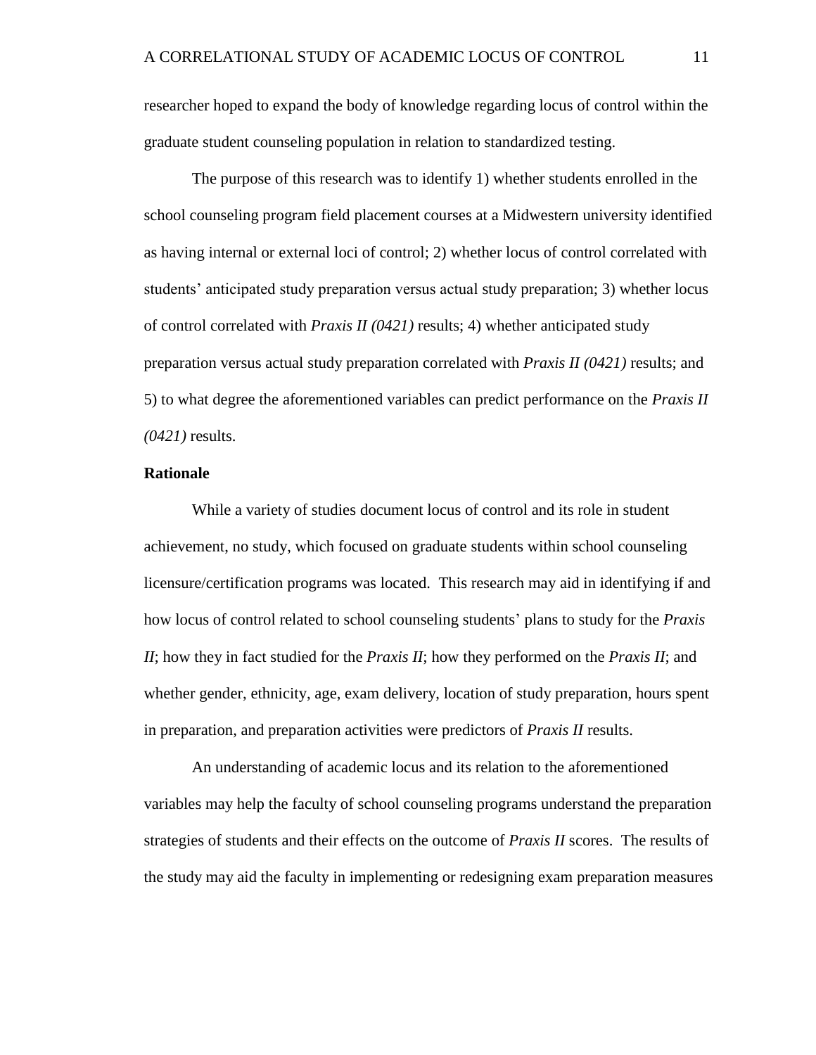researcher hoped to expand the body of knowledge regarding locus of control within the graduate student counseling population in relation to standardized testing.

The purpose of this research was to identify 1) whether students enrolled in the school counseling program field placement courses at a Midwestern university identified as having internal or external loci of control; 2) whether locus of control correlated with students' anticipated study preparation versus actual study preparation; 3) whether locus of control correlated with *Praxis II (0421)* results; 4) whether anticipated study preparation versus actual study preparation correlated with *Praxis II (0421)* results; and 5) to what degree the aforementioned variables can predict performance on the *Praxis II (0421)* results.

**Rationale**

While a variety of studies document locus of control and its role in student achievement, no study, which focused on graduate students within school counseling licensure/certification programs was located. This research may aid in identifying if and how locus of control related to school counseling students' plans to study for the *Praxis II*; how they in fact studied for the *Praxis II*; how they performed on the *Praxis II*; and whether gender, ethnicity, age, exam delivery, location of study preparation, hours spent in preparation, and preparation activities were predictors of *Praxis II* results.

An understanding of academic locus and its relation to the aforementioned variables may help the faculty of school counseling programs understand the preparation strategies of students and their effects on the outcome of *Praxis II* scores. The results of the study may aid the faculty in implementing or redesigning exam preparation measures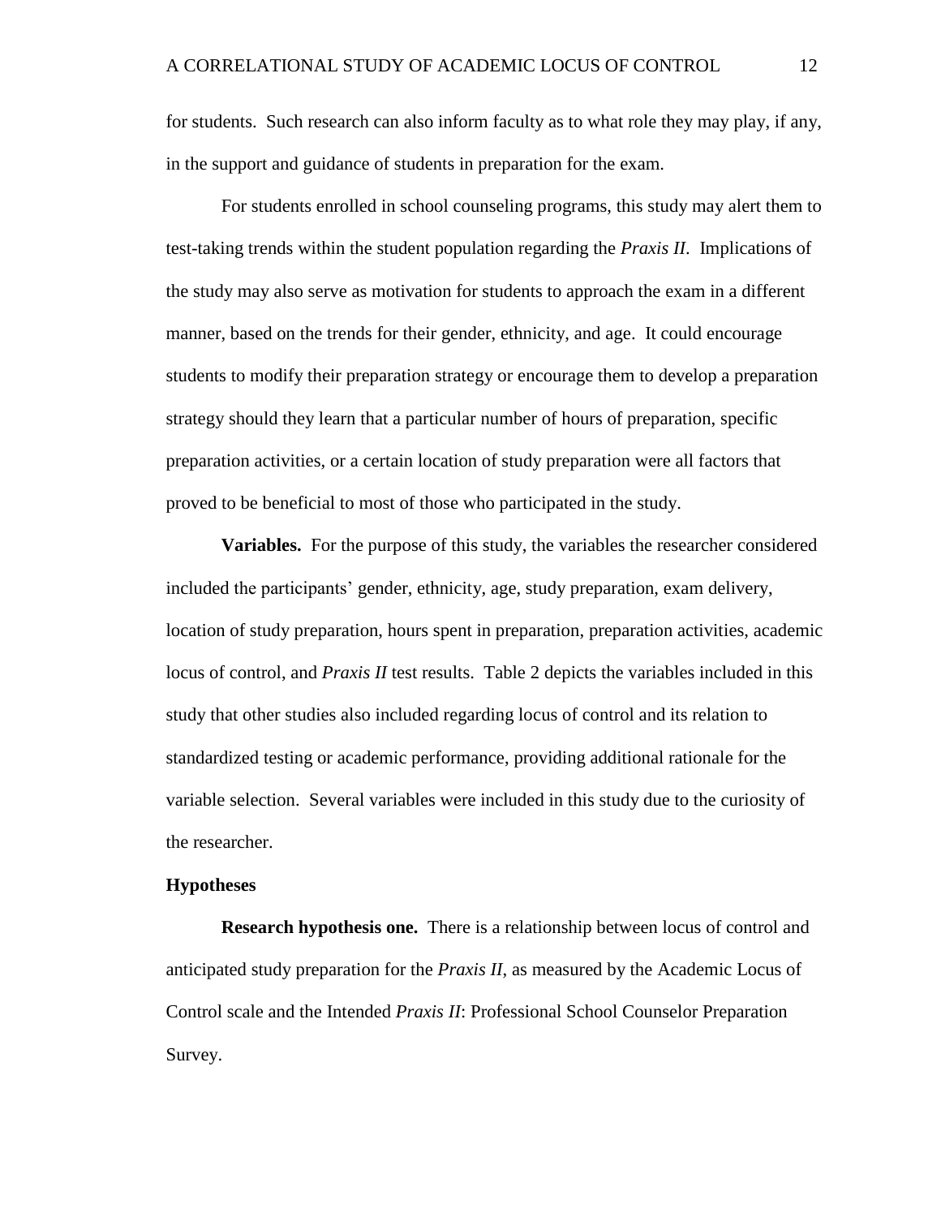for students. Such research can also inform faculty as to what role they may play, if any, in the support and guidance of students in preparation for the exam.

For students enrolled in school counseling programs, this study may alert them to test-taking trends within the student population regarding the *Praxis II*. Implications of the study may also serve as motivation for students to approach the exam in a different manner, based on the trends for their gender, ethnicity, and age. It could encourage students to modify their preparation strategy or encourage them to develop a preparation strategy should they learn that a particular number of hours of preparation, specific preparation activities, or a certain location of study preparation were all factors that proved to be beneficial to most of those who participated in the study.

**Variables.** For the purpose of this study, the variables the researcher considered included the participants' gender, ethnicity, age, study preparation, exam delivery, location of study preparation, hours spent in preparation, preparation activities, academic locus of control, and *Praxis II* test results. Table 2 depicts the variables included in this study that other studies also included regarding locus of control and its relation to standardized testing or academic performance, providing additional rationale for the variable selection. Several variables were included in this study due to the curiosity of the researcher.

## Hypotheses

**Research hypothesis one.** There is a relationship between locus of control and anticipated study preparation for the *Praxis II*, as measured by the Academic Locus of Control scale and the Intended *Praxis II*: Professional School Counselor Preparation Survey.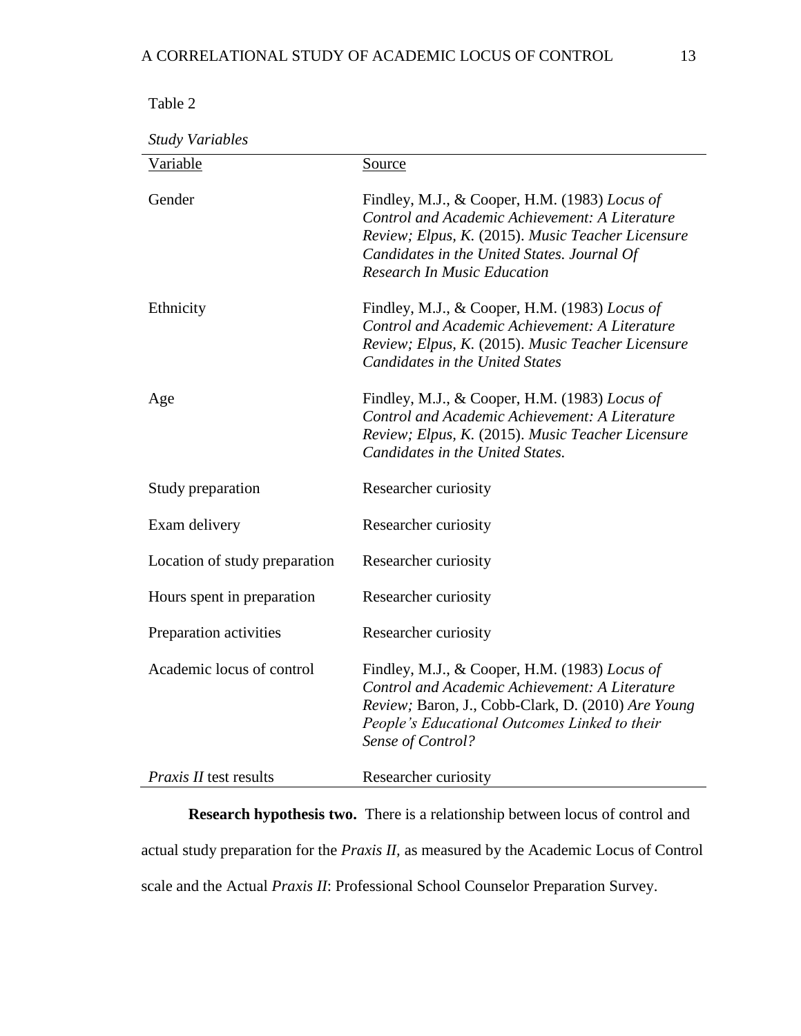Table 2

*Study Variables*

| Variable | Source |
|---|---|
| Gender | Findley, M.J., & Cooper, H.M. (1983) *Locus of Control and Academic Achievement: A Literature Review; Elpus, K.* (2015). *Music Teacher Licensure Candidates in the United States. Journal Of Research In Music Education* |
| Ethnicity | Findley, M.J., & Cooper, H.M. (1983) *Locus of Control and Academic Achievement: A Literature Review; Elpus, K.* (2015). *Music Teacher Licensure Candidates in the United States* |
| Age | Findley, M.J., & Cooper, H.M. (1983) *Locus of Control and Academic Achievement: A Literature Review; Elpus, K.* (2015). *Music Teacher Licensure Candidates in the United States.* |
| Study preparation | Researcher curiosity |
| Exam delivery | Researcher curiosity |
| Location of study preparation | Researcher curiosity |
| Hours spent in preparation | Researcher curiosity |
| Preparation activities | Researcher curiosity |
| Academic locus of control | Findley, M.J., & Cooper, H.M. (1983) *Locus of Control and Academic Achievement: A Literature Review;* Baron, J., Cobb-Clark, D. (2010) *Are Young People's Educational Outcomes Linked to their Sense of Control?* |
| *Praxis II* test results | Researcher curiosity |

**Research hypothesis two.** There is a relationship between locus of control and actual study preparation for the *Praxis II,* as measured by the Academic Locus of Control scale and the Actual *Praxis II*: Professional School Counselor Preparation Survey.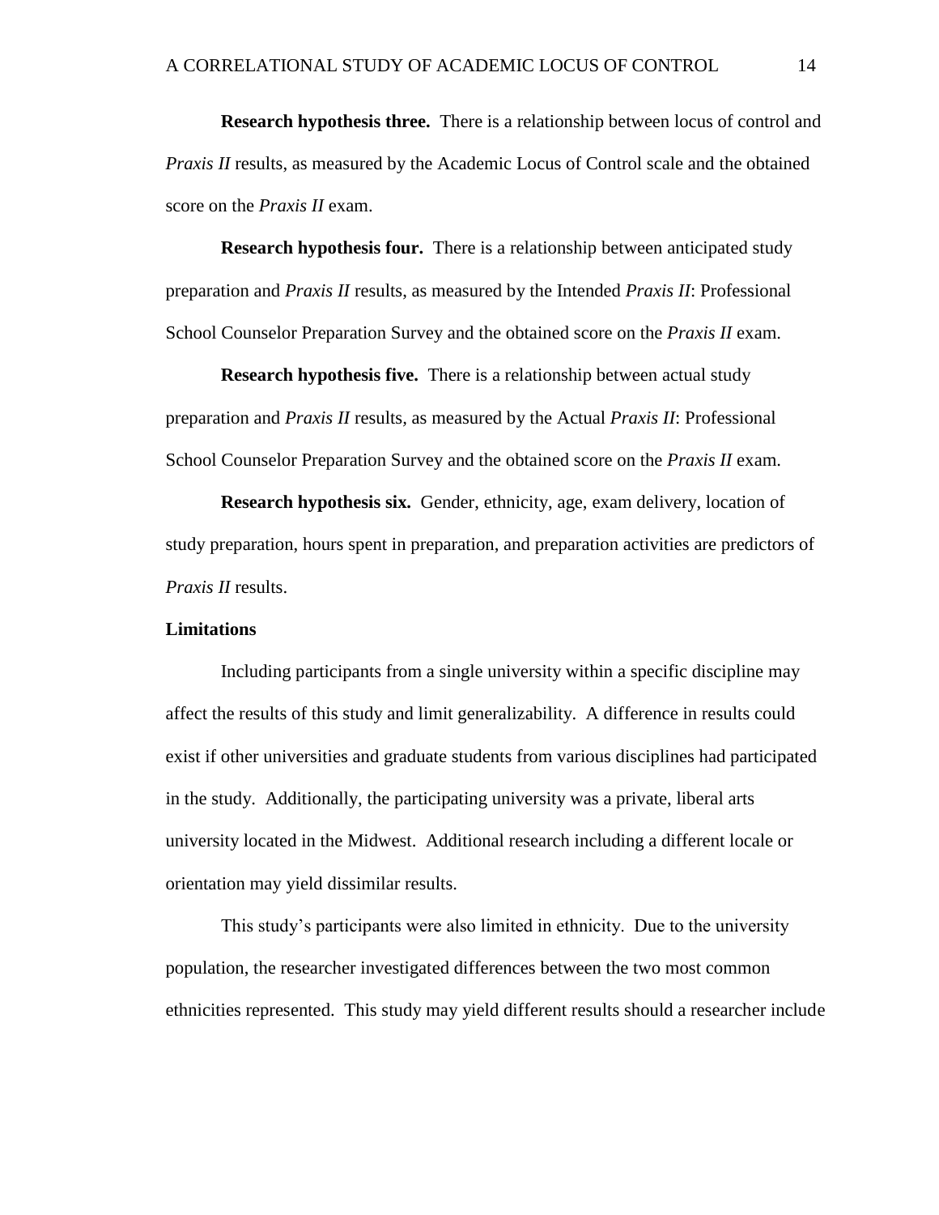**Research hypothesis three.** There is a relationship between locus of control and *Praxis II* results, as measured by the Academic Locus of Control scale and the obtained score on the *Praxis II* exam.

**Research hypothesis four.** There is a relationship between anticipated study preparation and *Praxis II* results, as measured by the Intended *Praxis II*: Professional School Counselor Preparation Survey and the obtained score on the *Praxis II* exam.

**Research hypothesis five.** There is a relationship between actual study preparation and *Praxis II* results, as measured by the Actual *Praxis II*: Professional School Counselor Preparation Survey and the obtained score on the *Praxis II* exam.

**Research hypothesis six.** Gender, ethnicity, age, exam delivery, location of study preparation, hours spent in preparation, and preparation activities are predictors of *Praxis II* results.

## Limitations

Including participants from a single university within a specific discipline may affect the results of this study and limit generalizability. A difference in results could exist if other universities and graduate students from various disciplines had participated in the study. Additionally, the participating university was a private, liberal arts university located in the Midwest. Additional research including a different locale or orientation may yield dissimilar results.

This study's participants were also limited in ethnicity. Due to the university population, the researcher investigated differences between the two most common ethnicities represented. This study may yield different results should a researcher include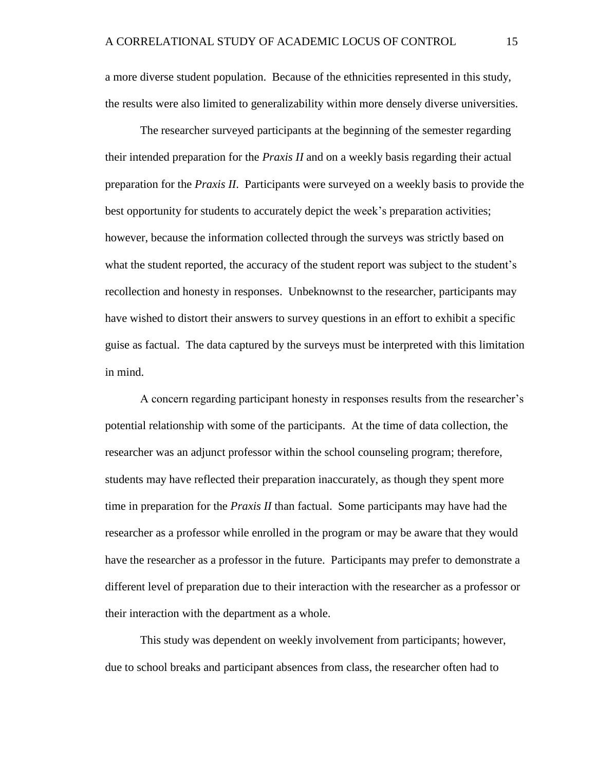a more diverse student population. Because of the ethnicities represented in this study, the results were also limited to generalizability within more densely diverse universities.

The researcher surveyed participants at the beginning of the semester regarding their intended preparation for the *Praxis II* and on a weekly basis regarding their actual preparation for the *Praxis II*. Participants were surveyed on a weekly basis to provide the best opportunity for students to accurately depict the week's preparation activities; however, because the information collected through the surveys was strictly based on what the student reported, the accuracy of the student report was subject to the student's recollection and honesty in responses. Unbeknownst to the researcher, participants may have wished to distort their answers to survey questions in an effort to exhibit a specific guise as factual. The data captured by the surveys must be interpreted with this limitation in mind.

A concern regarding participant honesty in responses results from the researcher's potential relationship with some of the participants. At the time of data collection, the researcher was an adjunct professor within the school counseling program; therefore, students may have reflected their preparation inaccurately, as though they spent more time in preparation for the *Praxis II* than factual. Some participants may have had the researcher as a professor while enrolled in the program or may be aware that they would have the researcher as a professor in the future. Participants may prefer to demonstrate a different level of preparation due to their interaction with the researcher as a professor or their interaction with the department as a whole.

This study was dependent on weekly involvement from participants; however, due to school breaks and participant absences from class, the researcher often had to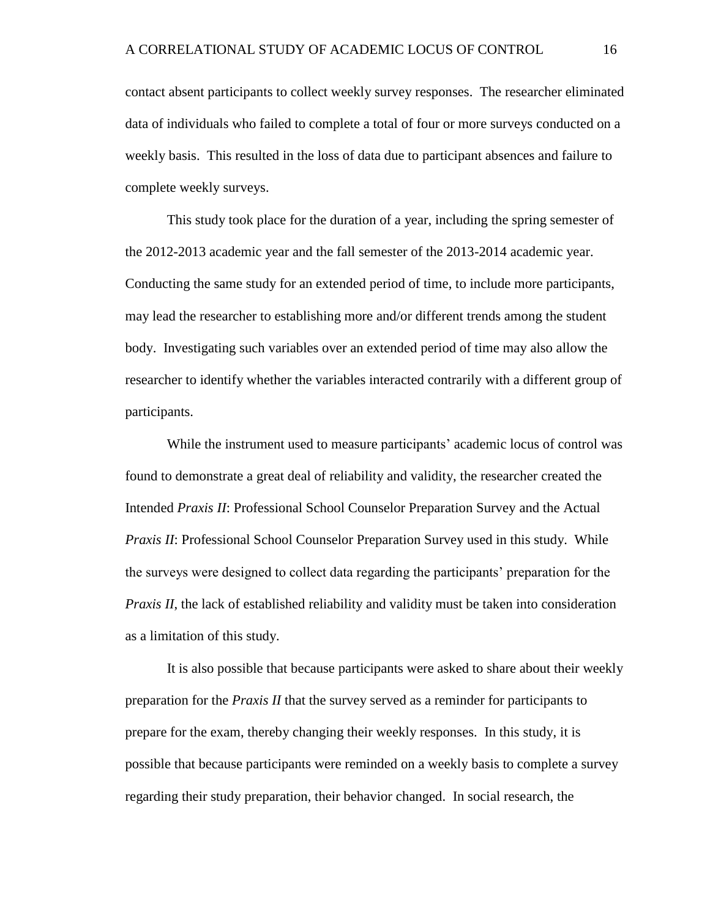contact absent participants to collect weekly survey responses. The researcher eliminated data of individuals who failed to complete a total of four or more surveys conducted on a weekly basis. This resulted in the loss of data due to participant absences and failure to complete weekly surveys.

This study took place for the duration of a year, including the spring semester of the 2012-2013 academic year and the fall semester of the 2013-2014 academic year. Conducting the same study for an extended period of time, to include more participants, may lead the researcher to establishing more and/or different trends among the student body. Investigating such variables over an extended period of time may also allow the researcher to identify whether the variables interacted contrarily with a different group of participants.

While the instrument used to measure participants' academic locus of control was found to demonstrate a great deal of reliability and validity, the researcher created the Intended *Praxis II*: Professional School Counselor Preparation Survey and the Actual *Praxis II*: Professional School Counselor Preparation Survey used in this study. While the surveys were designed to collect data regarding the participants' preparation for the *Praxis II*, the lack of established reliability and validity must be taken into consideration as a limitation of this study.

It is also possible that because participants were asked to share about their weekly preparation for the *Praxis II* that the survey served as a reminder for participants to prepare for the exam, thereby changing their weekly responses. In this study, it is possible that because participants were reminded on a weekly basis to complete a survey regarding their study preparation, their behavior changed. In social research, the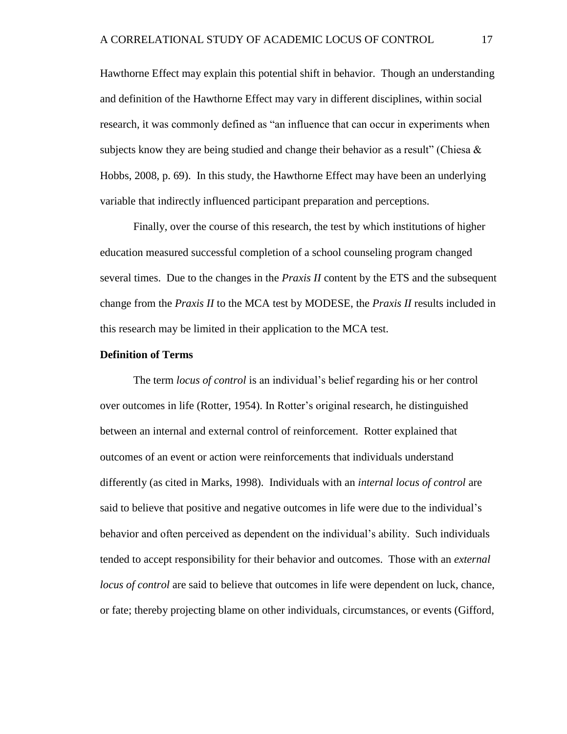Hawthorne Effect may explain this potential shift in behavior. Though an understanding and definition of the Hawthorne Effect may vary in different disciplines, within social research, it was commonly defined as "an influence that can occur in experiments when subjects know they are being studied and change their behavior as a result" (Chiesa & Hobbs, 2008, p. 69). In this study, the Hawthorne Effect may have been an underlying variable that indirectly influenced participant preparation and perceptions.

Finally, over the course of this research, the test by which institutions of higher education measured successful completion of a school counseling program changed several times. Due to the changes in the *Praxis II* content by the ETS and the subsequent change from the *Praxis II* to the MCA test by MODESE, the *Praxis II* results included in this research may be limited in their application to the MCA test.

**Definition of Terms**

The term *locus of control* is an individual's belief regarding his or her control over outcomes in life (Rotter, 1954). In Rotter's original research, he distinguished between an internal and external control of reinforcement. Rotter explained that outcomes of an event or action were reinforcements that individuals understand differently (as cited in Marks, 1998). Individuals with an *internal locus of control* are said to believe that positive and negative outcomes in life were due to the individual's behavior and often perceived as dependent on the individual's ability. Such individuals tended to accept responsibility for their behavior and outcomes. Those with an *external locus of control* are said to believe that outcomes in life were dependent on luck, chance, or fate; thereby projecting blame on other individuals, circumstances, or events (Gifford,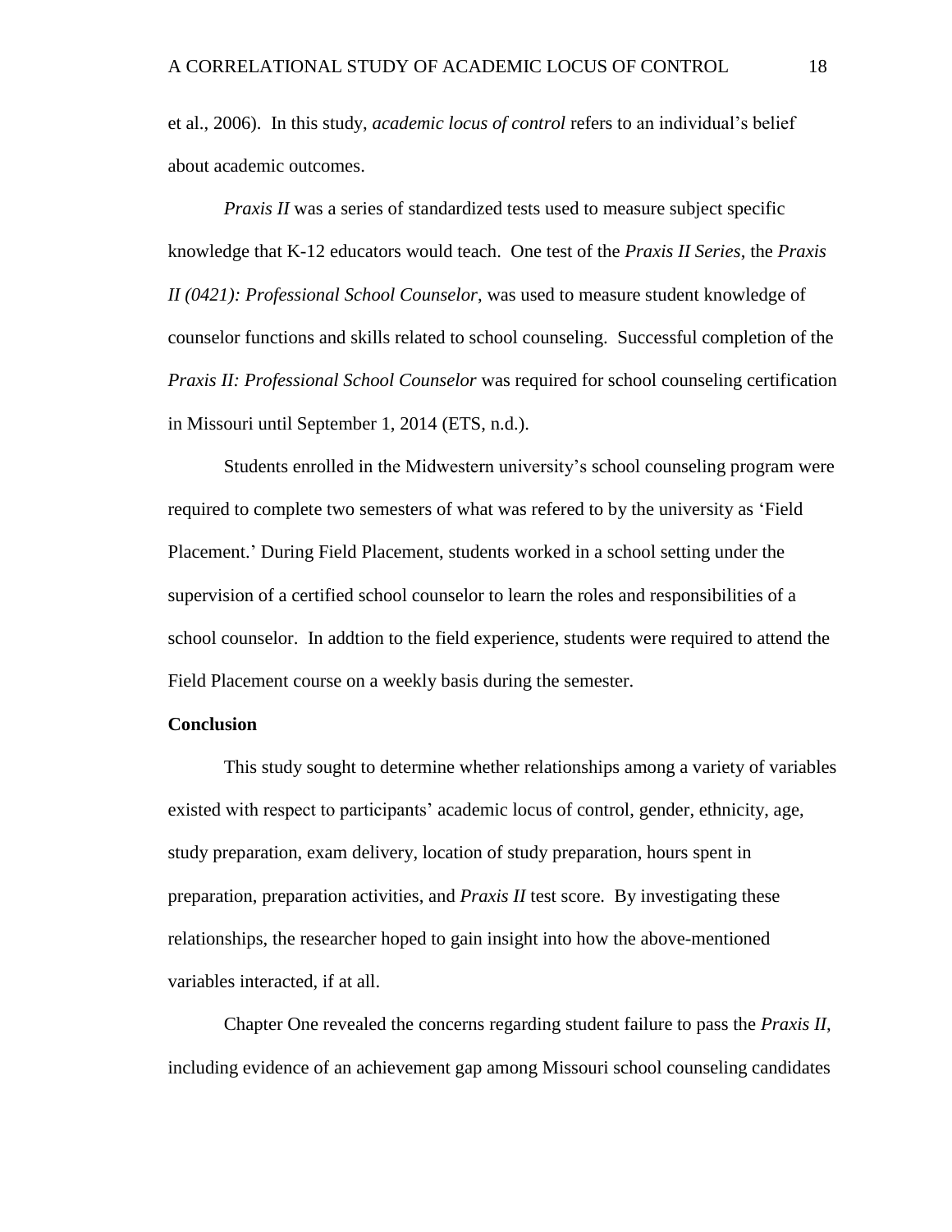et al., 2006). In this study, *academic locus of control* refers to an individual's belief about academic outcomes.

*Praxis II* was a series of standardized tests used to measure subject specific knowledge that K-12 educators would teach. One test of the *Praxis II Series*, the *Praxis II (0421): Professional School Counselor*, was used to measure student knowledge of counselor functions and skills related to school counseling. Successful completion of the *Praxis II: Professional School Counselor* was required for school counseling certification in Missouri until September 1, 2014 (ETS, n.d.).

Students enrolled in the Midwestern university's school counseling program were required to complete two semesters of what was refered to by the university as 'Field Placement.' During Field Placement, students worked in a school setting under the supervision of a certified school counselor to learn the roles and responsibilities of a school counselor. In addtion to the field experience, students were required to attend the Field Placement course on a weekly basis during the semester.

**Conclusion**

This study sought to determine whether relationships among a variety of variables existed with respect to participants' academic locus of control, gender, ethnicity, age, study preparation, exam delivery, location of study preparation, hours spent in preparation, preparation activities, and *Praxis II* test score. By investigating these relationships, the researcher hoped to gain insight into how the above-mentioned variables interacted, if at all.

Chapter One revealed the concerns regarding student failure to pass the *Praxis II*, including evidence of an achievement gap among Missouri school counseling candidates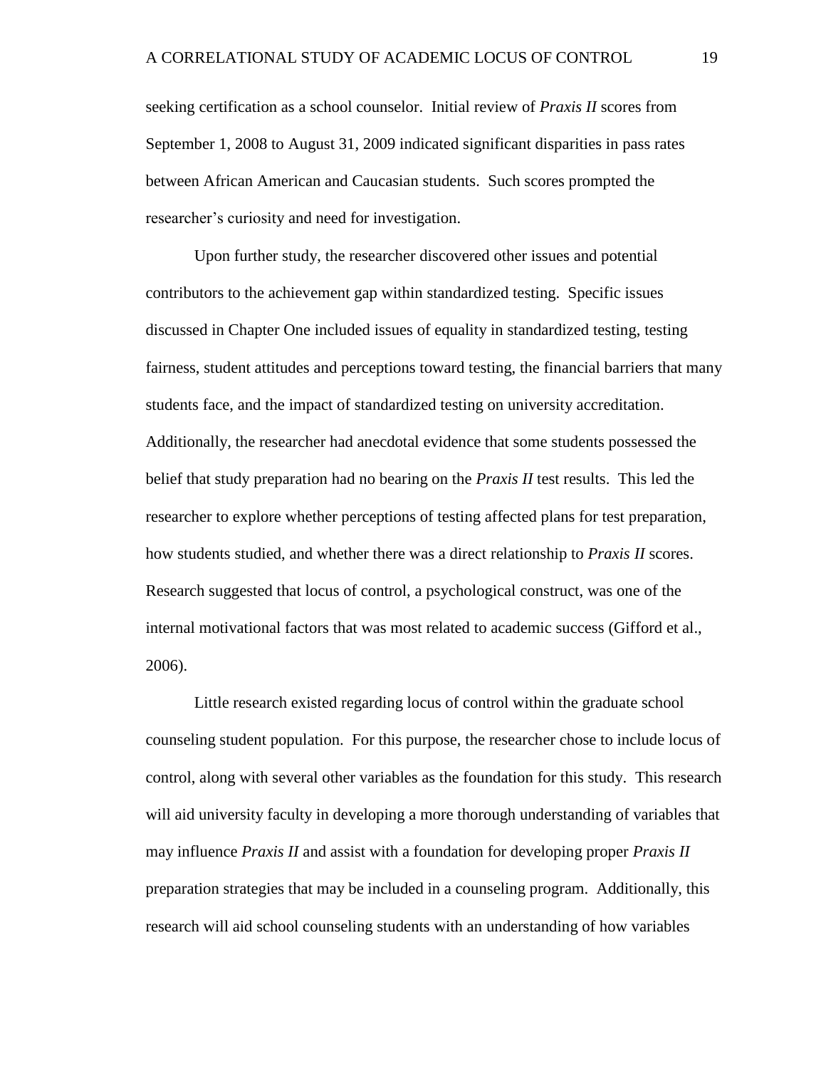seeking certification as a school counselor. Initial review of *Praxis II* scores from September 1, 2008 to August 31, 2009 indicated significant disparities in pass rates between African American and Caucasian students. Such scores prompted the researcher's curiosity and need for investigation.

Upon further study, the researcher discovered other issues and potential contributors to the achievement gap within standardized testing. Specific issues discussed in Chapter One included issues of equality in standardized testing, testing fairness, student attitudes and perceptions toward testing, the financial barriers that many students face, and the impact of standardized testing on university accreditation. Additionally, the researcher had anecdotal evidence that some students possessed the belief that study preparation had no bearing on the *Praxis II* test results. This led the researcher to explore whether perceptions of testing affected plans for test preparation, how students studied, and whether there was a direct relationship to *Praxis II* scores. Research suggested that locus of control, a psychological construct, was one of the internal motivational factors that was most related to academic success (Gifford et al., 2006).

Little research existed regarding locus of control within the graduate school counseling student population. For this purpose, the researcher chose to include locus of control, along with several other variables as the foundation for this study. This research will aid university faculty in developing a more thorough understanding of variables that may influence *Praxis II* and assist with a foundation for developing proper *Praxis II* preparation strategies that may be included in a counseling program. Additionally, this research will aid school counseling students with an understanding of how variables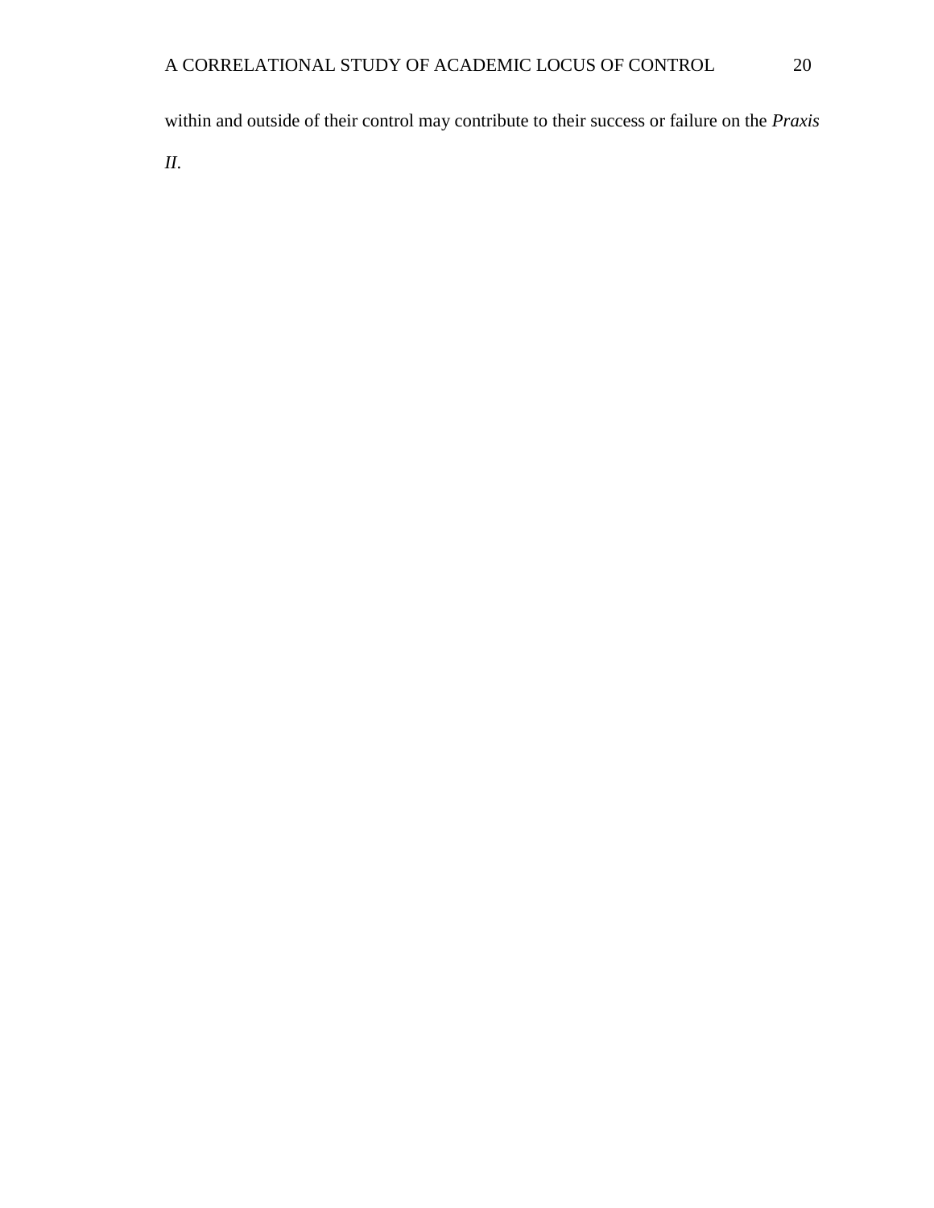within and outside of their control may contribute to their success or failure on the *Praxis II*.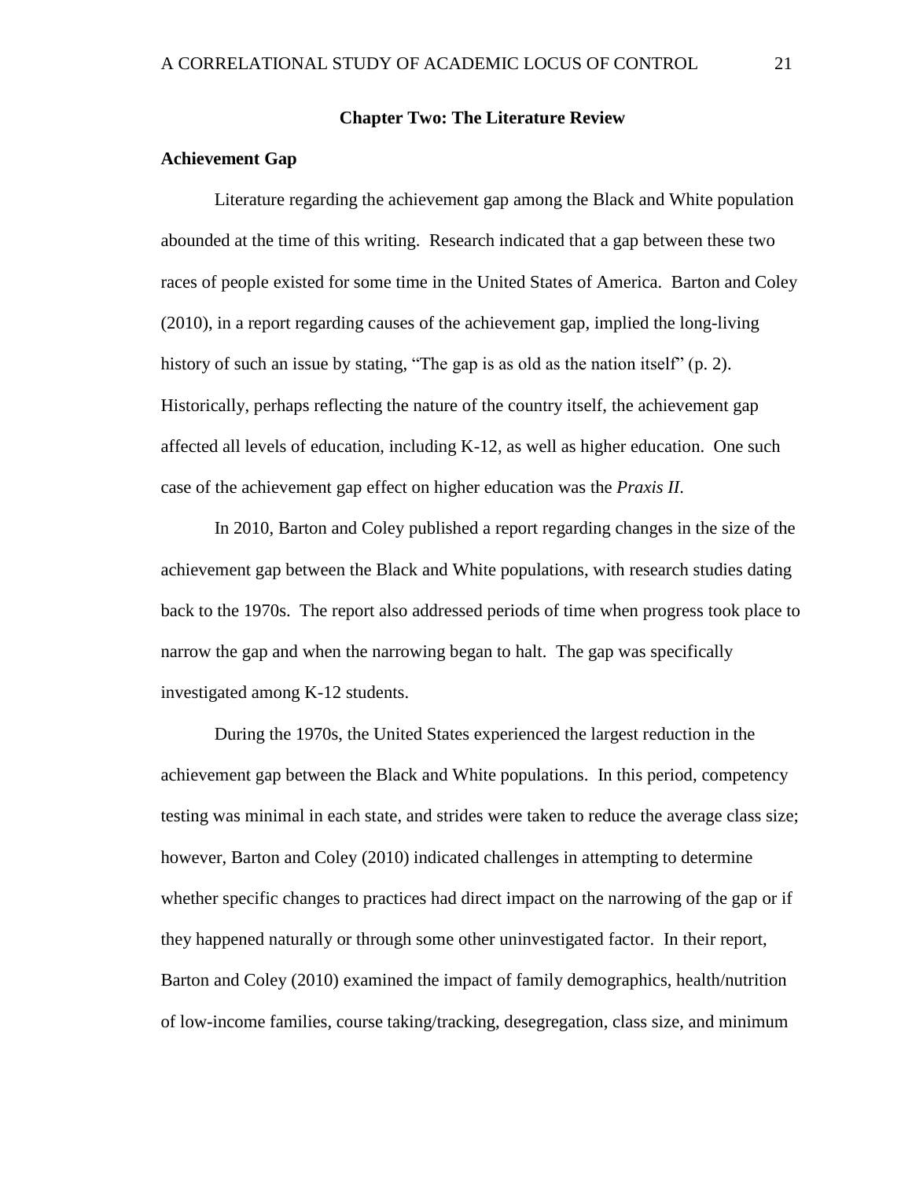## Chapter Two: The Literature Review

### Achievement Gap

Literature regarding the achievement gap among the Black and White population abounded at the time of this writing. Research indicated that a gap between these two races of people existed for some time in the United States of America. Barton and Coley (2010), in a report regarding causes of the achievement gap, implied the long-living history of such an issue by stating, "The gap is as old as the nation itself" (p. 2). Historically, perhaps reflecting the nature of the country itself, the achievement gap affected all levels of education, including K-12, as well as higher education. One such case of the achievement gap effect on higher education was the *Praxis II*.

In 2010, Barton and Coley published a report regarding changes in the size of the achievement gap between the Black and White populations, with research studies dating back to the 1970s. The report also addressed periods of time when progress took place to narrow the gap and when the narrowing began to halt. The gap was specifically investigated among K-12 students.

During the 1970s, the United States experienced the largest reduction in the achievement gap between the Black and White populations. In this period, competency testing was minimal in each state, and strides were taken to reduce the average class size; however, Barton and Coley (2010) indicated challenges in attempting to determine whether specific changes to practices had direct impact on the narrowing of the gap or if they happened naturally or through some other uninvestigated factor. In their report, Barton and Coley (2010) examined the impact of family demographics, health/nutrition of low-income families, course taking/tracking, desegregation, class size, and minimum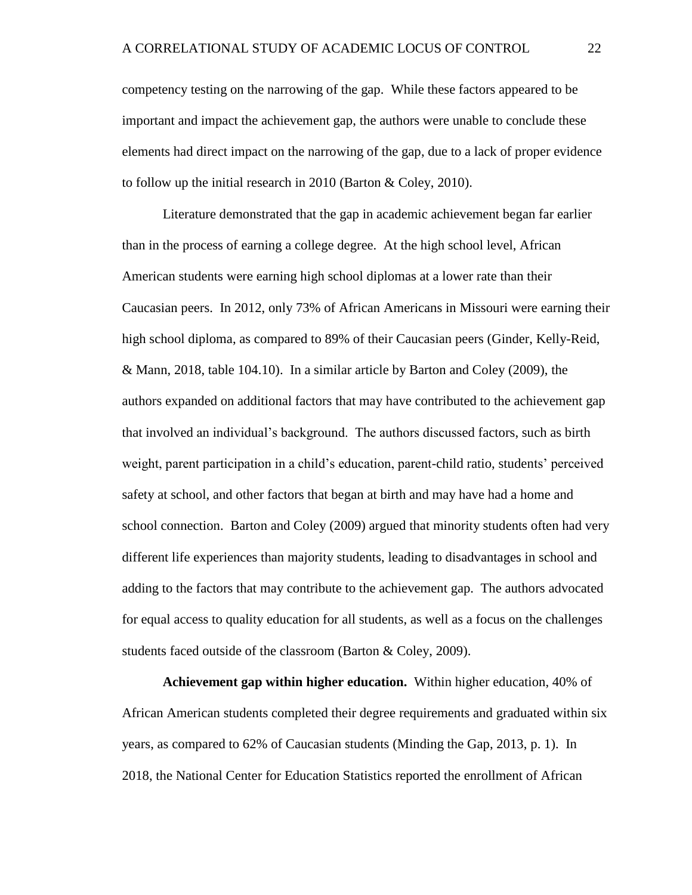competency testing on the narrowing of the gap. While these factors appeared to be important and impact the achievement gap, the authors were unable to conclude these elements had direct impact on the narrowing of the gap, due to a lack of proper evidence to follow up the initial research in 2010 (Barton & Coley, 2010).

Literature demonstrated that the gap in academic achievement began far earlier than in the process of earning a college degree. At the high school level, African American students were earning high school diplomas at a lower rate than their Caucasian peers. In 2012, only 73% of African Americans in Missouri were earning their high school diploma, as compared to 89% of their Caucasian peers (Ginder, Kelly-Reid, & Mann, 2018, table 104.10). In a similar article by Barton and Coley (2009), the authors expanded on additional factors that may have contributed to the achievement gap that involved an individual's background. The authors discussed factors, such as birth weight, parent participation in a child's education, parent-child ratio, students' perceived safety at school, and other factors that began at birth and may have had a home and school connection. Barton and Coley (2009) argued that minority students often had very different life experiences than majority students, leading to disadvantages in school and adding to the factors that may contribute to the achievement gap. The authors advocated for equal access to quality education for all students, as well as a focus on the challenges students faced outside of the classroom (Barton & Coley, 2009).

**Achievement gap within higher education.** Within higher education, 40% of African American students completed their degree requirements and graduated within six years, as compared to 62% of Caucasian students (Minding the Gap, 2013, p. 1). In 2018, the National Center for Education Statistics reported the enrollment of African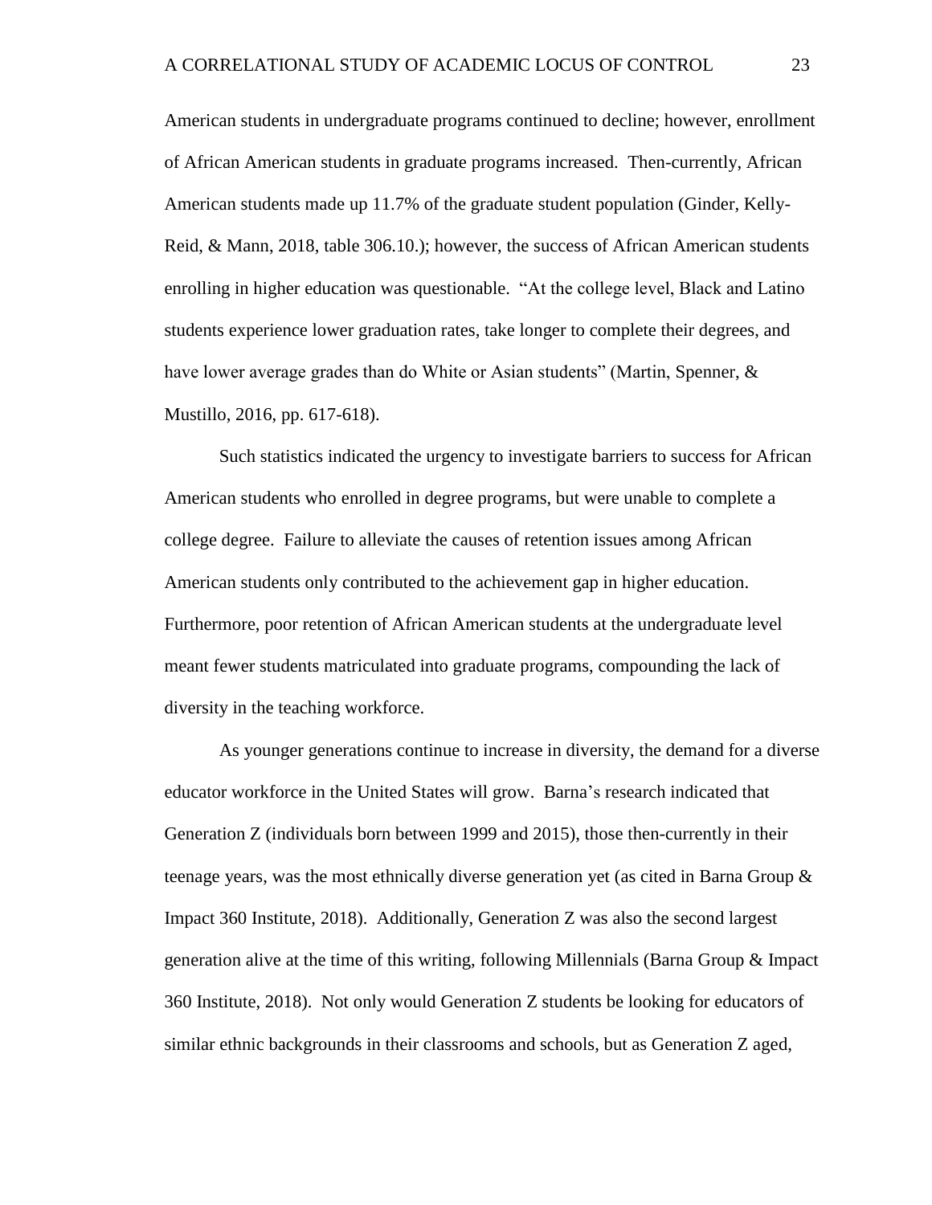American students in undergraduate programs continued to decline; however, enrollment of African American students in graduate programs increased. Then-currently, African American students made up 11.7% of the graduate student population (Ginder, Kelly-Reid, & Mann, 2018, table 306.10.); however, the success of African American students enrolling in higher education was questionable. "At the college level, Black and Latino students experience lower graduation rates, take longer to complete their degrees, and have lower average grades than do White or Asian students" (Martin, Spenner, & Mustillo, 2016, pp. 617-618).

Such statistics indicated the urgency to investigate barriers to success for African American students who enrolled in degree programs, but were unable to complete a college degree. Failure to alleviate the causes of retention issues among African American students only contributed to the achievement gap in higher education. Furthermore, poor retention of African American students at the undergraduate level meant fewer students matriculated into graduate programs, compounding the lack of diversity in the teaching workforce.

As younger generations continue to increase in diversity, the demand for a diverse educator workforce in the United States will grow. Barna's research indicated that Generation Z (individuals born between 1999 and 2015), those then-currently in their teenage years, was the most ethnically diverse generation yet (as cited in Barna Group & Impact 360 Institute, 2018). Additionally, Generation Z was also the second largest generation alive at the time of this writing, following Millennials (Barna Group & Impact 360 Institute, 2018). Not only would Generation Z students be looking for educators of similar ethnic backgrounds in their classrooms and schools, but as Generation Z aged,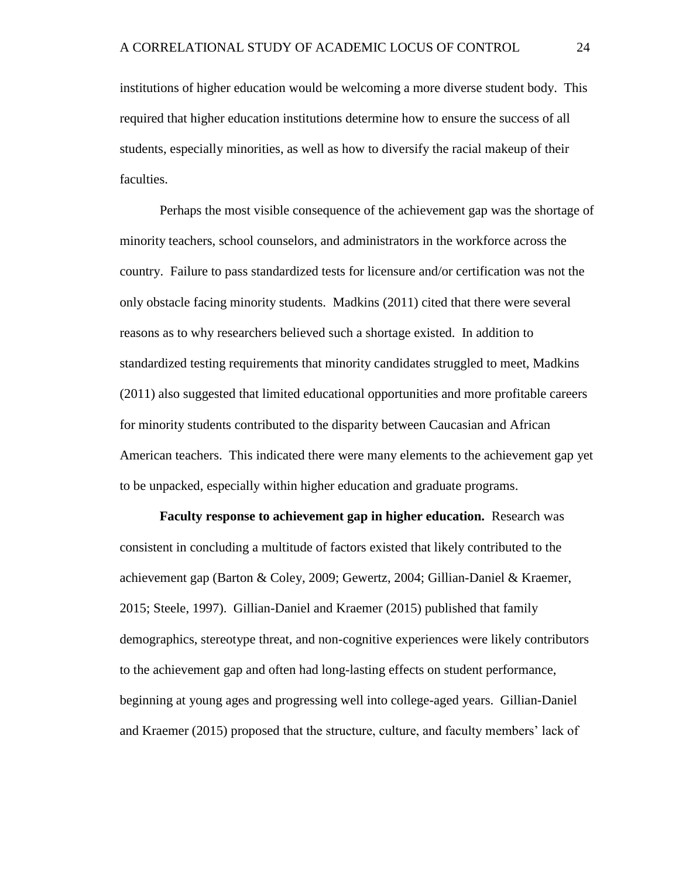institutions of higher education would be welcoming a more diverse student body. This required that higher education institutions determine how to ensure the success of all students, especially minorities, as well as how to diversify the racial makeup of their faculties.

Perhaps the most visible consequence of the achievement gap was the shortage of minority teachers, school counselors, and administrators in the workforce across the country. Failure to pass standardized tests for licensure and/or certification was not the only obstacle facing minority students. Madkins (2011) cited that there were several reasons as to why researchers believed such a shortage existed. In addition to standardized testing requirements that minority candidates struggled to meet, Madkins (2011) also suggested that limited educational opportunities and more profitable careers for minority students contributed to the disparity between Caucasian and African American teachers. This indicated there were many elements to the achievement gap yet to be unpacked, especially within higher education and graduate programs.

**Faculty response to achievement gap in higher education.** Research was consistent in concluding a multitude of factors existed that likely contributed to the achievement gap (Barton & Coley, 2009; Gewertz, 2004; Gillian-Daniel & Kraemer, 2015; Steele, 1997). Gillian-Daniel and Kraemer (2015) published that family demographics, stereotype threat, and non-cognitive experiences were likely contributors to the achievement gap and often had long-lasting effects on student performance, beginning at young ages and progressing well into college-aged years. Gillian-Daniel and Kraemer (2015) proposed that the structure, culture, and faculty members' lack of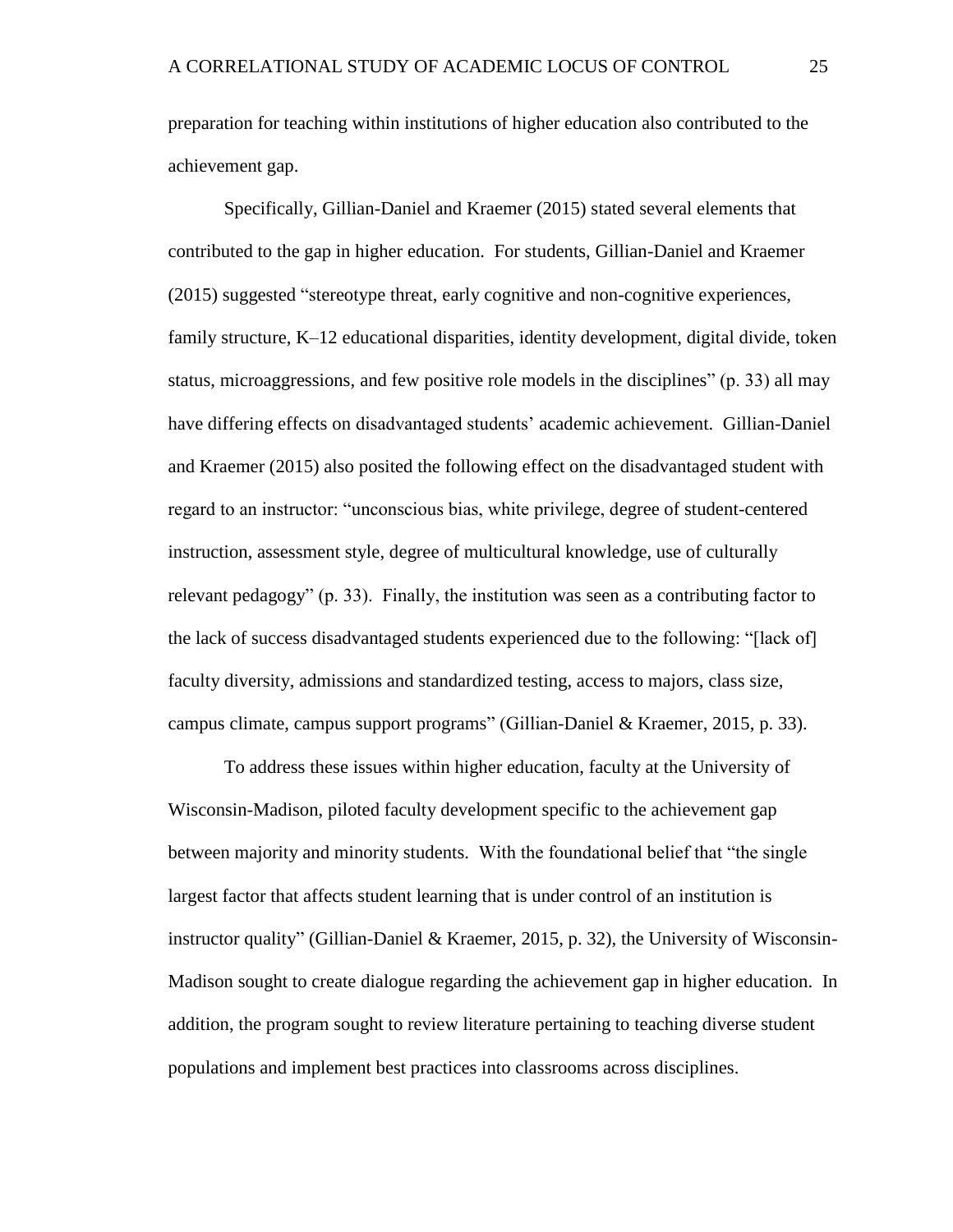preparation for teaching within institutions of higher education also contributed to the achievement gap.

Specifically, Gillian-Daniel and Kraemer (2015) stated several elements that contributed to the gap in higher education. For students, Gillian-Daniel and Kraemer (2015) suggested "stereotype threat, early cognitive and non-cognitive experiences, family structure, K–12 educational disparities, identity development, digital divide, token status, microaggressions, and few positive role models in the disciplines" (p. 33) all may have differing effects on disadvantaged students' academic achievement. Gillian-Daniel and Kraemer (2015) also posited the following effect on the disadvantaged student with regard to an instructor: "unconscious bias, white privilege, degree of student-centered instruction, assessment style, degree of multicultural knowledge, use of culturally relevant pedagogy" (p. 33). Finally, the institution was seen as a contributing factor to the lack of success disadvantaged students experienced due to the following: "[lack of] faculty diversity, admissions and standardized testing, access to majors, class size, campus climate, campus support programs" (Gillian-Daniel & Kraemer, 2015, p. 33).

To address these issues within higher education, faculty at the University of Wisconsin-Madison, piloted faculty development specific to the achievement gap between majority and minority students. With the foundational belief that "the single largest factor that affects student learning that is under control of an institution is instructor quality" (Gillian-Daniel & Kraemer, 2015, p. 32), the University of Wisconsin-Madison sought to create dialogue regarding the achievement gap in higher education. In addition, the program sought to review literature pertaining to teaching diverse student populations and implement best practices into classrooms across disciplines.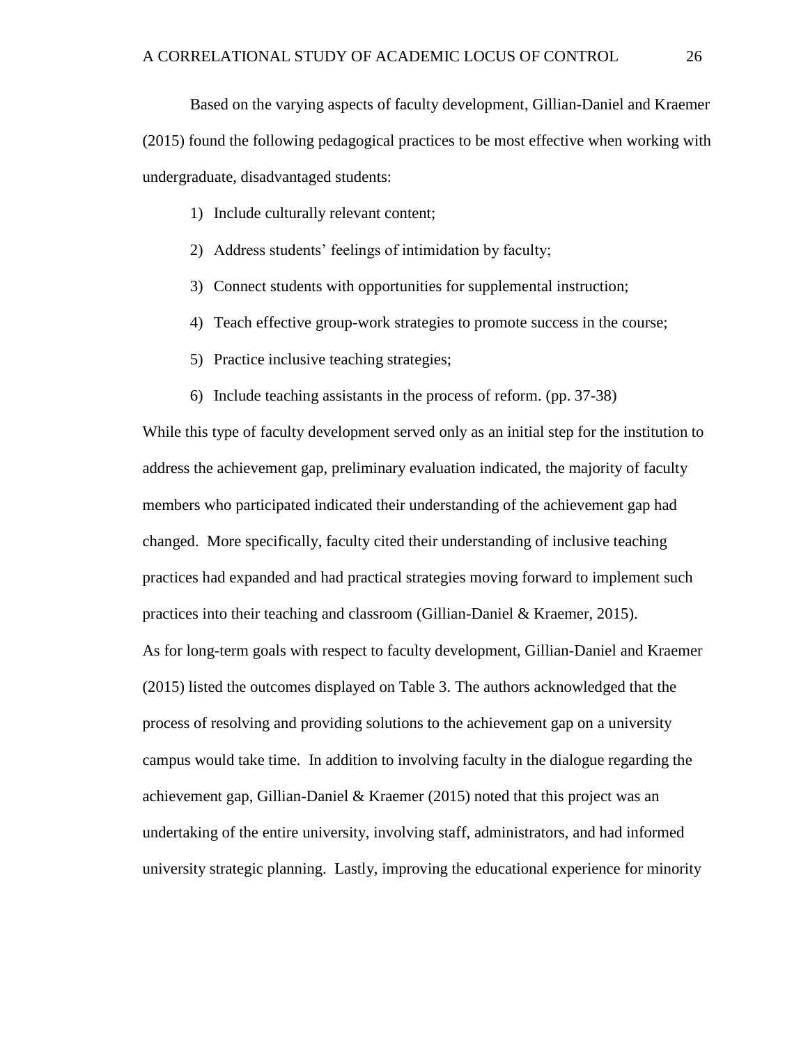Based on the varying aspects of faculty development, Gillian-Daniel and Kraemer (2015) found the following pedagogical practices to be most effective when working with undergraduate, disadvantaged students:

1) Include culturally relevant content;
2) Address students' feelings of intimidation by faculty;
3) Connect students with opportunities for supplemental instruction;
4) Teach effective group-work strategies to promote success in the course;
5) Practice inclusive teaching strategies;
6) Include teaching assistants in the process of reform. (pp. 37-38)

While this type of faculty development served only as an initial step for the institution to address the achievement gap, preliminary evaluation indicated, the majority of faculty members who participated indicated their understanding of the achievement gap had changed. More specifically, faculty cited their understanding of inclusive teaching practices had expanded and had practical strategies moving forward to implement such practices into their teaching and classroom (Gillian-Daniel & Kraemer, 2015).

As for long-term goals with respect to faculty development, Gillian-Daniel and Kraemer (2015) listed the outcomes displayed on Table 3. The authors acknowledged that the process of resolving and providing solutions to the achievement gap on a university campus would take time. In addition to involving faculty in the dialogue regarding the achievement gap, Gillian-Daniel & Kraemer (2015) noted that this project was an undertaking of the entire university, involving staff, administrators, and had informed university strategic planning. Lastly, improving the educational experience for minority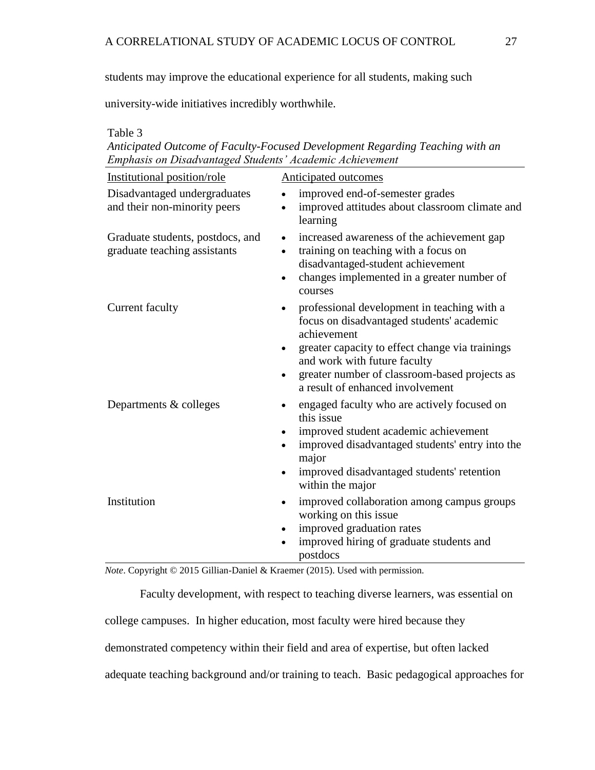students may improve the educational experience for all students, making such university-wide initiatives incredibly worthwhile.

Table 3

*Anticipated Outcome of Faculty-Focused Development Regarding Teaching with an Emphasis on Disadvantaged Students' Academic Achievement*

| Institutional position/role | Anticipated outcomes |
|---|---|
| Disadvantaged undergraduates and their non-minority peers | • improved end-of-semester grades<br>• improved attitudes about classroom climate and learning |
| Graduate students, postdocs, and graduate teaching assistants | • increased awareness of the achievement gap<br>• training on teaching with a focus on disadvantaged-student achievement<br>• changes implemented in a greater number of courses |
| Current faculty | • professional development in teaching with a focus on disadvantaged students' academic achievement<br>• greater capacity to effect change via trainings and work with future faculty<br>• greater number of classroom-based projects as a result of enhanced involvement |
| Departments & colleges | • engaged faculty who are actively focused on this issue<br>• improved student academic achievement<br>• improved disadvantaged students' entry into the major<br>• improved disadvantaged students' retention within the major |
| Institution | • improved collaboration among campus groups working on this issue<br>• improved graduation rates<br>• improved hiring of graduate students and postdocs |

*Note*. Copyright © 2015 Gillian-Daniel & Kraemer (2015). Used with permission.

Faculty development, with respect to teaching diverse learners, was essential on college campuses. In higher education, most faculty were hired because they demonstrated competency within their field and area of expertise, but often lacked adequate teaching background and/or training to teach. Basic pedagogical approaches for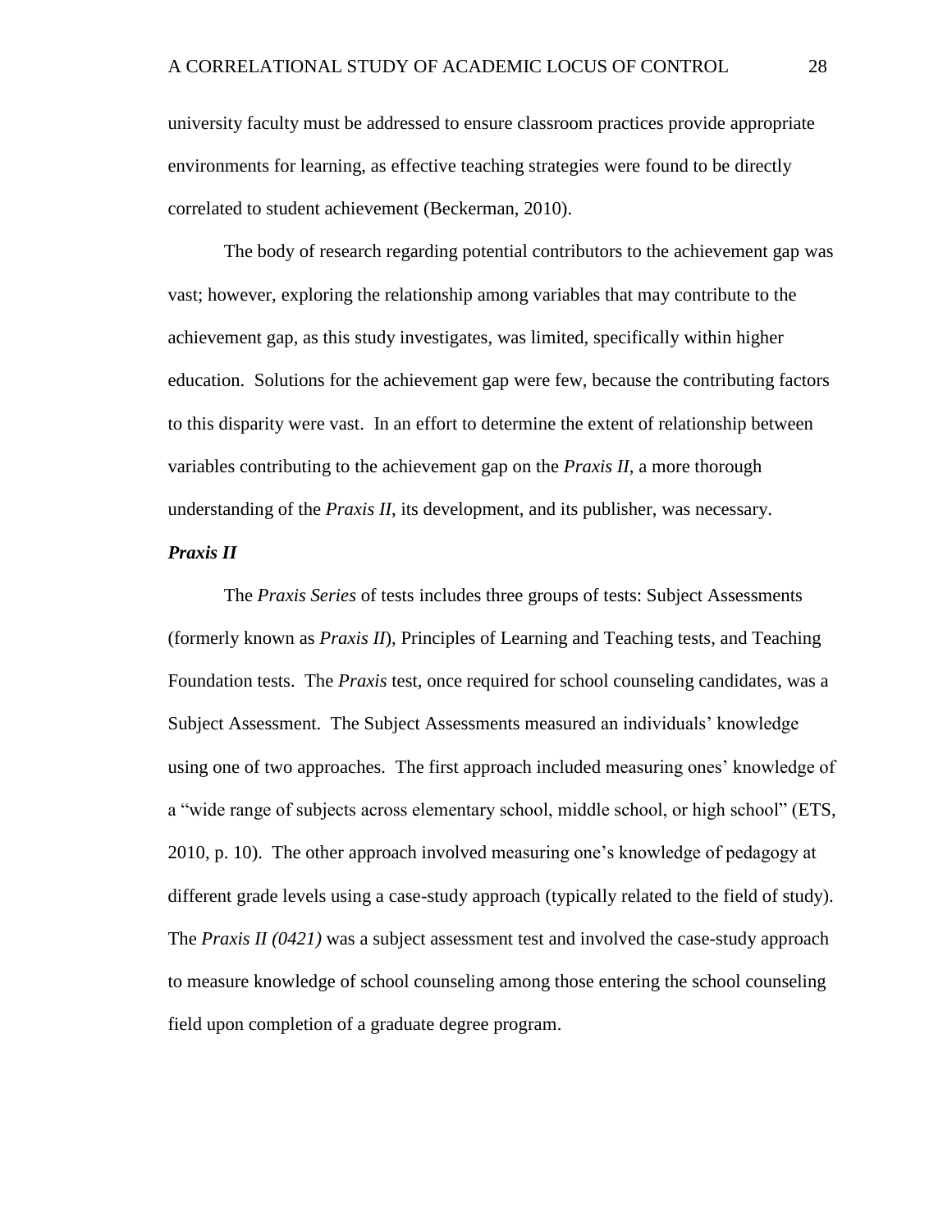university faculty must be addressed to ensure classroom practices provide appropriate environments for learning, as effective teaching strategies were found to be directly correlated to student achievement (Beckerman, 2010).

The body of research regarding potential contributors to the achievement gap was vast; however, exploring the relationship among variables that may contribute to the achievement gap, as this study investigates, was limited, specifically within higher education. Solutions for the achievement gap were few, because the contributing factors to this disparity were vast. In an effort to determine the extent of relationship between variables contributing to the achievement gap on the *Praxis II*, a more thorough understanding of the *Praxis II*, its development, and its publisher, was necessary.

### *Praxis II*

The *Praxis Series* of tests includes three groups of tests: Subject Assessments (formerly known as *Praxis II*), Principles of Learning and Teaching tests, and Teaching Foundation tests. The *Praxis* test, once required for school counseling candidates, was a Subject Assessment. The Subject Assessments measured an individuals' knowledge using one of two approaches. The first approach included measuring ones' knowledge of a "wide range of subjects across elementary school, middle school, or high school" (ETS, 2010, p. 10). The other approach involved measuring one's knowledge of pedagogy at different grade levels using a case-study approach (typically related to the field of study). The *Praxis II (0421)* was a subject assessment test and involved the case-study approach to measure knowledge of school counseling among those entering the school counseling field upon completion of a graduate degree program.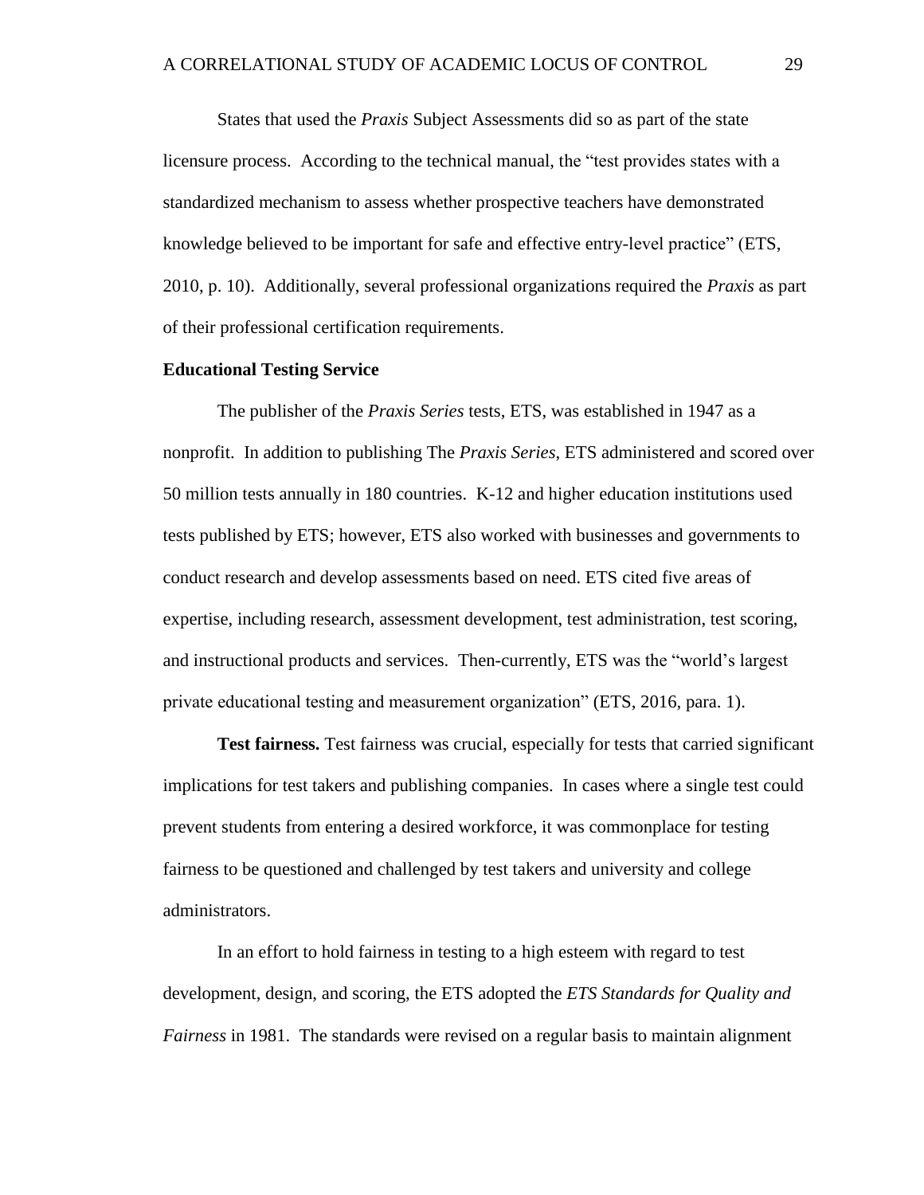States that used the *Praxis* Subject Assessments did so as part of the state licensure process. According to the technical manual, the "test provides states with a standardized mechanism to assess whether prospective teachers have demonstrated knowledge believed to be important for safe and effective entry-level practice" (ETS, 2010, p. 10). Additionally, several professional organizations required the *Praxis* as part of their professional certification requirements.

## Educational Testing Service

The publisher of the *Praxis Series* tests, ETS, was established in 1947 as a nonprofit. In addition to publishing The *Praxis Series*, ETS administered and scored over 50 million tests annually in 180 countries. K-12 and higher education institutions used tests published by ETS; however, ETS also worked with businesses and governments to conduct research and develop assessments based on need. ETS cited five areas of expertise, including research, assessment development, test administration, test scoring, and instructional products and services. Then-currently, ETS was the "world's largest private educational testing and measurement organization" (ETS, 2016, para. 1).

**Test fairness.** Test fairness was crucial, especially for tests that carried significant implications for test takers and publishing companies. In cases where a single test could prevent students from entering a desired workforce, it was commonplace for testing fairness to be questioned and challenged by test takers and university and college administrators.

In an effort to hold fairness in testing to a high esteem with regard to test development, design, and scoring, the ETS adopted the *ETS Standards for Quality and Fairness* in 1981. The standards were revised on a regular basis to maintain alignment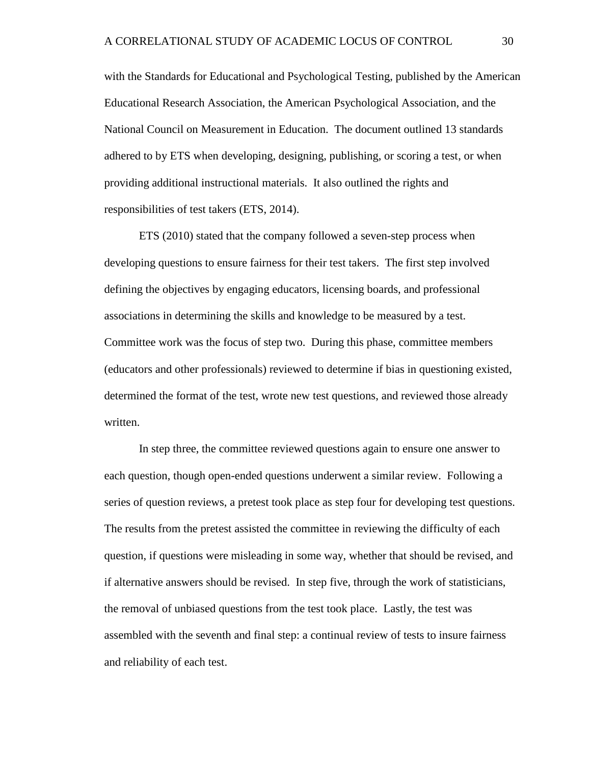with the Standards for Educational and Psychological Testing, published by the American Educational Research Association, the American Psychological Association, and the National Council on Measurement in Education. The document outlined 13 standards adhered to by ETS when developing, designing, publishing, or scoring a test, or when providing additional instructional materials. It also outlined the rights and responsibilities of test takers (ETS, 2014).

ETS (2010) stated that the company followed a seven-step process when developing questions to ensure fairness for their test takers. The first step involved defining the objectives by engaging educators, licensing boards, and professional associations in determining the skills and knowledge to be measured by a test. Committee work was the focus of step two. During this phase, committee members (educators and other professionals) reviewed to determine if bias in questioning existed, determined the format of the test, wrote new test questions, and reviewed those already written.

In step three, the committee reviewed questions again to ensure one answer to each question, though open-ended questions underwent a similar review. Following a series of question reviews, a pretest took place as step four for developing test questions. The results from the pretest assisted the committee in reviewing the difficulty of each question, if questions were misleading in some way, whether that should be revised, and if alternative answers should be revised. In step five, through the work of statisticians, the removal of unbiased questions from the test took place. Lastly, the test was assembled with the seventh and final step: a continual review of tests to insure fairness and reliability of each test.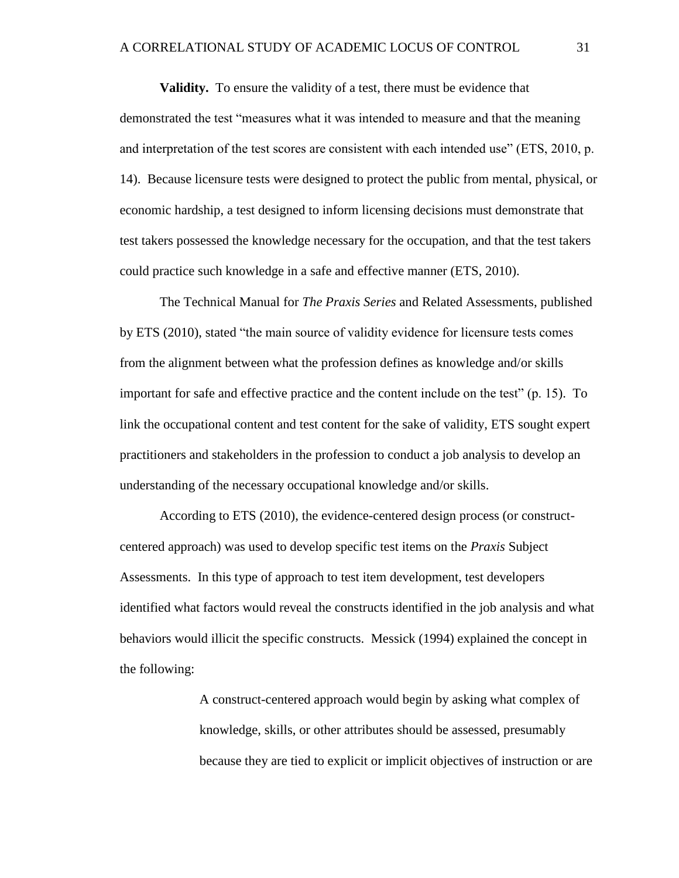**Validity.** To ensure the validity of a test, there must be evidence that demonstrated the test "measures what it was intended to measure and that the meaning and interpretation of the test scores are consistent with each intended use" (ETS, 2010, p. 14). Because licensure tests were designed to protect the public from mental, physical, or economic hardship, a test designed to inform licensing decisions must demonstrate that test takers possessed the knowledge necessary for the occupation, and that the test takers could practice such knowledge in a safe and effective manner (ETS, 2010).

The Technical Manual for *The Praxis Series* and Related Assessments, published by ETS (2010), stated "the main source of validity evidence for licensure tests comes from the alignment between what the profession defines as knowledge and/or skills important for safe and effective practice and the content include on the test" (p. 15). To link the occupational content and test content for the sake of validity, ETS sought expert practitioners and stakeholders in the profession to conduct a job analysis to develop an understanding of the necessary occupational knowledge and/or skills.

According to ETS (2010), the evidence-centered design process (or construct-centered approach) was used to develop specific test items on the *Praxis* Subject Assessments. In this type of approach to test item development, test developers identified what factors would reveal the constructs identified in the job analysis and what behaviors would illicit the specific constructs. Messick (1994) explained the concept in the following:

> A construct-centered approach would begin by asking what complex of knowledge, skills, or other attributes should be assessed, presumably because they are tied to explicit or implicit objectives of instruction or are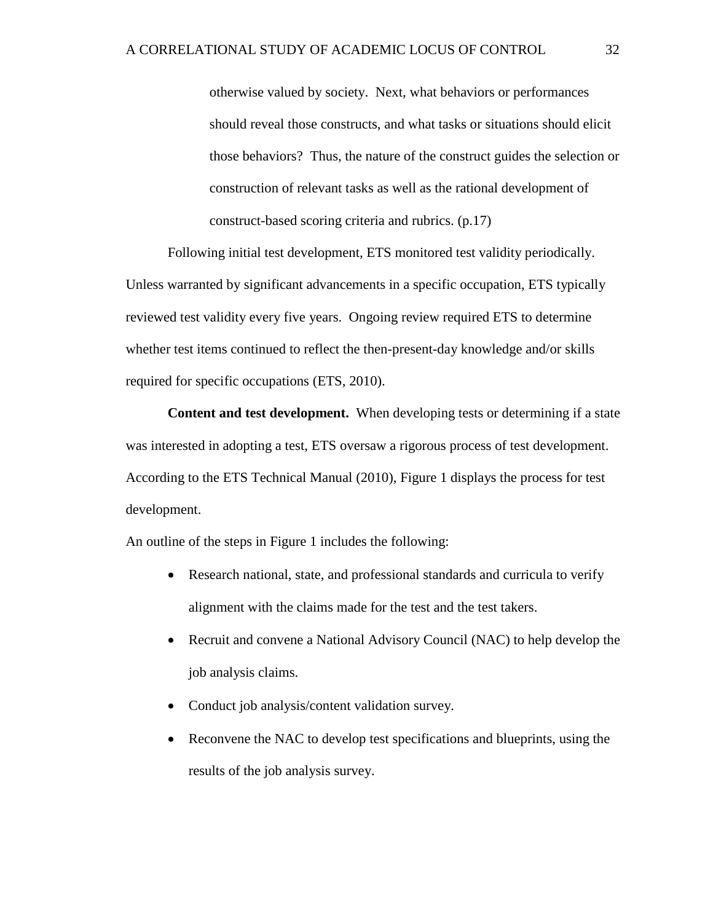> otherwise valued by society. Next, what behaviors or performances should reveal those constructs, and what tasks or situations should elicit those behaviors? Thus, the nature of the construct guides the selection or construction of relevant tasks as well as the rational development of construct-based scoring criteria and rubrics. (p.17)

Following initial test development, ETS monitored test validity periodically. Unless warranted by significant advancements in a specific occupation, ETS typically reviewed test validity every five years. Ongoing review required ETS to determine whether test items continued to reflect the then-present-day knowledge and/or skills required for specific occupations (ETS, 2010).

**Content and test development.** When developing tests or determining if a state was interested in adopting a test, ETS oversaw a rigorous process of test development. According to the ETS Technical Manual (2010), Figure 1 displays the process for test development.

An outline of the steps in Figure 1 includes the following:

- Research national, state, and professional standards and curricula to verify alignment with the claims made for the test and the test takers.
- Recruit and convene a National Advisory Council (NAC) to help develop the job analysis claims.
- Conduct job analysis/content validation survey.
- Reconvene the NAC to develop test specifications and blueprints, using the results of the job analysis survey.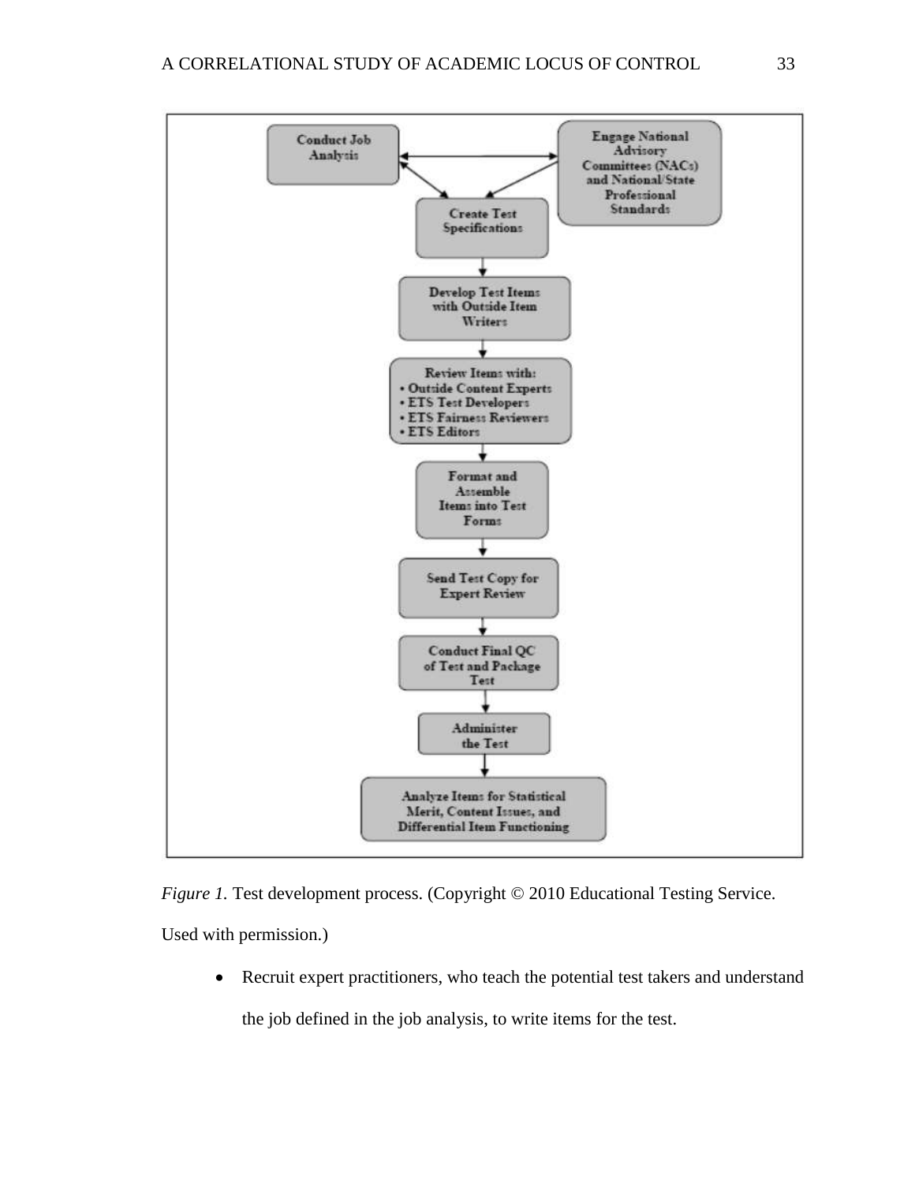Conduct Job Analysis

Engage National Advisory Committees (NACs) and National/State Professional Standards

Create Test Specifications

Develop Test Items with Outside Item Writers

Review Items with:
- Outside Content Experts
- ETS Test Developers
- ETS Fairness Reviewers
- ETS Editors

Format and Assemble Items into Test Forms

Send Test Copy for Expert Review

Conduct Final QC of Test and Package Test

Administer the Test

Analyze Items for Statistical Merit, Content Issues, and Differential Item Functioning

*Figure 1.* Test development process. (Copyright © 2010 Educational Testing Service. Used with permission.)

- Recruit expert practitioners, who teach the potential test takers and understand the job defined in the job analysis, to write items for the test.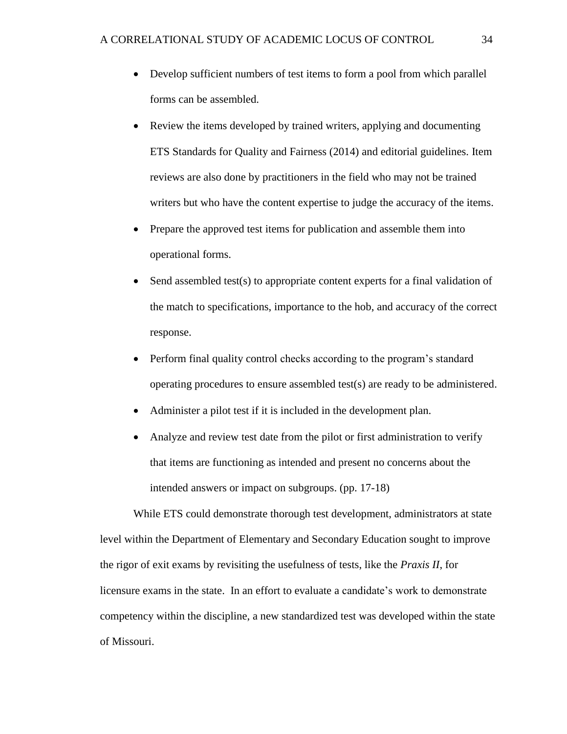- Develop sufficient numbers of test items to form a pool from which parallel forms can be assembled.
- Review the items developed by trained writers, applying and documenting ETS Standards for Quality and Fairness (2014) and editorial guidelines. Item reviews are also done by practitioners in the field who may not be trained writers but who have the content expertise to judge the accuracy of the items.
- Prepare the approved test items for publication and assemble them into operational forms.
- Send assembled test(s) to appropriate content experts for a final validation of the match to specifications, importance to the hob, and accuracy of the correct response.
- Perform final quality control checks according to the program's standard operating procedures to ensure assembled test(s) are ready to be administered.
- Administer a pilot test if it is included in the development plan.
- Analyze and review test date from the pilot or first administration to verify that items are functioning as intended and present no concerns about the intended answers or impact on subgroups. (pp. 17-18)

While ETS could demonstrate thorough test development, administrators at state level within the Department of Elementary and Secondary Education sought to improve the rigor of exit exams by revisiting the usefulness of tests, like the *Praxis II*, for licensure exams in the state. In an effort to evaluate a candidate's work to demonstrate competency within the discipline, a new standardized test was developed within the state of Missouri.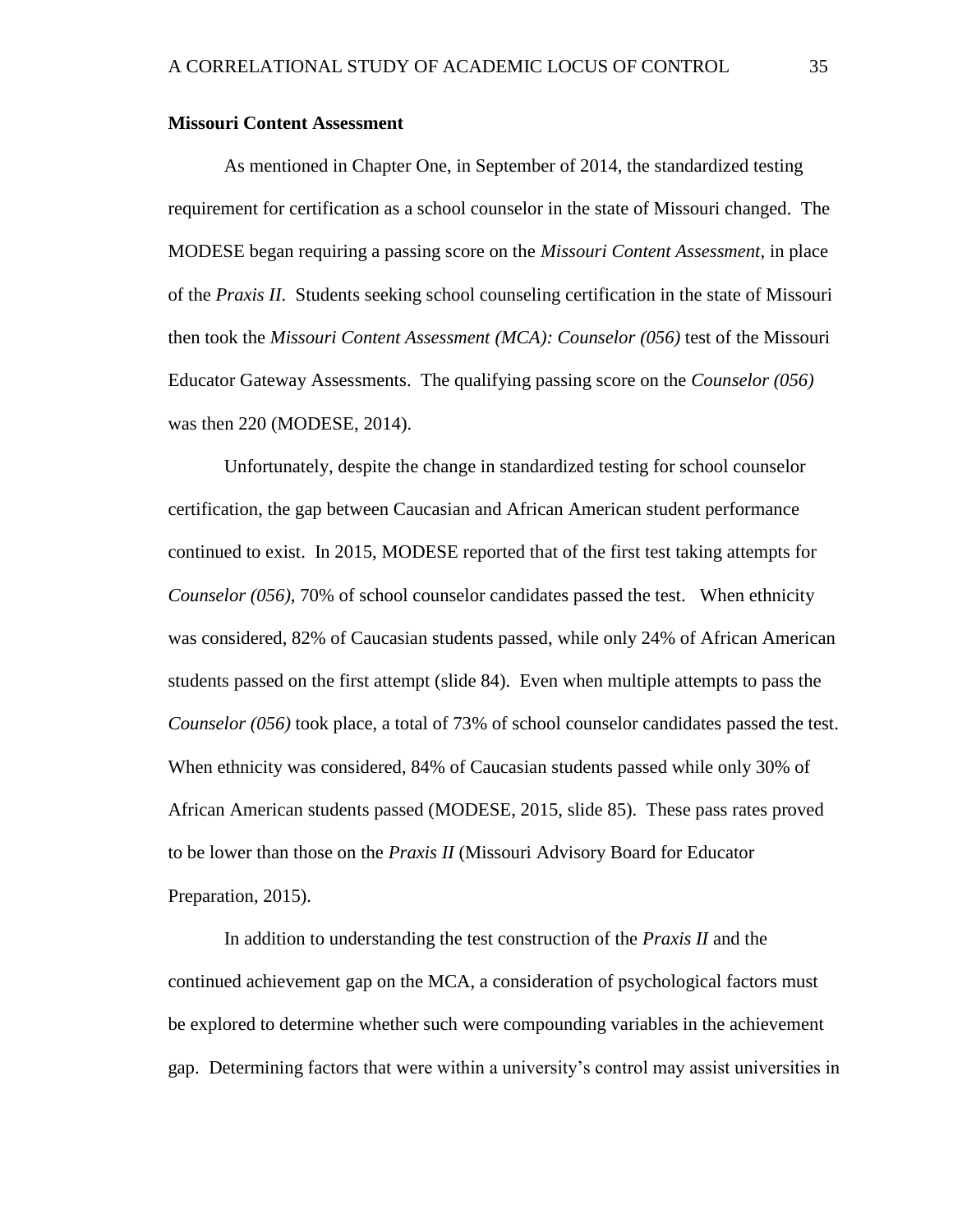**Missouri Content Assessment**

As mentioned in Chapter One, in September of 2014, the standardized testing requirement for certification as a school counselor in the state of Missouri changed. The MODESE began requiring a passing score on the *Missouri Content Assessment*, in place of the *Praxis II*. Students seeking school counseling certification in the state of Missouri then took the *Missouri Content Assessment (MCA): Counselor (056)* test of the Missouri Educator Gateway Assessments. The qualifying passing score on the *Counselor (056)* was then 220 (MODESE, 2014).

Unfortunately, despite the change in standardized testing for school counselor certification, the gap between Caucasian and African American student performance continued to exist. In 2015, MODESE reported that of the first test taking attempts for *Counselor (056)*, 70% of school counselor candidates passed the test. When ethnicity was considered, 82% of Caucasian students passed, while only 24% of African American students passed on the first attempt (slide 84). Even when multiple attempts to pass the *Counselor (056)* took place, a total of 73% of school counselor candidates passed the test. When ethnicity was considered, 84% of Caucasian students passed while only 30% of African American students passed (MODESE, 2015, slide 85). These pass rates proved to be lower than those on the *Praxis II* (Missouri Advisory Board for Educator Preparation, 2015).

In addition to understanding the test construction of the *Praxis II* and the continued achievement gap on the MCA, a consideration of psychological factors must be explored to determine whether such were compounding variables in the achievement gap. Determining factors that were within a university's control may assist universities in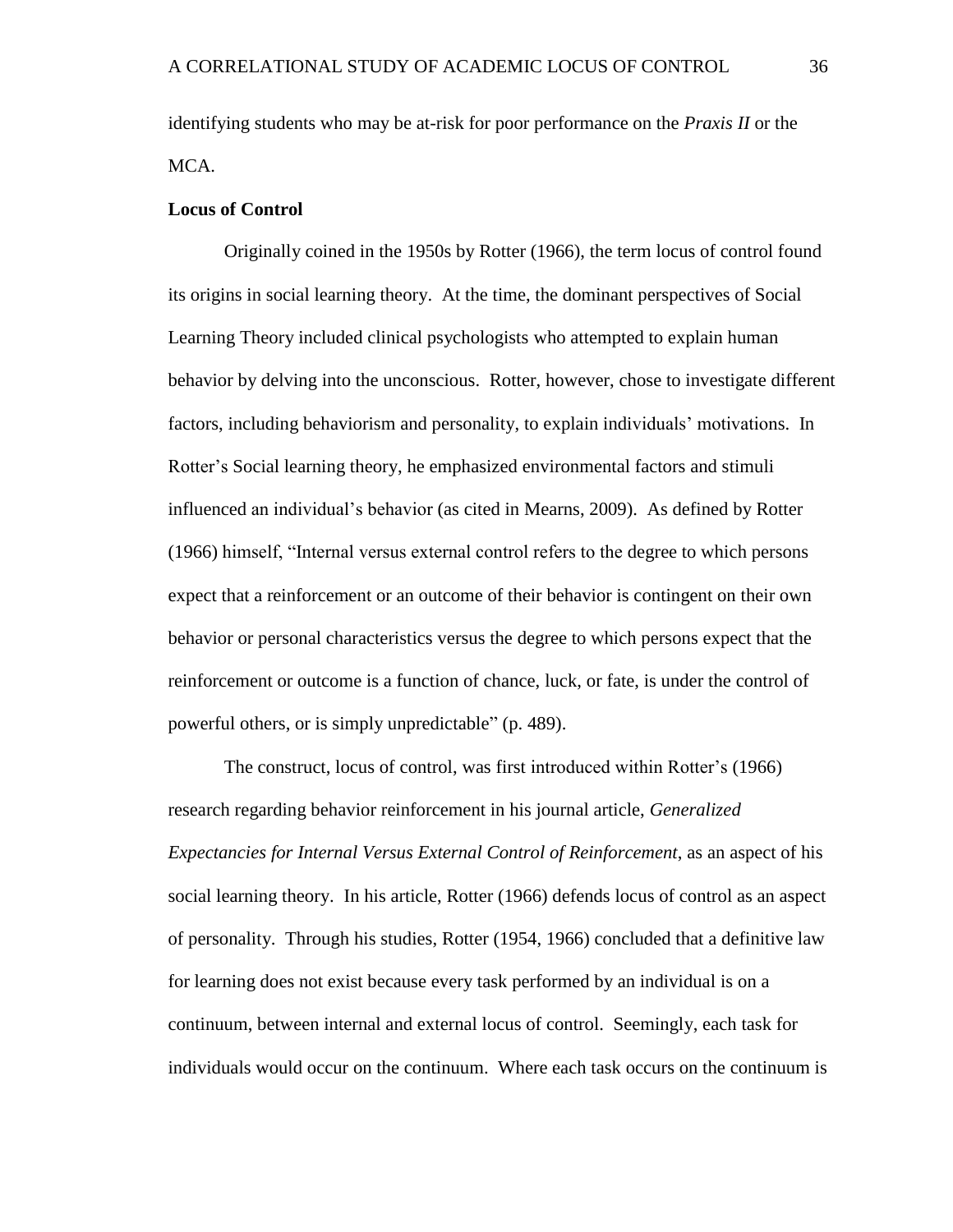identifying students who may be at-risk for poor performance on the *Praxis II* or the MCA.

**Locus of Control**

Originally coined in the 1950s by Rotter (1966), the term locus of control found its origins in social learning theory. At the time, the dominant perspectives of Social Learning Theory included clinical psychologists who attempted to explain human behavior by delving into the unconscious. Rotter, however, chose to investigate different factors, including behaviorism and personality, to explain individuals' motivations. In Rotter's Social learning theory, he emphasized environmental factors and stimuli influenced an individual's behavior (as cited in Mearns, 2009). As defined by Rotter (1966) himself, "Internal versus external control refers to the degree to which persons expect that a reinforcement or an outcome of their behavior is contingent on their own behavior or personal characteristics versus the degree to which persons expect that the reinforcement or outcome is a function of chance, luck, or fate, is under the control of powerful others, or is simply unpredictable" (p. 489).

The construct, locus of control, was first introduced within Rotter's (1966) research regarding behavior reinforcement in his journal article, *Generalized Expectancies for Internal Versus External Control of Reinforcement*, as an aspect of his social learning theory. In his article, Rotter (1966) defends locus of control as an aspect of personality. Through his studies, Rotter (1954, 1966) concluded that a definitive law for learning does not exist because every task performed by an individual is on a continuum, between internal and external locus of control. Seemingly, each task for individuals would occur on the continuum. Where each task occurs on the continuum is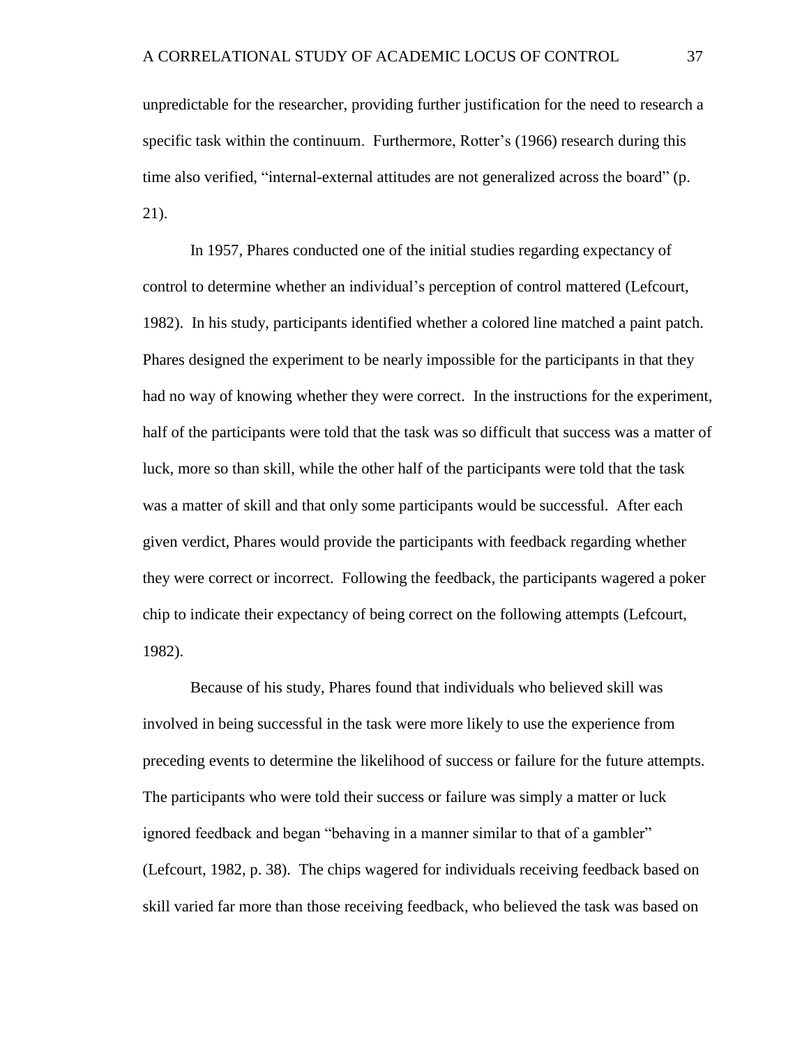unpredictable for the researcher, providing further justification for the need to research a specific task within the continuum. Furthermore, Rotter's (1966) research during this time also verified, "internal-external attitudes are not generalized across the board" (p. 21).

In 1957, Phares conducted one of the initial studies regarding expectancy of control to determine whether an individual's perception of control mattered (Lefcourt, 1982). In his study, participants identified whether a colored line matched a paint patch. Phares designed the experiment to be nearly impossible for the participants in that they had no way of knowing whether they were correct. In the instructions for the experiment, half of the participants were told that the task was so difficult that success was a matter of luck, more so than skill, while the other half of the participants were told that the task was a matter of skill and that only some participants would be successful. After each given verdict, Phares would provide the participants with feedback regarding whether they were correct or incorrect. Following the feedback, the participants wagered a poker chip to indicate their expectancy of being correct on the following attempts (Lefcourt, 1982).

Because of his study, Phares found that individuals who believed skill was involved in being successful in the task were more likely to use the experience from preceding events to determine the likelihood of success or failure for the future attempts. The participants who were told their success or failure was simply a matter or luck ignored feedback and began "behaving in a manner similar to that of a gambler" (Lefcourt, 1982, p. 38). The chips wagered for individuals receiving feedback based on skill varied far more than those receiving feedback, who believed the task was based on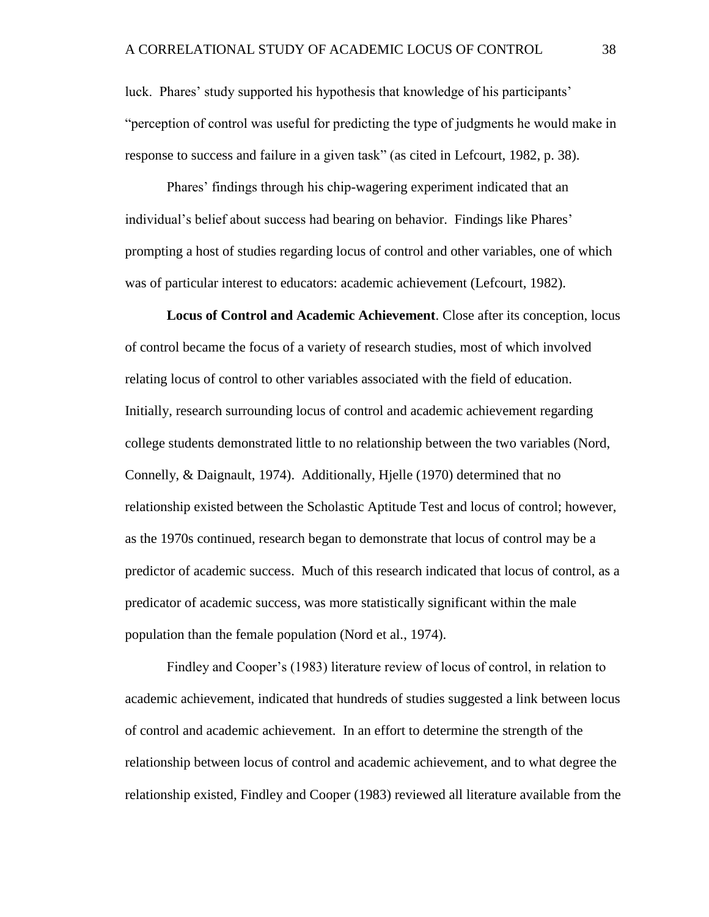luck. Phares' study supported his hypothesis that knowledge of his participants' "perception of control was useful for predicting the type of judgments he would make in response to success and failure in a given task" (as cited in Lefcourt, 1982, p. 38).

Phares' findings through his chip-wagering experiment indicated that an individual's belief about success had bearing on behavior. Findings like Phares' prompting a host of studies regarding locus of control and other variables, one of which was of particular interest to educators: academic achievement (Lefcourt, 1982).

**Locus of Control and Academic Achievement**. Close after its conception, locus of control became the focus of a variety of research studies, most of which involved relating locus of control to other variables associated with the field of education. Initially, research surrounding locus of control and academic achievement regarding college students demonstrated little to no relationship between the two variables (Nord, Connelly, & Daignault, 1974). Additionally, Hjelle (1970) determined that no relationship existed between the Scholastic Aptitude Test and locus of control; however, as the 1970s continued, research began to demonstrate that locus of control may be a predictor of academic success. Much of this research indicated that locus of control, as a predicator of academic success, was more statistically significant within the male population than the female population (Nord et al., 1974).

Findley and Cooper's (1983) literature review of locus of control, in relation to academic achievement, indicated that hundreds of studies suggested a link between locus of control and academic achievement. In an effort to determine the strength of the relationship between locus of control and academic achievement, and to what degree the relationship existed, Findley and Cooper (1983) reviewed all literature available from the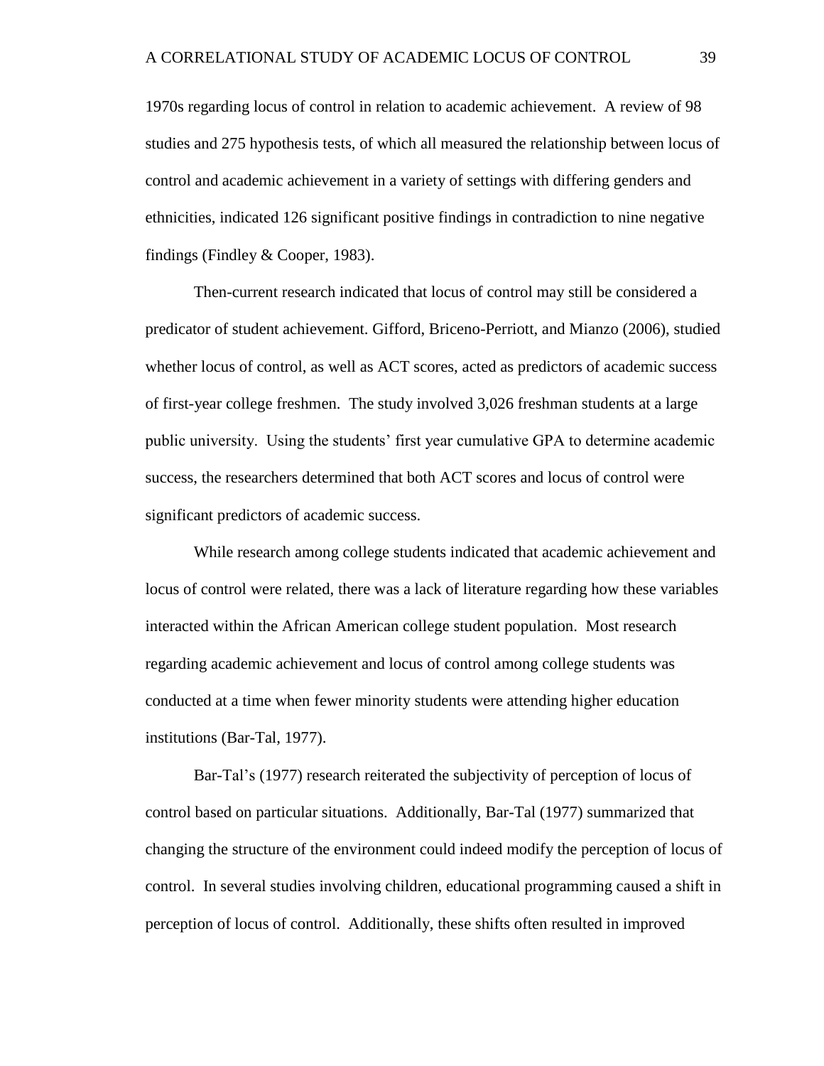1970s regarding locus of control in relation to academic achievement. A review of 98 studies and 275 hypothesis tests, of which all measured the relationship between locus of control and academic achievement in a variety of settings with differing genders and ethnicities, indicated 126 significant positive findings in contradiction to nine negative findings (Findley & Cooper, 1983).

Then-current research indicated that locus of control may still be considered a predicator of student achievement. Gifford, Briceno-Perriott, and Mianzo (2006), studied whether locus of control, as well as ACT scores, acted as predictors of academic success of first-year college freshmen. The study involved 3,026 freshman students at a large public university. Using the students' first year cumulative GPA to determine academic success, the researchers determined that both ACT scores and locus of control were significant predictors of academic success.

While research among college students indicated that academic achievement and locus of control were related, there was a lack of literature regarding how these variables interacted within the African American college student population. Most research regarding academic achievement and locus of control among college students was conducted at a time when fewer minority students were attending higher education institutions (Bar-Tal, 1977).

Bar-Tal's (1977) research reiterated the subjectivity of perception of locus of control based on particular situations. Additionally, Bar-Tal (1977) summarized that changing the structure of the environment could indeed modify the perception of locus of control. In several studies involving children, educational programming caused a shift in perception of locus of control. Additionally, these shifts often resulted in improved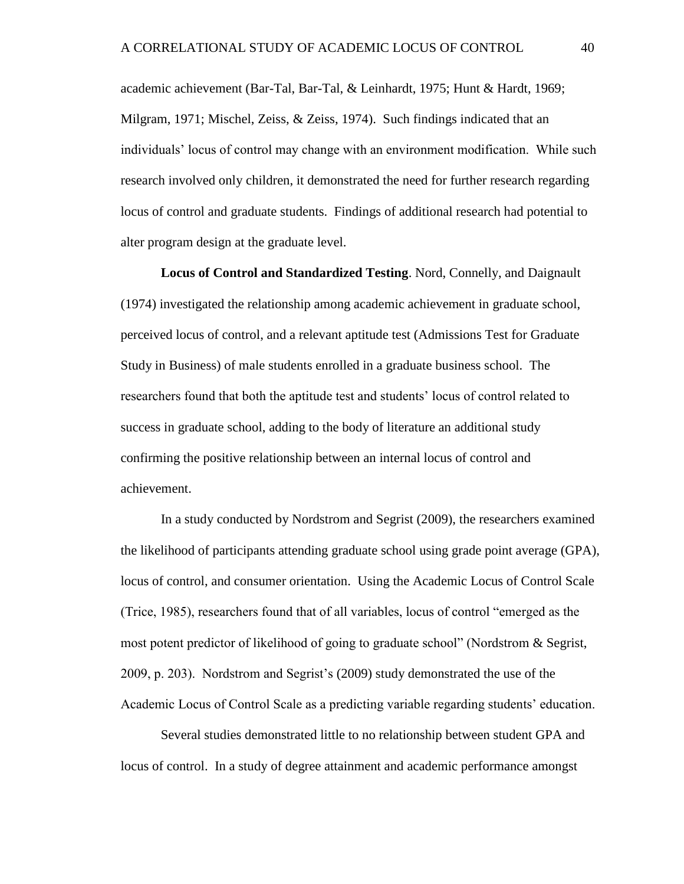academic achievement (Bar-Tal, Bar-Tal, & Leinhardt, 1975; Hunt & Hardt, 1969; Milgram, 1971; Mischel, Zeiss, & Zeiss, 1974). Such findings indicated that an individuals' locus of control may change with an environment modification. While such research involved only children, it demonstrated the need for further research regarding locus of control and graduate students. Findings of additional research had potential to alter program design at the graduate level.

**Locus of Control and Standardized Testing**. Nord, Connelly, and Daignault (1974) investigated the relationship among academic achievement in graduate school, perceived locus of control, and a relevant aptitude test (Admissions Test for Graduate Study in Business) of male students enrolled in a graduate business school. The researchers found that both the aptitude test and students' locus of control related to success in graduate school, adding to the body of literature an additional study confirming the positive relationship between an internal locus of control and achievement.

In a study conducted by Nordstrom and Segrist (2009), the researchers examined the likelihood of participants attending graduate school using grade point average (GPA), locus of control, and consumer orientation. Using the Academic Locus of Control Scale (Trice, 1985), researchers found that of all variables, locus of control "emerged as the most potent predictor of likelihood of going to graduate school" (Nordstrom & Segrist, 2009, p. 203). Nordstrom and Segrist's (2009) study demonstrated the use of the Academic Locus of Control Scale as a predicting variable regarding students' education.

Several studies demonstrated little to no relationship between student GPA and locus of control. In a study of degree attainment and academic performance amongst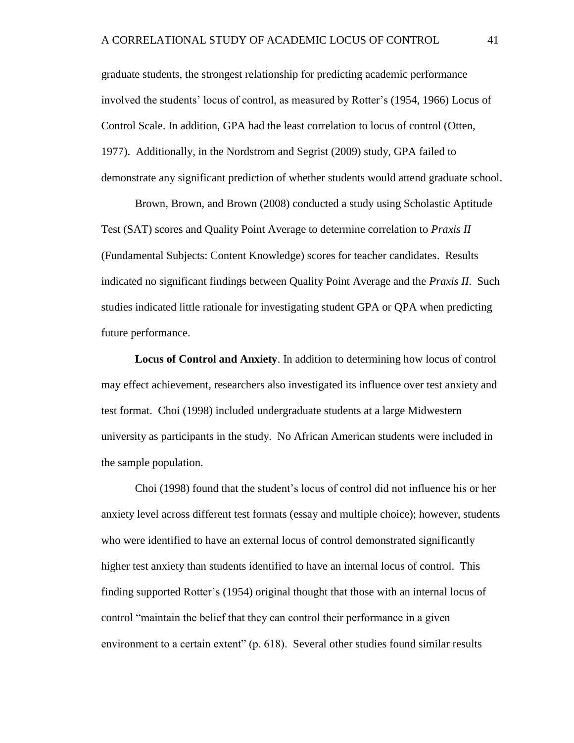graduate students, the strongest relationship for predicting academic performance involved the students' locus of control, as measured by Rotter's (1954, 1966) Locus of Control Scale. In addition, GPA had the least correlation to locus of control (Otten, 1977). Additionally, in the Nordstrom and Segrist (2009) study, GPA failed to demonstrate any significant prediction of whether students would attend graduate school.

Brown, Brown, and Brown (2008) conducted a study using Scholastic Aptitude Test (SAT) scores and Quality Point Average to determine correlation to *Praxis II* (Fundamental Subjects: Content Knowledge) scores for teacher candidates. Results indicated no significant findings between Quality Point Average and the *Praxis II*. Such studies indicated little rationale for investigating student GPA or QPA when predicting future performance.

**Locus of Control and Anxiety**. In addition to determining how locus of control may effect achievement, researchers also investigated its influence over test anxiety and test format. Choi (1998) included undergraduate students at a large Midwestern university as participants in the study. No African American students were included in the sample population.

Choi (1998) found that the student's locus of control did not influence his or her anxiety level across different test formats (essay and multiple choice); however, students who were identified to have an external locus of control demonstrated significantly higher test anxiety than students identified to have an internal locus of control. This finding supported Rotter's (1954) original thought that those with an internal locus of control "maintain the belief that they can control their performance in a given environment to a certain extent" (p. 618). Several other studies found similar results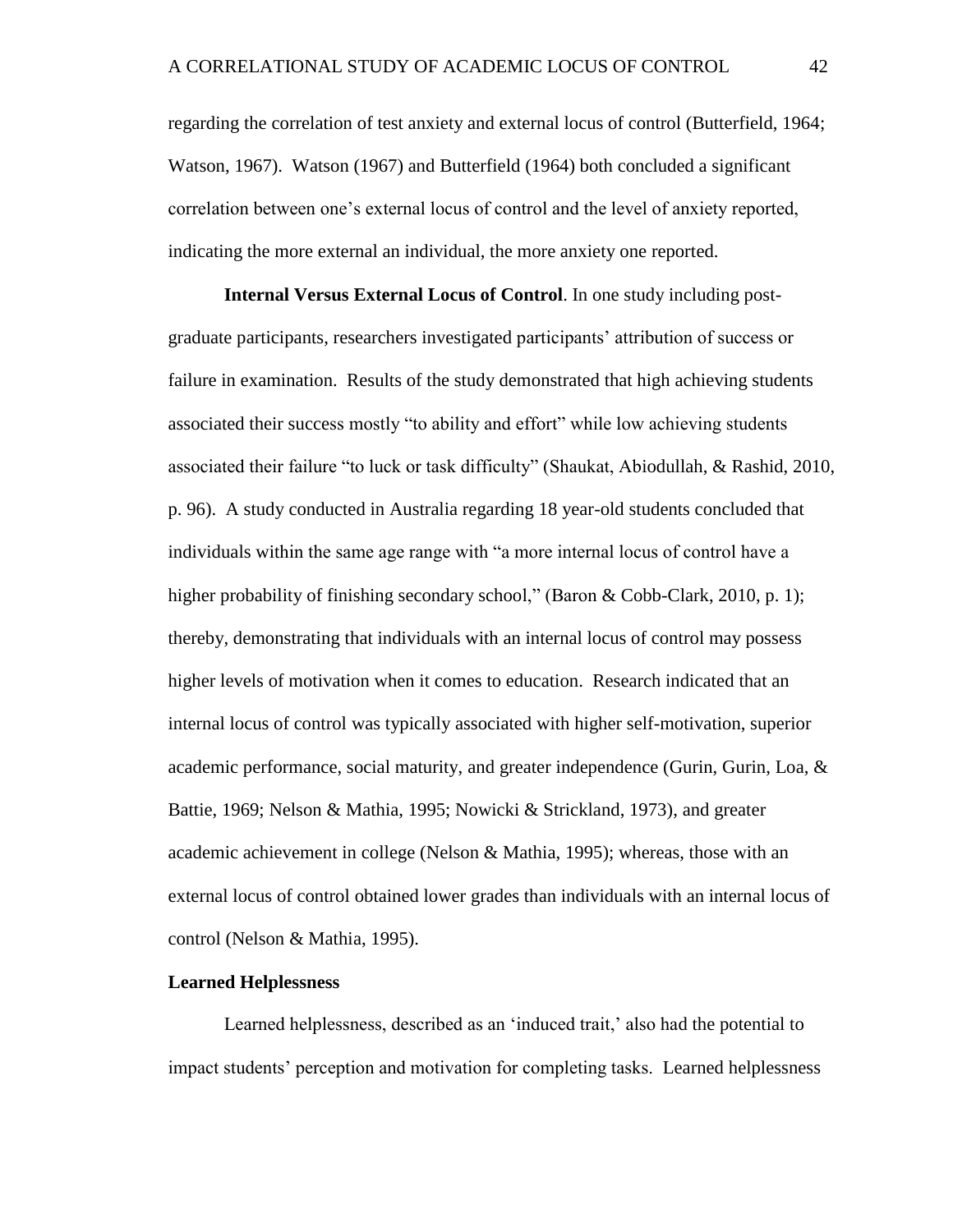regarding the correlation of test anxiety and external locus of control (Butterfield, 1964; Watson, 1967). Watson (1967) and Butterfield (1964) both concluded a significant correlation between one's external locus of control and the level of anxiety reported, indicating the more external an individual, the more anxiety one reported.

**Internal Versus External Locus of Control**. In one study including post-graduate participants, researchers investigated participants' attribution of success or failure in examination. Results of the study demonstrated that high achieving students associated their success mostly "to ability and effort" while low achieving students associated their failure "to luck or task difficulty" (Shaukat, Abiodullah, & Rashid, 2010, p. 96). A study conducted in Australia regarding 18 year-old students concluded that individuals within the same age range with "a more internal locus of control have a higher probability of finishing secondary school," (Baron & Cobb-Clark, 2010, p. 1); thereby, demonstrating that individuals with an internal locus of control may possess higher levels of motivation when it comes to education. Research indicated that an internal locus of control was typically associated with higher self-motivation, superior academic performance, social maturity, and greater independence (Gurin, Gurin, Loa, & Battie, 1969; Nelson & Mathia, 1995; Nowicki & Strickland, 1973), and greater academic achievement in college (Nelson & Mathia, 1995); whereas, those with an external locus of control obtained lower grades than individuals with an internal locus of control (Nelson & Mathia, 1995).

## Learned Helplessness

Learned helplessness, described as an 'induced trait,' also had the potential to impact students' perception and motivation for completing tasks. Learned helplessness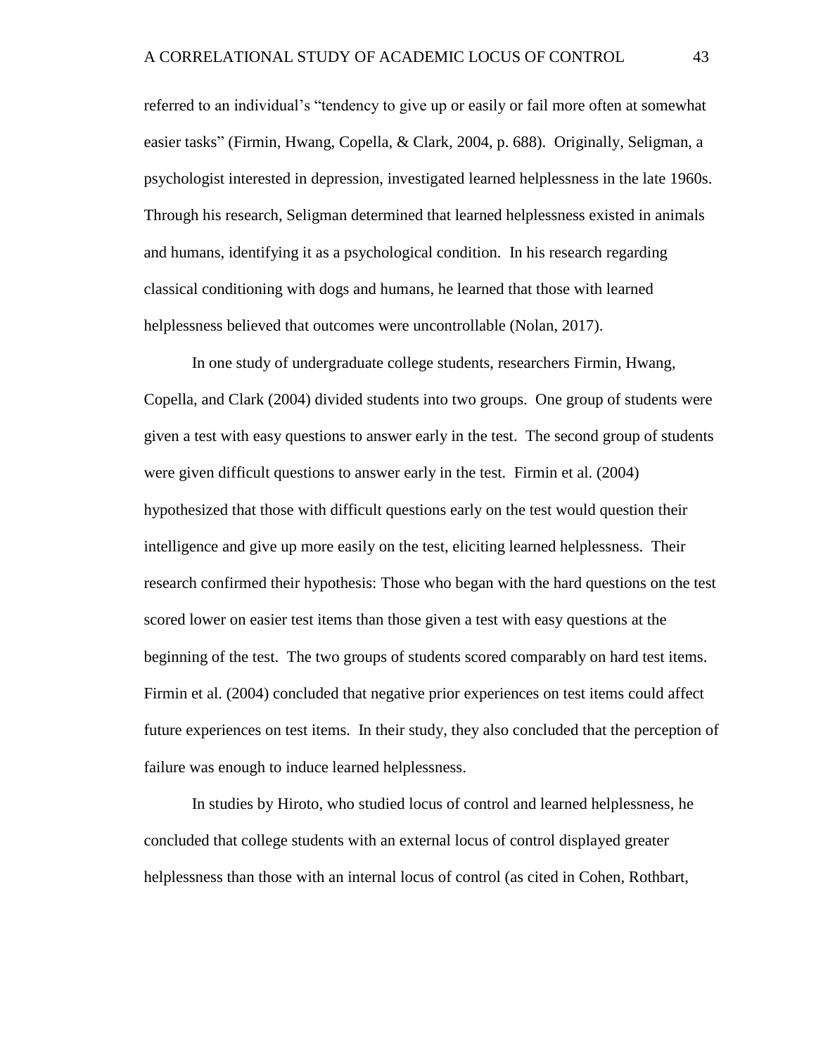referred to an individual's "tendency to give up or easily or fail more often at somewhat easier tasks" (Firmin, Hwang, Copella, & Clark, 2004, p. 688). Originally, Seligman, a psychologist interested in depression, investigated learned helplessness in the late 1960s. Through his research, Seligman determined that learned helplessness existed in animals and humans, identifying it as a psychological condition. In his research regarding classical conditioning with dogs and humans, he learned that those with learned helplessness believed that outcomes were uncontrollable (Nolan, 2017).

In one study of undergraduate college students, researchers Firmin, Hwang, Copella, and Clark (2004) divided students into two groups. One group of students were given a test with easy questions to answer early in the test. The second group of students were given difficult questions to answer early in the test. Firmin et al. (2004) hypothesized that those with difficult questions early on the test would question their intelligence and give up more easily on the test, eliciting learned helplessness. Their research confirmed their hypothesis: Those who began with the hard questions on the test scored lower on easier test items than those given a test with easy questions at the beginning of the test. The two groups of students scored comparably on hard test items. Firmin et al. (2004) concluded that negative prior experiences on test items could affect future experiences on test items. In their study, they also concluded that the perception of failure was enough to induce learned helplessness.

In studies by Hiroto, who studied locus of control and learned helplessness, he concluded that college students with an external locus of control displayed greater helplessness than those with an internal locus of control (as cited in Cohen, Rothbart,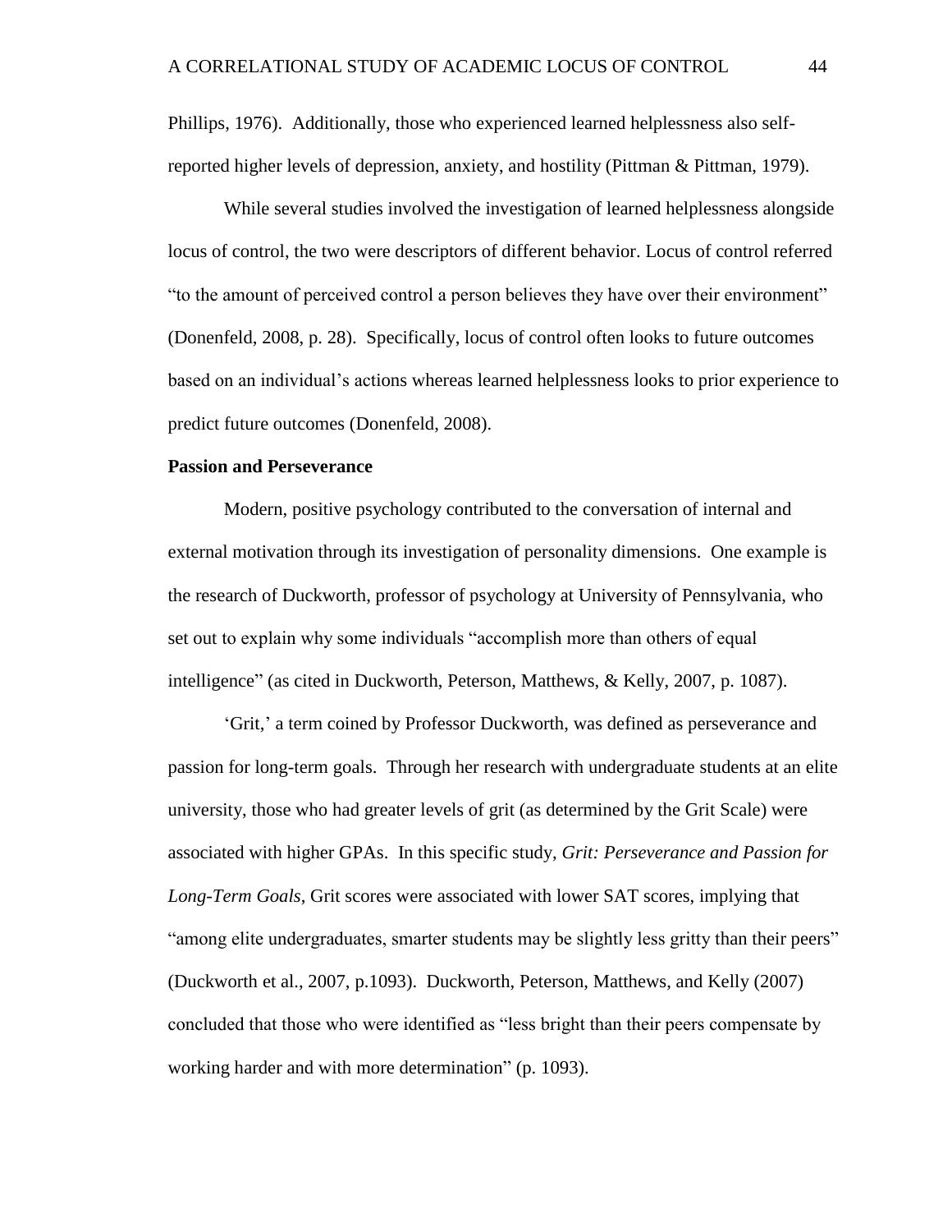Phillips, 1976). Additionally, those who experienced learned helplessness also self-reported higher levels of depression, anxiety, and hostility (Pittman & Pittman, 1979).

While several studies involved the investigation of learned helplessness alongside locus of control, the two were descriptors of different behavior. Locus of control referred "to the amount of perceived control a person believes they have over their environment" (Donenfeld, 2008, p. 28). Specifically, locus of control often looks to future outcomes based on an individual's actions whereas learned helplessness looks to prior experience to predict future outcomes (Donenfeld, 2008).

**Passion and Perseverance**

Modern, positive psychology contributed to the conversation of internal and external motivation through its investigation of personality dimensions. One example is the research of Duckworth, professor of psychology at University of Pennsylvania, who set out to explain why some individuals "accomplish more than others of equal intelligence" (as cited in Duckworth, Peterson, Matthews, & Kelly, 2007, p. 1087).

'Grit,' a term coined by Professor Duckworth, was defined as perseverance and passion for long-term goals. Through her research with undergraduate students at an elite university, those who had greater levels of grit (as determined by the Grit Scale) were associated with higher GPAs. In this specific study, *Grit: Perseverance and Passion for Long-Term Goals*, Grit scores were associated with lower SAT scores, implying that "among elite undergraduates, smarter students may be slightly less gritty than their peers" (Duckworth et al., 2007, p.1093). Duckworth, Peterson, Matthews, and Kelly (2007) concluded that those who were identified as "less bright than their peers compensate by working harder and with more determination" (p. 1093).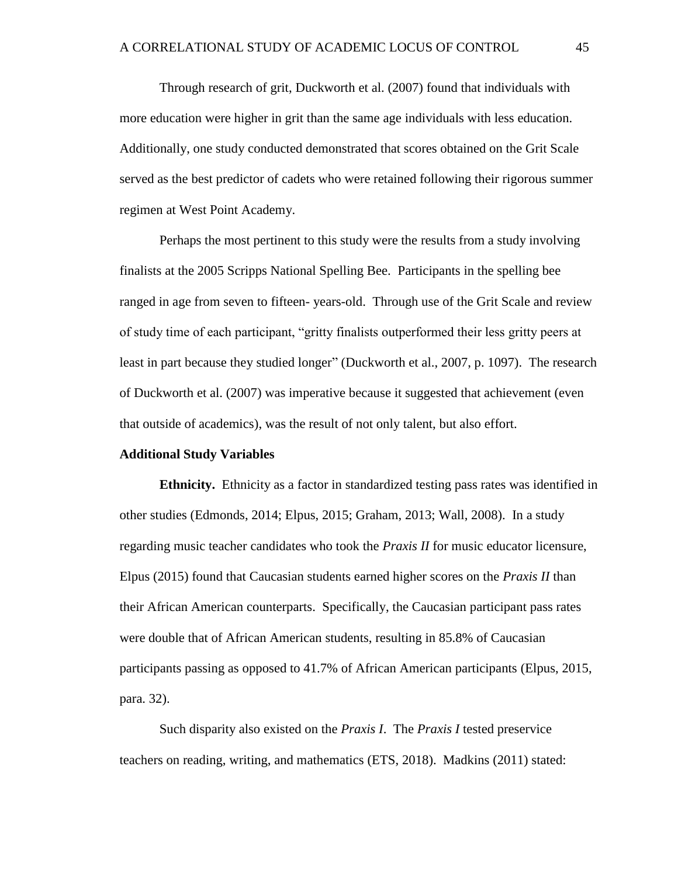Through research of grit, Duckworth et al. (2007) found that individuals with more education were higher in grit than the same age individuals with less education. Additionally, one study conducted demonstrated that scores obtained on the Grit Scale served as the best predictor of cadets who were retained following their rigorous summer regimen at West Point Academy.

Perhaps the most pertinent to this study were the results from a study involving finalists at the 2005 Scripps National Spelling Bee. Participants in the spelling bee ranged in age from seven to fifteen- years-old. Through use of the Grit Scale and review of study time of each participant, "gritty finalists outperformed their less gritty peers at least in part because they studied longer" (Duckworth et al., 2007, p. 1097). The research of Duckworth et al. (2007) was imperative because it suggested that achievement (even that outside of academics), was the result of not only talent, but also effort.

**Additional Study Variables**

**Ethnicity.** Ethnicity as a factor in standardized testing pass rates was identified in other studies (Edmonds, 2014; Elpus, 2015; Graham, 2013; Wall, 2008). In a study regarding music teacher candidates who took the *Praxis II* for music educator licensure, Elpus (2015) found that Caucasian students earned higher scores on the *Praxis II* than their African American counterparts. Specifically, the Caucasian participant pass rates were double that of African American students, resulting in 85.8% of Caucasian participants passing as opposed to 41.7% of African American participants (Elpus, 2015, para. 32).

Such disparity also existed on the *Praxis I*. The *Praxis I* tested preservice teachers on reading, writing, and mathematics (ETS, 2018). Madkins (2011) stated: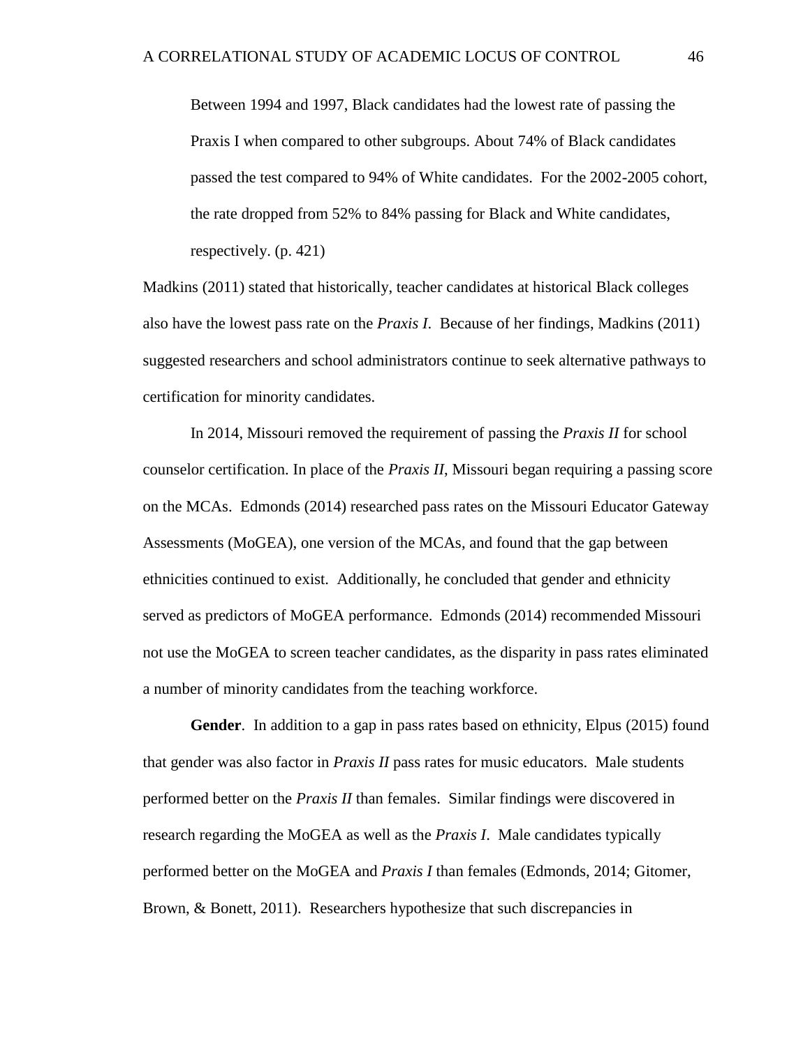> Between 1994 and 1997, Black candidates had the lowest rate of passing the Praxis I when compared to other subgroups. About 74% of Black candidates passed the test compared to 94% of White candidates. For the 2002-2005 cohort, the rate dropped from 52% to 84% passing for Black and White candidates, respectively. (p. 421)

Madkins (2011) stated that historically, teacher candidates at historical Black colleges also have the lowest pass rate on the *Praxis I*. Because of her findings, Madkins (2011) suggested researchers and school administrators continue to seek alternative pathways to certification for minority candidates.

In 2014, Missouri removed the requirement of passing the *Praxis II* for school counselor certification. In place of the *Praxis II*, Missouri began requiring a passing score on the MCAs. Edmonds (2014) researched pass rates on the Missouri Educator Gateway Assessments (MoGEA), one version of the MCAs, and found that the gap between ethnicities continued to exist. Additionally, he concluded that gender and ethnicity served as predictors of MoGEA performance. Edmonds (2014) recommended Missouri not use the MoGEA to screen teacher candidates, as the disparity in pass rates eliminated a number of minority candidates from the teaching workforce.

**Gender**. In addition to a gap in pass rates based on ethnicity, Elpus (2015) found that gender was also factor in *Praxis II* pass rates for music educators. Male students performed better on the *Praxis II* than females. Similar findings were discovered in research regarding the MoGEA as well as the *Praxis I*. Male candidates typically performed better on the MoGEA and *Praxis I* than females (Edmonds, 2014; Gitomer, Brown, & Bonett, 2011). Researchers hypothesize that such discrepancies in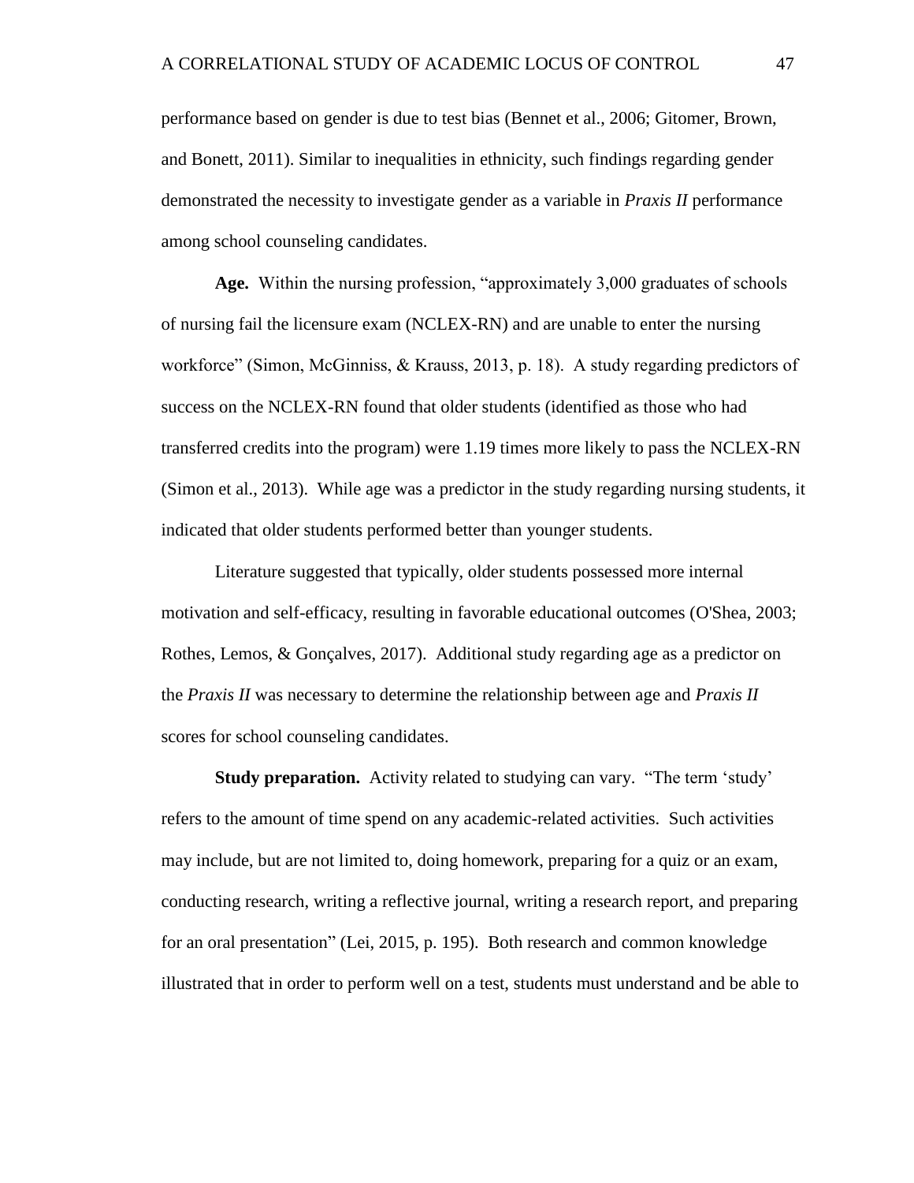performance based on gender is due to test bias (Bennet et al., 2006; Gitomer, Brown, and Bonett, 2011). Similar to inequalities in ethnicity, such findings regarding gender demonstrated the necessity to investigate gender as a variable in *Praxis II* performance among school counseling candidates.

**Age.** Within the nursing profession, "approximately 3,000 graduates of schools of nursing fail the licensure exam (NCLEX-RN) and are unable to enter the nursing workforce" (Simon, McGinniss, & Krauss, 2013, p. 18). A study regarding predictors of success on the NCLEX-RN found that older students (identified as those who had transferred credits into the program) were 1.19 times more likely to pass the NCLEX-RN (Simon et al., 2013). While age was a predictor in the study regarding nursing students, it indicated that older students performed better than younger students.

Literature suggested that typically, older students possessed more internal motivation and self-efficacy, resulting in favorable educational outcomes (O'Shea, 2003; Rothes, Lemos, & Gonçalves, 2017). Additional study regarding age as a predictor on the *Praxis II* was necessary to determine the relationship between age and *Praxis II* scores for school counseling candidates.

**Study preparation.** Activity related to studying can vary. "The term 'study' refers to the amount of time spend on any academic-related activities. Such activities may include, but are not limited to, doing homework, preparing for a quiz or an exam, conducting research, writing a reflective journal, writing a research report, and preparing for an oral presentation" (Lei, 2015, p. 195). Both research and common knowledge illustrated that in order to perform well on a test, students must understand and be able to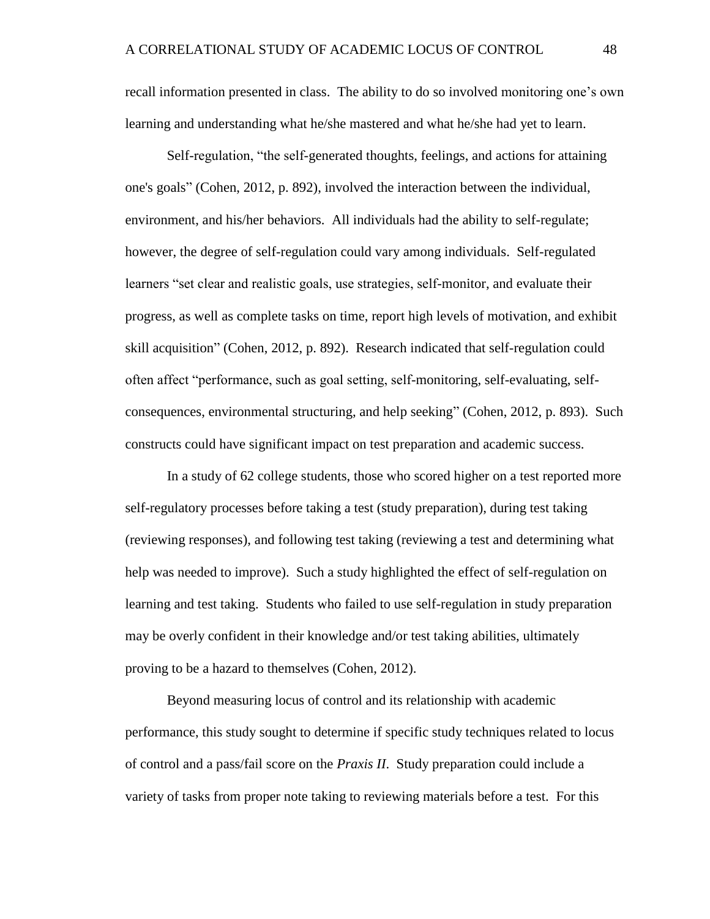recall information presented in class. The ability to do so involved monitoring one's own learning and understanding what he/she mastered and what he/she had yet to learn.

Self-regulation, "the self-generated thoughts, feelings, and actions for attaining one's goals" (Cohen, 2012, p. 892), involved the interaction between the individual, environment, and his/her behaviors. All individuals had the ability to self-regulate; however, the degree of self-regulation could vary among individuals. Self-regulated learners "set clear and realistic goals, use strategies, self-monitor, and evaluate their progress, as well as complete tasks on time, report high levels of motivation, and exhibit skill acquisition" (Cohen, 2012, p. 892). Research indicated that self-regulation could often affect "performance, such as goal setting, self-monitoring, self-evaluating, self-consequences, environmental structuring, and help seeking" (Cohen, 2012, p. 893). Such constructs could have significant impact on test preparation and academic success.

In a study of 62 college students, those who scored higher on a test reported more self-regulatory processes before taking a test (study preparation), during test taking (reviewing responses), and following test taking (reviewing a test and determining what help was needed to improve). Such a study highlighted the effect of self-regulation on learning and test taking. Students who failed to use self-regulation in study preparation may be overly confident in their knowledge and/or test taking abilities, ultimately proving to be a hazard to themselves (Cohen, 2012).

Beyond measuring locus of control and its relationship with academic performance, this study sought to determine if specific study techniques related to locus of control and a pass/fail score on the *Praxis II*. Study preparation could include a variety of tasks from proper note taking to reviewing materials before a test. For this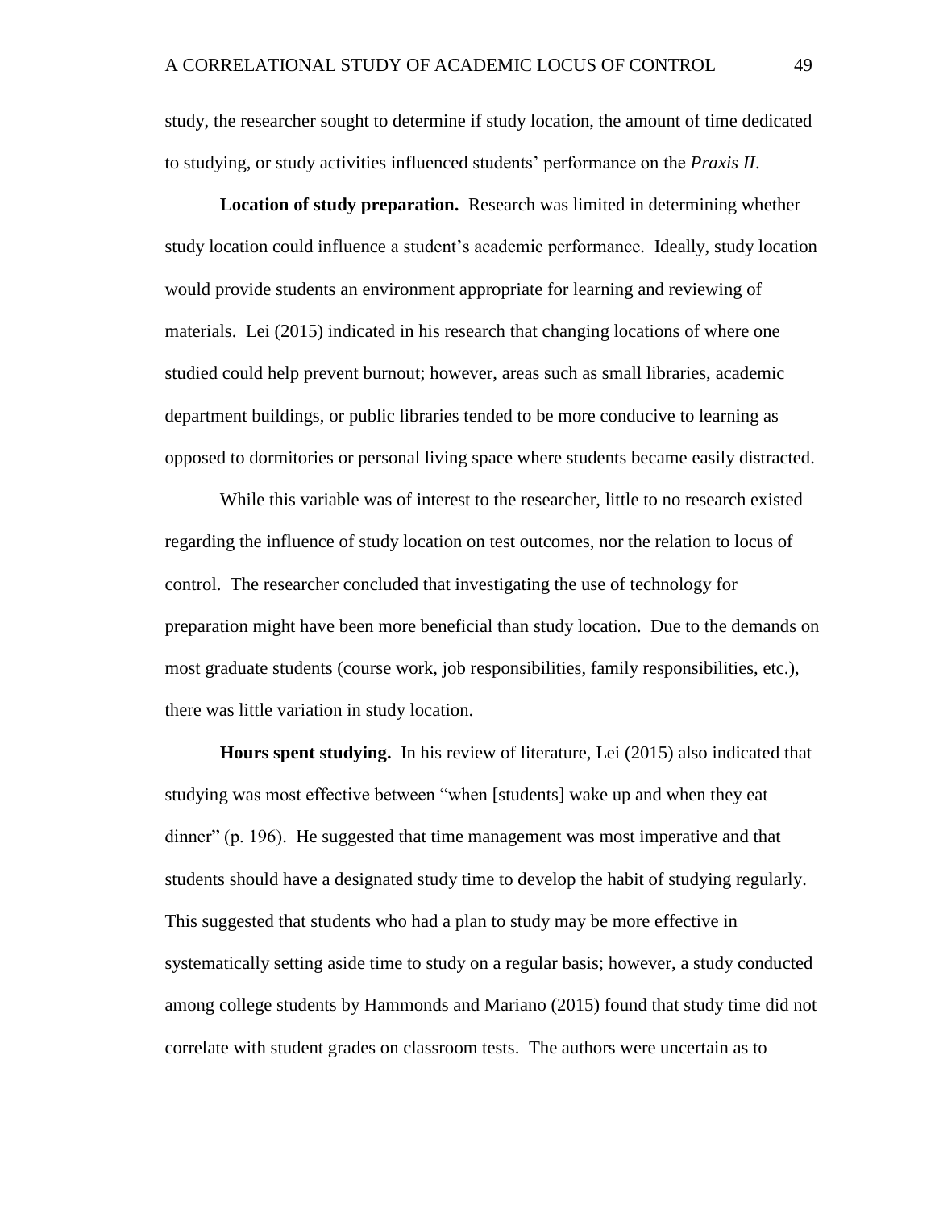study, the researcher sought to determine if study location, the amount of time dedicated to studying, or study activities influenced students' performance on the *Praxis II*.

**Location of study preparation.** Research was limited in determining whether study location could influence a student's academic performance. Ideally, study location would provide students an environment appropriate for learning and reviewing of materials. Lei (2015) indicated in his research that changing locations of where one studied could help prevent burnout; however, areas such as small libraries, academic department buildings, or public libraries tended to be more conducive to learning as opposed to dormitories or personal living space where students became easily distracted.

While this variable was of interest to the researcher, little to no research existed regarding the influence of study location on test outcomes, nor the relation to locus of control. The researcher concluded that investigating the use of technology for preparation might have been more beneficial than study location. Due to the demands on most graduate students (course work, job responsibilities, family responsibilities, etc.), there was little variation in study location.

**Hours spent studying.** In his review of literature, Lei (2015) also indicated that studying was most effective between "when [students] wake up and when they eat dinner" (p. 196). He suggested that time management was most imperative and that students should have a designated study time to develop the habit of studying regularly. This suggested that students who had a plan to study may be more effective in systematically setting aside time to study on a regular basis; however, a study conducted among college students by Hammonds and Mariano (2015) found that study time did not correlate with student grades on classroom tests. The authors were uncertain as to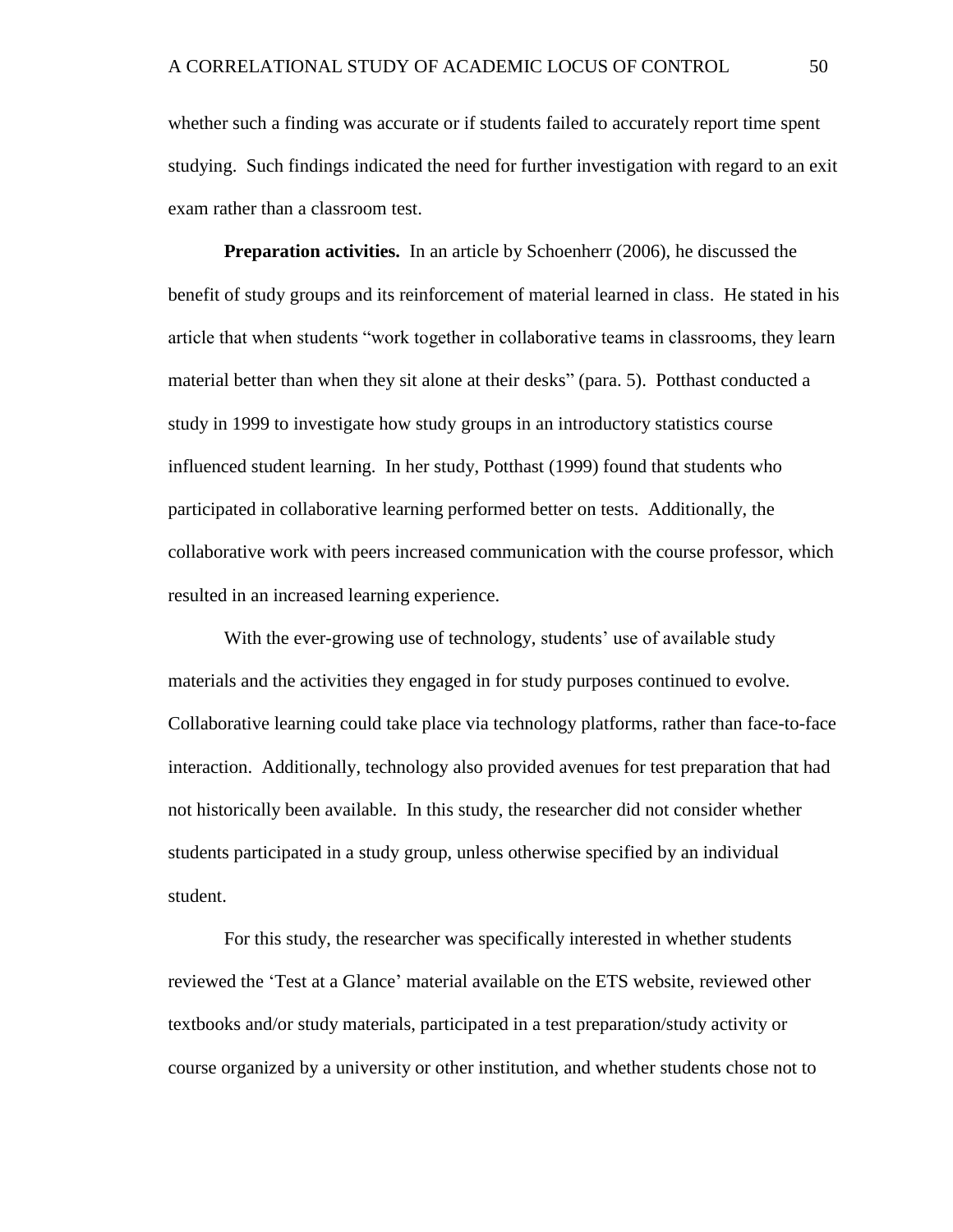whether such a finding was accurate or if students failed to accurately report time spent studying. Such findings indicated the need for further investigation with regard to an exit exam rather than a classroom test.

**Preparation activities.** In an article by Schoenherr (2006), he discussed the benefit of study groups and its reinforcement of material learned in class. He stated in his article that when students "work together in collaborative teams in classrooms, they learn material better than when they sit alone at their desks" (para. 5). Potthast conducted a study in 1999 to investigate how study groups in an introductory statistics course influenced student learning. In her study, Potthast (1999) found that students who participated in collaborative learning performed better on tests. Additionally, the collaborative work with peers increased communication with the course professor, which resulted in an increased learning experience.

With the ever-growing use of technology, students' use of available study materials and the activities they engaged in for study purposes continued to evolve. Collaborative learning could take place via technology platforms, rather than face-to-face interaction. Additionally, technology also provided avenues for test preparation that had not historically been available. In this study, the researcher did not consider whether students participated in a study group, unless otherwise specified by an individual student.

For this study, the researcher was specifically interested in whether students reviewed the 'Test at a Glance' material available on the ETS website, reviewed other textbooks and/or study materials, participated in a test preparation/study activity or course organized by a university or other institution, and whether students chose not to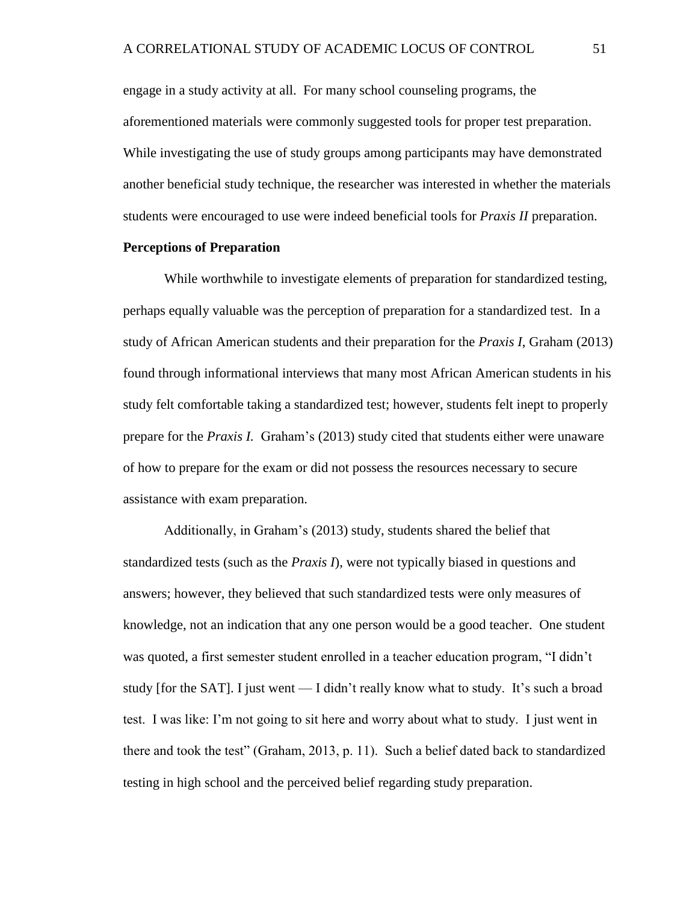engage in a study activity at all. For many school counseling programs, the aforementioned materials were commonly suggested tools for proper test preparation. While investigating the use of study groups among participants may have demonstrated another beneficial study technique, the researcher was interested in whether the materials students were encouraged to use were indeed beneficial tools for *Praxis II* preparation.

**Perceptions of Preparation**

While worthwhile to investigate elements of preparation for standardized testing, perhaps equally valuable was the perception of preparation for a standardized test. In a study of African American students and their preparation for the *Praxis I*, Graham (2013) found through informational interviews that many most African American students in his study felt comfortable taking a standardized test; however, students felt inept to properly prepare for the *Praxis I.* Graham's (2013) study cited that students either were unaware of how to prepare for the exam or did not possess the resources necessary to secure assistance with exam preparation.

Additionally, in Graham's (2013) study, students shared the belief that standardized tests (such as the *Praxis I*), were not typically biased in questions and answers; however, they believed that such standardized tests were only measures of knowledge, not an indication that any one person would be a good teacher. One student was quoted, a first semester student enrolled in a teacher education program, "I didn't study [for the SAT]. I just went — I didn't really know what to study. It's such a broad test. I was like: I'm not going to sit here and worry about what to study. I just went in there and took the test" (Graham, 2013, p. 11). Such a belief dated back to standardized testing in high school and the perceived belief regarding study preparation.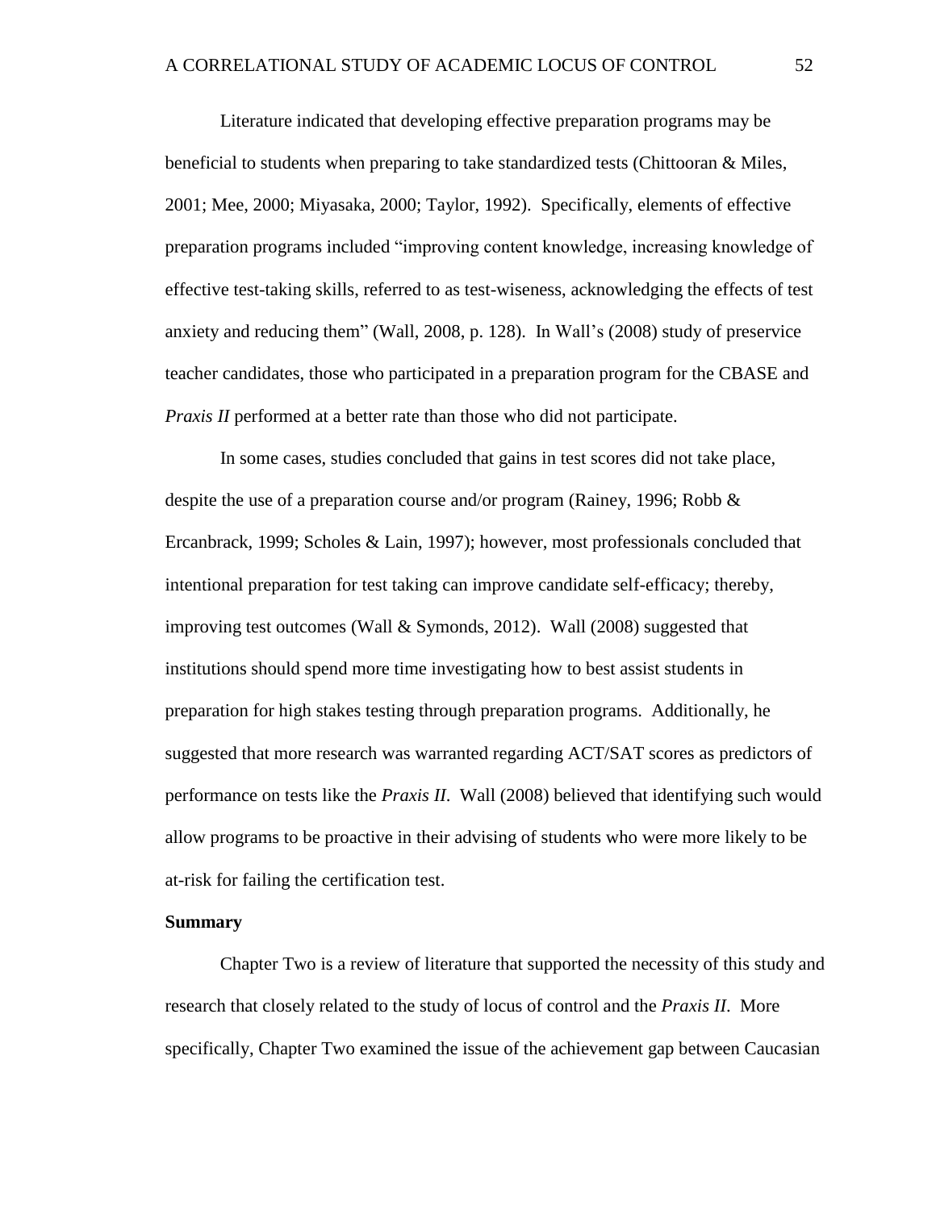Literature indicated that developing effective preparation programs may be beneficial to students when preparing to take standardized tests (Chittooran & Miles, 2001; Mee, 2000; Miyasaka, 2000; Taylor, 1992). Specifically, elements of effective preparation programs included "improving content knowledge, increasing knowledge of effective test-taking skills, referred to as test-wiseness, acknowledging the effects of test anxiety and reducing them" (Wall, 2008, p. 128). In Wall's (2008) study of preservice teacher candidates, those who participated in a preparation program for the CBASE and *Praxis II* performed at a better rate than those who did not participate.

In some cases, studies concluded that gains in test scores did not take place, despite the use of a preparation course and/or program (Rainey, 1996; Robb & Ercanbrack, 1999; Scholes & Lain, 1997); however, most professionals concluded that intentional preparation for test taking can improve candidate self-efficacy; thereby, improving test outcomes (Wall & Symonds, 2012). Wall (2008) suggested that institutions should spend more time investigating how to best assist students in preparation for high stakes testing through preparation programs. Additionally, he suggested that more research was warranted regarding ACT/SAT scores as predictors of performance on tests like the *Praxis II*. Wall (2008) believed that identifying such would allow programs to be proactive in their advising of students who were more likely to be at-risk for failing the certification test.

**Summary**

Chapter Two is a review of literature that supported the necessity of this study and research that closely related to the study of locus of control and the *Praxis II*. More specifically, Chapter Two examined the issue of the achievement gap between Caucasian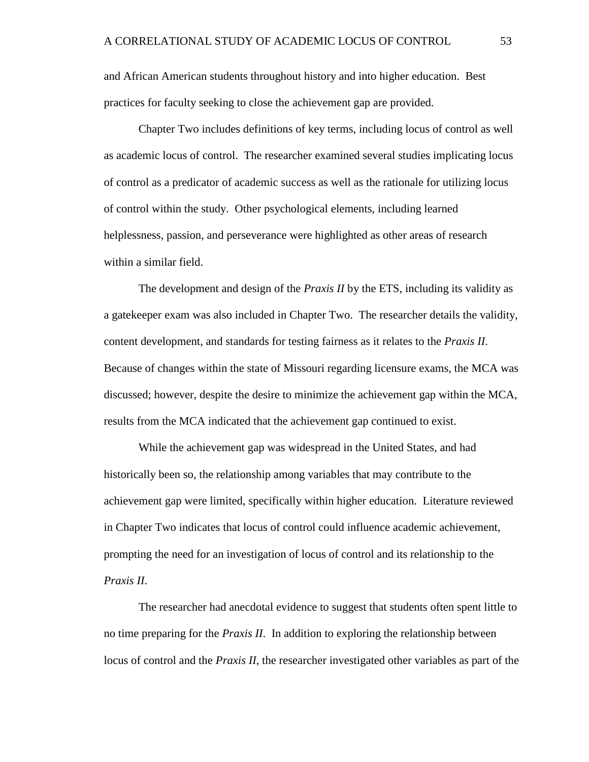and African American students throughout history and into higher education. Best practices for faculty seeking to close the achievement gap are provided.

Chapter Two includes definitions of key terms, including locus of control as well as academic locus of control. The researcher examined several studies implicating locus of control as a predicator of academic success as well as the rationale for utilizing locus of control within the study. Other psychological elements, including learned helplessness, passion, and perseverance were highlighted as other areas of research within a similar field.

The development and design of the *Praxis II* by the ETS, including its validity as a gatekeeper exam was also included in Chapter Two. The researcher details the validity, content development, and standards for testing fairness as it relates to the *Praxis II*. Because of changes within the state of Missouri regarding licensure exams, the MCA was discussed; however, despite the desire to minimize the achievement gap within the MCA, results from the MCA indicated that the achievement gap continued to exist.

While the achievement gap was widespread in the United States, and had historically been so, the relationship among variables that may contribute to the achievement gap were limited, specifically within higher education. Literature reviewed in Chapter Two indicates that locus of control could influence academic achievement, prompting the need for an investigation of locus of control and its relationship to the *Praxis II*.

The researcher had anecdotal evidence to suggest that students often spent little to no time preparing for the *Praxis II*. In addition to exploring the relationship between locus of control and the *Praxis II*, the researcher investigated other variables as part of the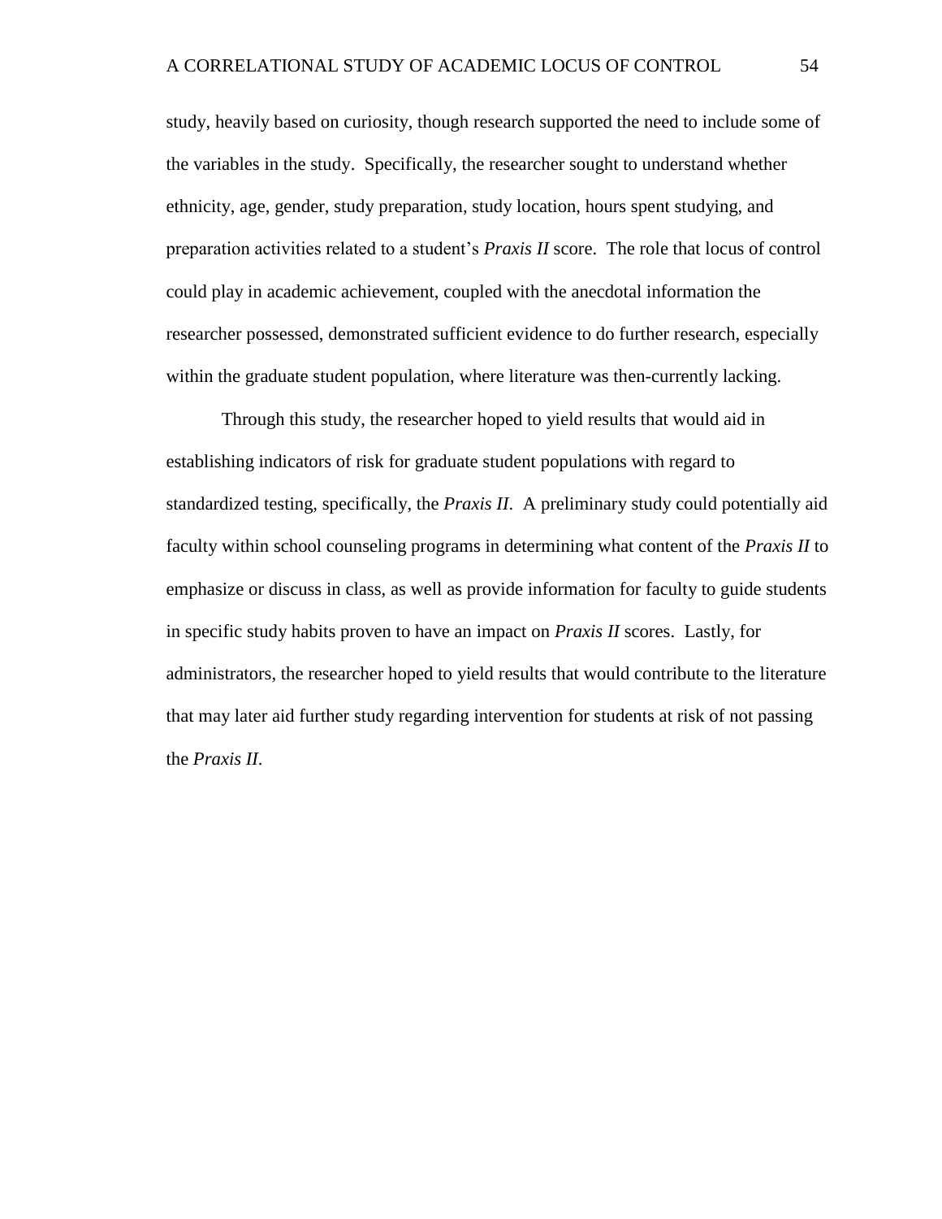study, heavily based on curiosity, though research supported the need to include some of the variables in the study. Specifically, the researcher sought to understand whether ethnicity, age, gender, study preparation, study location, hours spent studying, and preparation activities related to a student's *Praxis II* score. The role that locus of control could play in academic achievement, coupled with the anecdotal information the researcher possessed, demonstrated sufficient evidence to do further research, especially within the graduate student population, where literature was then-currently lacking.

Through this study, the researcher hoped to yield results that would aid in establishing indicators of risk for graduate student populations with regard to standardized testing, specifically, the *Praxis II*. A preliminary study could potentially aid faculty within school counseling programs in determining what content of the *Praxis II* to emphasize or discuss in class, as well as provide information for faculty to guide students in specific study habits proven to have an impact on *Praxis II* scores. Lastly, for administrators, the researcher hoped to yield results that would contribute to the literature that may later aid further study regarding intervention for students at risk of not passing the *Praxis II*.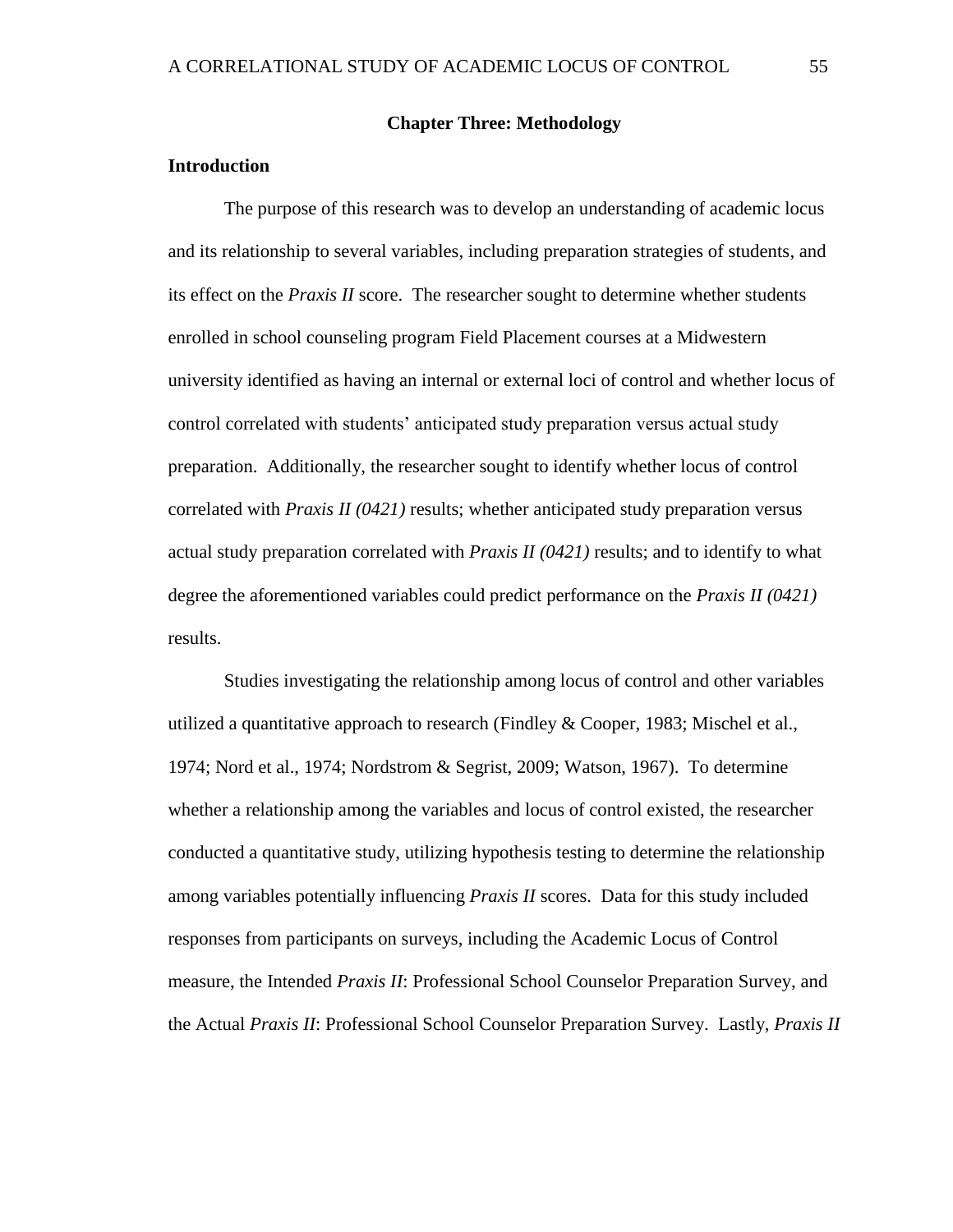## Chapter Three: Methodology

### Introduction

The purpose of this research was to develop an understanding of academic locus and its relationship to several variables, including preparation strategies of students, and its effect on the *Praxis II* score. The researcher sought to determine whether students enrolled in school counseling program Field Placement courses at a Midwestern university identified as having an internal or external loci of control and whether locus of control correlated with students' anticipated study preparation versus actual study preparation. Additionally, the researcher sought to identify whether locus of control correlated with *Praxis II (0421)* results; whether anticipated study preparation versus actual study preparation correlated with *Praxis II (0421)* results; and to identify to what degree the aforementioned variables could predict performance on the *Praxis II (0421)* results.

Studies investigating the relationship among locus of control and other variables utilized a quantitative approach to research (Findley & Cooper, 1983; Mischel et al., 1974; Nord et al., 1974; Nordstrom & Segrist, 2009; Watson, 1967). To determine whether a relationship among the variables and locus of control existed, the researcher conducted a quantitative study, utilizing hypothesis testing to determine the relationship among variables potentially influencing *Praxis II* scores. Data for this study included responses from participants on surveys, including the Academic Locus of Control measure, the Intended *Praxis II*: Professional School Counselor Preparation Survey, and the Actual *Praxis II*: Professional School Counselor Preparation Survey. Lastly, *Praxis II*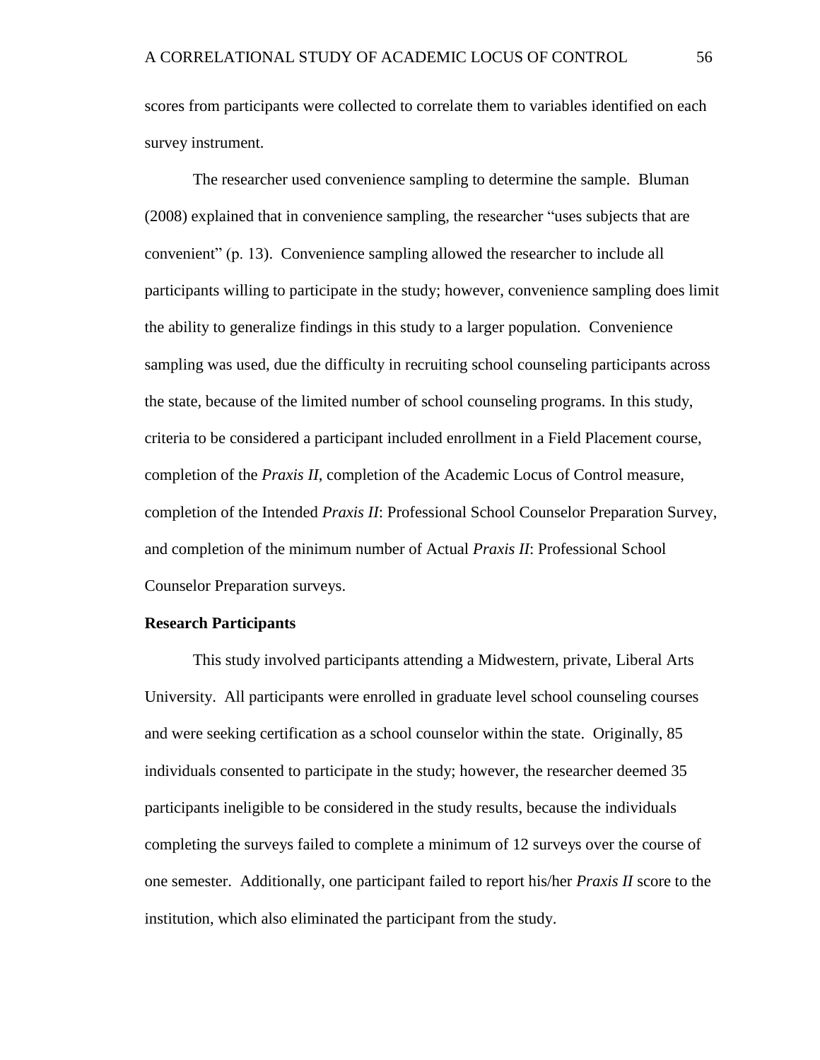scores from participants were collected to correlate them to variables identified on each survey instrument.

The researcher used convenience sampling to determine the sample. Bluman (2008) explained that in convenience sampling, the researcher "uses subjects that are convenient" (p. 13). Convenience sampling allowed the researcher to include all participants willing to participate in the study; however, convenience sampling does limit the ability to generalize findings in this study to a larger population. Convenience sampling was used, due the difficulty in recruiting school counseling participants across the state, because of the limited number of school counseling programs. In this study, criteria to be considered a participant included enrollment in a Field Placement course, completion of the *Praxis II*, completion of the Academic Locus of Control measure, completion of the Intended *Praxis II*: Professional School Counselor Preparation Survey, and completion of the minimum number of Actual *Praxis II*: Professional School Counselor Preparation surveys.

**Research Participants**

This study involved participants attending a Midwestern, private, Liberal Arts University. All participants were enrolled in graduate level school counseling courses and were seeking certification as a school counselor within the state. Originally, 85 individuals consented to participate in the study; however, the researcher deemed 35 participants ineligible to be considered in the study results, because the individuals completing the surveys failed to complete a minimum of 12 surveys over the course of one semester. Additionally, one participant failed to report his/her *Praxis II* score to the institution, which also eliminated the participant from the study.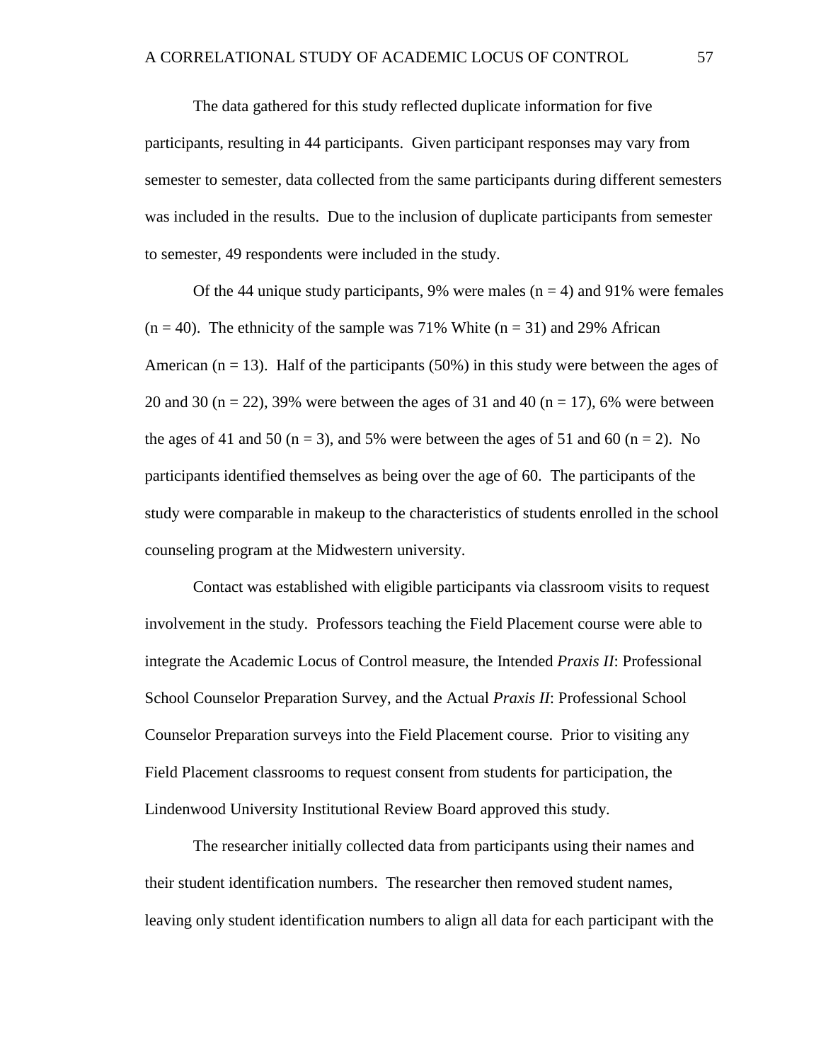The data gathered for this study reflected duplicate information for five participants, resulting in 44 participants. Given participant responses may vary from semester to semester, data collected from the same participants during different semesters was included in the results. Due to the inclusion of duplicate participants from semester to semester, 49 respondents were included in the study.

Of the 44 unique study participants, 9% were males ($n = 4$) and 91% were females ($n = 40$). The ethnicity of the sample was 71% White ($n = 31$) and 29% African American ($n = 13$). Half of the participants (50%) in this study were between the ages of 20 and 30 ($n = 22$), 39% were between the ages of 31 and 40 ($n = 17$), 6% were between the ages of 41 and 50 ($n = 3$), and 5% were between the ages of 51 and 60 ($n = 2$). No participants identified themselves as being over the age of 60. The participants of the study were comparable in makeup to the characteristics of students enrolled in the school counseling program at the Midwestern university.

Contact was established with eligible participants via classroom visits to request involvement in the study. Professors teaching the Field Placement course were able to integrate the Academic Locus of Control measure, the Intended *Praxis II*: Professional School Counselor Preparation Survey, and the Actual *Praxis II*: Professional School Counselor Preparation surveys into the Field Placement course. Prior to visiting any Field Placement classrooms to request consent from students for participation, the Lindenwood University Institutional Review Board approved this study.

The researcher initially collected data from participants using their names and their student identification numbers. The researcher then removed student names, leaving only student identification numbers to align all data for each participant with the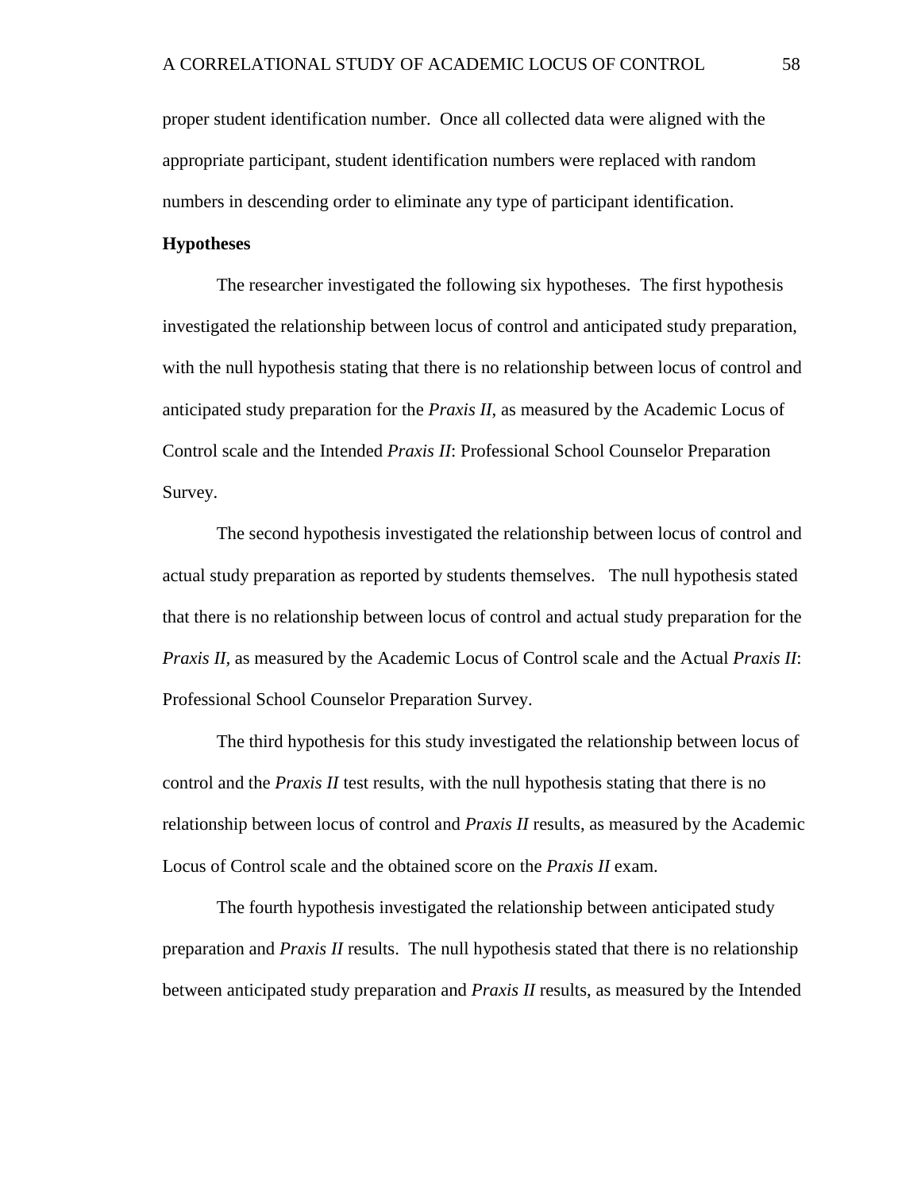proper student identification number. Once all collected data were aligned with the appropriate participant, student identification numbers were replaced with random numbers in descending order to eliminate any type of participant identification.

**Hypotheses**

The researcher investigated the following six hypotheses. The first hypothesis investigated the relationship between locus of control and anticipated study preparation, with the null hypothesis stating that there is no relationship between locus of control and anticipated study preparation for the *Praxis II*, as measured by the Academic Locus of Control scale and the Intended *Praxis II*: Professional School Counselor Preparation Survey.

The second hypothesis investigated the relationship between locus of control and actual study preparation as reported by students themselves. The null hypothesis stated that there is no relationship between locus of control and actual study preparation for the *Praxis II*, as measured by the Academic Locus of Control scale and the Actual *Praxis II*: Professional School Counselor Preparation Survey.

The third hypothesis for this study investigated the relationship between locus of control and the *Praxis II* test results, with the null hypothesis stating that there is no relationship between locus of control and *Praxis II* results, as measured by the Academic Locus of Control scale and the obtained score on the *Praxis II* exam.

The fourth hypothesis investigated the relationship between anticipated study preparation and *Praxis II* results. The null hypothesis stated that there is no relationship between anticipated study preparation and *Praxis II* results, as measured by the Intended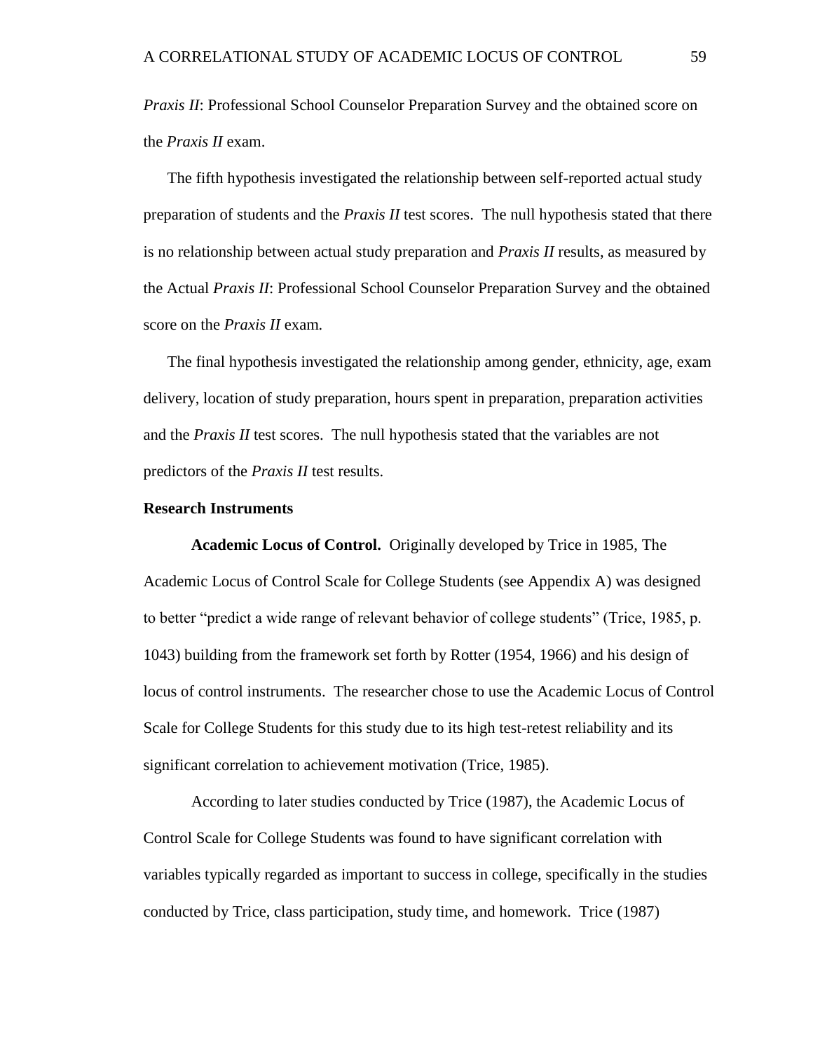*Praxis II*: Professional School Counselor Preparation Survey and the obtained score on the *Praxis II* exam.

The fifth hypothesis investigated the relationship between self-reported actual study preparation of students and the *Praxis II* test scores. The null hypothesis stated that there is no relationship between actual study preparation and *Praxis II* results, as measured by the Actual *Praxis II*: Professional School Counselor Preparation Survey and the obtained score on the *Praxis II* exam.

The final hypothesis investigated the relationship among gender, ethnicity, age, exam delivery, location of study preparation, hours spent in preparation, preparation activities and the *Praxis II* test scores. The null hypothesis stated that the variables are not predictors of the *Praxis II* test results.

## Research Instruments

**Academic Locus of Control.** Originally developed by Trice in 1985, The Academic Locus of Control Scale for College Students (see Appendix A) was designed to better "predict a wide range of relevant behavior of college students" (Trice, 1985, p. 1043) building from the framework set forth by Rotter (1954, 1966) and his design of locus of control instruments. The researcher chose to use the Academic Locus of Control Scale for College Students for this study due to its high test-retest reliability and its significant correlation to achievement motivation (Trice, 1985).

According to later studies conducted by Trice (1987), the Academic Locus of Control Scale for College Students was found to have significant correlation with variables typically regarded as important to success in college, specifically in the studies conducted by Trice, class participation, study time, and homework. Trice (1987)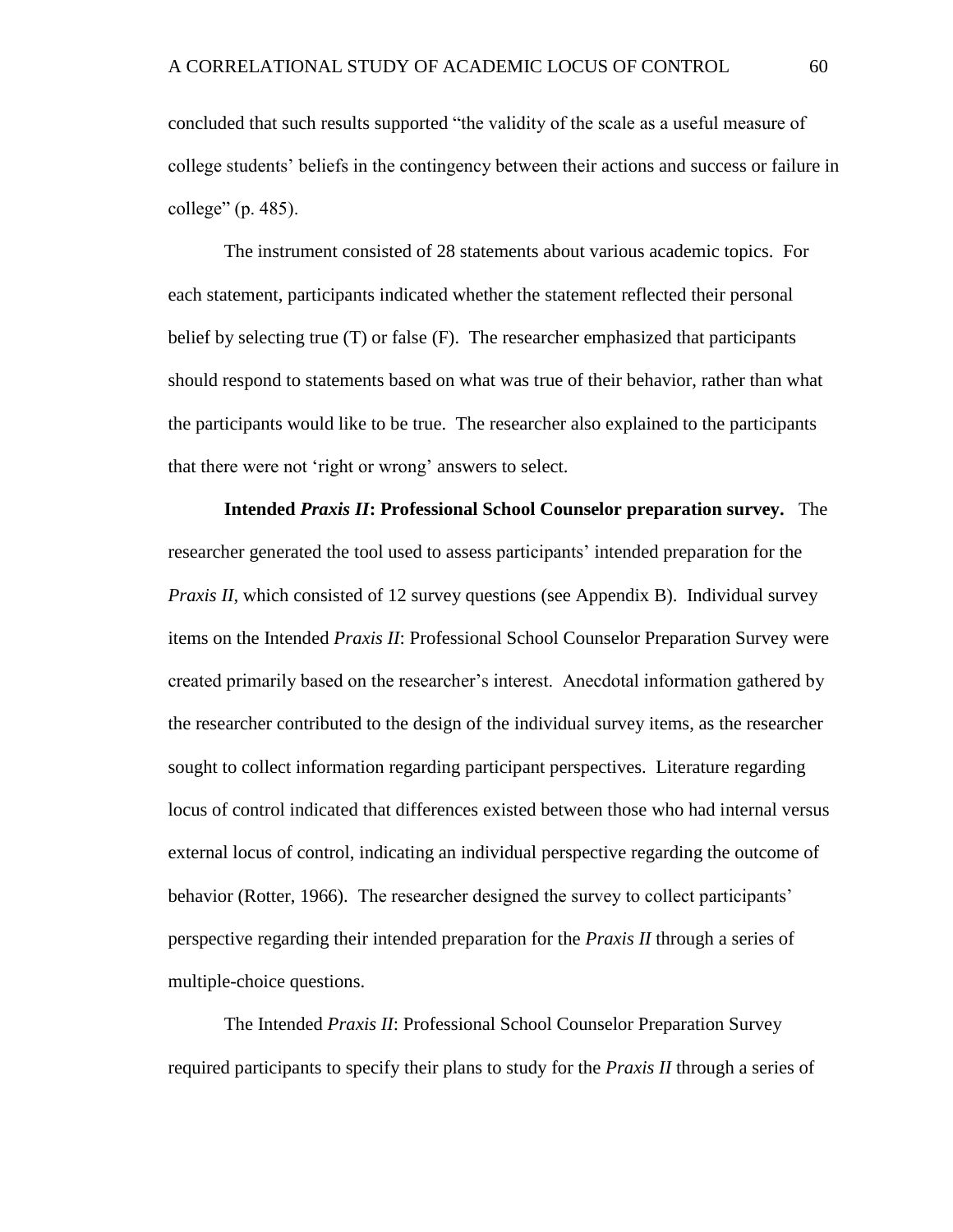concluded that such results supported "the validity of the scale as a useful measure of college students' beliefs in the contingency between their actions and success or failure in college" (p. 485).

The instrument consisted of 28 statements about various academic topics. For each statement, participants indicated whether the statement reflected their personal belief by selecting true (T) or false (F). The researcher emphasized that participants should respond to statements based on what was true of their behavior, rather than what the participants would like to be true. The researcher also explained to the participants that there were not 'right or wrong' answers to select.

**Intended *Praxis II*: Professional School Counselor preparation survey.** The researcher generated the tool used to assess participants' intended preparation for the *Praxis II*, which consisted of 12 survey questions (see Appendix B). Individual survey items on the Intended *Praxis II*: Professional School Counselor Preparation Survey were created primarily based on the researcher's interest. Anecdotal information gathered by the researcher contributed to the design of the individual survey items, as the researcher sought to collect information regarding participant perspectives. Literature regarding locus of control indicated that differences existed between those who had internal versus external locus of control, indicating an individual perspective regarding the outcome of behavior (Rotter, 1966). The researcher designed the survey to collect participants' perspective regarding their intended preparation for the *Praxis II* through a series of multiple-choice questions.

The Intended *Praxis II*: Professional School Counselor Preparation Survey required participants to specify their plans to study for the *Praxis II* through a series of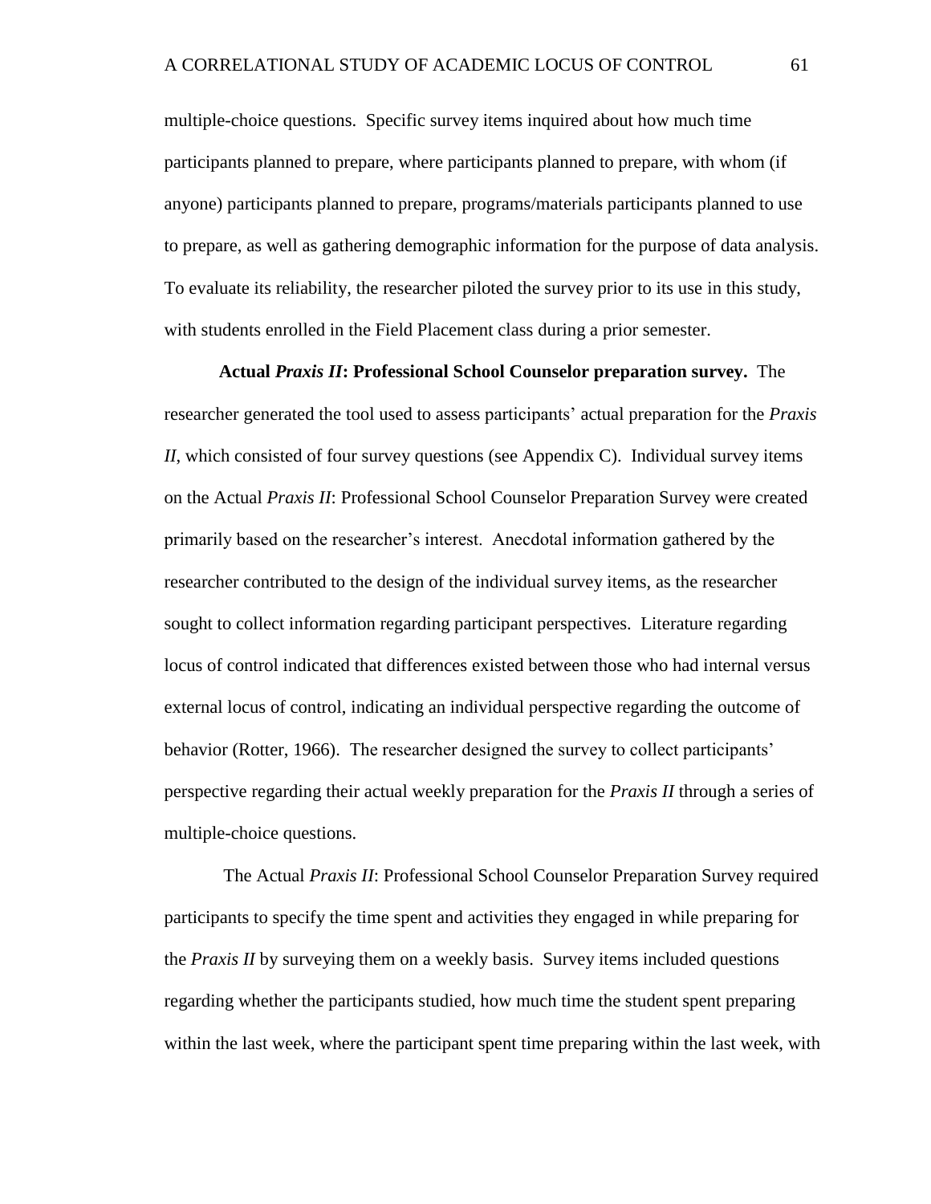multiple-choice questions. Specific survey items inquired about how much time participants planned to prepare, where participants planned to prepare, with whom (if anyone) participants planned to prepare, programs/materials participants planned to use to prepare, as well as gathering demographic information for the purpose of data analysis. To evaluate its reliability, the researcher piloted the survey prior to its use in this study, with students enrolled in the Field Placement class during a prior semester.

**Actual *Praxis II*: Professional School Counselor preparation survey.** The researcher generated the tool used to assess participants' actual preparation for the *Praxis II*, which consisted of four survey questions (see Appendix C). Individual survey items on the Actual *Praxis II*: Professional School Counselor Preparation Survey were created primarily based on the researcher's interest. Anecdotal information gathered by the researcher contributed to the design of the individual survey items, as the researcher sought to collect information regarding participant perspectives. Literature regarding locus of control indicated that differences existed between those who had internal versus external locus of control, indicating an individual perspective regarding the outcome of behavior (Rotter, 1966). The researcher designed the survey to collect participants' perspective regarding their actual weekly preparation for the *Praxis II* through a series of multiple-choice questions.

The Actual *Praxis II*: Professional School Counselor Preparation Survey required participants to specify the time spent and activities they engaged in while preparing for the *Praxis II* by surveying them on a weekly basis. Survey items included questions regarding whether the participants studied, how much time the student spent preparing within the last week, where the participant spent time preparing within the last week, with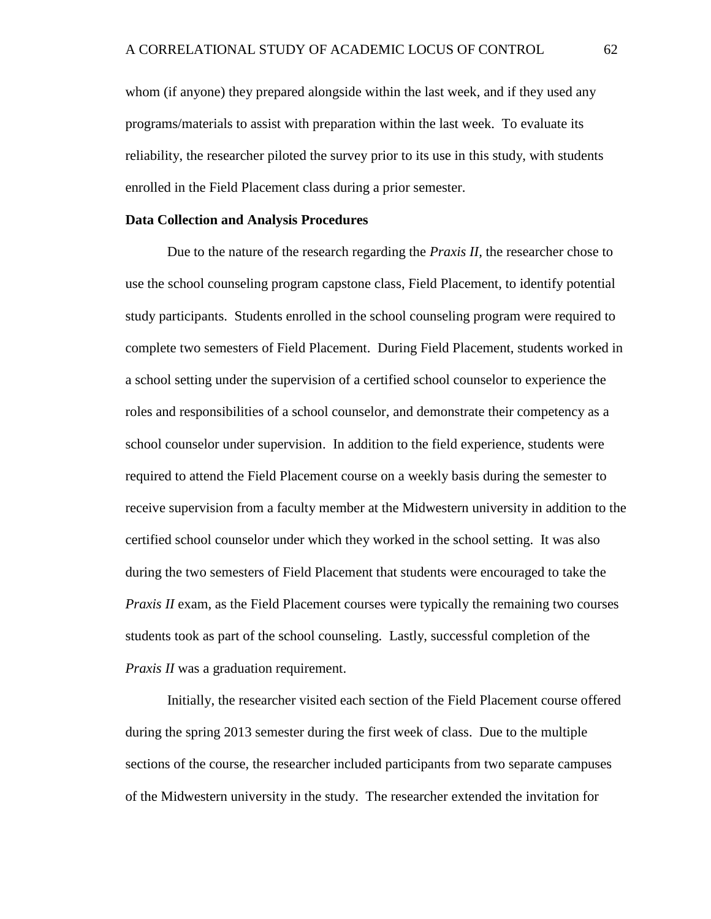whom (if anyone) they prepared alongside within the last week, and if they used any programs/materials to assist with preparation within the last week. To evaluate its reliability, the researcher piloted the survey prior to its use in this study, with students enrolled in the Field Placement class during a prior semester.

**Data Collection and Analysis Procedures**

Due to the nature of the research regarding the *Praxis II*, the researcher chose to use the school counseling program capstone class, Field Placement, to identify potential study participants. Students enrolled in the school counseling program were required to complete two semesters of Field Placement. During Field Placement, students worked in a school setting under the supervision of a certified school counselor to experience the roles and responsibilities of a school counselor, and demonstrate their competency as a school counselor under supervision. In addition to the field experience, students were required to attend the Field Placement course on a weekly basis during the semester to receive supervision from a faculty member at the Midwestern university in addition to the certified school counselor under which they worked in the school setting. It was also during the two semesters of Field Placement that students were encouraged to take the *Praxis II* exam, as the Field Placement courses were typically the remaining two courses students took as part of the school counseling. Lastly, successful completion of the *Praxis II* was a graduation requirement.

Initially, the researcher visited each section of the Field Placement course offered during the spring 2013 semester during the first week of class. Due to the multiple sections of the course, the researcher included participants from two separate campuses of the Midwestern university in the study. The researcher extended the invitation for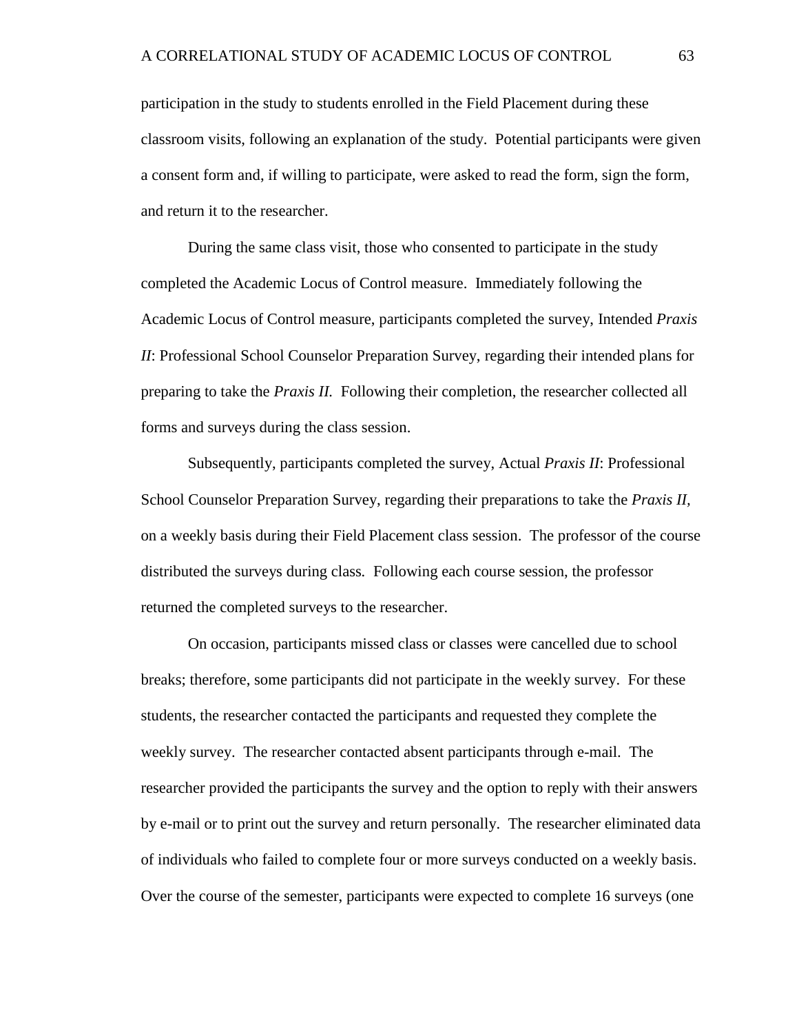participation in the study to students enrolled in the Field Placement during these classroom visits, following an explanation of the study. Potential participants were given a consent form and, if willing to participate, were asked to read the form, sign the form, and return it to the researcher.

During the same class visit, those who consented to participate in the study completed the Academic Locus of Control measure. Immediately following the Academic Locus of Control measure, participants completed the survey, Intended *Praxis II*: Professional School Counselor Preparation Survey, regarding their intended plans for preparing to take the *Praxis II.* Following their completion, the researcher collected all forms and surveys during the class session.

Subsequently, participants completed the survey, Actual *Praxis II*: Professional School Counselor Preparation Survey, regarding their preparations to take the *Praxis II,* on a weekly basis during their Field Placement class session. The professor of the course distributed the surveys during class. Following each course session, the professor returned the completed surveys to the researcher.

On occasion, participants missed class or classes were cancelled due to school breaks; therefore, some participants did not participate in the weekly survey. For these students, the researcher contacted the participants and requested they complete the weekly survey. The researcher contacted absent participants through e-mail. The researcher provided the participants the survey and the option to reply with their answers by e-mail or to print out the survey and return personally. The researcher eliminated data of individuals who failed to complete four or more surveys conducted on a weekly basis. Over the course of the semester, participants were expected to complete 16 surveys (one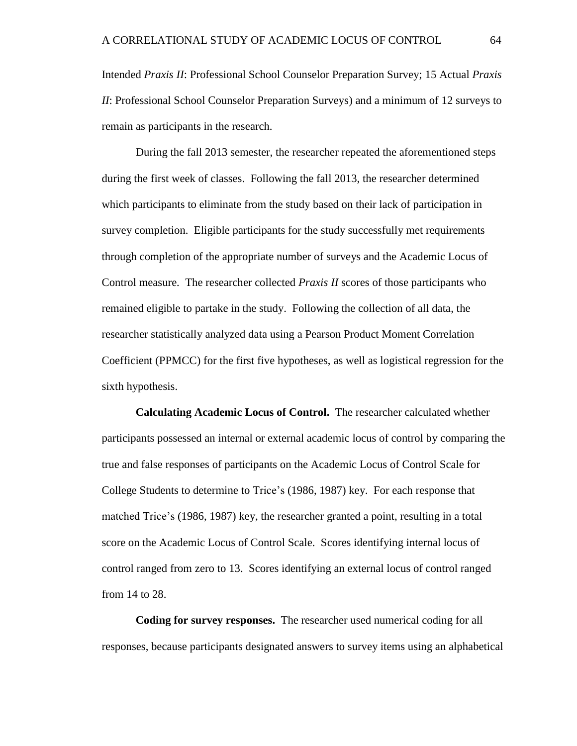Intended *Praxis II*: Professional School Counselor Preparation Survey; 15 Actual *Praxis II*: Professional School Counselor Preparation Surveys) and a minimum of 12 surveys to remain as participants in the research.

During the fall 2013 semester, the researcher repeated the aforementioned steps during the first week of classes. Following the fall 2013, the researcher determined which participants to eliminate from the study based on their lack of participation in survey completion. Eligible participants for the study successfully met requirements through completion of the appropriate number of surveys and the Academic Locus of Control measure. The researcher collected *Praxis II* scores of those participants who remained eligible to partake in the study. Following the collection of all data, the researcher statistically analyzed data using a Pearson Product Moment Correlation Coefficient (PPMCC) for the first five hypotheses, as well as logistical regression for the sixth hypothesis.

**Calculating Academic Locus of Control.** The researcher calculated whether participants possessed an internal or external academic locus of control by comparing the true and false responses of participants on the Academic Locus of Control Scale for College Students to determine to Trice's (1986, 1987) key. For each response that matched Trice's (1986, 1987) key, the researcher granted a point, resulting in a total score on the Academic Locus of Control Scale. Scores identifying internal locus of control ranged from zero to 13. Scores identifying an external locus of control ranged from 14 to 28.

**Coding for survey responses.** The researcher used numerical coding for all responses, because participants designated answers to survey items using an alphabetical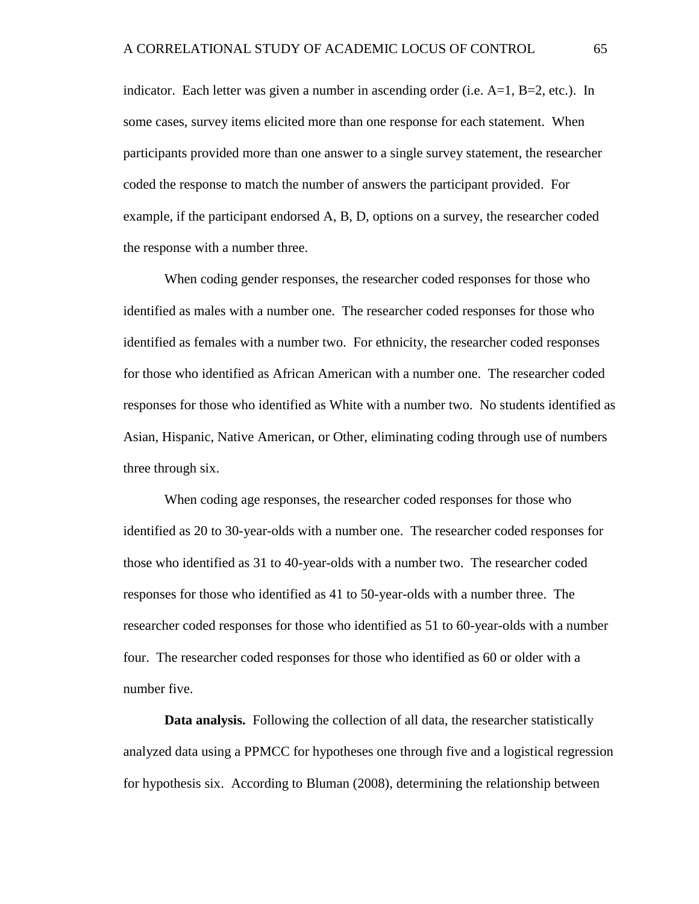indicator. Each letter was given a number in ascending order (i.e. A=1, B=2, etc.). In some cases, survey items elicited more than one response for each statement. When participants provided more than one answer to a single survey statement, the researcher coded the response to match the number of answers the participant provided. For example, if the participant endorsed A, B, D, options on a survey, the researcher coded the response with a number three.

When coding gender responses, the researcher coded responses for those who identified as males with a number one. The researcher coded responses for those who identified as females with a number two. For ethnicity, the researcher coded responses for those who identified as African American with a number one. The researcher coded responses for those who identified as White with a number two. No students identified as Asian, Hispanic, Native American, or Other, eliminating coding through use of numbers three through six.

When coding age responses, the researcher coded responses for those who identified as 20 to 30-year-olds with a number one. The researcher coded responses for those who identified as 31 to 40-year-olds with a number two. The researcher coded responses for those who identified as 41 to 50-year-olds with a number three. The researcher coded responses for those who identified as 51 to 60-year-olds with a number four. The researcher coded responses for those who identified as 60 or older with a number five.

**Data analysis.** Following the collection of all data, the researcher statistically analyzed data using a PPMCC for hypotheses one through five and a logistical regression for hypothesis six. According to Bluman (2008), determining the relationship between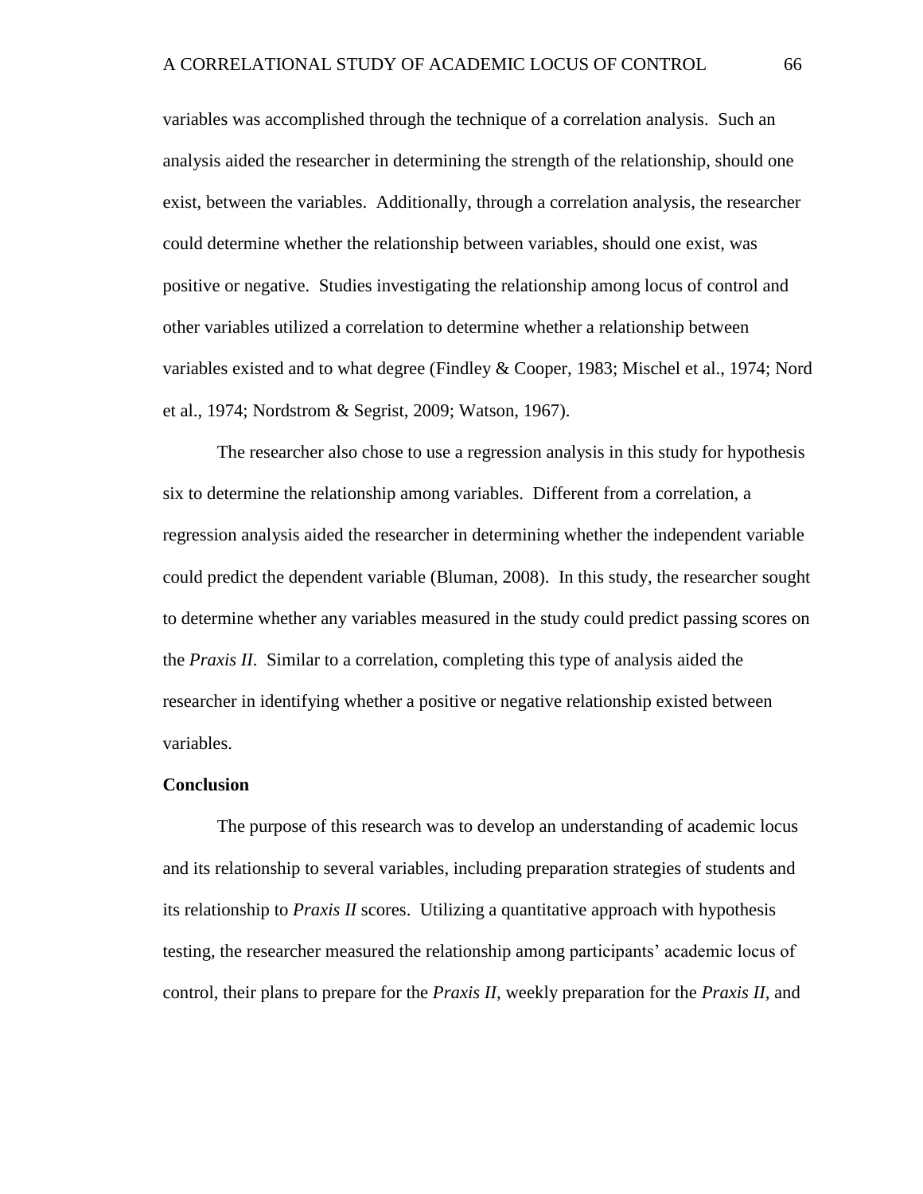variables was accomplished through the technique of a correlation analysis. Such an analysis aided the researcher in determining the strength of the relationship, should one exist, between the variables. Additionally, through a correlation analysis, the researcher could determine whether the relationship between variables, should one exist, was positive or negative. Studies investigating the relationship among locus of control and other variables utilized a correlation to determine whether a relationship between variables existed and to what degree (Findley & Cooper, 1983; Mischel et al., 1974; Nord et al., 1974; Nordstrom & Segrist, 2009; Watson, 1967).

The researcher also chose to use a regression analysis in this study for hypothesis six to determine the relationship among variables. Different from a correlation, a regression analysis aided the researcher in determining whether the independent variable could predict the dependent variable (Bluman, 2008). In this study, the researcher sought to determine whether any variables measured in the study could predict passing scores on the *Praxis II*. Similar to a correlation, completing this type of analysis aided the researcher in identifying whether a positive or negative relationship existed between variables.

**Conclusion**

The purpose of this research was to develop an understanding of academic locus and its relationship to several variables, including preparation strategies of students and its relationship to *Praxis II* scores. Utilizing a quantitative approach with hypothesis testing, the researcher measured the relationship among participants' academic locus of control, their plans to prepare for the *Praxis II*, weekly preparation for the *Praxis II*, and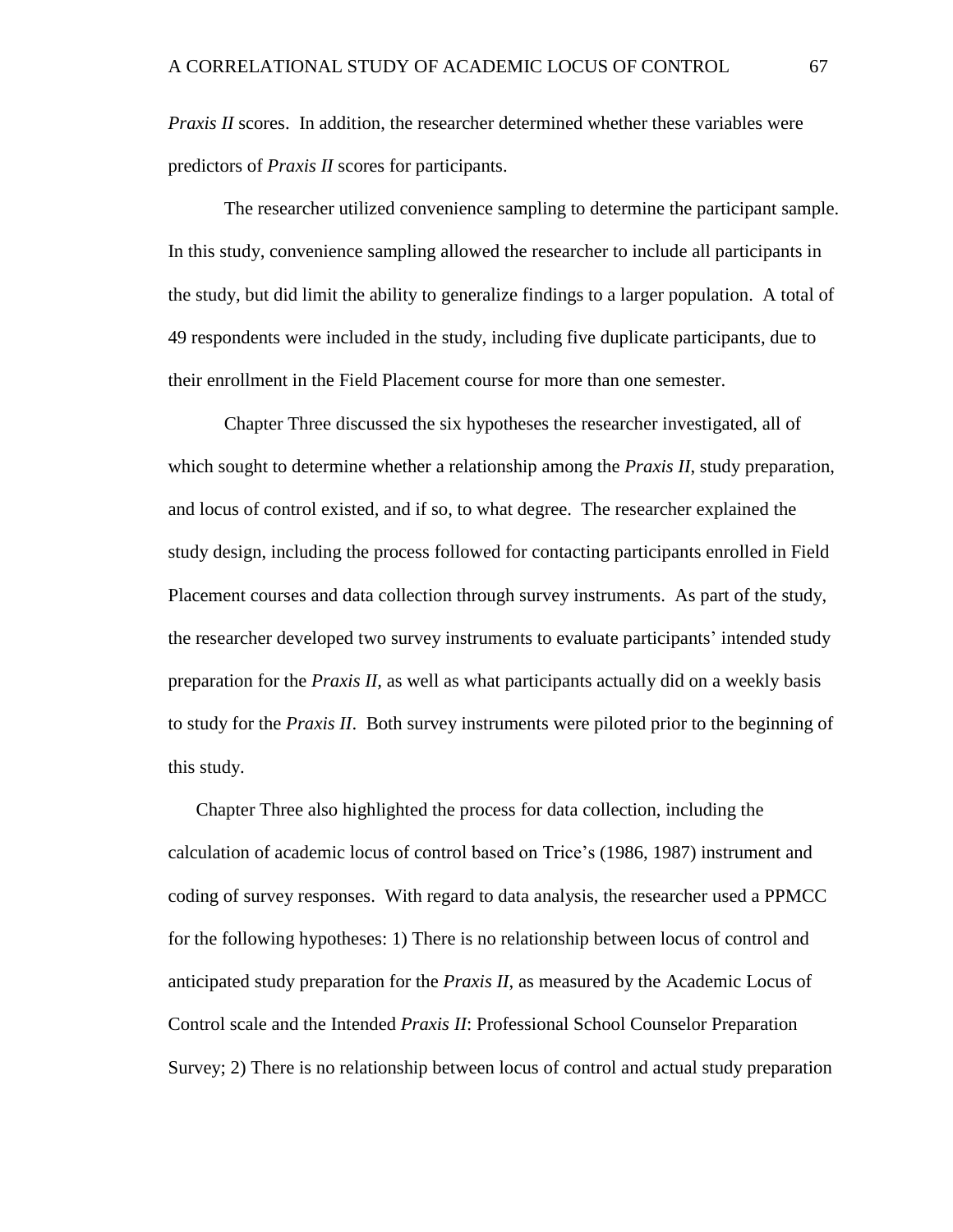*Praxis II* scores. In addition, the researcher determined whether these variables were predictors of *Praxis II* scores for participants.

The researcher utilized convenience sampling to determine the participant sample. In this study, convenience sampling allowed the researcher to include all participants in the study, but did limit the ability to generalize findings to a larger population. A total of 49 respondents were included in the study, including five duplicate participants, due to their enrollment in the Field Placement course for more than one semester.

Chapter Three discussed the six hypotheses the researcher investigated, all of which sought to determine whether a relationship among the *Praxis II*, study preparation, and locus of control existed, and if so, to what degree. The researcher explained the study design, including the process followed for contacting participants enrolled in Field Placement courses and data collection through survey instruments. As part of the study, the researcher developed two survey instruments to evaluate participants' intended study preparation for the *Praxis II*, as well as what participants actually did on a weekly basis to study for the *Praxis II*. Both survey instruments were piloted prior to the beginning of this study.

Chapter Three also highlighted the process for data collection, including the calculation of academic locus of control based on Trice's (1986, 1987) instrument and coding of survey responses. With regard to data analysis, the researcher used a PPMCC for the following hypotheses: 1) There is no relationship between locus of control and anticipated study preparation for the *Praxis II*, as measured by the Academic Locus of Control scale and the Intended *Praxis II*: Professional School Counselor Preparation Survey; 2) There is no relationship between locus of control and actual study preparation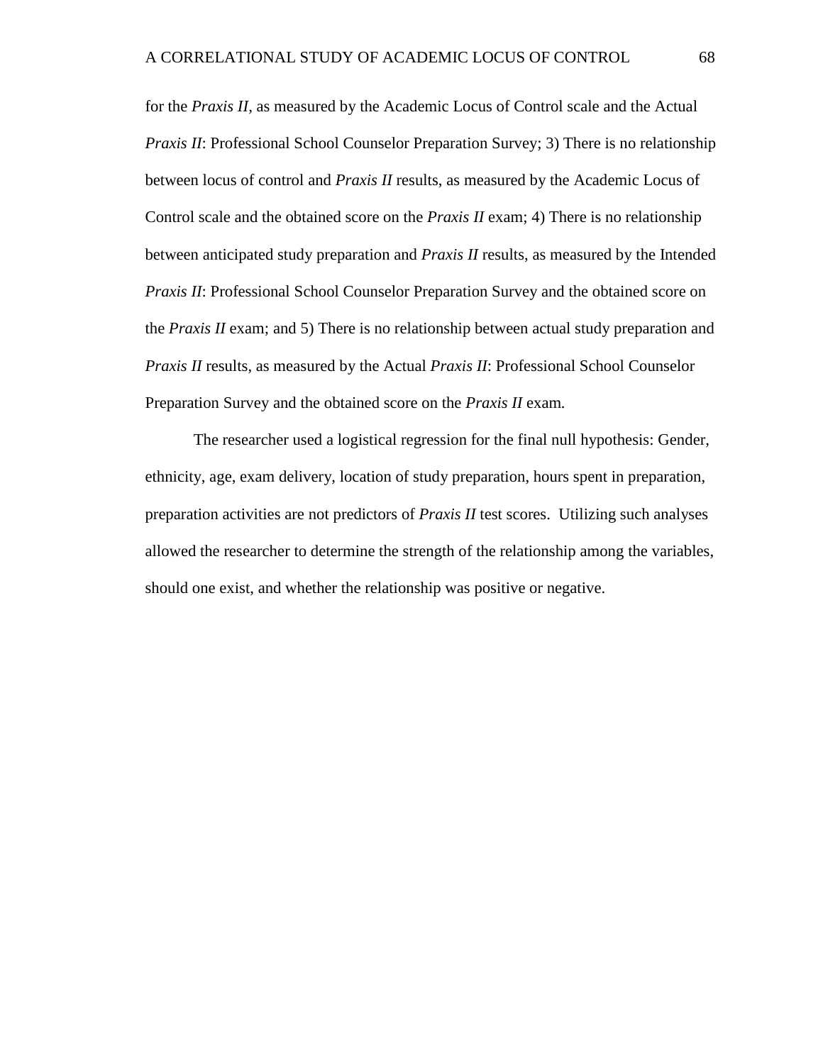for the *Praxis II*, as measured by the Academic Locus of Control scale and the Actual *Praxis II*: Professional School Counselor Preparation Survey; 3) There is no relationship between locus of control and *Praxis II* results, as measured by the Academic Locus of Control scale and the obtained score on the *Praxis II* exam; 4) There is no relationship between anticipated study preparation and *Praxis II* results, as measured by the Intended *Praxis II*: Professional School Counselor Preparation Survey and the obtained score on the *Praxis II* exam; and 5) There is no relationship between actual study preparation and *Praxis II* results, as measured by the Actual *Praxis II*: Professional School Counselor Preparation Survey and the obtained score on the *Praxis II* exam.

The researcher used a logistical regression for the final null hypothesis: Gender, ethnicity, age, exam delivery, location of study preparation, hours spent in preparation, preparation activities are not predictors of *Praxis II* test scores. Utilizing such analyses allowed the researcher to determine the strength of the relationship among the variables, should one exist, and whether the relationship was positive or negative.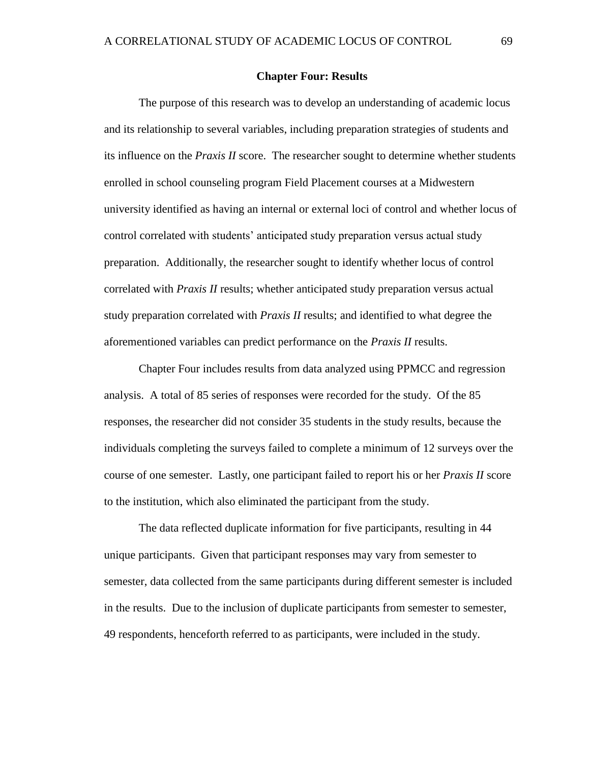## Chapter Four: Results

The purpose of this research was to develop an understanding of academic locus and its relationship to several variables, including preparation strategies of students and its influence on the *Praxis II* score. The researcher sought to determine whether students enrolled in school counseling program Field Placement courses at a Midwestern university identified as having an internal or external loci of control and whether locus of control correlated with students' anticipated study preparation versus actual study preparation. Additionally, the researcher sought to identify whether locus of control correlated with *Praxis II* results; whether anticipated study preparation versus actual study preparation correlated with *Praxis II* results; and identified to what degree the aforementioned variables can predict performance on the *Praxis II* results.

Chapter Four includes results from data analyzed using PPMCC and regression analysis. A total of 85 series of responses were recorded for the study. Of the 85 responses, the researcher did not consider 35 students in the study results, because the individuals completing the surveys failed to complete a minimum of 12 surveys over the course of one semester. Lastly, one participant failed to report his or her *Praxis II* score to the institution, which also eliminated the participant from the study.

The data reflected duplicate information for five participants, resulting in 44 unique participants. Given that participant responses may vary from semester to semester, data collected from the same participants during different semester is included in the results. Due to the inclusion of duplicate participants from semester to semester, 49 respondents, henceforth referred to as participants, were included in the study.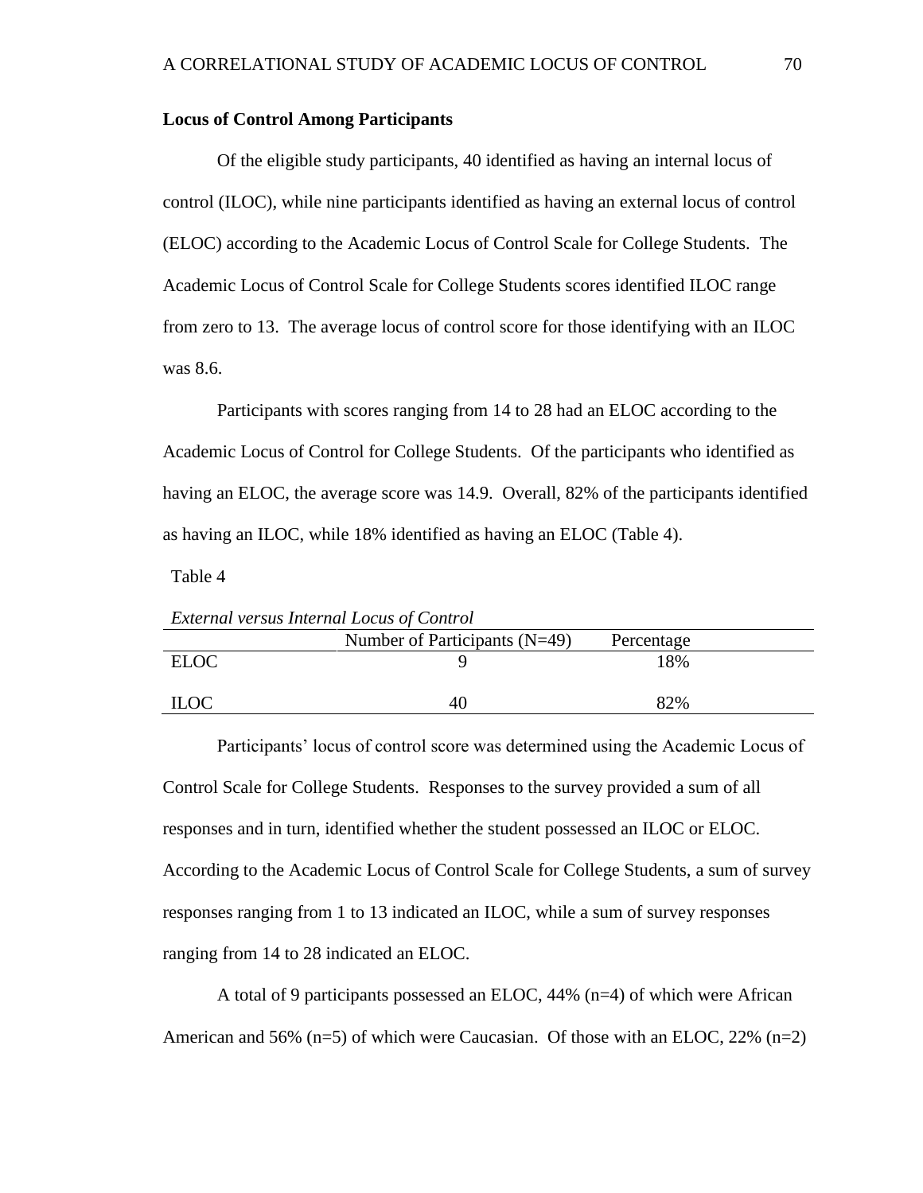**Locus of Control Among Participants**

Of the eligible study participants, 40 identified as having an internal locus of control (ILOC), while nine participants identified as having an external locus of control (ELOC) according to the Academic Locus of Control Scale for College Students. The Academic Locus of Control Scale for College Students scores identified ILOC range from zero to 13. The average locus of control score for those identifying with an ILOC was 8.6.

Participants with scores ranging from 14 to 28 had an ELOC according to the Academic Locus of Control for College Students. Of the participants who identified as having an ELOC, the average score was 14.9. Overall, 82% of the participants identified as having an ILOC, while 18% identified as having an ELOC (Table 4).

Table 4

*External versus Internal Locus of Control*

| | Number of Participants (N=49) | Percentage |
|---|---|---|
| ELOC | 9 | 18% |
| ILOC | 40 | 82% |

Participants' locus of control score was determined using the Academic Locus of Control Scale for College Students. Responses to the survey provided a sum of all responses and in turn, identified whether the student possessed an ILOC or ELOC. According to the Academic Locus of Control Scale for College Students, a sum of survey responses ranging from 1 to 13 indicated an ILOC, while a sum of survey responses ranging from 14 to 28 indicated an ELOC.

A total of 9 participants possessed an ELOC, 44% (n=4) of which were African American and 56% (n=5) of which were Caucasian. Of those with an ELOC, 22% (n=2)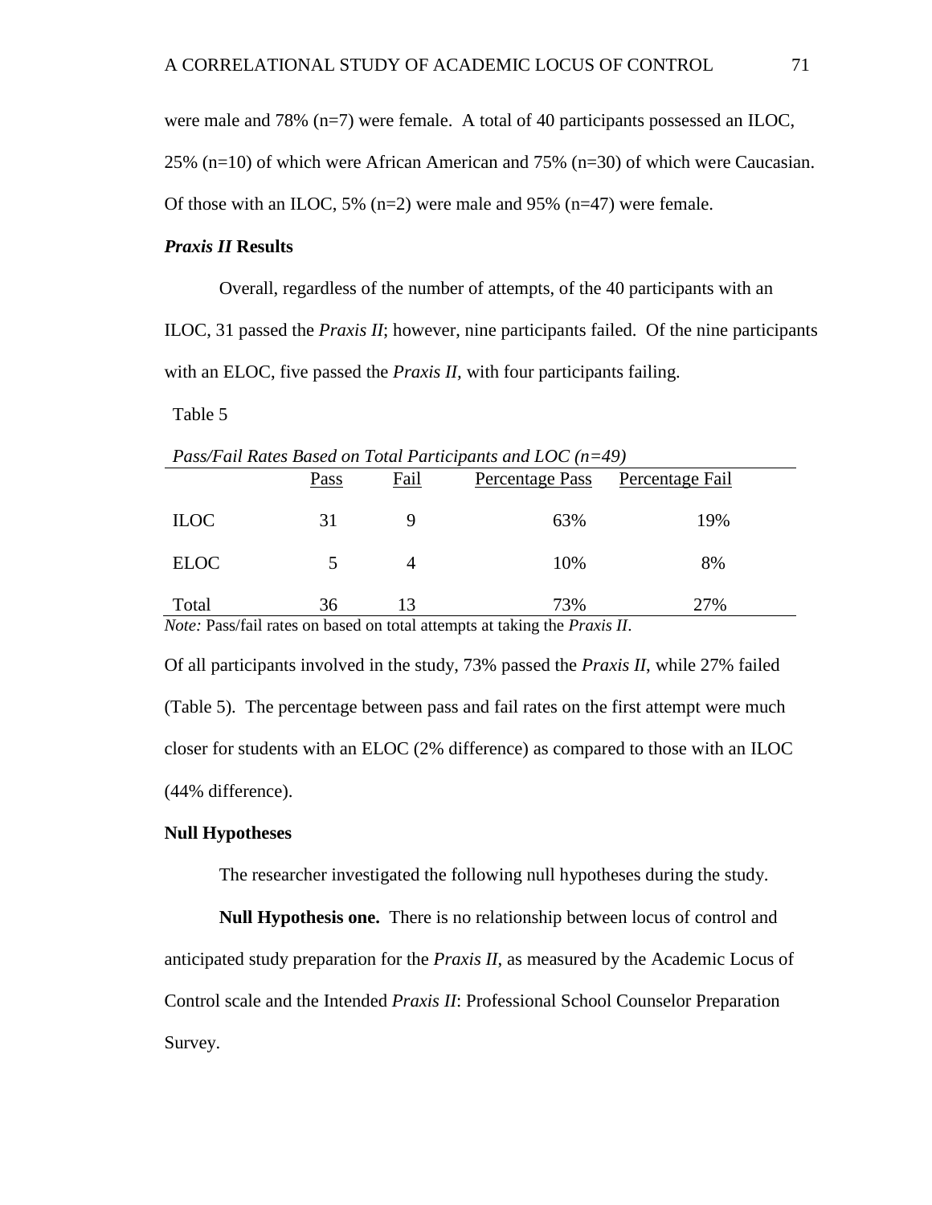were male and 78% (n=7) were female. A total of 40 participants possessed an ILOC, 25% (n=10) of which were African American and 75% (n=30) of which were Caucasian. Of those with an ILOC, 5% (n=2) were male and 95% (n=47) were female.

### *Praxis II* Results

Overall, regardless of the number of attempts, of the 40 participants with an ILOC, 31 passed the *Praxis II*; however, nine participants failed. Of the nine participants with an ELOC, five passed the *Praxis II*, with four participants failing.

Table 5

*Pass/Fail Rates Based on Total Participants and LOC (n=49)*

| | Pass | Fail | Percentage Pass | Percentage Fail |
|---|---|---|---|---|
| ILOC | 31 | 9 | 63% | 19% |
| ELOC | 5 | 4 | 10% | 8% |
| Total | 36 | 13 | 73% | 27% |

*Note:* Pass/fail rates on based on total attempts at taking the *Praxis II*.

Of all participants involved in the study, 73% passed the *Praxis II*, while 27% failed (Table 5). The percentage between pass and fail rates on the first attempt were much closer for students with an ELOC (2% difference) as compared to those with an ILOC (44% difference).

### Null Hypotheses

The researcher investigated the following null hypotheses during the study.

**Null Hypothesis one.** There is no relationship between locus of control and anticipated study preparation for the *Praxis II*, as measured by the Academic Locus of Control scale and the Intended *Praxis II*: Professional School Counselor Preparation Survey.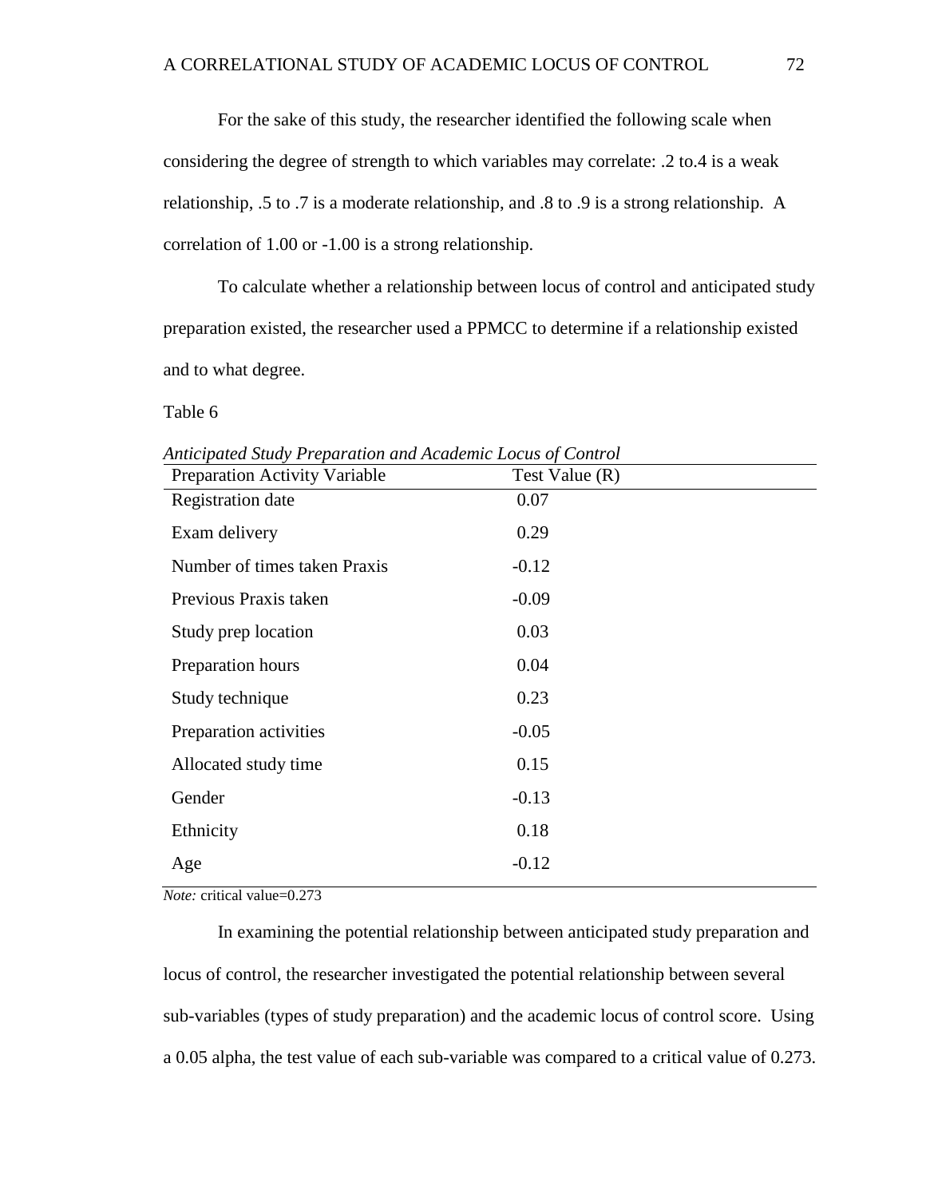For the sake of this study, the researcher identified the following scale when considering the degree of strength to which variables may correlate: .2 to.4 is a weak relationship, .5 to .7 is a moderate relationship, and .8 to .9 is a strong relationship. A correlation of 1.00 or -1.00 is a strong relationship.

To calculate whether a relationship between locus of control and anticipated study preparation existed, the researcher used a PPMCC to determine if a relationship existed and to what degree.

Table 6

*Anticipated Study Preparation and Academic Locus of Control*

| Preparation Activity Variable | Test Value (R) |
|---|---|
| Registration date | 0.07 |
| Exam delivery | 0.29 |
| Number of times taken Praxis | -0.12 |
| Previous Praxis taken | -0.09 |
| Study prep location | 0.03 |
| Preparation hours | 0.04 |
| Study technique | 0.23 |
| Preparation activities | -0.05 |
| Allocated study time | 0.15 |
| Gender | -0.13 |
| Ethnicity | 0.18 |
| Age | -0.12 |

*Note:* critical value=0.273

In examining the potential relationship between anticipated study preparation and locus of control, the researcher investigated the potential relationship between several sub-variables (types of study preparation) and the academic locus of control score. Using a 0.05 alpha, the test value of each sub-variable was compared to a critical value of 0.273.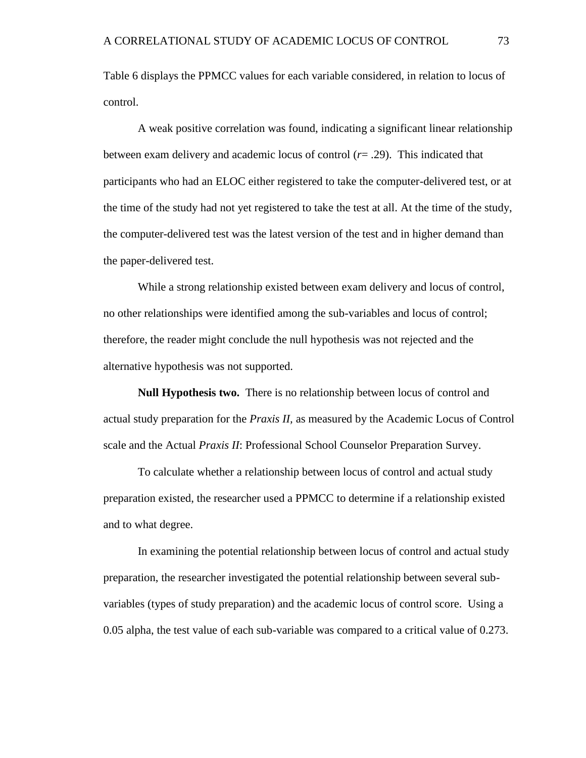Table 6 displays the PPMCC values for each variable considered, in relation to locus of control.

A weak positive correlation was found, indicating a significant linear relationship between exam delivery and academic locus of control ($r$= .29). This indicated that participants who had an ELOC either registered to take the computer-delivered test, or at the time of the study had not yet registered to take the test at all. At the time of the study, the computer-delivered test was the latest version of the test and in higher demand than the paper-delivered test.

While a strong relationship existed between exam delivery and locus of control, no other relationships were identified among the sub-variables and locus of control; therefore, the reader might conclude the null hypothesis was not rejected and the alternative hypothesis was not supported.

**Null Hypothesis two.** There is no relationship between locus of control and actual study preparation for the *Praxis II*, as measured by the Academic Locus of Control scale and the Actual *Praxis II*: Professional School Counselor Preparation Survey.

To calculate whether a relationship between locus of control and actual study preparation existed, the researcher used a PPMCC to determine if a relationship existed and to what degree.

In examining the potential relationship between locus of control and actual study preparation, the researcher investigated the potential relationship between several sub-variables (types of study preparation) and the academic locus of control score. Using a 0.05 alpha, the test value of each sub-variable was compared to a critical value of 0.273.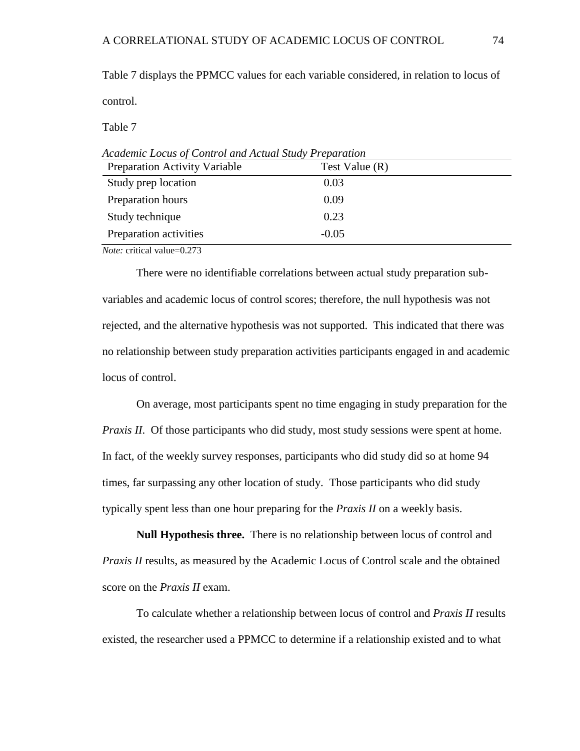Table 7 displays the PPMCC values for each variable considered, in relation to locus of control.

Table 7

*Academic Locus of Control and Actual Study Preparation*

| Preparation Activity Variable | Test Value (R) |
|---|---|
| Study prep location | 0.03 |
| Preparation hours | 0.09 |
| Study technique | 0.23 |
| Preparation activities | -0.05 |

*Note:* critical value=0.273

There were no identifiable correlations between actual study preparation sub-variables and academic locus of control scores; therefore, the null hypothesis was not rejected, and the alternative hypothesis was not supported. This indicated that there was no relationship between study preparation activities participants engaged in and academic locus of control.

On average, most participants spent no time engaging in study preparation for the *Praxis II*. Of those participants who did study, most study sessions were spent at home. In fact, of the weekly survey responses, participants who did study did so at home 94 times, far surpassing any other location of study. Those participants who did study typically spent less than one hour preparing for the *Praxis II* on a weekly basis.

**Null Hypothesis three.** There is no relationship between locus of control and *Praxis II* results, as measured by the Academic Locus of Control scale and the obtained score on the *Praxis II* exam.

To calculate whether a relationship between locus of control and *Praxis II* results existed, the researcher used a PPMCC to determine if a relationship existed and to what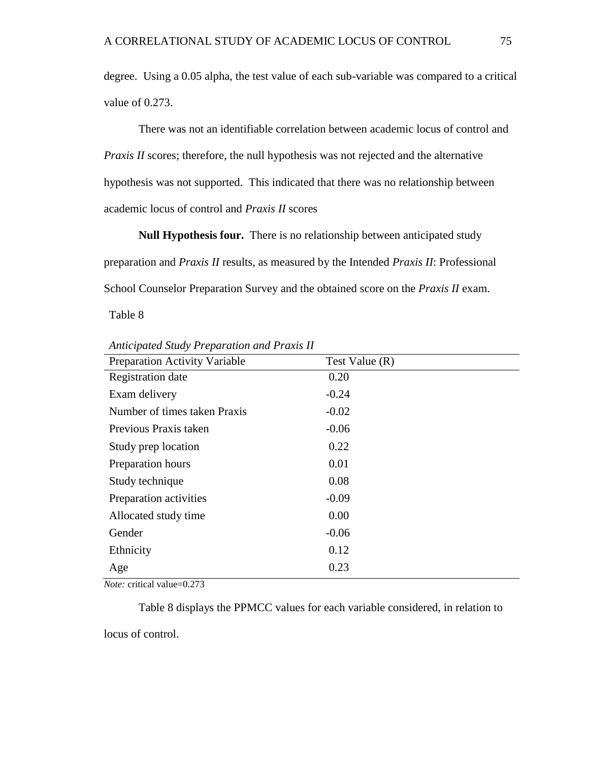degree. Using a 0.05 alpha, the test value of each sub-variable was compared to a critical value of 0.273.

There was not an identifiable correlation between academic locus of control and *Praxis II* scores; therefore, the null hypothesis was not rejected and the alternative hypothesis was not supported. This indicated that there was no relationship between academic locus of control and *Praxis II* scores

**Null Hypothesis four.** There is no relationship between anticipated study preparation and *Praxis II* results, as measured by the Intended *Praxis II*: Professional School Counselor Preparation Survey and the obtained score on the *Praxis II* exam.

Table 8

*Anticipated Study Preparation and Praxis II*

| Preparation Activity Variable | Test Value (R) |
|---|---|
| Registration date | 0.20 |
| Exam delivery | -0.24 |
| Number of times taken Praxis | -0.02 |
| Previous Praxis taken | -0.06 |
| Study prep location | 0.22 |
| Preparation hours | 0.01 |
| Study technique | 0.08 |
| Preparation activities | -0.09 |
| Allocated study time | 0.00 |
| Gender | -0.06 |
| Ethnicity | 0.12 |
| Age | 0.23 |

*Note:* critical value=0.273

Table 8 displays the PPMCC values for each variable considered, in relation to locus of control.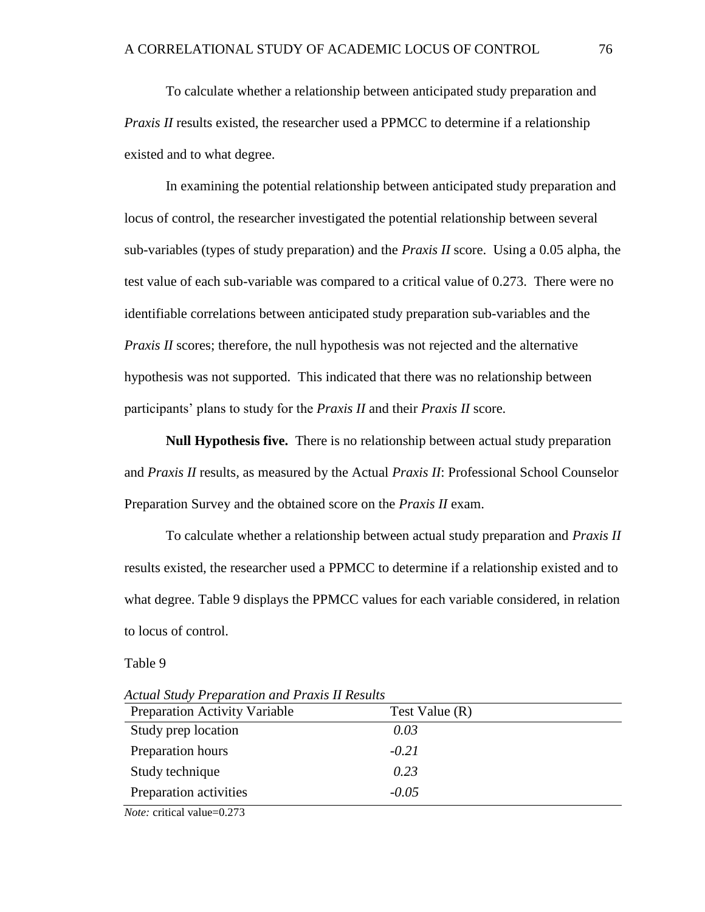To calculate whether a relationship between anticipated study preparation and *Praxis II* results existed, the researcher used a PPMCC to determine if a relationship existed and to what degree.

In examining the potential relationship between anticipated study preparation and locus of control, the researcher investigated the potential relationship between several sub-variables (types of study preparation) and the *Praxis II* score. Using a 0.05 alpha, the test value of each sub-variable was compared to a critical value of 0.273. There were no identifiable correlations between anticipated study preparation sub-variables and the *Praxis II* scores; therefore, the null hypothesis was not rejected and the alternative hypothesis was not supported. This indicated that there was no relationship between participants' plans to study for the *Praxis II* and their *Praxis II* score.

**Null Hypothesis five.** There is no relationship between actual study preparation and *Praxis II* results, as measured by the Actual *Praxis II*: Professional School Counselor Preparation Survey and the obtained score on the *Praxis II* exam.

To calculate whether a relationship between actual study preparation and *Praxis II* results existed, the researcher used a PPMCC to determine if a relationship existed and to what degree. Table 9 displays the PPMCC values for each variable considered, in relation to locus of control.

Table 9

*Actual Study Preparation and Praxis II Results*

| Preparation Activity Variable | Test Value (R) |
|---|---|
| Study prep location | *0.03* |
| Preparation hours | *-0.21* |
| Study technique | *0.23* |
| Preparation activities | *-0.05* |

*Note:* critical value=0.273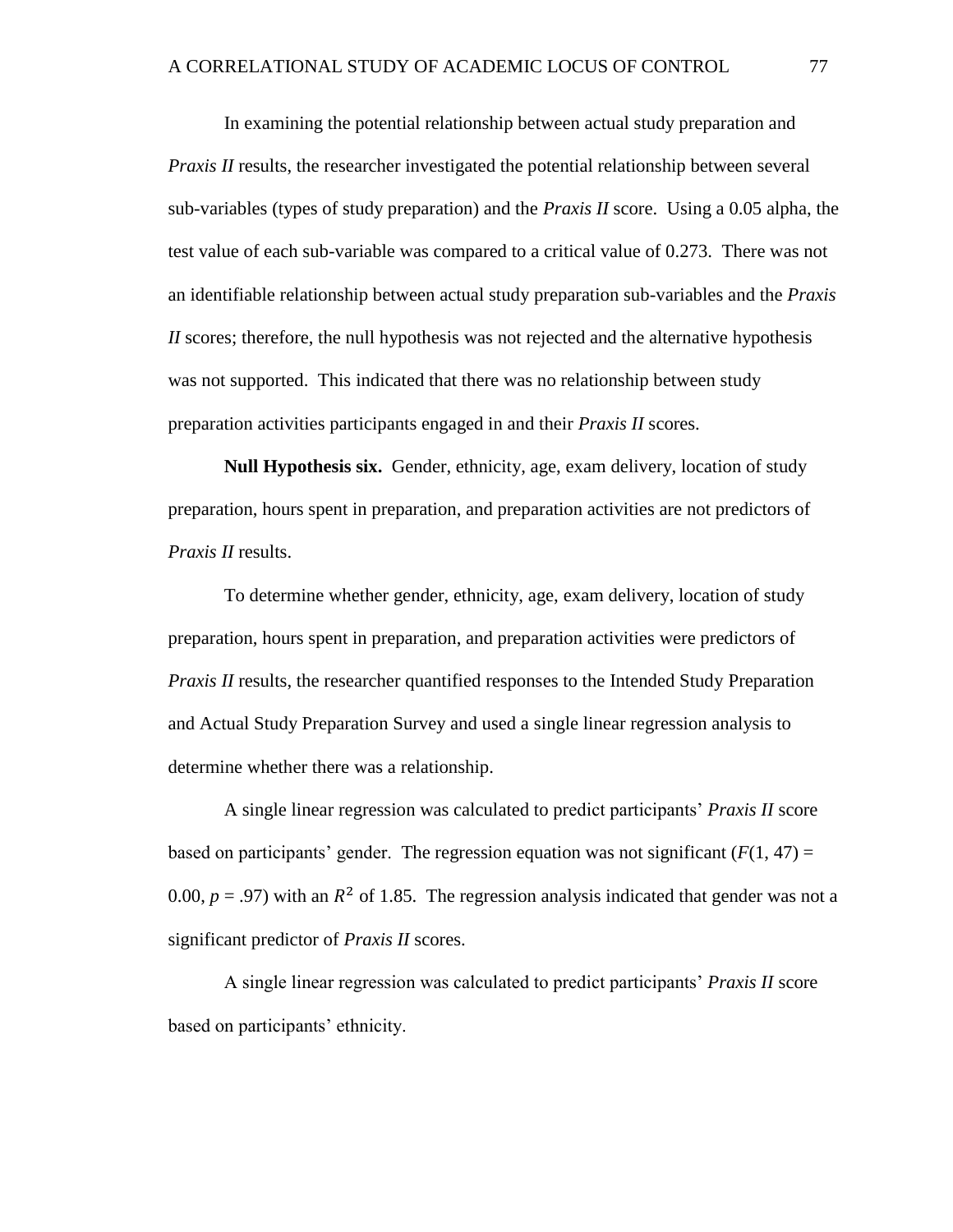In examining the potential relationship between actual study preparation and *Praxis II* results, the researcher investigated the potential relationship between several sub-variables (types of study preparation) and the *Praxis II* score. Using a 0.05 alpha, the test value of each sub-variable was compared to a critical value of 0.273. There was not an identifiable relationship between actual study preparation sub-variables and the *Praxis II* scores; therefore, the null hypothesis was not rejected and the alternative hypothesis was not supported. This indicated that there was no relationship between study preparation activities participants engaged in and their *Praxis II* scores.

**Null Hypothesis six.** Gender, ethnicity, age, exam delivery, location of study preparation, hours spent in preparation, and preparation activities are not predictors of *Praxis II* results.

To determine whether gender, ethnicity, age, exam delivery, location of study preparation, hours spent in preparation, and preparation activities were predictors of *Praxis II* results, the researcher quantified responses to the Intended Study Preparation and Actual Study Preparation Survey and used a single linear regression analysis to determine whether there was a relationship.

A single linear regression was calculated to predict participants' *Praxis II* score based on participants' gender. The regression equation was not significant ($F(1, 47) = 0.00$, $p = .97$) with an $R^2$ of 1.85. The regression analysis indicated that gender was not a significant predictor of *Praxis II* scores.

A single linear regression was calculated to predict participants' *Praxis II* score based on participants' ethnicity.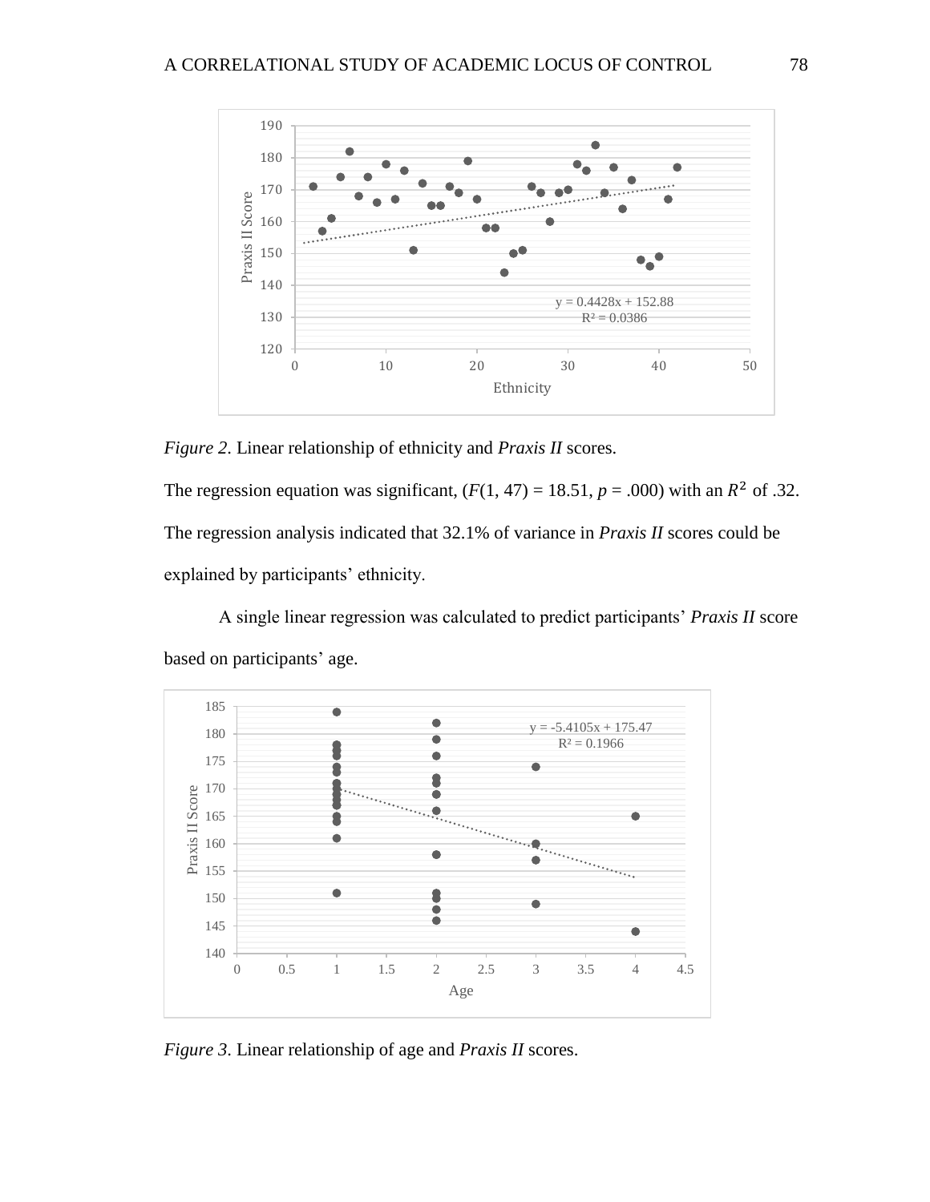*Figure 2*. Linear relationship of ethnicity and *Praxis II* scores.

The regression equation was significant, ($F(1, 47) = 18.51$, $p = .000$) with an $R^2$ of .32. The regression analysis indicated that 32.1% of variance in *Praxis II* scores could be explained by participants' ethnicity.

A single linear regression was calculated to predict participants' *Praxis II* score based on participants' age.

*Figure 3*. Linear relationship of age and *Praxis II* scores.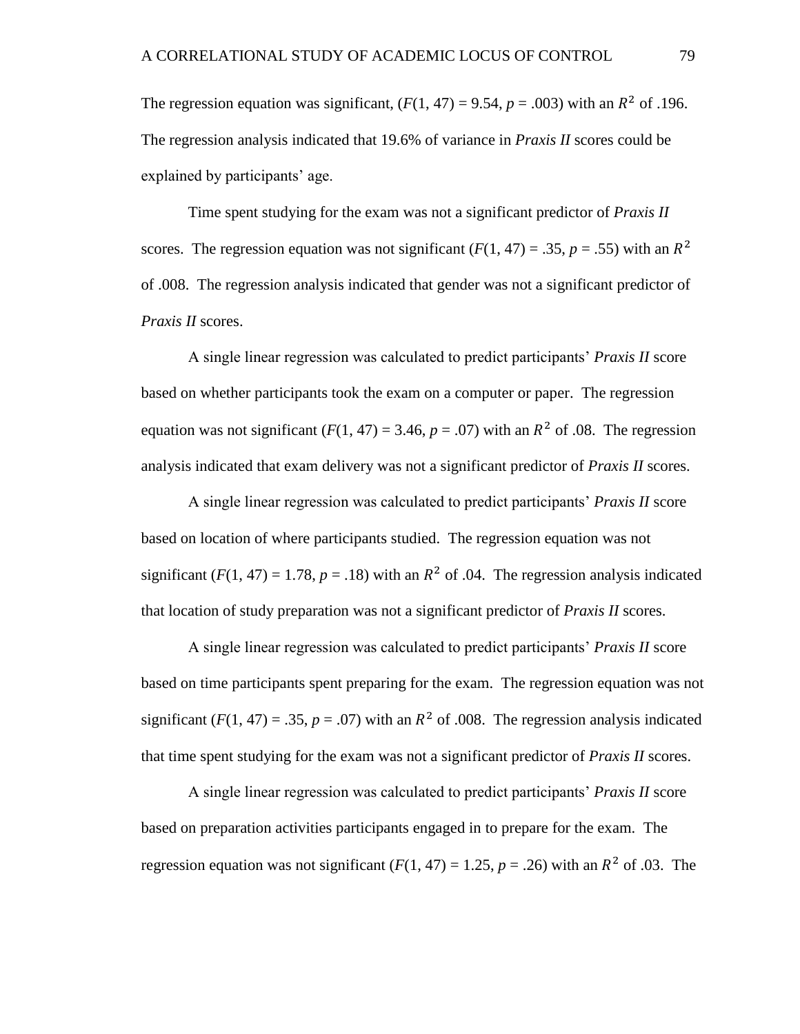The regression equation was significant, ($F(1, 47) = 9.54$, $p = .003$) with an $R^2$ of .196. The regression analysis indicated that 19.6% of variance in *Praxis II* scores could be explained by participants' age.

Time spent studying for the exam was not a significant predictor of *Praxis II* scores. The regression equation was not significant ($F(1, 47) = .35$, $p = .55$) with an $R^2$ of .008. The regression analysis indicated that gender was not a significant predictor of *Praxis II* scores.

A single linear regression was calculated to predict participants' *Praxis II* score based on whether participants took the exam on a computer or paper. The regression equation was not significant ($F(1, 47) = 3.46$, $p = .07$) with an $R^2$ of .08. The regression analysis indicated that exam delivery was not a significant predictor of *Praxis II* scores.

A single linear regression was calculated to predict participants' *Praxis II* score based on location of where participants studied. The regression equation was not significant ($F(1, 47) = 1.78$, $p = .18$) with an $R^2$ of .04. The regression analysis indicated that location of study preparation was not a significant predictor of *Praxis II* scores.

A single linear regression was calculated to predict participants' *Praxis II* score based on time participants spent preparing for the exam. The regression equation was not significant ($F(1, 47) = .35$, $p = .07$) with an $R^2$ of .008. The regression analysis indicated that time spent studying for the exam was not a significant predictor of *Praxis II* scores.

A single linear regression was calculated to predict participants' *Praxis II* score based on preparation activities participants engaged in to prepare for the exam. The regression equation was not significant ($F(1, 47) = 1.25$, $p = .26$) with an $R^2$ of .03. The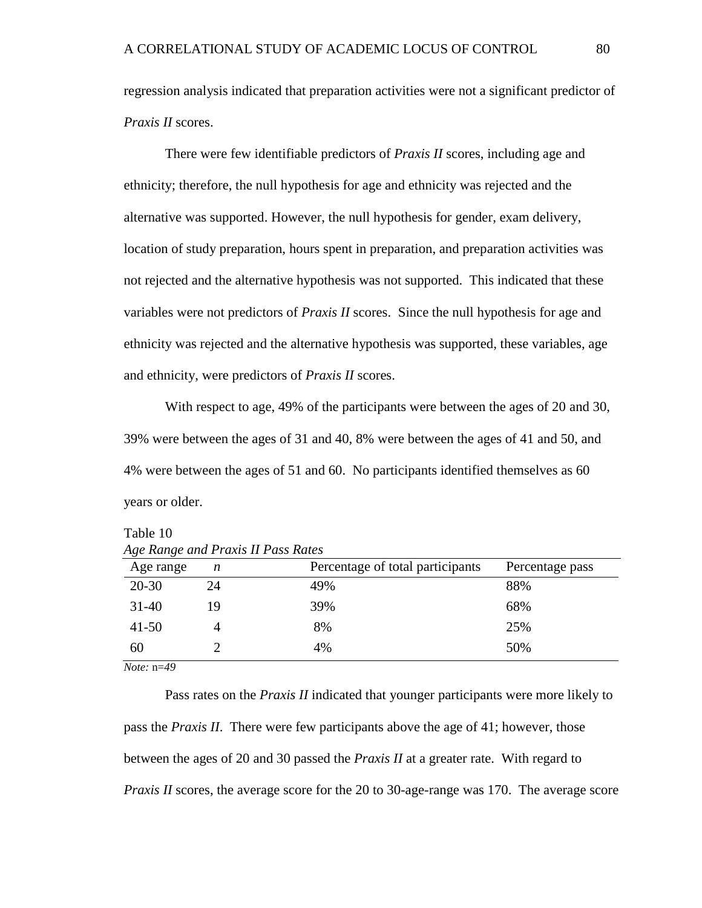regression analysis indicated that preparation activities were not a significant predictor of *Praxis II* scores.

There were few identifiable predictors of *Praxis II* scores, including age and ethnicity; therefore, the null hypothesis for age and ethnicity was rejected and the alternative was supported. However, the null hypothesis for gender, exam delivery, location of study preparation, hours spent in preparation, and preparation activities was not rejected and the alternative hypothesis was not supported. This indicated that these variables were not predictors of *Praxis II* scores. Since the null hypothesis for age and ethnicity was rejected and the alternative hypothesis was supported, these variables, age and ethnicity, were predictors of *Praxis II* scores.

With respect to age, 49% of the participants were between the ages of 20 and 30, 39% were between the ages of 31 and 40, 8% were between the ages of 41 and 50, and 4% were between the ages of 51 and 60. No participants identified themselves as 60 years or older.

Table 10

*Age Range and Praxis II Pass Rates*

| Age range | *n* | Percentage of total participants | Percentage pass |
|---|---|---|---|
| 20-30 | 24 | 49% | 88% |
| 31-40 | 19 | 39% | 68% |
| 41-50 | 4 | 8% | 25% |
| 60 | 2 | 4% | 50% |

*Note:* n=*49*

Pass rates on the *Praxis II* indicated that younger participants were more likely to pass the *Praxis II*. There were few participants above the age of 41; however, those between the ages of 20 and 30 passed the *Praxis II* at a greater rate. With regard to *Praxis II* scores, the average score for the 20 to 30-age-range was 170. The average score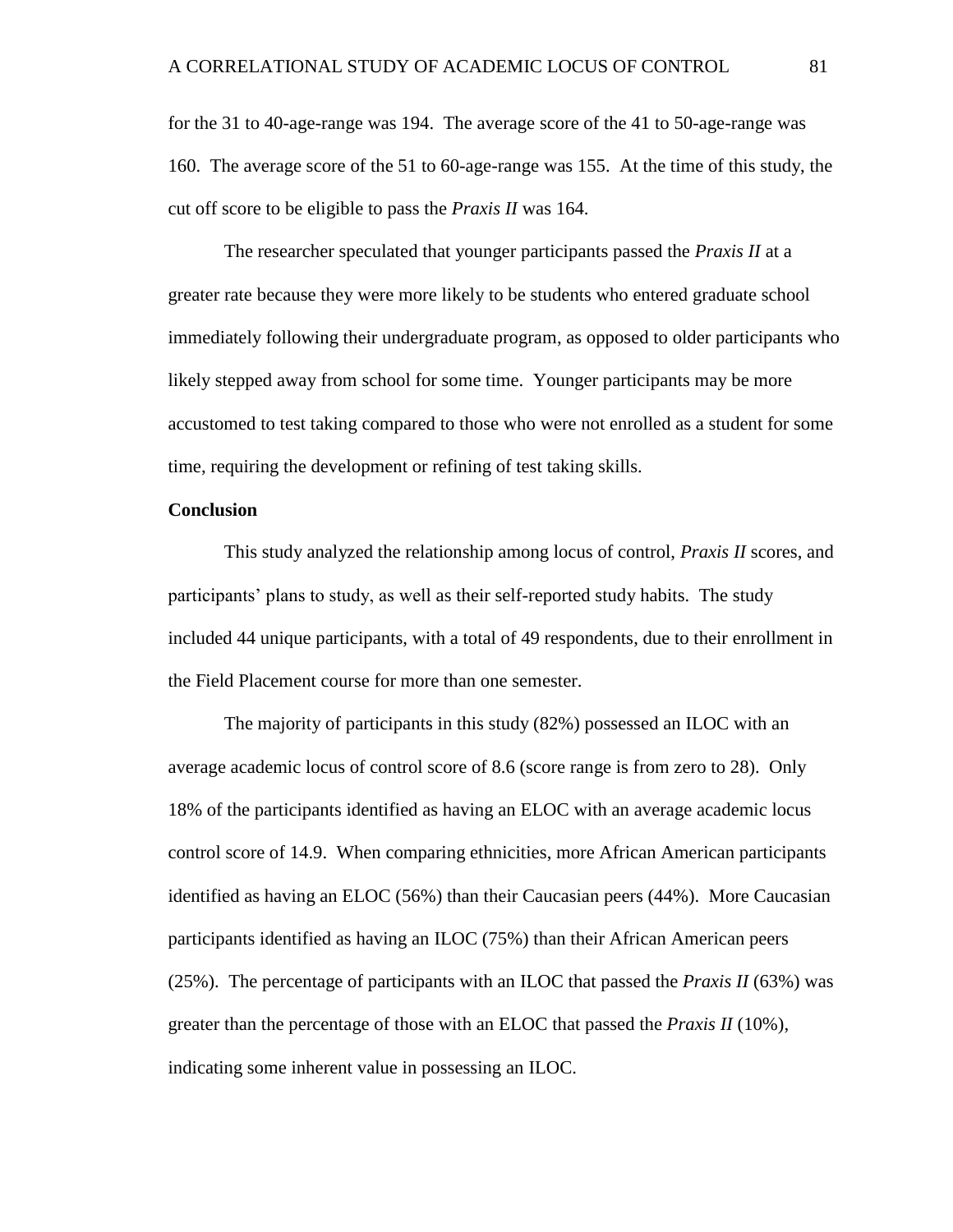for the 31 to 40-age-range was 194. The average score of the 41 to 50-age-range was 160. The average score of the 51 to 60-age-range was 155. At the time of this study, the cut off score to be eligible to pass the *Praxis II* was 164.

The researcher speculated that younger participants passed the *Praxis II* at a greater rate because they were more likely to be students who entered graduate school immediately following their undergraduate program, as opposed to older participants who likely stepped away from school for some time. Younger participants may be more accustomed to test taking compared to those who were not enrolled as a student for some time, requiring the development or refining of test taking skills.

**Conclusion**

This study analyzed the relationship among locus of control, *Praxis II* scores, and participants' plans to study, as well as their self-reported study habits. The study included 44 unique participants, with a total of 49 respondents, due to their enrollment in the Field Placement course for more than one semester.

The majority of participants in this study (82%) possessed an ILOC with an average academic locus of control score of 8.6 (score range is from zero to 28). Only 18% of the participants identified as having an ELOC with an average academic locus control score of 14.9. When comparing ethnicities, more African American participants identified as having an ELOC (56%) than their Caucasian peers (44%). More Caucasian participants identified as having an ILOC (75%) than their African American peers (25%). The percentage of participants with an ILOC that passed the *Praxis II* (63%) was greater than the percentage of those with an ELOC that passed the *Praxis II* (10%), indicating some inherent value in possessing an ILOC.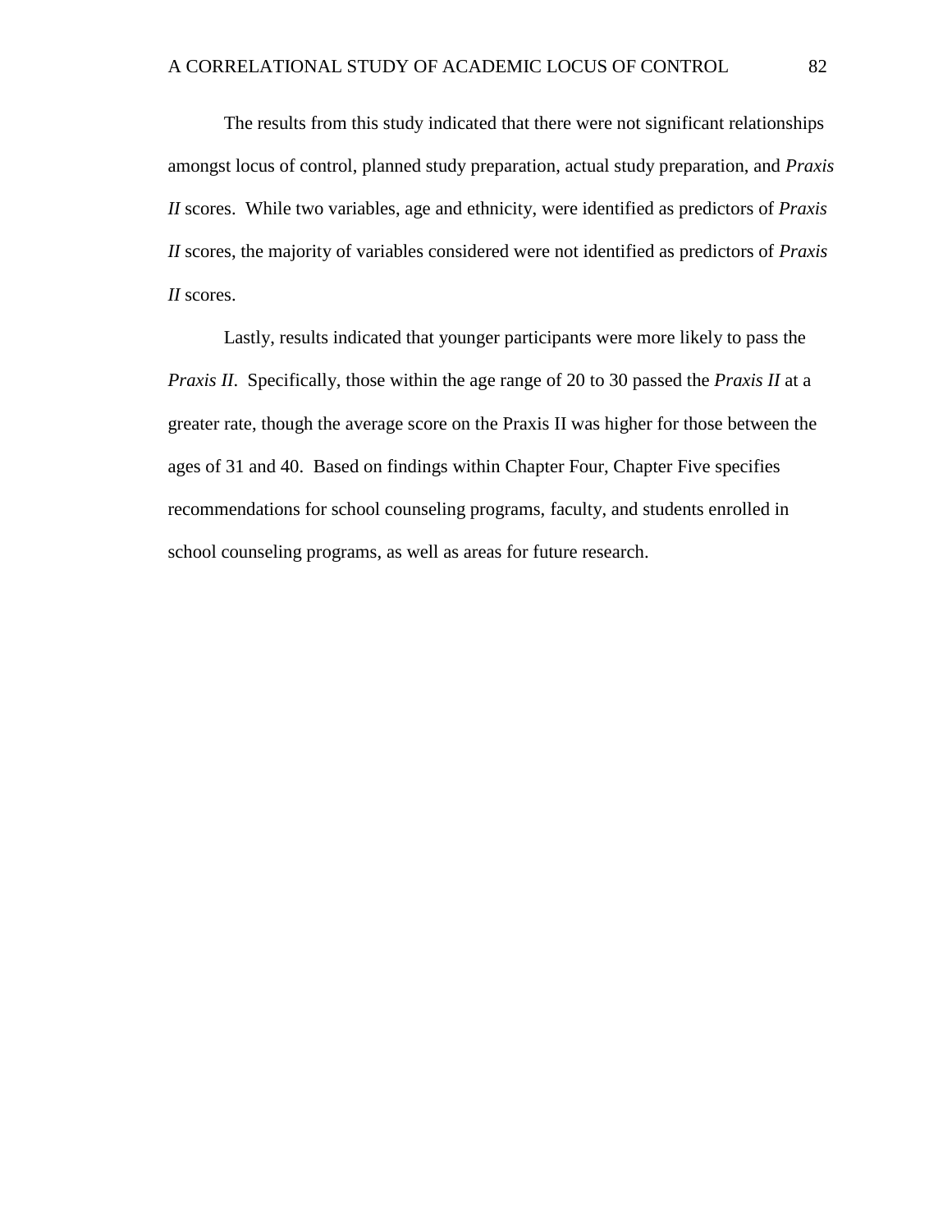The results from this study indicated that there were not significant relationships amongst locus of control, planned study preparation, actual study preparation, and *Praxis II* scores. While two variables, age and ethnicity, were identified as predictors of *Praxis II* scores, the majority of variables considered were not identified as predictors of *Praxis II* scores.

Lastly, results indicated that younger participants were more likely to pass the *Praxis II*. Specifically, those within the age range of 20 to 30 passed the *Praxis II* at a greater rate, though the average score on the Praxis II was higher for those between the ages of 31 and 40. Based on findings within Chapter Four, Chapter Five specifies recommendations for school counseling programs, faculty, and students enrolled in school counseling programs, as well as areas for future research.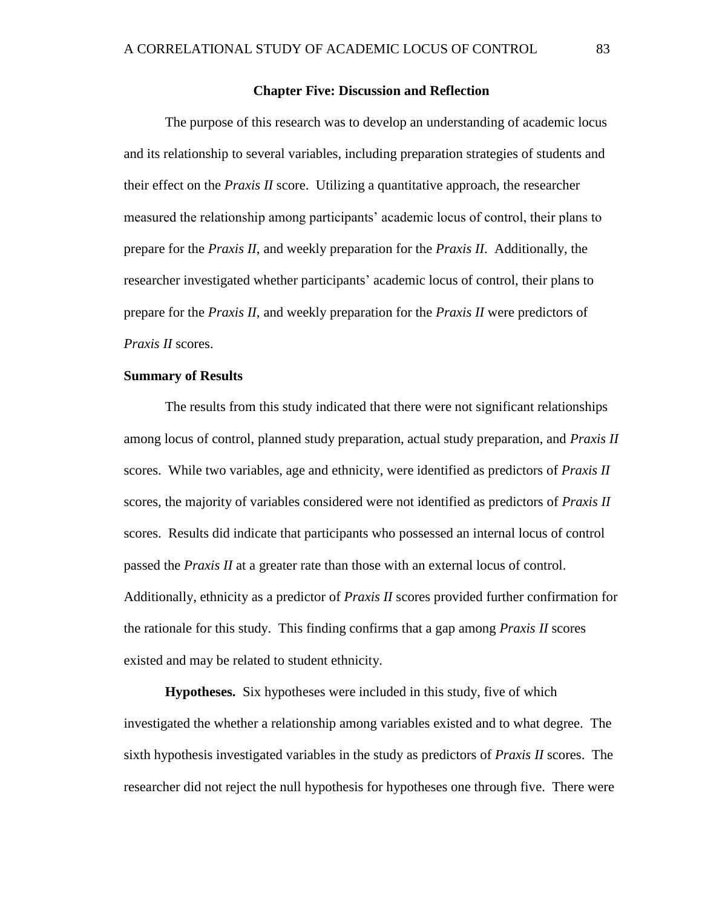## Chapter Five: Discussion and Reflection

The purpose of this research was to develop an understanding of academic locus and its relationship to several variables, including preparation strategies of students and their effect on the *Praxis II* score. Utilizing a quantitative approach, the researcher measured the relationship among participants' academic locus of control, their plans to prepare for the *Praxis II*, and weekly preparation for the *Praxis II*. Additionally, the researcher investigated whether participants' academic locus of control, their plans to prepare for the *Praxis II*, and weekly preparation for the *Praxis II* were predictors of *Praxis II* scores.

### Summary of Results

The results from this study indicated that there were not significant relationships among locus of control, planned study preparation, actual study preparation, and *Praxis II* scores. While two variables, age and ethnicity, were identified as predictors of *Praxis II* scores, the majority of variables considered were not identified as predictors of *Praxis II* scores. Results did indicate that participants who possessed an internal locus of control passed the *Praxis II* at a greater rate than those with an external locus of control. Additionally, ethnicity as a predictor of *Praxis II* scores provided further confirmation for the rationale for this study. This finding confirms that a gap among *Praxis II* scores existed and may be related to student ethnicity.

**Hypotheses.** Six hypotheses were included in this study, five of which investigated the whether a relationship among variables existed and to what degree. The sixth hypothesis investigated variables in the study as predictors of *Praxis II* scores. The researcher did not reject the null hypothesis for hypotheses one through five. There were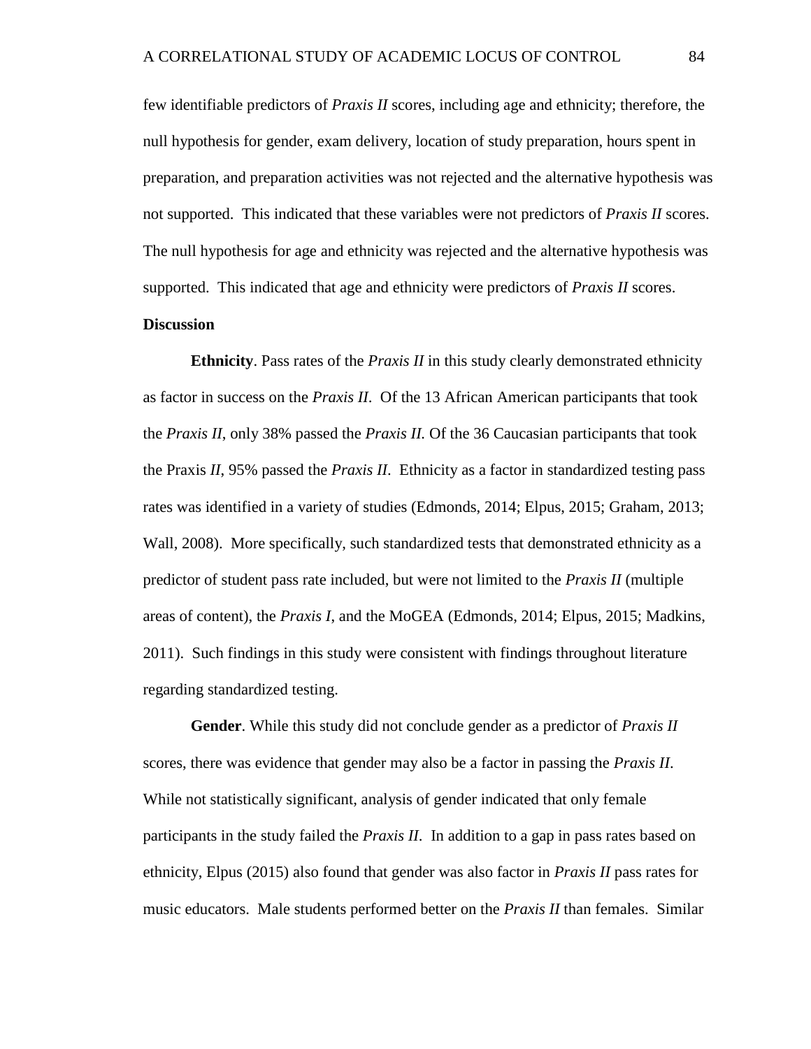few identifiable predictors of *Praxis II* scores, including age and ethnicity; therefore, the null hypothesis for gender, exam delivery, location of study preparation, hours spent in preparation, and preparation activities was not rejected and the alternative hypothesis was not supported. This indicated that these variables were not predictors of *Praxis II* scores. The null hypothesis for age and ethnicity was rejected and the alternative hypothesis was supported. This indicated that age and ethnicity were predictors of *Praxis II* scores.

**Discussion**

**Ethnicity**. Pass rates of the *Praxis II* in this study clearly demonstrated ethnicity as factor in success on the *Praxis II*. Of the 13 African American participants that took the *Praxis II*, only 38% passed the *Praxis II.* Of the 36 Caucasian participants that took the Praxis *II*, 95% passed the *Praxis II*. Ethnicity as a factor in standardized testing pass rates was identified in a variety of studies (Edmonds, 2014; Elpus, 2015; Graham, 2013; Wall, 2008). More specifically, such standardized tests that demonstrated ethnicity as a predictor of student pass rate included, but were not limited to the *Praxis II* (multiple areas of content), the *Praxis I,* and the MoGEA (Edmonds, 2014; Elpus, 2015; Madkins, 2011). Such findings in this study were consistent with findings throughout literature regarding standardized testing.

**Gender**. While this study did not conclude gender as a predictor of *Praxis II* scores, there was evidence that gender may also be a factor in passing the *Praxis II*. While not statistically significant, analysis of gender indicated that only female participants in the study failed the *Praxis II*. In addition to a gap in pass rates based on ethnicity, Elpus (2015) also found that gender was also factor in *Praxis II* pass rates for music educators. Male students performed better on the *Praxis II* than females. Similar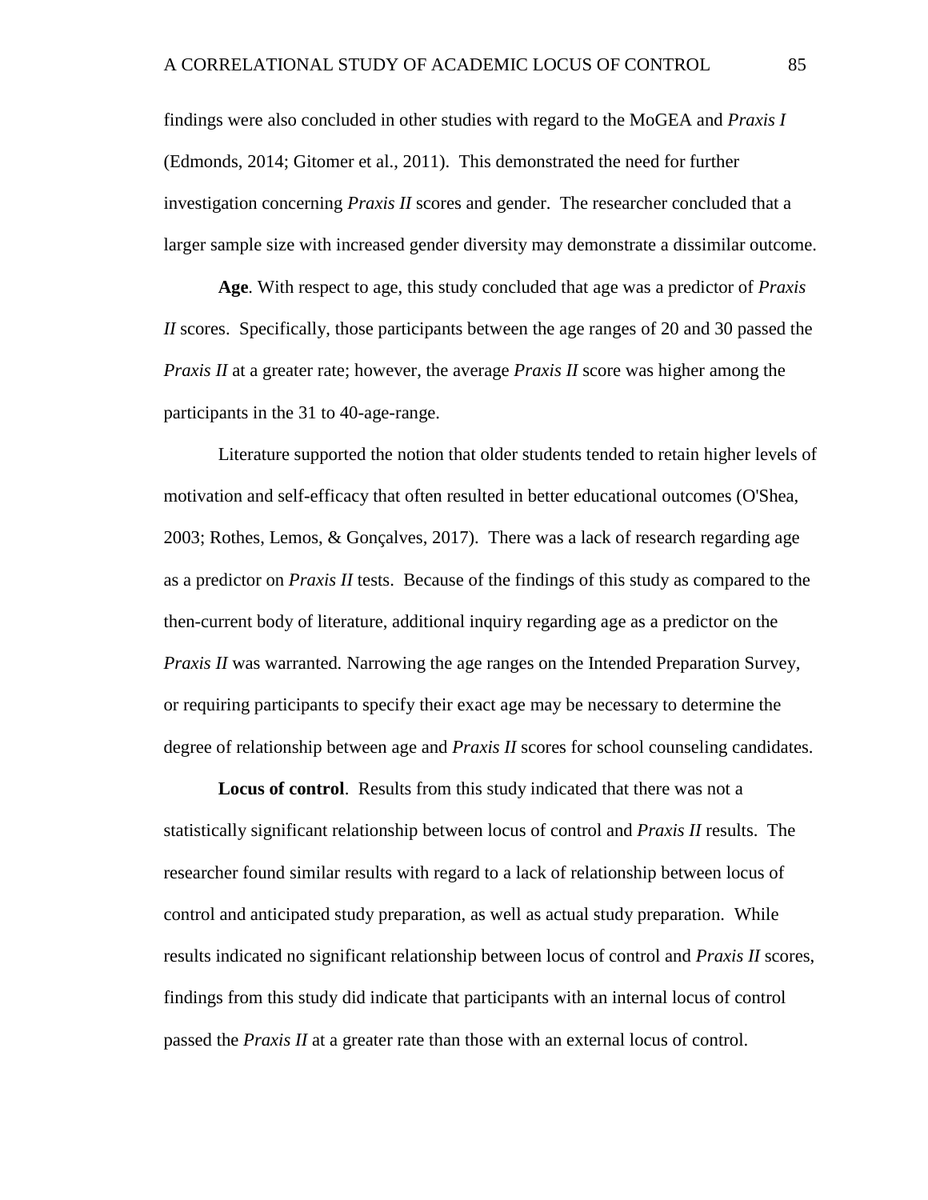findings were also concluded in other studies with regard to the MoGEA and *Praxis I* (Edmonds, 2014; Gitomer et al., 2011). This demonstrated the need for further investigation concerning *Praxis II* scores and gender. The researcher concluded that a larger sample size with increased gender diversity may demonstrate a dissimilar outcome.

**Age**. With respect to age, this study concluded that age was a predictor of *Praxis II* scores. Specifically, those participants between the age ranges of 20 and 30 passed the *Praxis II* at a greater rate; however, the average *Praxis II* score was higher among the participants in the 31 to 40-age-range.

Literature supported the notion that older students tended to retain higher levels of motivation and self-efficacy that often resulted in better educational outcomes (O'Shea, 2003; Rothes, Lemos, & Gonçalves, 2017). There was a lack of research regarding age as a predictor on *Praxis II* tests. Because of the findings of this study as compared to the then-current body of literature, additional inquiry regarding age as a predictor on the *Praxis II* was warranted. Narrowing the age ranges on the Intended Preparation Survey, or requiring participants to specify their exact age may be necessary to determine the degree of relationship between age and *Praxis II* scores for school counseling candidates.

**Locus of control**. Results from this study indicated that there was not a statistically significant relationship between locus of control and *Praxis II* results. The researcher found similar results with regard to a lack of relationship between locus of control and anticipated study preparation, as well as actual study preparation. While results indicated no significant relationship between locus of control and *Praxis II* scores, findings from this study did indicate that participants with an internal locus of control passed the *Praxis II* at a greater rate than those with an external locus of control.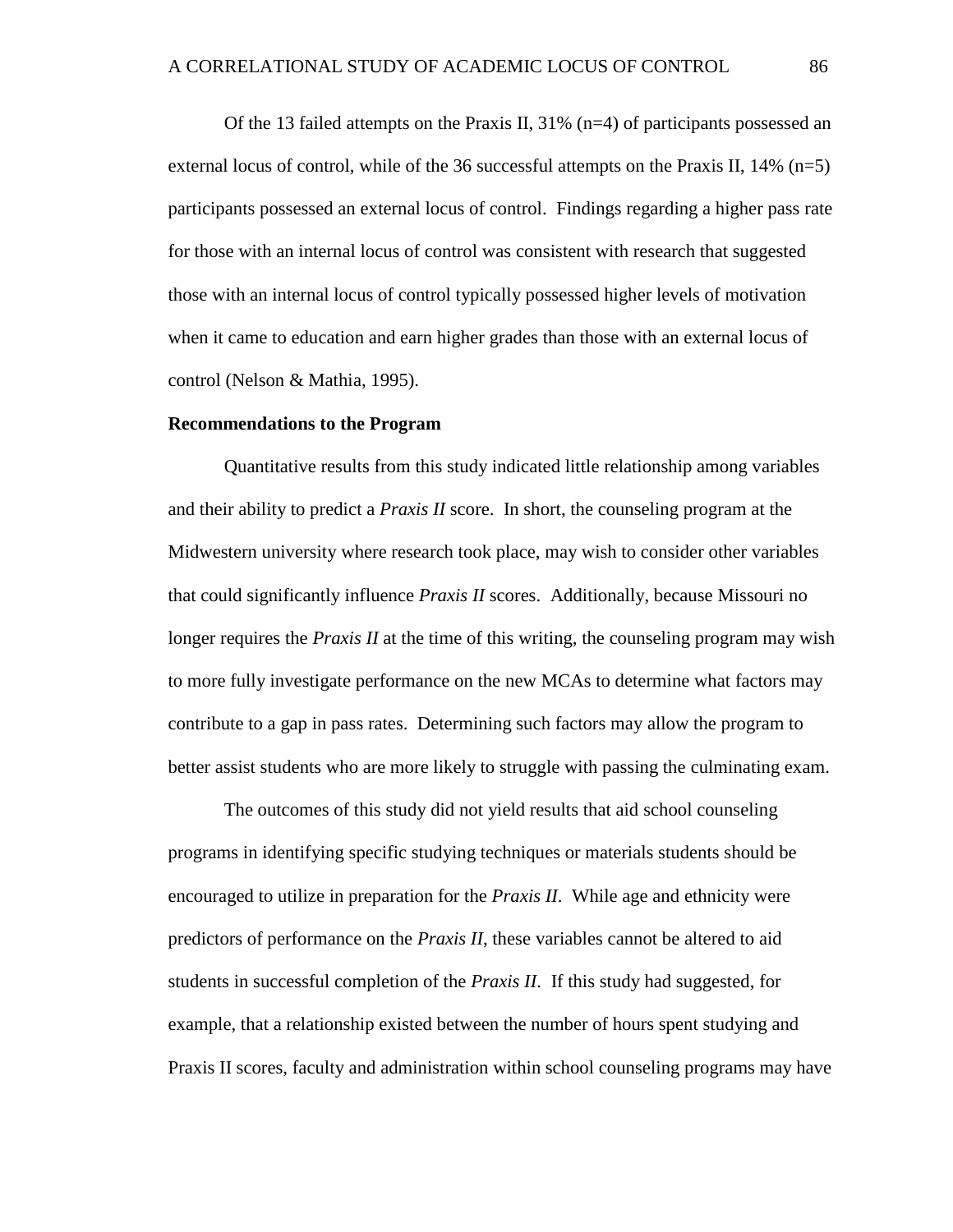Of the 13 failed attempts on the Praxis II, 31% (n=4) of participants possessed an external locus of control, while of the 36 successful attempts on the Praxis II, 14% (n=5) participants possessed an external locus of control. Findings regarding a higher pass rate for those with an internal locus of control was consistent with research that suggested those with an internal locus of control typically possessed higher levels of motivation when it came to education and earn higher grades than those with an external locus of control (Nelson & Mathia, 1995).

**Recommendations to the Program**

Quantitative results from this study indicated little relationship among variables and their ability to predict a *Praxis II* score. In short, the counseling program at the Midwestern university where research took place, may wish to consider other variables that could significantly influence *Praxis II* scores. Additionally, because Missouri no longer requires the *Praxis II* at the time of this writing, the counseling program may wish to more fully investigate performance on the new MCAs to determine what factors may contribute to a gap in pass rates. Determining such factors may allow the program to better assist students who are more likely to struggle with passing the culminating exam.

The outcomes of this study did not yield results that aid school counseling programs in identifying specific studying techniques or materials students should be encouraged to utilize in preparation for the *Praxis II*. While age and ethnicity were predictors of performance on the *Praxis II*, these variables cannot be altered to aid students in successful completion of the *Praxis II*. If this study had suggested, for example, that a relationship existed between the number of hours spent studying and Praxis II scores, faculty and administration within school counseling programs may have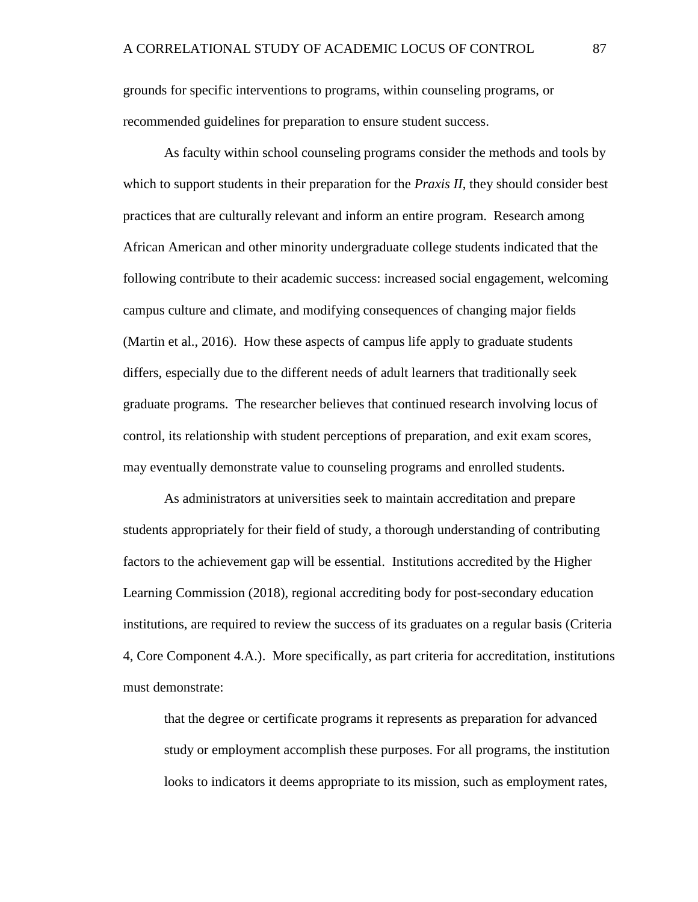grounds for specific interventions to programs, within counseling programs, or recommended guidelines for preparation to ensure student success.

As faculty within school counseling programs consider the methods and tools by which to support students in their preparation for the *Praxis II*, they should consider best practices that are culturally relevant and inform an entire program. Research among African American and other minority undergraduate college students indicated that the following contribute to their academic success: increased social engagement, welcoming campus culture and climate, and modifying consequences of changing major fields (Martin et al., 2016). How these aspects of campus life apply to graduate students differs, especially due to the different needs of adult learners that traditionally seek graduate programs. The researcher believes that continued research involving locus of control, its relationship with student perceptions of preparation, and exit exam scores, may eventually demonstrate value to counseling programs and enrolled students.

As administrators at universities seek to maintain accreditation and prepare students appropriately for their field of study, a thorough understanding of contributing factors to the achievement gap will be essential. Institutions accredited by the Higher Learning Commission (2018), regional accrediting body for post-secondary education institutions, are required to review the success of its graduates on a regular basis (Criteria 4, Core Component 4.A.). More specifically, as part criteria for accreditation, institutions must demonstrate:

> that the degree or certificate programs it represents as preparation for advanced study or employment accomplish these purposes. For all programs, the institution looks to indicators it deems appropriate to its mission, such as employment rates,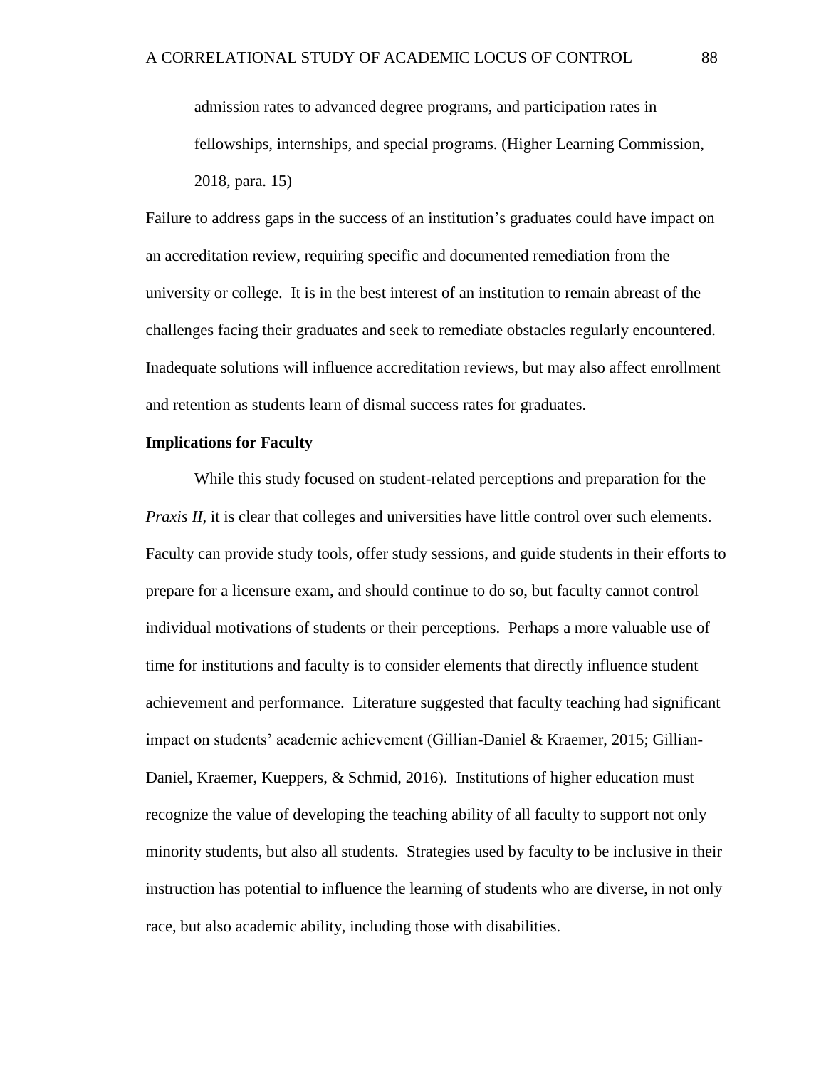> admission rates to advanced degree programs, and participation rates in fellowships, internships, and special programs. (Higher Learning Commission, 2018, para. 15)

Failure to address gaps in the success of an institution's graduates could have impact on an accreditation review, requiring specific and documented remediation from the university or college. It is in the best interest of an institution to remain abreast of the challenges facing their graduates and seek to remediate obstacles regularly encountered. Inadequate solutions will influence accreditation reviews, but may also affect enrollment and retention as students learn of dismal success rates for graduates.

**Implications for Faculty**

While this study focused on student-related perceptions and preparation for the *Praxis II*, it is clear that colleges and universities have little control over such elements. Faculty can provide study tools, offer study sessions, and guide students in their efforts to prepare for a licensure exam, and should continue to do so, but faculty cannot control individual motivations of students or their perceptions. Perhaps a more valuable use of time for institutions and faculty is to consider elements that directly influence student achievement and performance. Literature suggested that faculty teaching had significant impact on students' academic achievement (Gillian-Daniel & Kraemer, 2015; Gillian-Daniel, Kraemer, Kueppers, & Schmid, 2016). Institutions of higher education must recognize the value of developing the teaching ability of all faculty to support not only minority students, but also all students. Strategies used by faculty to be inclusive in their instruction has potential to influence the learning of students who are diverse, in not only race, but also academic ability, including those with disabilities.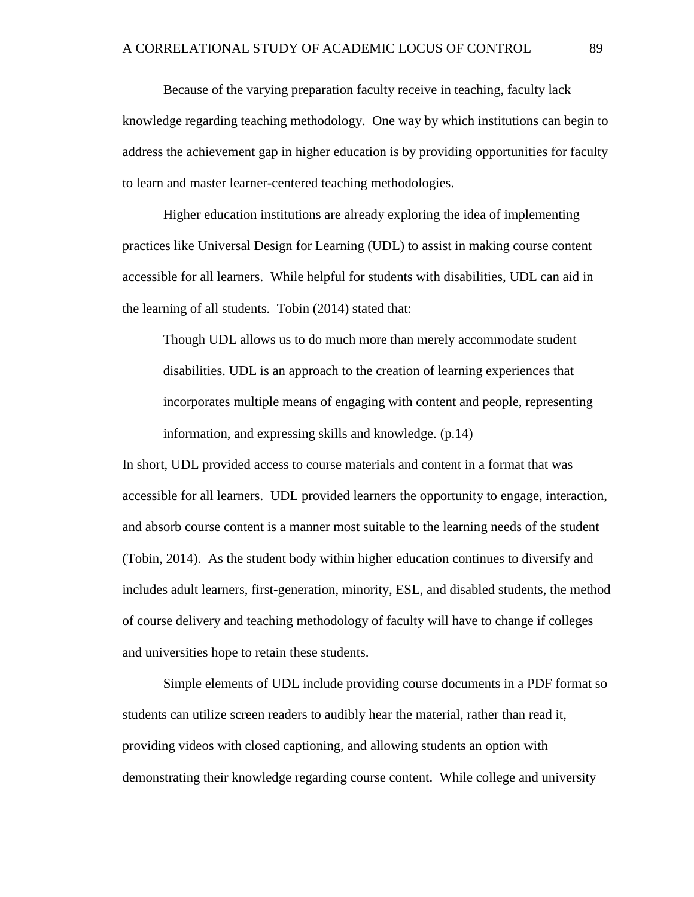Because of the varying preparation faculty receive in teaching, faculty lack knowledge regarding teaching methodology. One way by which institutions can begin to address the achievement gap in higher education is by providing opportunities for faculty to learn and master learner-centered teaching methodologies.

Higher education institutions are already exploring the idea of implementing practices like Universal Design for Learning (UDL) to assist in making course content accessible for all learners. While helpful for students with disabilities, UDL can aid in the learning of all students. Tobin (2014) stated that:

> Though UDL allows us to do much more than merely accommodate student disabilities. UDL is an approach to the creation of learning experiences that incorporates multiple means of engaging with content and people, representing information, and expressing skills and knowledge. (p.14)

In short, UDL provided access to course materials and content in a format that was accessible for all learners. UDL provided learners the opportunity to engage, interaction, and absorb course content is a manner most suitable to the learning needs of the student (Tobin, 2014). As the student body within higher education continues to diversify and includes adult learners, first-generation, minority, ESL, and disabled students, the method of course delivery and teaching methodology of faculty will have to change if colleges and universities hope to retain these students.

Simple elements of UDL include providing course documents in a PDF format so students can utilize screen readers to audibly hear the material, rather than read it, providing videos with closed captioning, and allowing students an option with demonstrating their knowledge regarding course content. While college and university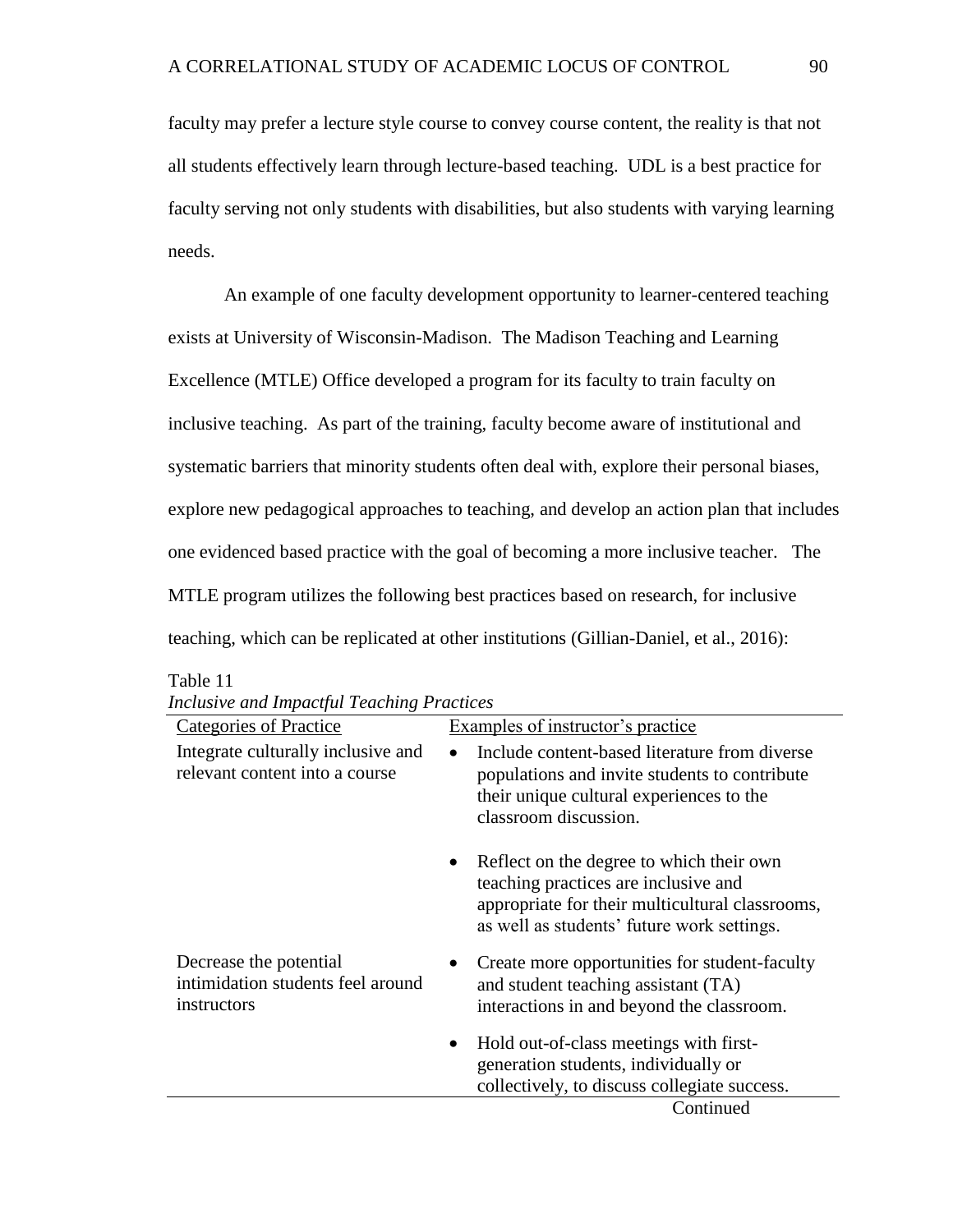faculty may prefer a lecture style course to convey course content, the reality is that not all students effectively learn through lecture-based teaching. UDL is a best practice for faculty serving not only students with disabilities, but also students with varying learning needs.

An example of one faculty development opportunity to learner-centered teaching exists at University of Wisconsin-Madison. The Madison Teaching and Learning Excellence (MTLE) Office developed a program for its faculty to train faculty on inclusive teaching. As part of the training, faculty become aware of institutional and systematic barriers that minority students often deal with, explore their personal biases, explore new pedagogical approaches to teaching, and develop an action plan that includes one evidenced based practice with the goal of becoming a more inclusive teacher. The MTLE program utilizes the following best practices based on research, for inclusive teaching, which can be replicated at other institutions (Gillian-Daniel, et al., 2016):

Table 11

*Inclusive and Impactful Teaching Practices*

| Categories of Practice | Examples of instructor's practice |
|---|---|
| Integrate culturally inclusive and relevant content into a course | • Include content-based literature from diverse populations and invite students to contribute their unique cultural experiences to the classroom discussion.<br>• Reflect on the degree to which their own teaching practices are inclusive and appropriate for their multicultural classrooms, as well as students' future work settings. |
| Decrease the potential intimidation students feel around instructors | • Create more opportunities for student-faculty and student teaching assistant (TA) interactions in and beyond the classroom.<br>• Hold out-of-class meetings with first-generation students, individually or collectively, to discuss collegiate success. |

Continued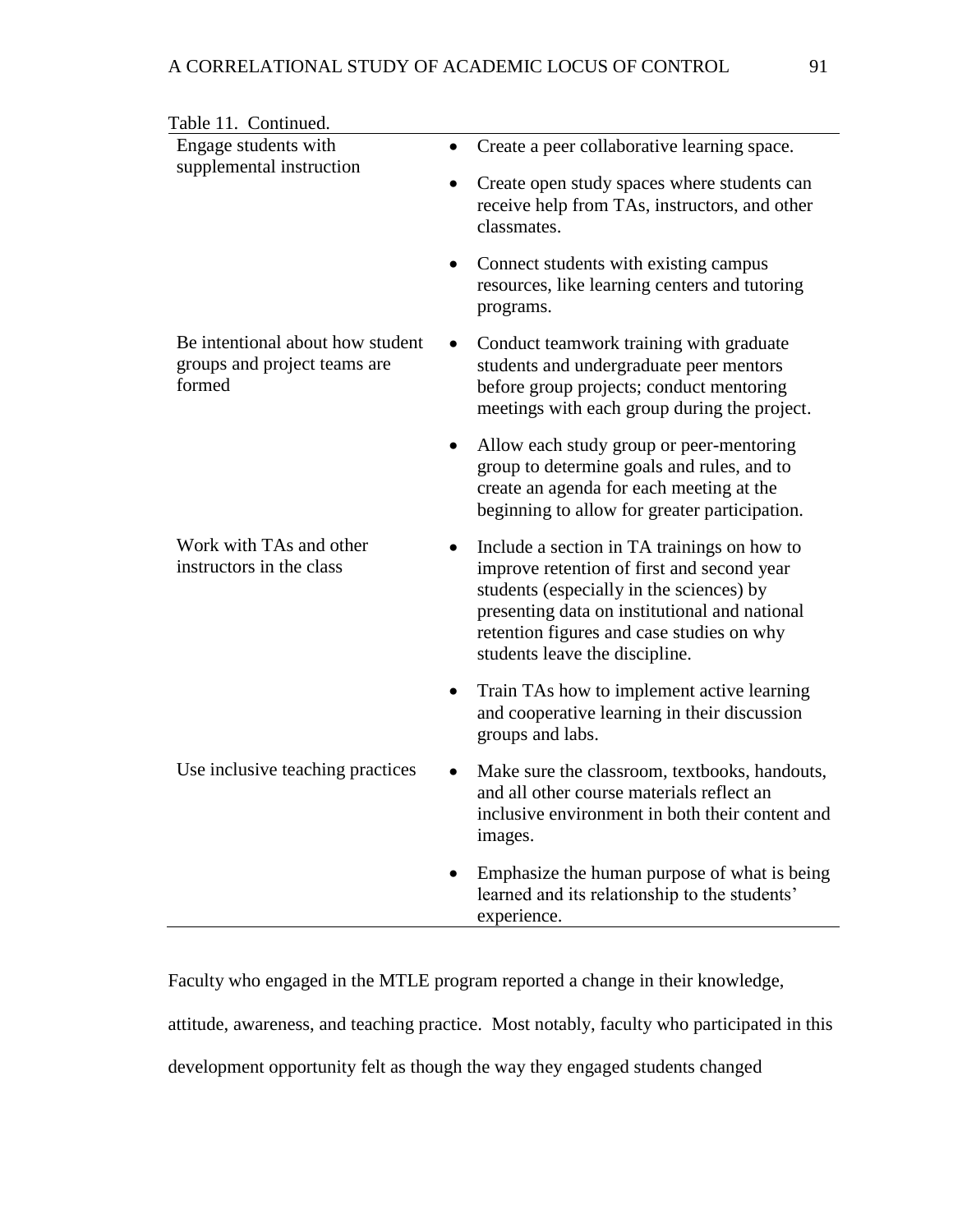Table 11. Continued.

| | |
|---|---|
| Engage students with supplemental instruction | • Create a peer collaborative learning space.<br>• Create open study spaces where students can receive help from TAs, instructors, and other classmates.<br>• Connect students with existing campus resources, like learning centers and tutoring programs. |
| Be intentional about how student groups and project teams are formed | • Conduct teamwork training with graduate students and undergraduate peer mentors before group projects; conduct mentoring meetings with each group during the project.<br>• Allow each study group or peer-mentoring group to determine goals and rules, and to create an agenda for each meeting at the beginning to allow for greater participation. |
| Work with TAs and other instructors in the class | • Include a section in TA trainings on how to improve retention of first and second year students (especially in the sciences) by presenting data on institutional and national retention figures and case studies on why students leave the discipline.<br>• Train TAs how to implement active learning and cooperative learning in their discussion groups and labs. |
| Use inclusive teaching practices | • Make sure the classroom, textbooks, handouts, and all other course materials reflect an inclusive environment in both their content and images.<br>• Emphasize the human purpose of what is being learned and its relationship to the students' experience. |

Faculty who engaged in the MTLE program reported a change in their knowledge, attitude, awareness, and teaching practice. Most notably, faculty who participated in this development opportunity felt as though the way they engaged students changed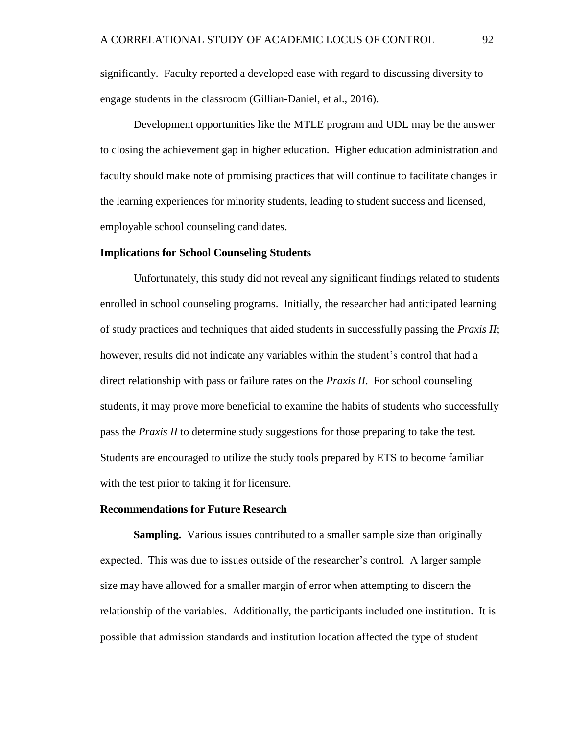significantly. Faculty reported a developed ease with regard to discussing diversity to engage students in the classroom (Gillian-Daniel, et al., 2016).

Development opportunities like the MTLE program and UDL may be the answer to closing the achievement gap in higher education. Higher education administration and faculty should make note of promising practices that will continue to facilitate changes in the learning experiences for minority students, leading to student success and licensed, employable school counseling candidates.

### Implications for School Counseling Students

Unfortunately, this study did not reveal any significant findings related to students enrolled in school counseling programs. Initially, the researcher had anticipated learning of study practices and techniques that aided students in successfully passing the *Praxis II*; however, results did not indicate any variables within the student's control that had a direct relationship with pass or failure rates on the *Praxis II*. For school counseling students, it may prove more beneficial to examine the habits of students who successfully pass the *Praxis II* to determine study suggestions for those preparing to take the test. Students are encouraged to utilize the study tools prepared by ETS to become familiar with the test prior to taking it for licensure.

### Recommendations for Future Research

**Sampling.** Various issues contributed to a smaller sample size than originally expected. This was due to issues outside of the researcher's control. A larger sample size may have allowed for a smaller margin of error when attempting to discern the relationship of the variables. Additionally, the participants included one institution. It is possible that admission standards and institution location affected the type of student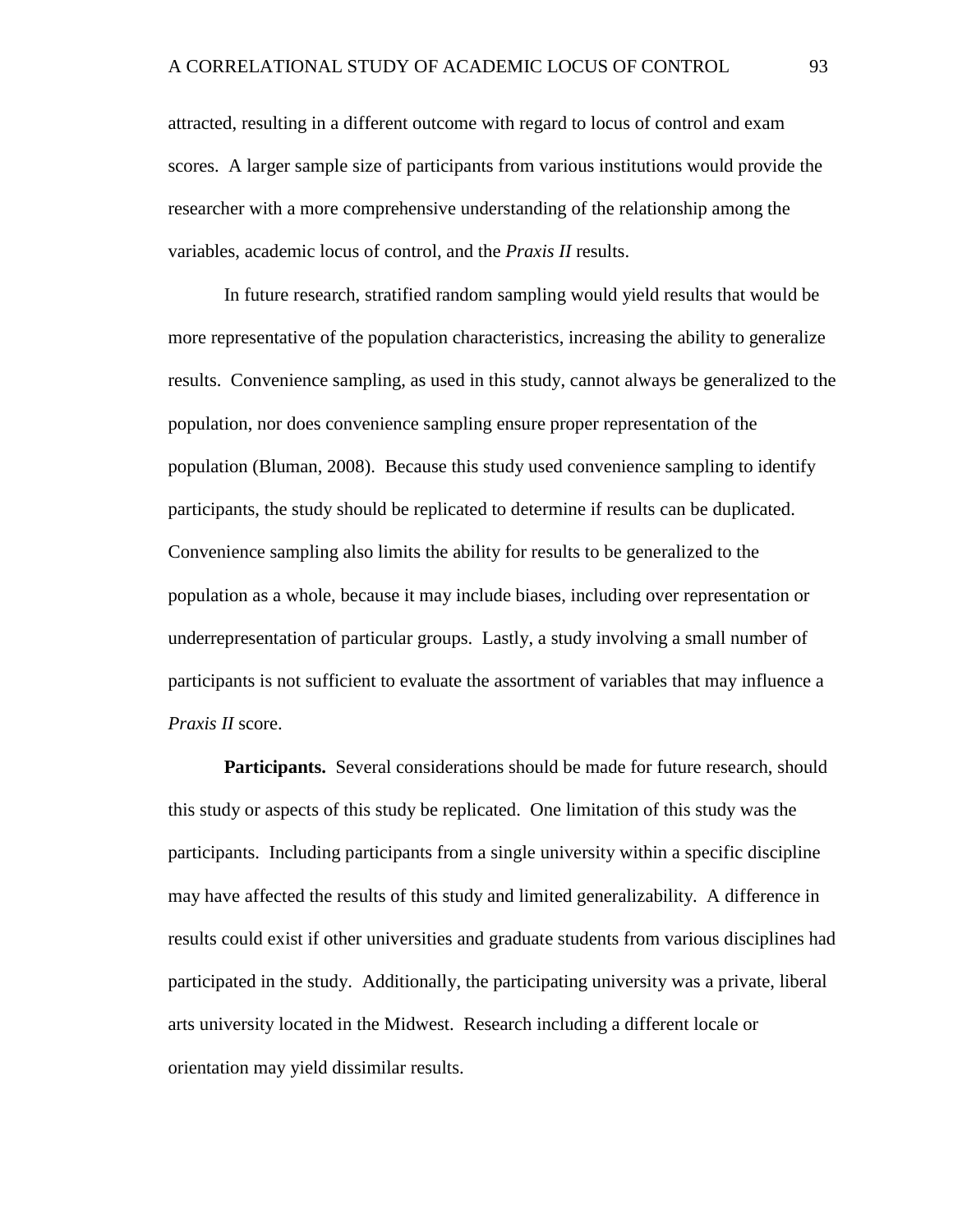attracted, resulting in a different outcome with regard to locus of control and exam scores. A larger sample size of participants from various institutions would provide the researcher with a more comprehensive understanding of the relationship among the variables, academic locus of control, and the *Praxis II* results.

In future research, stratified random sampling would yield results that would be more representative of the population characteristics, increasing the ability to generalize results. Convenience sampling, as used in this study, cannot always be generalized to the population, nor does convenience sampling ensure proper representation of the population (Bluman, 2008). Because this study used convenience sampling to identify participants, the study should be replicated to determine if results can be duplicated. Convenience sampling also limits the ability for results to be generalized to the population as a whole, because it may include biases, including over representation or underrepresentation of particular groups. Lastly, a study involving a small number of participants is not sufficient to evaluate the assortment of variables that may influence a *Praxis II* score.

**Participants.** Several considerations should be made for future research, should this study or aspects of this study be replicated. One limitation of this study was the participants. Including participants from a single university within a specific discipline may have affected the results of this study and limited generalizability. A difference in results could exist if other universities and graduate students from various disciplines had participated in the study. Additionally, the participating university was a private, liberal arts university located in the Midwest. Research including a different locale or orientation may yield dissimilar results.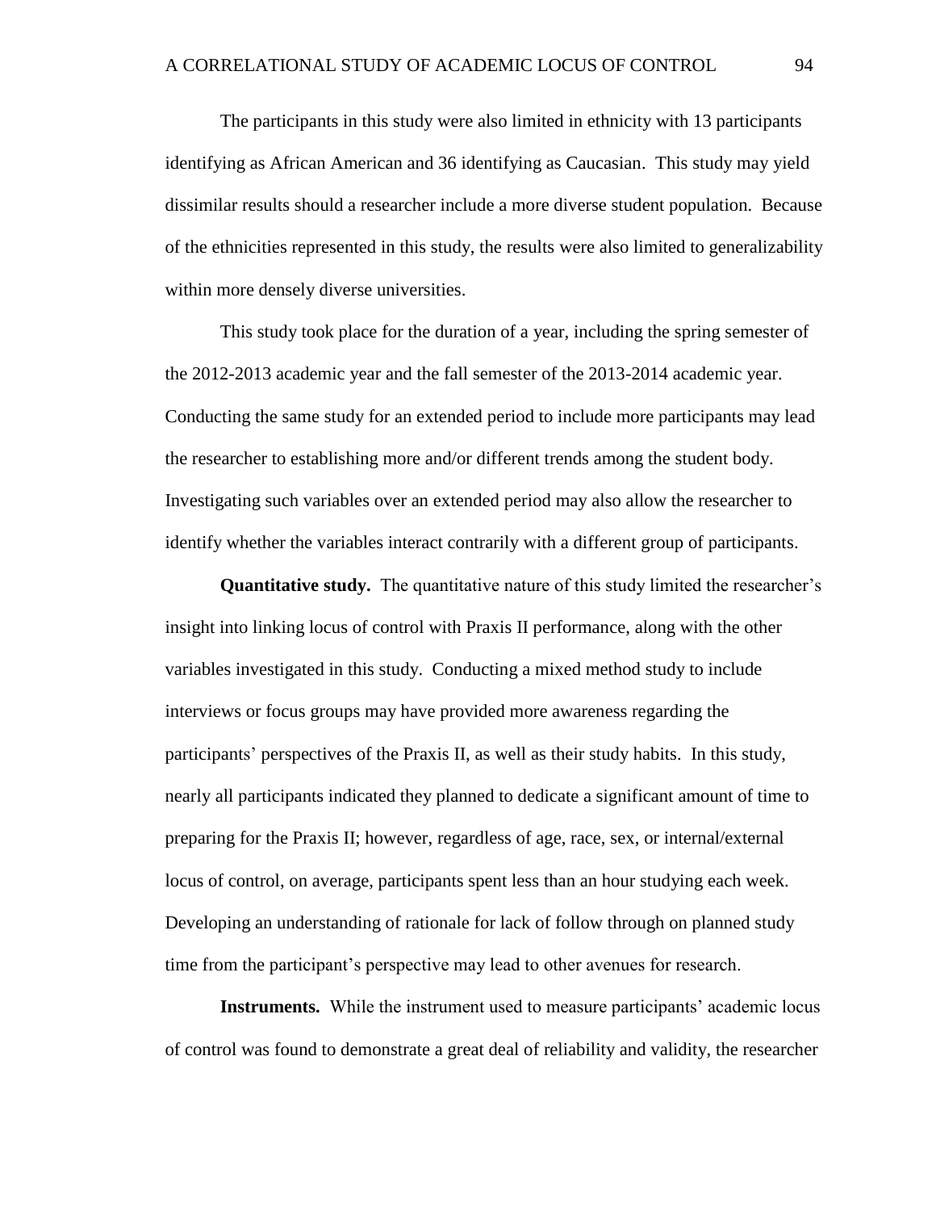The participants in this study were also limited in ethnicity with 13 participants identifying as African American and 36 identifying as Caucasian. This study may yield dissimilar results should a researcher include a more diverse student population. Because of the ethnicities represented in this study, the results were also limited to generalizability within more densely diverse universities.

This study took place for the duration of a year, including the spring semester of the 2012-2013 academic year and the fall semester of the 2013-2014 academic year. Conducting the same study for an extended period to include more participants may lead the researcher to establishing more and/or different trends among the student body. Investigating such variables over an extended period may also allow the researcher to identify whether the variables interact contrarily with a different group of participants.

**Quantitative study.** The quantitative nature of this study limited the researcher's insight into linking locus of control with Praxis II performance, along with the other variables investigated in this study. Conducting a mixed method study to include interviews or focus groups may have provided more awareness regarding the participants' perspectives of the Praxis II, as well as their study habits. In this study, nearly all participants indicated they planned to dedicate a significant amount of time to preparing for the Praxis II; however, regardless of age, race, sex, or internal/external locus of control, on average, participants spent less than an hour studying each week. Developing an understanding of rationale for lack of follow through on planned study time from the participant's perspective may lead to other avenues for research.

**Instruments.** While the instrument used to measure participants' academic locus of control was found to demonstrate a great deal of reliability and validity, the researcher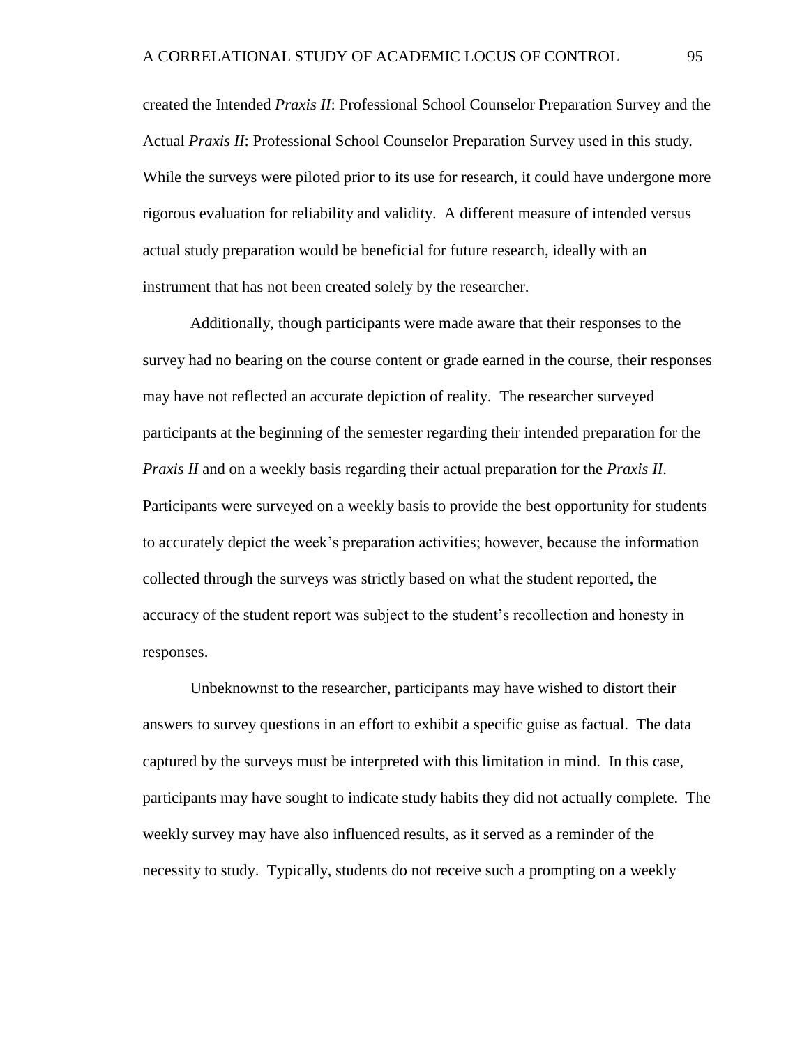created the Intended *Praxis II*: Professional School Counselor Preparation Survey and the Actual *Praxis II*: Professional School Counselor Preparation Survey used in this study. While the surveys were piloted prior to its use for research, it could have undergone more rigorous evaluation for reliability and validity. A different measure of intended versus actual study preparation would be beneficial for future research, ideally with an instrument that has not been created solely by the researcher.

Additionally, though participants were made aware that their responses to the survey had no bearing on the course content or grade earned in the course, their responses may have not reflected an accurate depiction of reality. The researcher surveyed participants at the beginning of the semester regarding their intended preparation for the *Praxis II* and on a weekly basis regarding their actual preparation for the *Praxis II*. Participants were surveyed on a weekly basis to provide the best opportunity for students to accurately depict the week's preparation activities; however, because the information collected through the surveys was strictly based on what the student reported, the accuracy of the student report was subject to the student's recollection and honesty in responses.

Unbeknownst to the researcher, participants may have wished to distort their answers to survey questions in an effort to exhibit a specific guise as factual. The data captured by the surveys must be interpreted with this limitation in mind. In this case, participants may have sought to indicate study habits they did not actually complete. The weekly survey may have also influenced results, as it served as a reminder of the necessity to study. Typically, students do not receive such a prompting on a weekly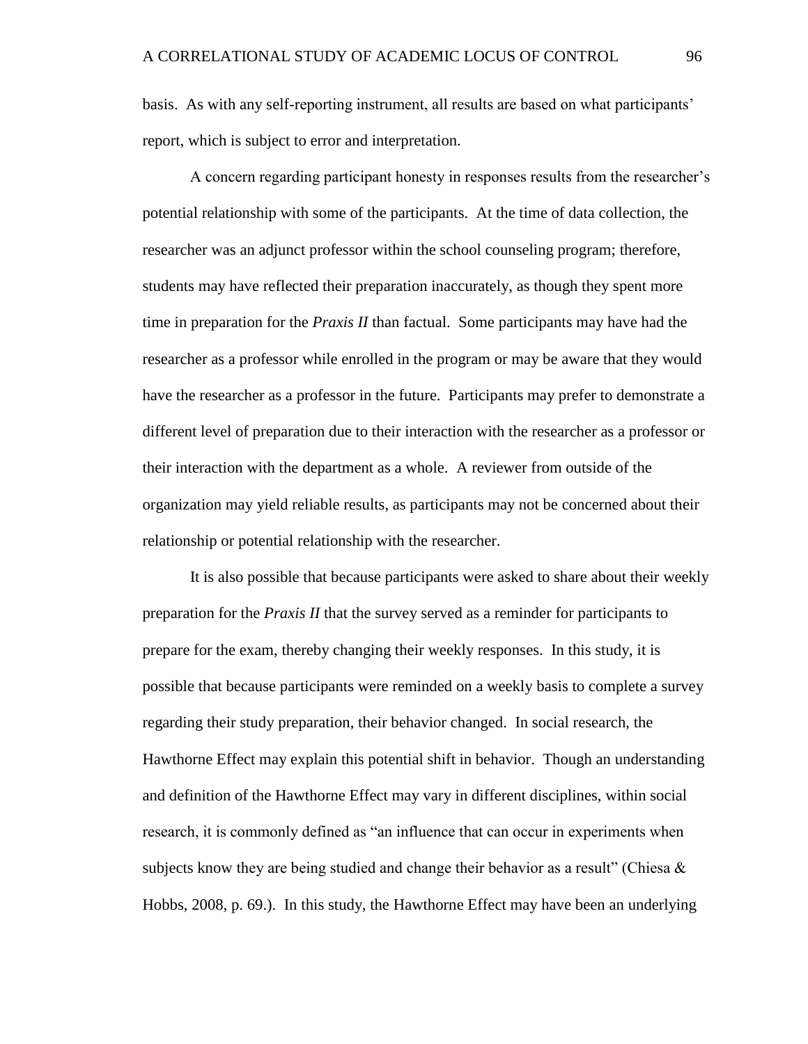basis. As with any self-reporting instrument, all results are based on what participants' report, which is subject to error and interpretation.

A concern regarding participant honesty in responses results from the researcher's potential relationship with some of the participants. At the time of data collection, the researcher was an adjunct professor within the school counseling program; therefore, students may have reflected their preparation inaccurately, as though they spent more time in preparation for the *Praxis II* than factual. Some participants may have had the researcher as a professor while enrolled in the program or may be aware that they would have the researcher as a professor in the future. Participants may prefer to demonstrate a different level of preparation due to their interaction with the researcher as a professor or their interaction with the department as a whole. A reviewer from outside of the organization may yield reliable results, as participants may not be concerned about their relationship or potential relationship with the researcher.

It is also possible that because participants were asked to share about their weekly preparation for the *Praxis II* that the survey served as a reminder for participants to prepare for the exam, thereby changing their weekly responses. In this study, it is possible that because participants were reminded on a weekly basis to complete a survey regarding their study preparation, their behavior changed. In social research, the Hawthorne Effect may explain this potential shift in behavior. Though an understanding and definition of the Hawthorne Effect may vary in different disciplines, within social research, it is commonly defined as "an influence that can occur in experiments when subjects know they are being studied and change their behavior as a result" (Chiesa & Hobbs, 2008, p. 69.). In this study, the Hawthorne Effect may have been an underlying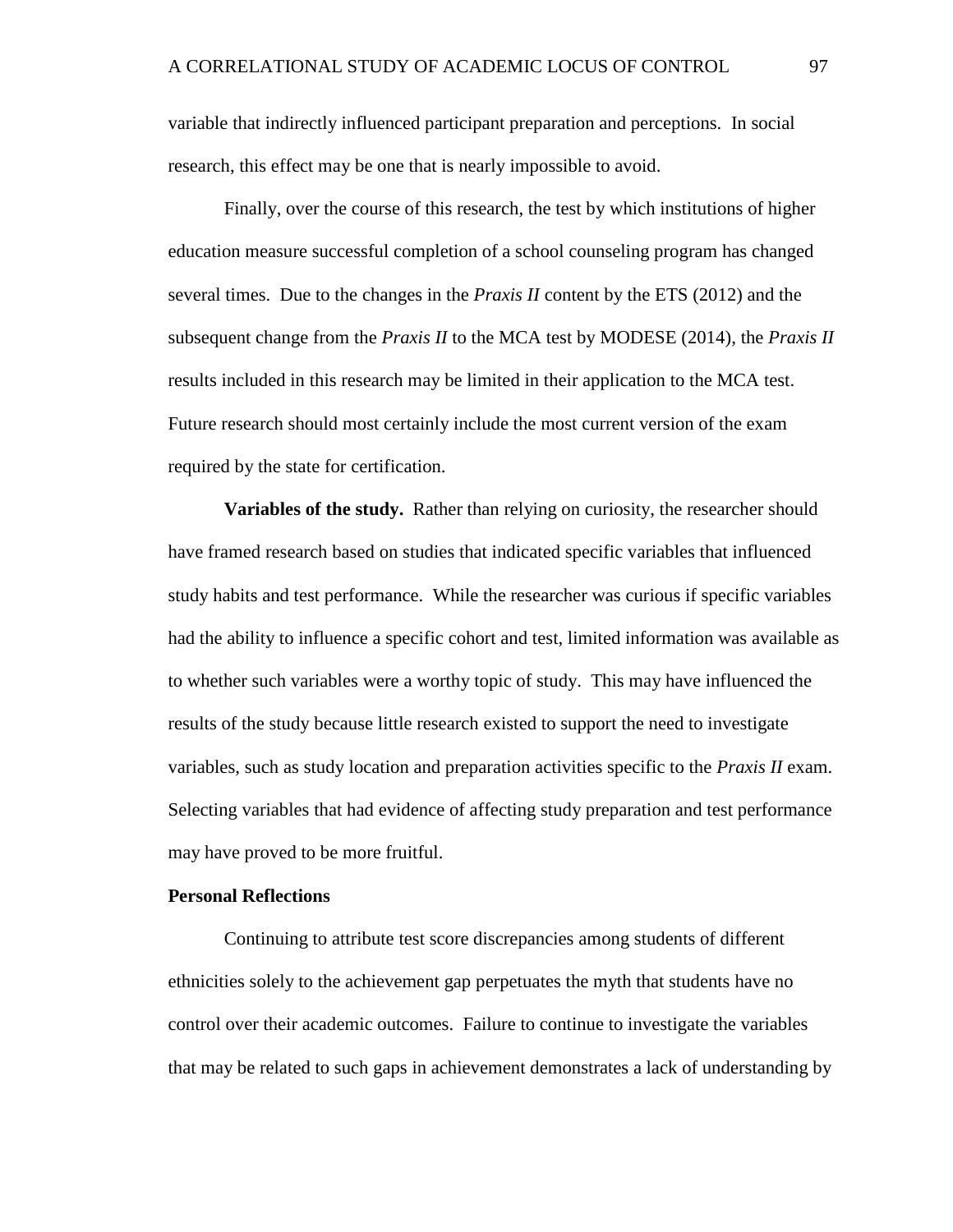variable that indirectly influenced participant preparation and perceptions. In social research, this effect may be one that is nearly impossible to avoid.

Finally, over the course of this research, the test by which institutions of higher education measure successful completion of a school counseling program has changed several times. Due to the changes in the *Praxis II* content by the ETS (2012) and the subsequent change from the *Praxis II* to the MCA test by MODESE (2014), the *Praxis II* results included in this research may be limited in their application to the MCA test. Future research should most certainly include the most current version of the exam required by the state for certification.

**Variables of the study.** Rather than relying on curiosity, the researcher should have framed research based on studies that indicated specific variables that influenced study habits and test performance. While the researcher was curious if specific variables had the ability to influence a specific cohort and test, limited information was available as to whether such variables were a worthy topic of study. This may have influenced the results of the study because little research existed to support the need to investigate variables, such as study location and preparation activities specific to the *Praxis II* exam. Selecting variables that had evidence of affecting study preparation and test performance may have proved to be more fruitful.

## Personal Reflections

Continuing to attribute test score discrepancies among students of different ethnicities solely to the achievement gap perpetuates the myth that students have no control over their academic outcomes. Failure to continue to investigate the variables that may be related to such gaps in achievement demonstrates a lack of understanding by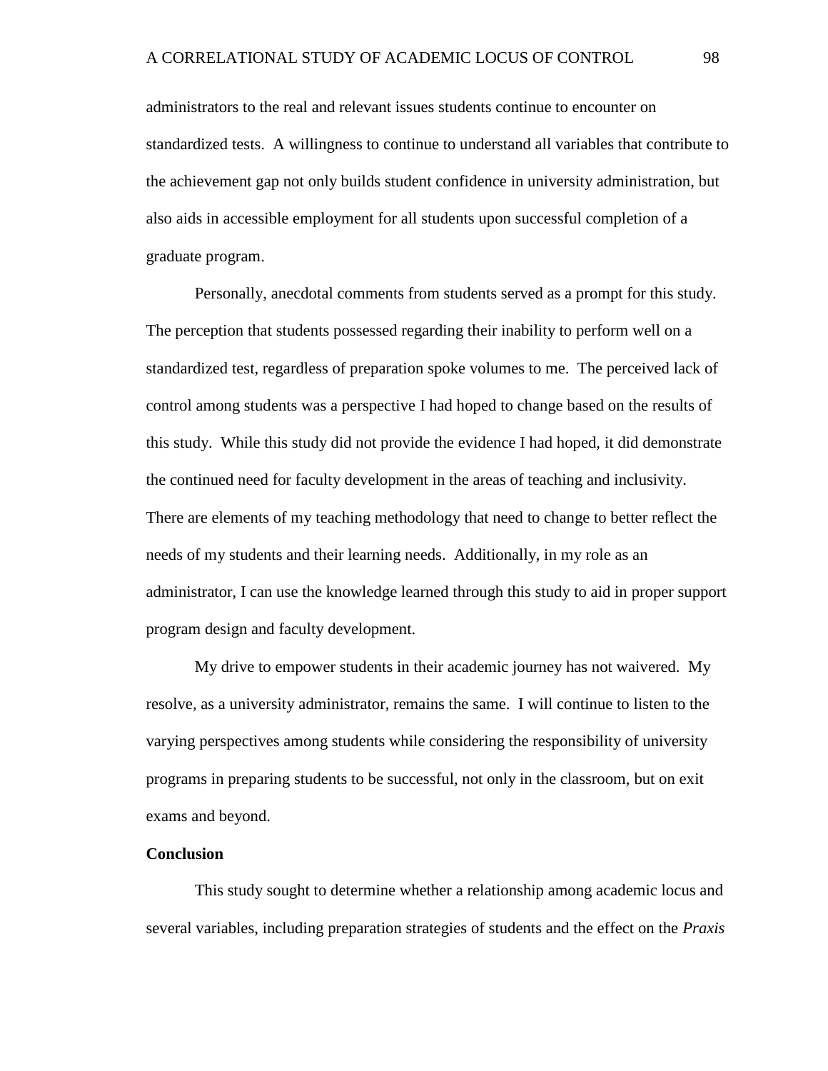administrators to the real and relevant issues students continue to encounter on standardized tests. A willingness to continue to understand all variables that contribute to the achievement gap not only builds student confidence in university administration, but also aids in accessible employment for all students upon successful completion of a graduate program.

Personally, anecdotal comments from students served as a prompt for this study. The perception that students possessed regarding their inability to perform well on a standardized test, regardless of preparation spoke volumes to me. The perceived lack of control among students was a perspective I had hoped to change based on the results of this study. While this study did not provide the evidence I had hoped, it did demonstrate the continued need for faculty development in the areas of teaching and inclusivity. There are elements of my teaching methodology that need to change to better reflect the needs of my students and their learning needs. Additionally, in my role as an administrator, I can use the knowledge learned through this study to aid in proper support program design and faculty development.

My drive to empower students in their academic journey has not waivered. My resolve, as a university administrator, remains the same. I will continue to listen to the varying perspectives among students while considering the responsibility of university programs in preparing students to be successful, not only in the classroom, but on exit exams and beyond.

## Conclusion

This study sought to determine whether a relationship among academic locus and several variables, including preparation strategies of students and the effect on the *Praxis*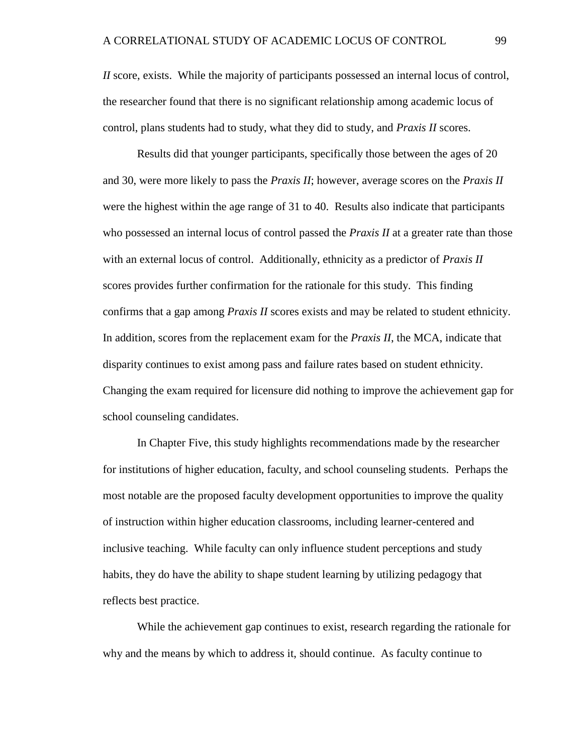*II* score, exists. While the majority of participants possessed an internal locus of control, the researcher found that there is no significant relationship among academic locus of control, plans students had to study, what they did to study, and *Praxis II* scores.

Results did that younger participants, specifically those between the ages of 20 and 30, were more likely to pass the *Praxis II*; however, average scores on the *Praxis II* were the highest within the age range of 31 to 40. Results also indicate that participants who possessed an internal locus of control passed the *Praxis II* at a greater rate than those with an external locus of control. Additionally, ethnicity as a predictor of *Praxis II* scores provides further confirmation for the rationale for this study. This finding confirms that a gap among *Praxis II* scores exists and may be related to student ethnicity. In addition, scores from the replacement exam for the *Praxis II*, the MCA, indicate that disparity continues to exist among pass and failure rates based on student ethnicity. Changing the exam required for licensure did nothing to improve the achievement gap for school counseling candidates.

In Chapter Five, this study highlights recommendations made by the researcher for institutions of higher education, faculty, and school counseling students. Perhaps the most notable are the proposed faculty development opportunities to improve the quality of instruction within higher education classrooms, including learner-centered and inclusive teaching. While faculty can only influence student perceptions and study habits, they do have the ability to shape student learning by utilizing pedagogy that reflects best practice.

While the achievement gap continues to exist, research regarding the rationale for why and the means by which to address it, should continue. As faculty continue to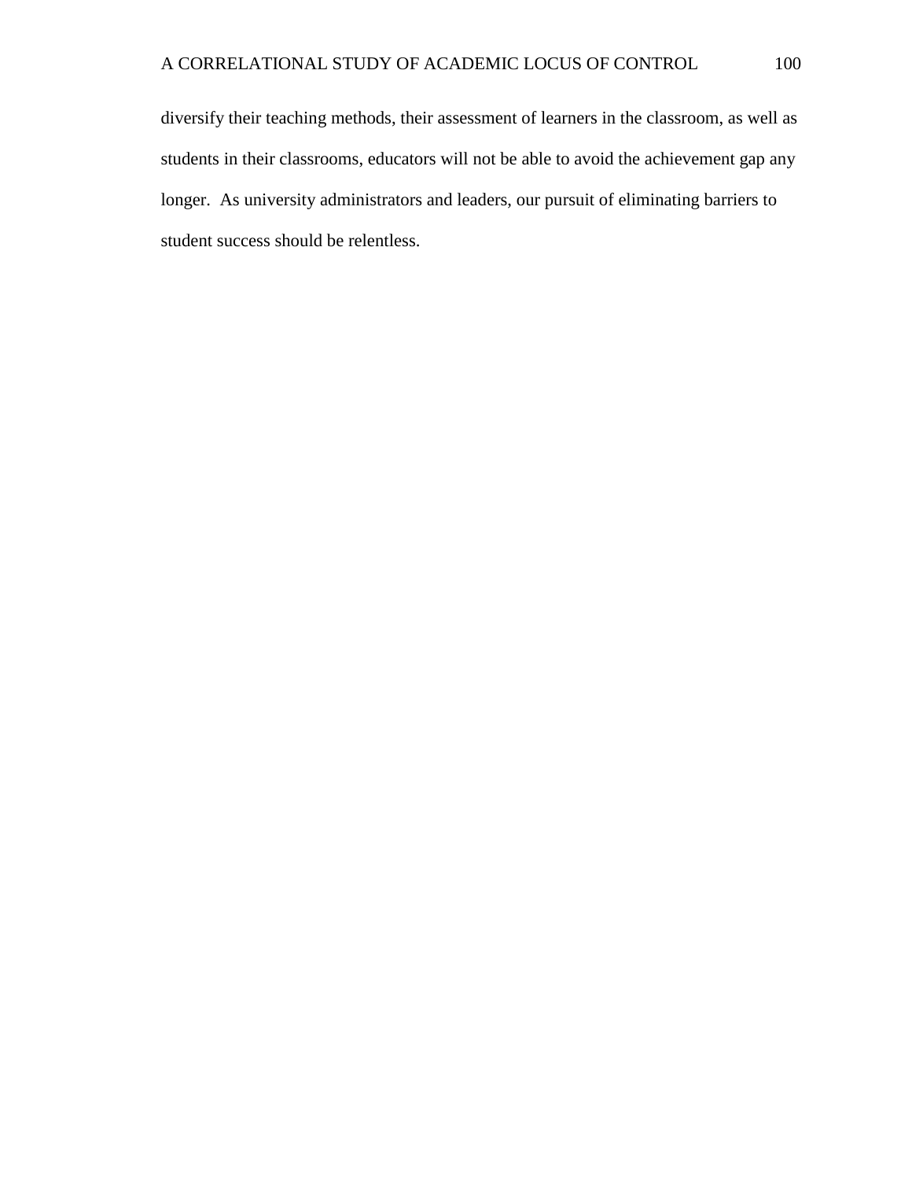diversify their teaching methods, their assessment of learners in the classroom, as well as students in their classrooms, educators will not be able to avoid the achievement gap any longer.  As university administrators and leaders, our pursuit of eliminating barriers to student success should be relentless.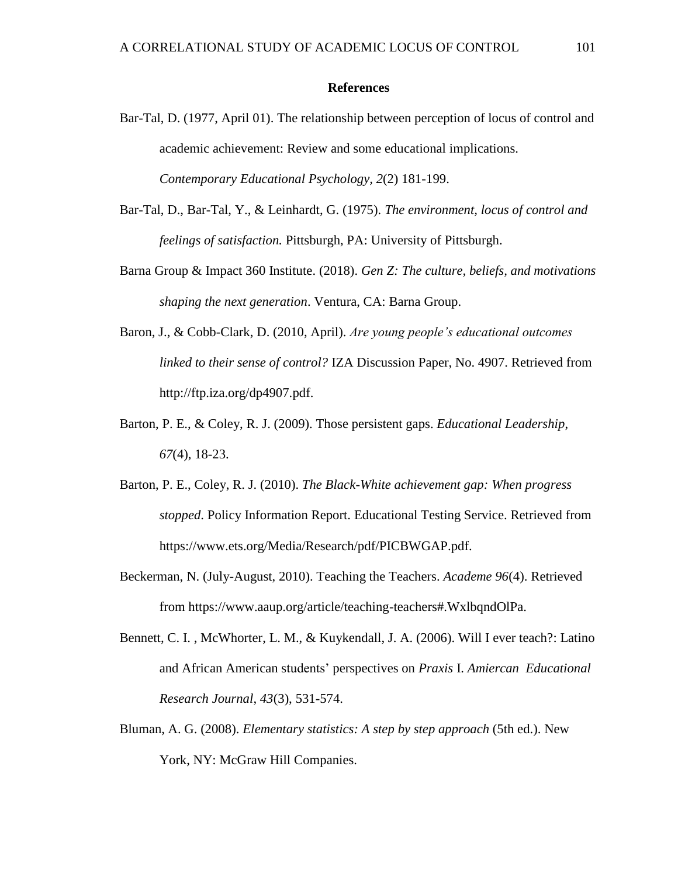**References**

Bar-Tal, D. (1977, April 01). The relationship between perception of locus of control and academic achievement: Review and some educational implications. *Contemporary Educational Psychology, 2*(2) 181-199.

Bar-Tal, D., Bar-Tal, Y., & Leinhardt, G. (1975). *The environment, locus of control and feelings of satisfaction.* Pittsburgh, PA: University of Pittsburgh.

Barna Group & Impact 360 Institute. (2018). *Gen Z: The culture, beliefs, and motivations shaping the next generation*. Ventura, CA: Barna Group.

Baron, J., & Cobb-Clark, D. (2010, April). *Are young people's educational outcomes linked to their sense of control?* IZA Discussion Paper, No. 4907. Retrieved from http://ftp.iza.org/dp4907.pdf.

Barton, P. E., & Coley, R. J. (2009). Those persistent gaps. *Educational Leadership*, *67*(4), 18-23.

Barton, P. E., Coley, R. J. (2010). *The Black-White achievement gap: When progress stopped*. Policy Information Report. Educational Testing Service. Retrieved from https://www.ets.org/Media/Research/pdf/PICBWGAP.pdf.

Beckerman, N. (July-August, 2010). Teaching the Teachers. *Academe 96*(4). Retrieved from https://www.aaup.org/article/teaching-teachers#.WxlbqndOlPa.

Bennett, C. I. , McWhorter, L. M., & Kuykendall, J. A. (2006). Will I ever teach?: Latino and African American students' perspectives on *Praxis* I. *Amiercan Educational Research Journal*, *43*(3), 531-574.

Bluman, A. G. (2008). *Elementary statistics: A step by step approach* (5th ed.). New York, NY: McGraw Hill Companies.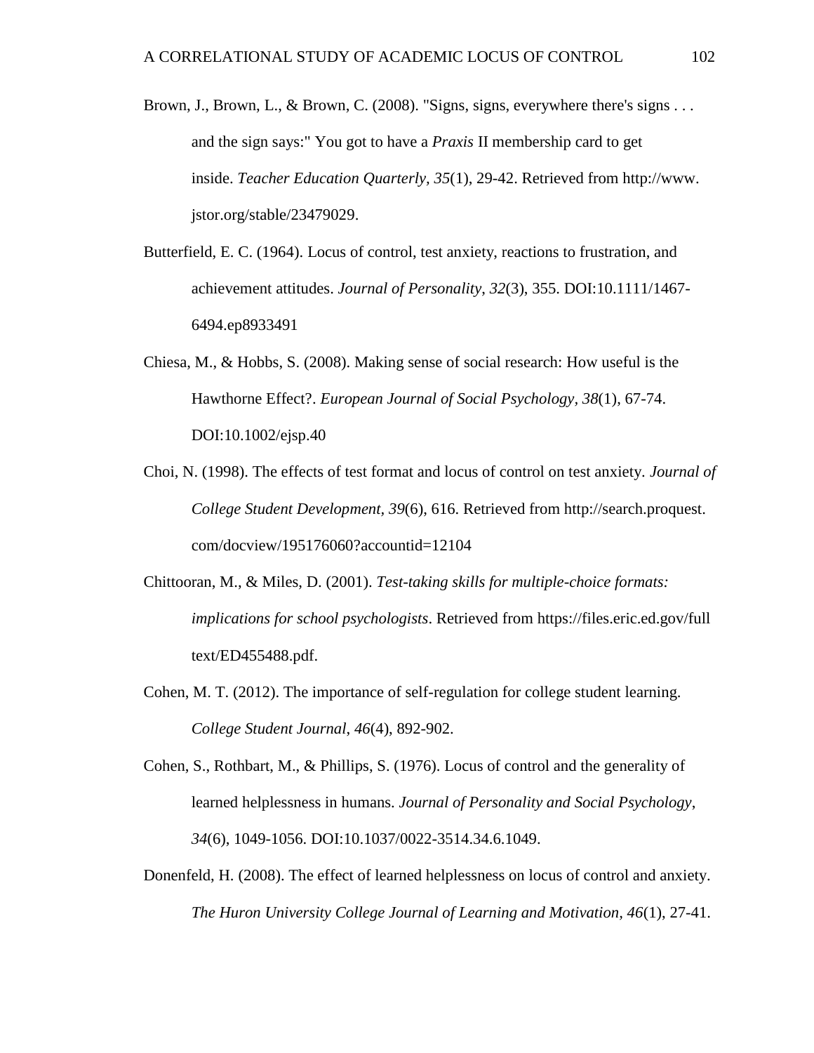Brown, J., Brown, L., & Brown, C. (2008). "Signs, signs, everywhere there's signs . . . and the sign says:" You got to have a *Praxis* II membership card to get inside. *Teacher Education Quarterly, 35*(1), 29-42. Retrieved from http://www.jstor.org/stable/23479029.

Butterfield, E. C. (1964). Locus of control, test anxiety, reactions to frustration, and achievement attitudes. *Journal of Personality*, *32*(3), 355. DOI:10.1111/1467-6494.ep8933491

Chiesa, M., & Hobbs, S. (2008). Making sense of social research: How useful is the Hawthorne Effect?. *European Journal of Social Psychology, 38*(1), 67-74. DOI:10.1002/ejsp.40

Choi, N. (1998). The effects of test format and locus of control on test anxiety. *Journal of College Student Development, 39*(6), 616. Retrieved from http://search.proquest.com/docview/195176060?accountid=12104

Chittooran, M., & Miles, D. (2001). *Test-taking skills for multiple-choice formats: implications for school psychologists*. Retrieved from https://files.eric.ed.gov/fulltext/ED455488.pdf.

Cohen, M. T. (2012). The importance of self-regulation for college student learning. *College Student Journal*, *46*(4), 892-902.

Cohen, S., Rothbart, M., & Phillips, S. (1976). Locus of control and the generality of learned helplessness in humans. *Journal of Personality and Social Psychology*, *34*(6), 1049-1056. DOI:10.1037/0022-3514.34.6.1049.

Donenfeld, H. (2008). The effect of learned helplessness on locus of control and anxiety. *The Huron University College Journal of Learning and Motivation, 46*(1), 27-41.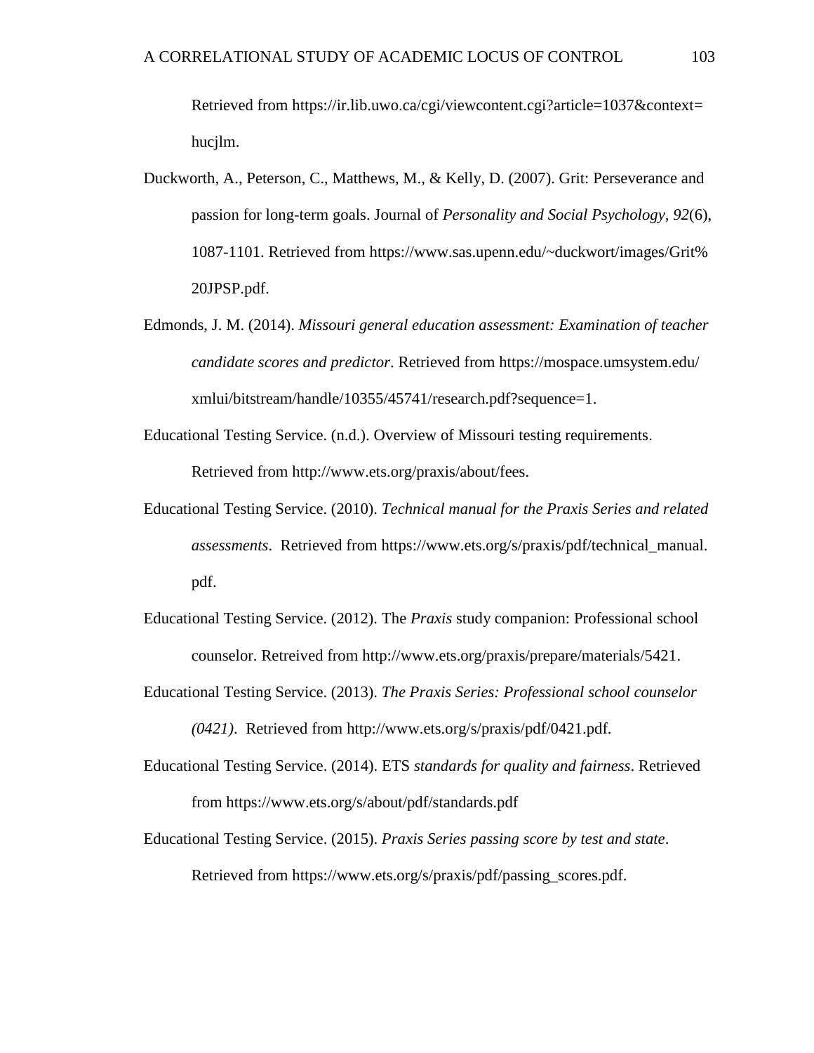Retrieved from https://ir.lib.uwo.ca/cgi/viewcontent.cgi?article=1037&context=hucjlm.

Duckworth, A., Peterson, C., Matthews, M., & Kelly, D. (2007). Grit: Perseverance and passion for long-term goals. Journal of *Personality and Social Psychology, 92*(6), 1087-1101. Retrieved from https://www.sas.upenn.edu/~duckwort/images/Grit%20JPSP.pdf.

Edmonds, J. M. (2014). *Missouri general education assessment: Examination of teacher candidate scores and predictor*. Retrieved from https://mospace.umsystem.edu/xmlui/bitstream/handle/10355/45741/research.pdf?sequence=1.

Educational Testing Service. (n.d.). Overview of Missouri testing requirements. Retrieved from http://www.ets.org/praxis/about/fees.

Educational Testing Service. (2010). *Technical manual for the Praxis Series and related assessments*. Retrieved from https://www.ets.org/s/praxis/pdf/technical_manual.pdf.

Educational Testing Service. (2012). The *Praxis* study companion: Professional school counselor. Retreived from http://www.ets.org/praxis/prepare/materials/5421.

Educational Testing Service. (2013). *The Praxis Series: Professional school counselor (0421)*. Retrieved from http://www.ets.org/s/praxis/pdf/0421.pdf.

Educational Testing Service. (2014). ETS *standards for quality and fairness*. Retrieved from https://www.ets.org/s/about/pdf/standards.pdf

Educational Testing Service. (2015). *Praxis Series passing score by test and state*. Retrieved from https://www.ets.org/s/praxis/pdf/passing_scores.pdf.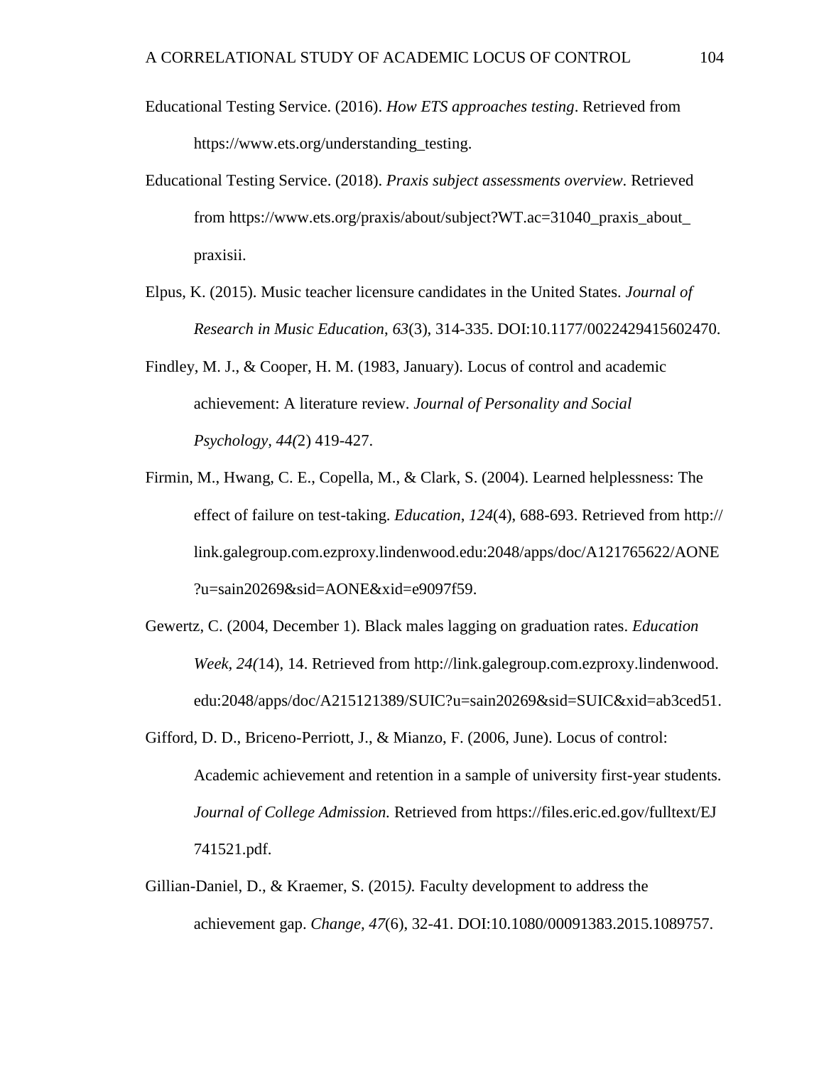Educational Testing Service. (2016). *How ETS approaches testing*. Retrieved from https://www.ets.org/understanding_testing.

Educational Testing Service. (2018). *Praxis subject assessments overview*. Retrieved from https://www.ets.org/praxis/about/subject?WT.ac=31040_praxis_about_praxisii.

Elpus, K. (2015). Music teacher licensure candidates in the United States. *Journal of Research in Music Education*, *63*(3), 314-335. DOI:10.1177/0022429415602470.

Findley, M. J., & Cooper, H. M. (1983, January). Locus of control and academic achievement: A literature review. *Journal of Personality and Social Psychology*, *44(*2) 419-427.

Firmin, M., Hwang, C. E., Copella, M., & Clark, S. (2004). Learned helplessness: The effect of failure on test-taking. *Education*, *124*(4), 688-693. Retrieved from http://link.galegroup.com.ezproxy.lindenwood.edu:2048/apps/doc/A121765622/AONE?u=sain20269&sid=AONE&xid=e9097f59.

Gewertz, C. (2004, December 1). Black males lagging on graduation rates. *Education Week*, *24(*14), 14. Retrieved from http://link.galegroup.com.ezproxy.lindenwood.edu:2048/apps/doc/A215121389/SUIC?u=sain20269&sid=SUIC&xid=ab3ced51.

Gifford, D. D., Briceno-Perriott, J., & Mianzo, F. (2006, June). Locus of control: Academic achievement and retention in a sample of university first-year students. *Journal of College Admission.* Retrieved from https://files.eric.ed.gov/fulltext/EJ741521.pdf.

Gillian-Daniel, D., & Kraemer, S. (2015*).* Faculty development to address the achievement gap. *Change, 47*(6), 32-41. DOI:10.1080/00091383.2015.1089757.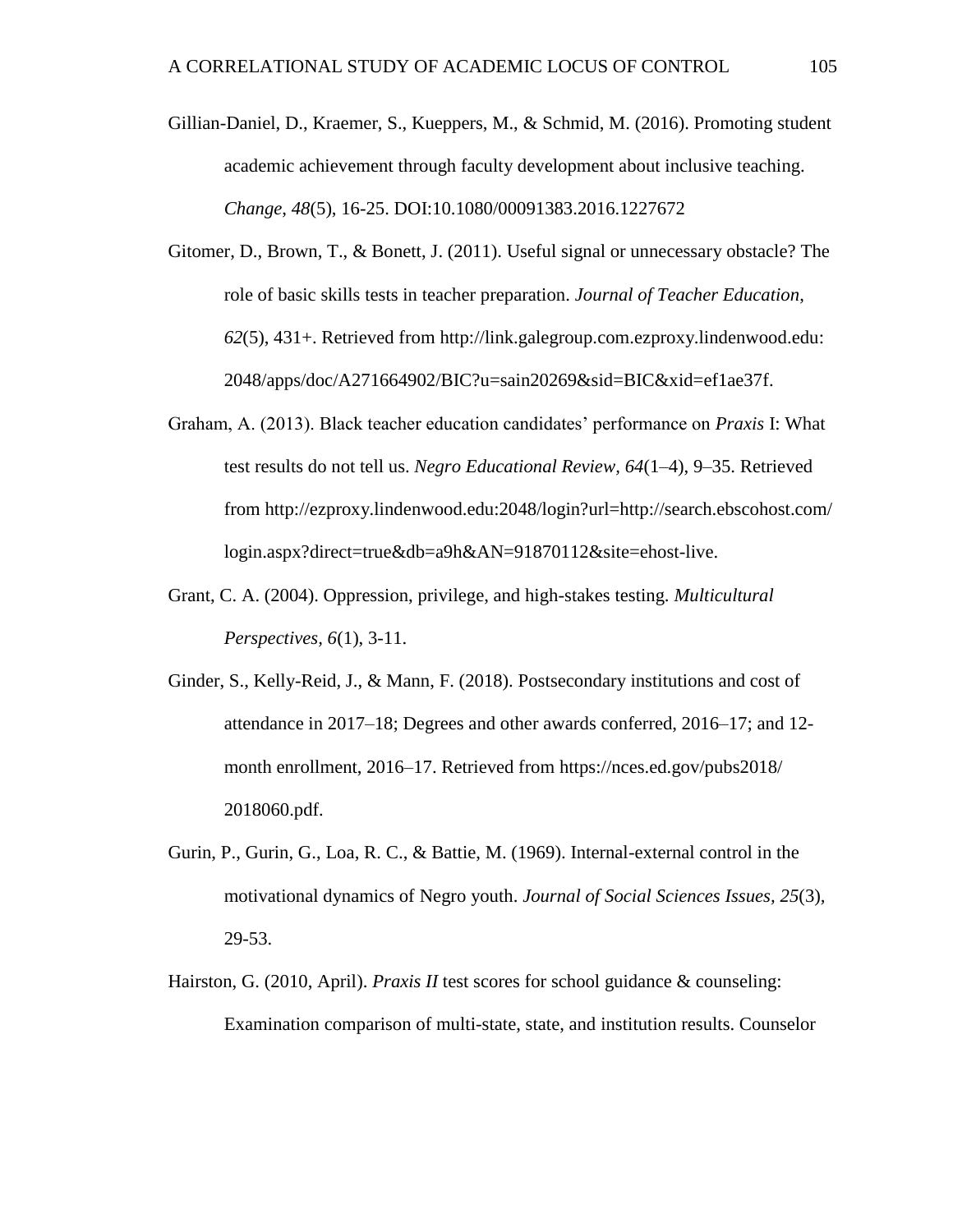Gillian-Daniel, D., Kraemer, S., Kueppers, M., & Schmid, M. (2016). Promoting student academic achievement through faculty development about inclusive teaching. *Change*, *48*(5), 16-25. DOI:10.1080/00091383.2016.1227672

Gitomer, D., Brown, T., & Bonett, J. (2011). Useful signal or unnecessary obstacle? The role of basic skills tests in teacher preparation. *Journal of Teacher Education*, *62*(5), 431+. Retrieved from http://link.galegroup.com.ezproxy.lindenwood.edu:2048/apps/doc/A271664902/BIC?u=sain20269&sid=BIC&xid=ef1ae37f.

Graham, A. (2013). Black teacher education candidates' performance on *Praxis* I: What test results do not tell us. *Negro Educational Review, 64*(1–4), 9–35. Retrieved from http://ezproxy.lindenwood.edu:2048/login?url=http://search.ebscohost.com/login.aspx?direct=true&db=a9h&AN=91870112&site=ehost-live.

Grant, C. A. (2004). Oppression, privilege, and high-stakes testing. *Multicultural Perspectives, 6*(1), 3-11.

Ginder, S., Kelly-Reid, J., & Mann, F. (2018). Postsecondary institutions and cost of attendance in 2017–18; Degrees and other awards conferred, 2016–17; and 12-month enrollment, 2016–17. Retrieved from https://nces.ed.gov/pubs2018/2018060.pdf.

Gurin, P., Gurin, G., Loa, R. C., & Battie, M. (1969). Internal-external control in the motivational dynamics of Negro youth. *Journal of Social Sciences Issues, 25*(3), 29-53.

Hairston, G. (2010, April). *Praxis II* test scores for school guidance & counseling: Examination comparison of multi-state, state, and institution results. Counselor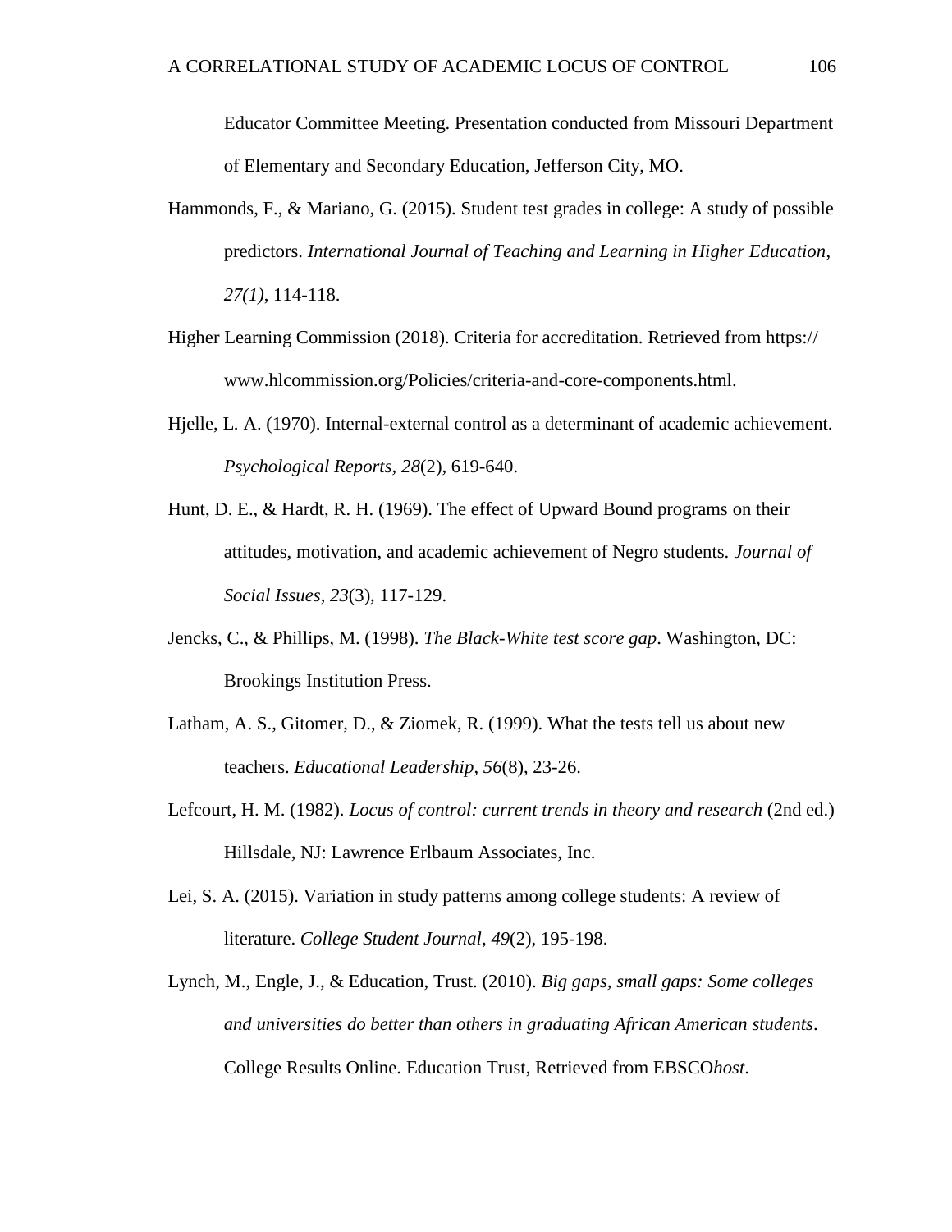Educator Committee Meeting. Presentation conducted from Missouri Department of Elementary and Secondary Education, Jefferson City, MO.

Hammonds, F., & Mariano, G. (2015). Student test grades in college: A study of possible predictors. *International Journal of Teaching and Learning in Higher Education*, *27(1)*, 114-118.

Higher Learning Commission (2018). Criteria for accreditation. Retrieved from https:// www.hlcommission.org/Policies/criteria-and-core-components.html.

Hjelle, L. A. (1970). Internal-external control as a determinant of academic achievement. *Psychological Reports, 28*(2), 619-640.

Hunt, D. E., & Hardt, R. H. (1969). The effect of Upward Bound programs on their attitudes, motivation, and academic achievement of Negro students. *Journal of Social Issues*, *23*(3), 117-129.

Jencks, C., & Phillips, M. (1998). *The Black-White test score gap*. Washington, DC: Brookings Institution Press.

Latham, A. S., Gitomer, D., & Ziomek, R. (1999). What the tests tell us about new teachers. *Educational Leadership*, *56*(8), 23-26.

Lefcourt, H. M. (1982). *Locus of control: current trends in theory and research* (2nd ed.) Hillsdale, NJ: Lawrence Erlbaum Associates, Inc.

Lei, S. A. (2015). Variation in study patterns among college students: A review of literature. *College Student Journal*, *49*(2), 195-198.

Lynch, M., Engle, J., & Education, Trust. (2010). *Big gaps, small gaps: Some colleges and universities do better than others in graduating African American students*. College Results Online. Education Trust, Retrieved from EBSCO*host*.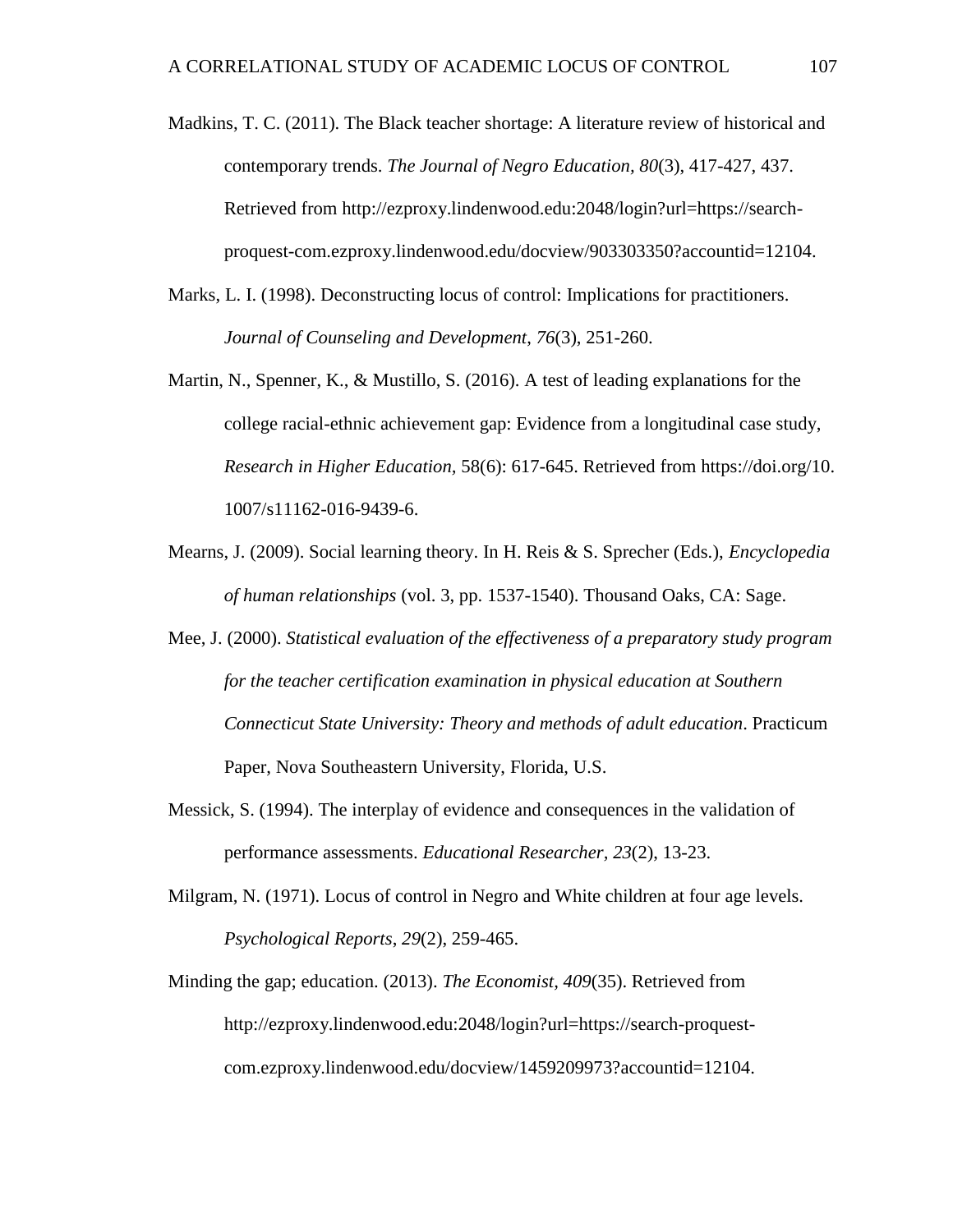Madkins, T. C. (2011). The Black teacher shortage: A literature review of historical and contemporary trends. *The Journal of Negro Education, 80*(3), 417-427, 437. Retrieved from http://ezproxy.lindenwood.edu:2048/login?url=https://search-proquest-com.ezproxy.lindenwood.edu/docview/903303350?accountid=12104.

Marks, L. I. (1998). Deconstructing locus of control: Implications for practitioners. *Journal of Counseling and Development*, *76*(3), 251-260.

Martin, N., Spenner, K., & Mustillo, S. (2016). A test of leading explanations for the college racial-ethnic achievement gap: Evidence from a longitudinal case study, *Research in Higher Education,* 58(6): 617-645. Retrieved from https://doi.org/10.1007/s11162-016-9439-6.

Mearns, J. (2009). Social learning theory. In H. Reis & S. Sprecher (Eds.), *Encyclopedia of human relationships* (vol. 3, pp. 1537-1540). Thousand Oaks, CA: Sage.

Mee, J. (2000). *Statistical evaluation of the effectiveness of a preparatory study program for the teacher certification examination in physical education at Southern Connecticut State University: Theory and methods of adult education*. Practicum Paper, Nova Southeastern University, Florida, U.S.

Messick, S. (1994). The interplay of evidence and consequences in the validation of performance assessments. *Educational Researcher*, *23*(2), 13-23.

Milgram, N. (1971). Locus of control in Negro and White children at four age levels. *Psychological Reports*, *29*(2), 259-465.

Minding the gap; education. (2013). *The Economist*, *409*(35). Retrieved from http://ezproxy.lindenwood.edu:2048/login?url=https://search-proquest-com.ezproxy.lindenwood.edu/docview/1459209973?accountid=12104.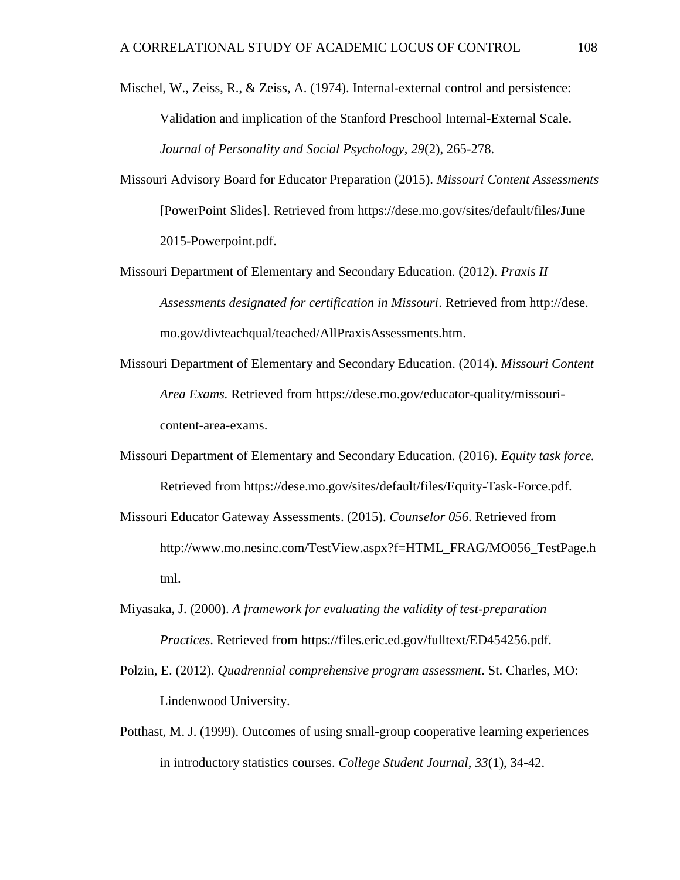Mischel, W., Zeiss, R., & Zeiss, A. (1974). Internal-external control and persistence: Validation and implication of the Stanford Preschool Internal-External Scale. *Journal of Personality and Social Psychology*, *29*(2), 265-278.

Missouri Advisory Board for Educator Preparation (2015). *Missouri Content Assessments* [PowerPoint Slides]. Retrieved from https://dese.mo.gov/sites/default/files/June 2015-Powerpoint.pdf.

Missouri Department of Elementary and Secondary Education. (2012). *Praxis II Assessments designated for certification in Missouri*. Retrieved from http://dese.mo.gov/divteachqual/teached/AllPraxisAssessments.htm.

Missouri Department of Elementary and Secondary Education. (2014). *Missouri Content Area Exams.* Retrieved from https://dese.mo.gov/educator-quality/missouri-content-area-exams.

Missouri Department of Elementary and Secondary Education. (2016). *Equity task force.* Retrieved from https://dese.mo.gov/sites/default/files/Equity-Task-Force.pdf.

Missouri Educator Gateway Assessments. (2015). *Counselor 056*. Retrieved from http://www.mo.nesinc.com/TestView.aspx?f=HTML_FRAG/MO056_TestPage.html.

Miyasaka, J. (2000). *A framework for evaluating the validity of test-preparation Practices*. Retrieved from https://files.eric.ed.gov/fulltext/ED454256.pdf.

Polzin, E. (2012). *Quadrennial comprehensive program assessment*. St. Charles, MO: Lindenwood University.

Potthast, M. J. (1999). Outcomes of using small-group cooperative learning experiences in introductory statistics courses. *College Student Journal*, *33*(1), 34-42.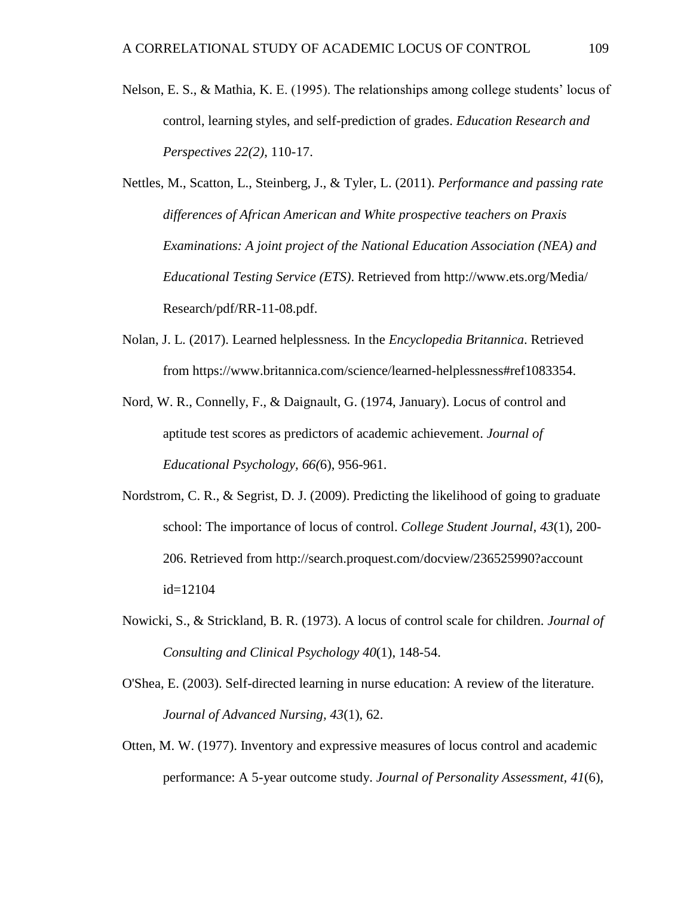Nelson, E. S., & Mathia, K. E. (1995). The relationships among college students' locus of control, learning styles, and self-prediction of grades. *Education Research and Perspectives 22(2)*, 110-17.

Nettles, M., Scatton, L., Steinberg, J., & Tyler, L. (2011). *Performance and passing rate differences of African American and White prospective teachers on Praxis Examinations: A joint project of the National Education Association (NEA) and Educational Testing Service (ETS)*. Retrieved from http://www.ets.org/Media/Research/pdf/RR-11-08.pdf.

Nolan, J. L. (2017). Learned helplessness*.* In the *Encyclopedia Britannica*. Retrieved from https://www.britannica.com/science/learned-helplessness#ref1083354.

Nord, W. R., Connelly, F., & Daignault, G. (1974, January). Locus of control and aptitude test scores as predictors of academic achievement. *Journal of Educational Psychology, 66(*6), 956-961.

Nordstrom, C. R., & Segrist, D. J. (2009). Predicting the likelihood of going to graduate school: The importance of locus of control. *College Student Journal, 43*(1), 200-206. Retrieved from http://search.proquest.com/docview/236525990?accountid=12104

Nowicki, S., & Strickland, B. R. (1973). A locus of control scale for children. *Journal of Consulting and Clinical Psychology 40*(1), 148-54.

O'Shea, E. (2003). Self-directed learning in nurse education: A review of the literature. *Journal of Advanced Nursing, 43*(1), 62.

Otten, M. W. (1977). Inventory and expressive measures of locus control and academic performance: A 5-year outcome study. *Journal of Personality Assessment, 41*(6),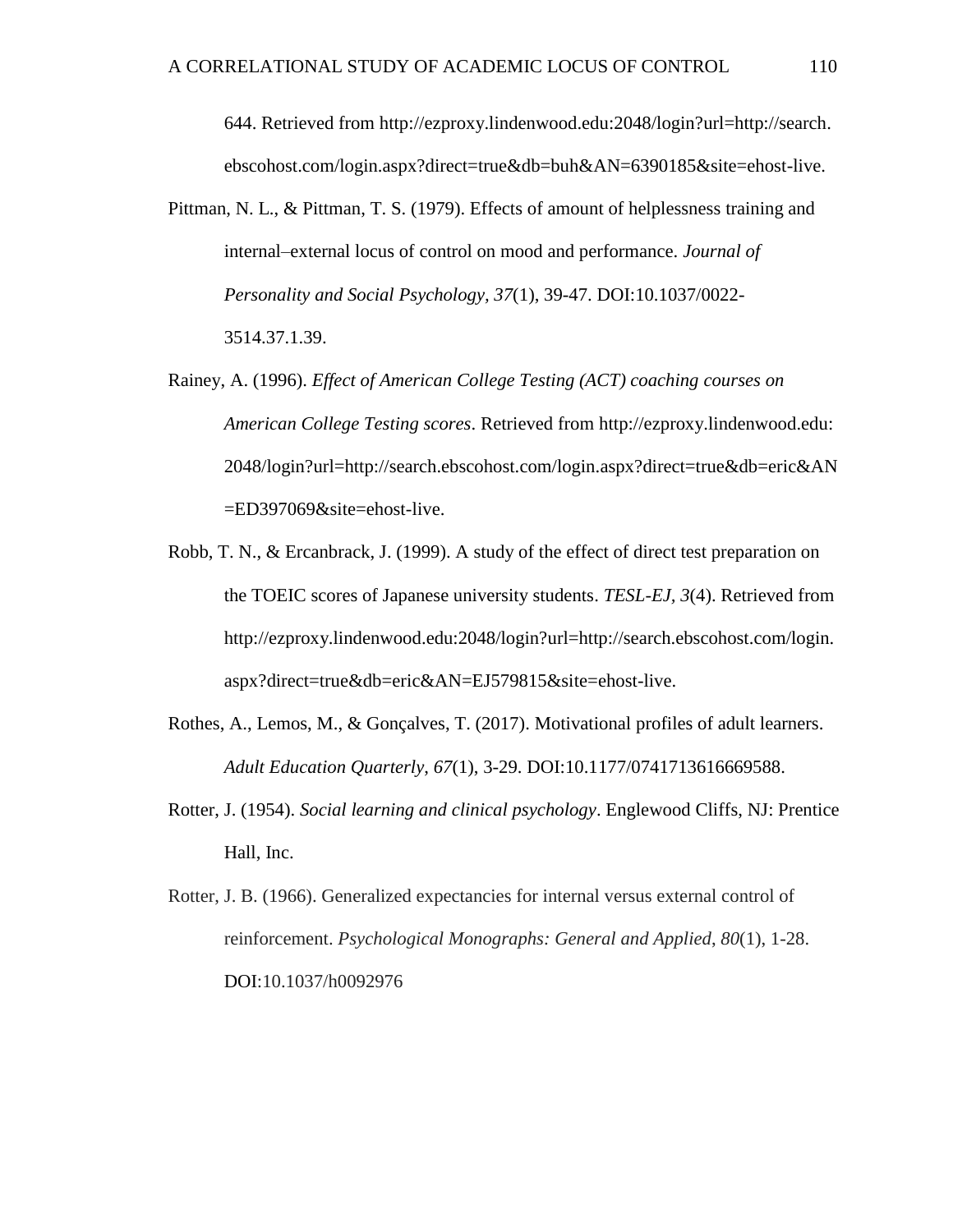644. Retrieved from http://ezproxy.lindenwood.edu:2048/login?url=http://search.ebscohost.com/login.aspx?direct=true&db=buh&AN=6390185&site=ehost-live.

Pittman, N. L., & Pittman, T. S. (1979). Effects of amount of helplessness training and internal–external locus of control on mood and performance. *Journal of Personality and Social Psychology, 37*(1), 39-47. DOI:10.1037/0022-3514.37.1.39.

Rainey, A. (1996). *Effect of American College Testing (ACT) coaching courses on American College Testing scores*. Retrieved from http://ezproxy.lindenwood.edu:2048/login?url=http://search.ebscohost.com/login.aspx?direct=true&db=eric&AN=ED397069&site=ehost-live.

Robb, T. N., & Ercanbrack, J. (1999). A study of the effect of direct test preparation on the TOEIC scores of Japanese university students. *TESL-EJ, 3*(4). Retrieved from http://ezproxy.lindenwood.edu:2048/login?url=http://search.ebscohost.com/login.aspx?direct=true&db=eric&AN=EJ579815&site=ehost-live.

Rothes, A., Lemos, M., & Gonçalves, T. (2017). Motivational profiles of adult learners. *Adult Education Quarterly, 67*(1), 3-29. DOI:10.1177/0741713616669588.

Rotter, J. (1954). *Social learning and clinical psychology*. Englewood Cliffs, NJ: Prentice Hall, Inc.

Rotter, J. B. (1966). Generalized expectancies for internal versus external control of reinforcement. *Psychological Monographs: General and Applied*, *80*(1), 1-28. DOI:10.1037/h0092976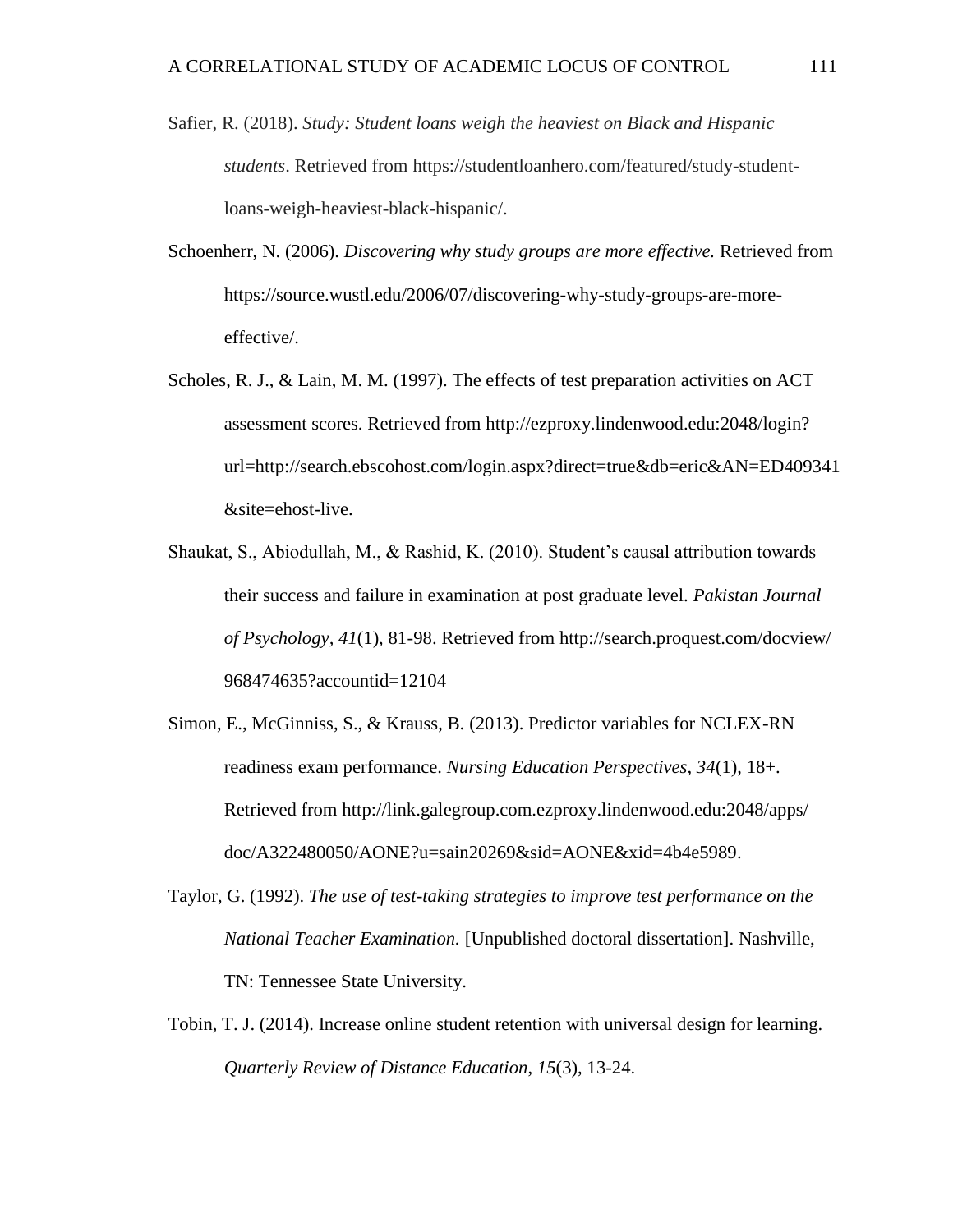Safier, R. (2018). *Study: Student loans weigh the heaviest on Black and Hispanic students*. Retrieved from https://studentloanhero.com/featured/study-student-loans-weigh-heaviest-black-hispanic/.

Schoenherr, N. (2006). *Discovering why study groups are more effective.* Retrieved from https://source.wustl.edu/2006/07/discovering-why-study-groups-are-more-effective/.

Scholes, R. J., & Lain, M. M. (1997). The effects of test preparation activities on ACT assessment scores. Retrieved from http://ezproxy.lindenwood.edu:2048/login?url=http://search.ebscohost.com/login.aspx?direct=true&db=eric&AN=ED409341&site=ehost-live.

Shaukat, S., Abiodullah, M., & Rashid, K. (2010). Student's causal attribution towards their success and failure in examination at post graduate level. *Pakistan Journal of Psychology*, *41*(1), 81-98. Retrieved from http://search.proquest.com/docview/968474635?accountid=12104

Simon, E., McGinniss, S., & Krauss, B. (2013). Predictor variables for NCLEX-RN readiness exam performance. *Nursing Education Perspectives, 34*(1), 18+. Retrieved from http://link.galegroup.com.ezproxy.lindenwood.edu:2048/apps/doc/A322480050/AONE?u=sain20269&sid=AONE&xid=4b4e5989.

Taylor, G. (1992). *The use of test-taking strategies to improve test performance on the National Teacher Examination.* [Unpublished doctoral dissertation]. Nashville, TN: Tennessee State University.

Tobin, T. J. (2014). Increase online student retention with universal design for learning. *Quarterly Review of Distance Education*, *15*(3), 13-24.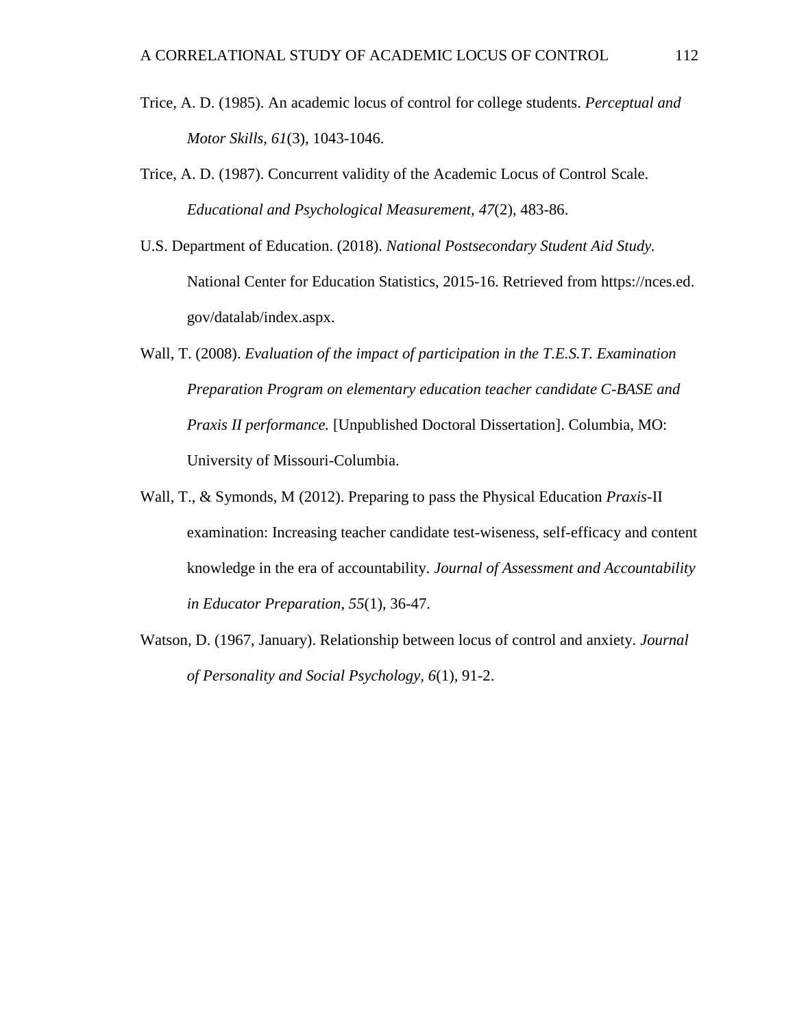Trice, A. D. (1985). An academic locus of control for college students. *Perceptual and Motor Skills, 61*(3), 1043-1046.

Trice, A. D. (1987). Concurrent validity of the Academic Locus of Control Scale. *Educational and Psychological Measurement, 47*(2), 483-86.

U.S. Department of Education. (2018). *National Postsecondary Student Aid Study.* National Center for Education Statistics, 2015-16. Retrieved from https://nces.ed.gov/datalab/index.aspx.

Wall, T. (2008). *Evaluation of the impact of participation in the T.E.S.T. Examination Preparation Program on elementary education teacher candidate C-BASE and Praxis II performance.* [Unpublished Doctoral Dissertation]. Columbia, MO: University of Missouri-Columbia.

Wall, T., & Symonds, M (2012). Preparing to pass the Physical Education *Praxis*-II examination: Increasing teacher candidate test-wiseness, self-efficacy and content knowledge in the era of accountability. *Journal of Assessment and Accountability in Educator Preparation, 55*(1), 36-47.

Watson, D. (1967, January). Relationship between locus of control and anxiety. *Journal of Personality and Social Psychology, 6*(1), 91-2.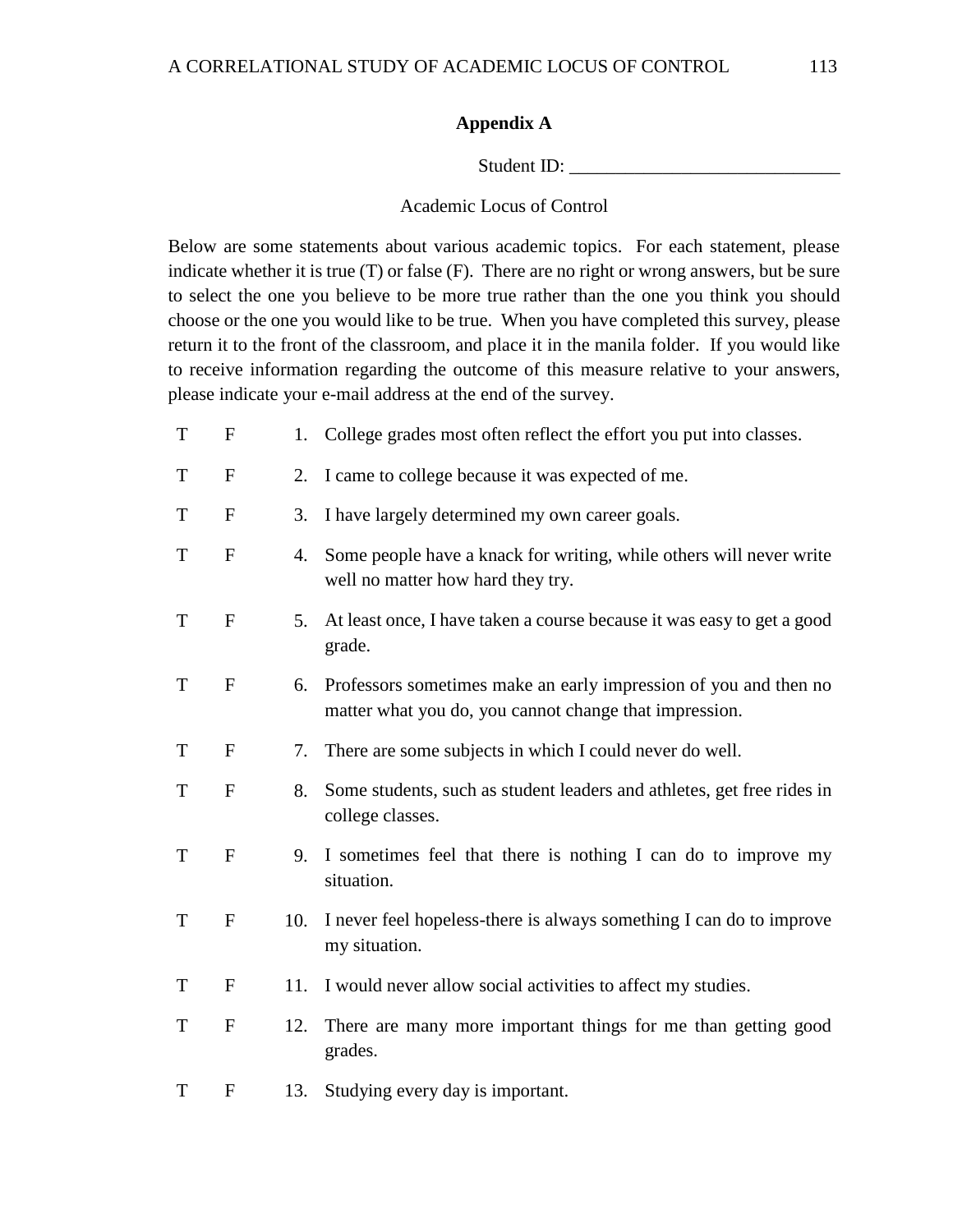## Appendix A

Student ID: _____________________________

Academic Locus of Control

Below are some statements about various academic topics. For each statement, please indicate whether it is true (T) or false (F). There are no right or wrong answers, but be sure to select the one you believe to be more true rather than the one you think you should choose or the one you would like to be true. When you have completed this survey, please return it to the front of the classroom, and place it in the manila folder. If you would like to receive information regarding the outcome of this measure relative to your answers, please indicate your e-mail address at the end of the survey.

T F 1. College grades most often reflect the effort you put into classes.

T F 2. I came to college because it was expected of me.

T F 3. I have largely determined my own career goals.

T F 4. Some people have a knack for writing, while others will never write well no matter how hard they try.

T F 5. At least once, I have taken a course because it was easy to get a good grade.

T F 6. Professors sometimes make an early impression of you and then no matter what you do, you cannot change that impression.

T F 7. There are some subjects in which I could never do well.

T F 8. Some students, such as student leaders and athletes, get free rides in college classes.

T F 9. I sometimes feel that there is nothing I can do to improve my situation.

T F 10. I never feel hopeless-there is always something I can do to improve my situation.

T F 11. I would never allow social activities to affect my studies.

T F 12. There are many more important things for me than getting good grades.

T F 13. Studying every day is important.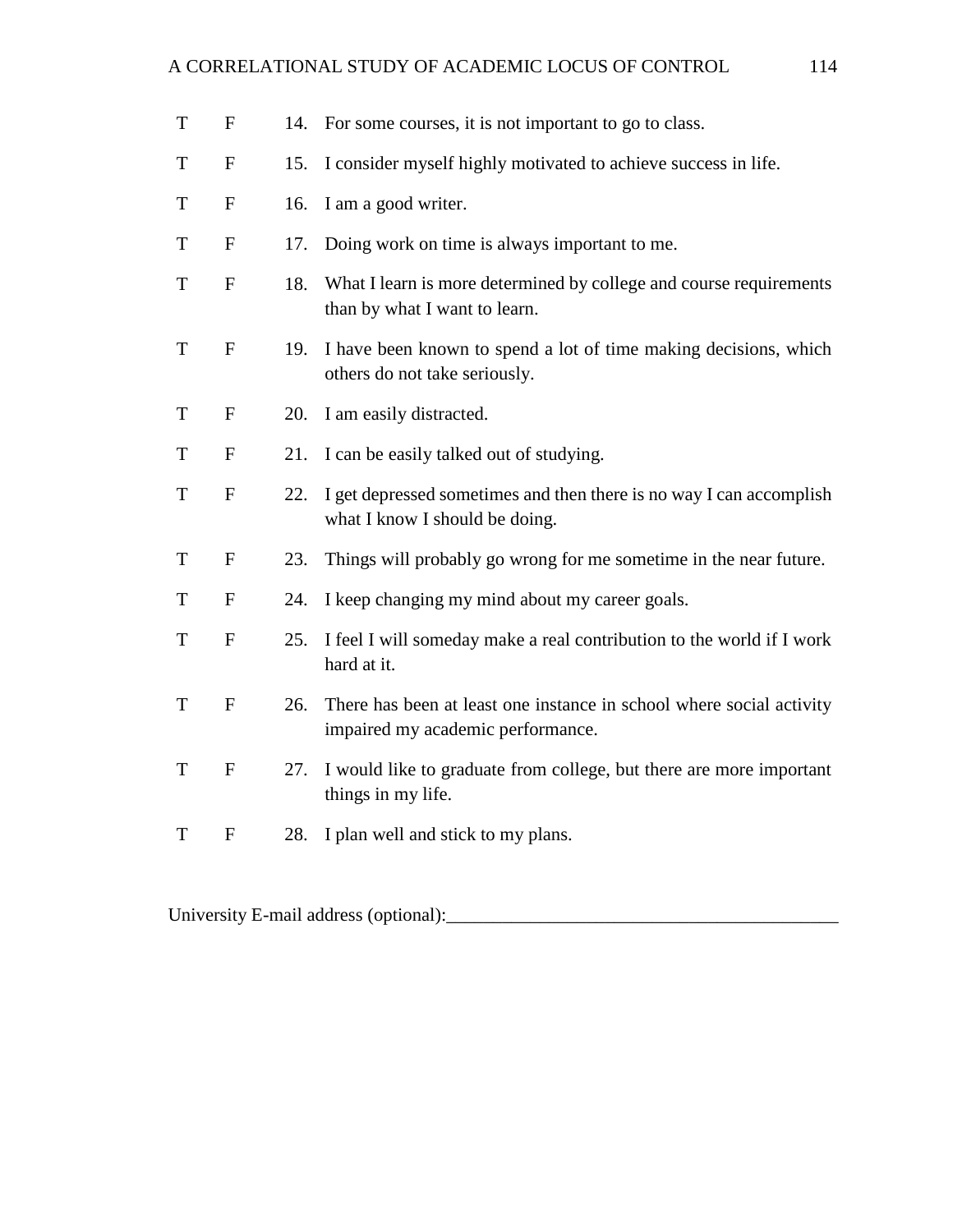T F 14. For some courses, it is not important to go to class.

T F 15. I consider myself highly motivated to achieve success in life.

T F 16. I am a good writer.

T F 17. Doing work on time is always important to me.

T F 18. What I learn is more determined by college and course requirements than by what I want to learn.

T F 19. I have been known to spend a lot of time making decisions, which others do not take seriously.

T F 20. I am easily distracted.

T F 21. I can be easily talked out of studying.

T F 22. I get depressed sometimes and then there is no way I can accomplish what I know I should be doing.

T F 23. Things will probably go wrong for me sometime in the near future.

T F 24. I keep changing my mind about my career goals.

T F 25. I feel I will someday make a real contribution to the world if I work hard at it.

T F 26. There has been at least one instance in school where social activity impaired my academic performance.

T F 27. I would like to graduate from college, but there are more important things in my life.

T F 28. I plan well and stick to my plans.

University E-mail address (optional):___________________________________________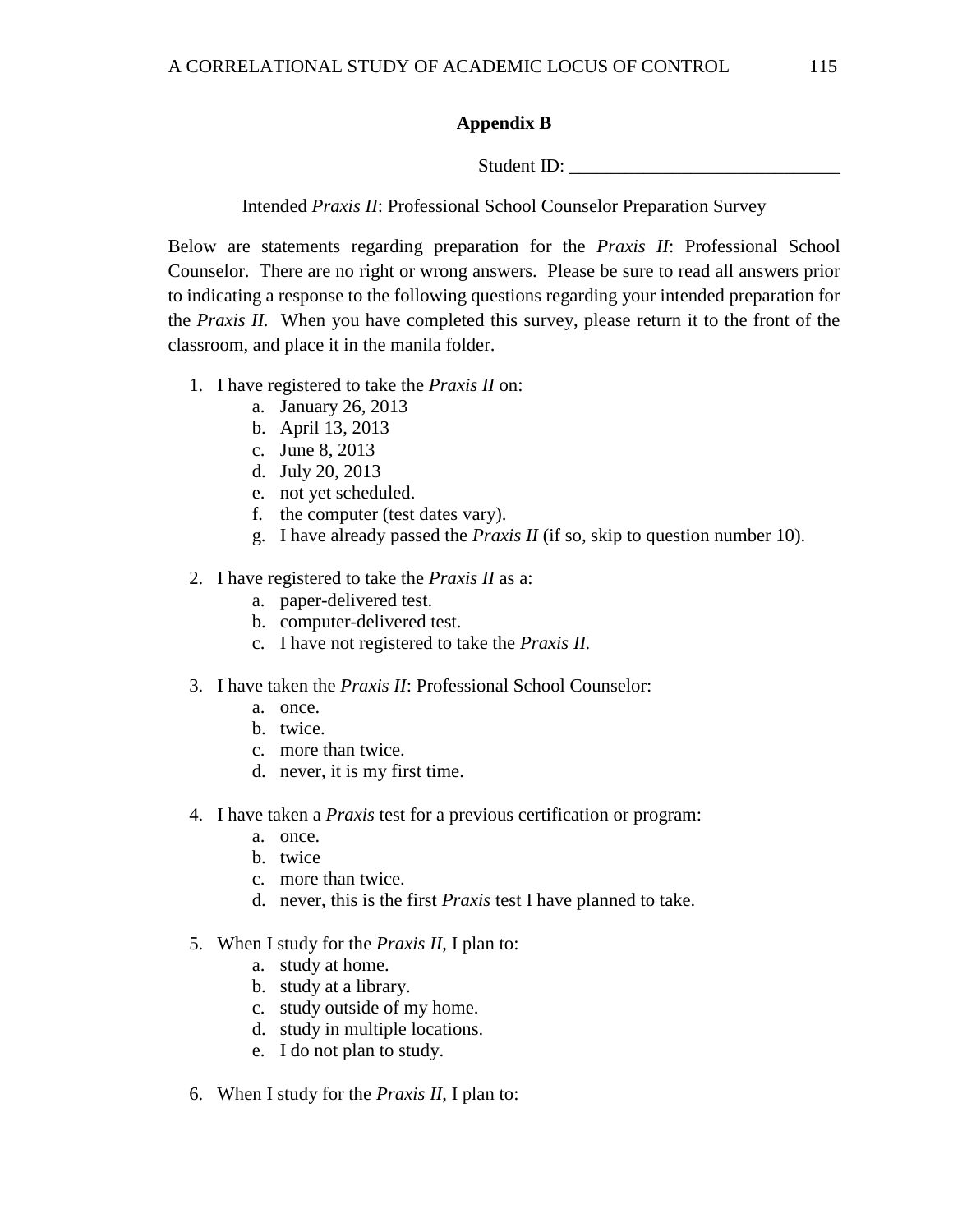## Appendix B

Student ID: _____________________________

Intended *Praxis II*: Professional School Counselor Preparation Survey

Below are statements regarding preparation for the *Praxis II*: Professional School Counselor. There are no right or wrong answers. Please be sure to read all answers prior to indicating a response to the following questions regarding your intended preparation for the *Praxis II.* When you have completed this survey, please return it to the front of the classroom, and place it in the manila folder.

1. I have registered to take the *Praxis II* on:
    a. January 26, 2013
    b. April 13, 2013
    c. June 8, 2013
    d. July 20, 2013
    e. not yet scheduled.
    f. the computer (test dates vary).
    g. I have already passed the *Praxis II* (if so, skip to question number 10).

2. I have registered to take the *Praxis II* as a:
    a. paper-delivered test.
    b. computer-delivered test.
    c. I have not registered to take the *Praxis II.*

3. I have taken the *Praxis II*: Professional School Counselor:
    a. once.
    b. twice.
    c. more than twice.
    d. never, it is my first time.

4. I have taken a *Praxis* test for a previous certification or program:
    a. once.
    b. twice
    c. more than twice.
    d. never, this is the first *Praxis* test I have planned to take.

5. When I study for the *Praxis II*, I plan to:
    a. study at home.
    b. study at a library.
    c. study outside of my home.
    d. study in multiple locations.
    e. I do not plan to study.

6. When I study for the *Praxis II*, I plan to: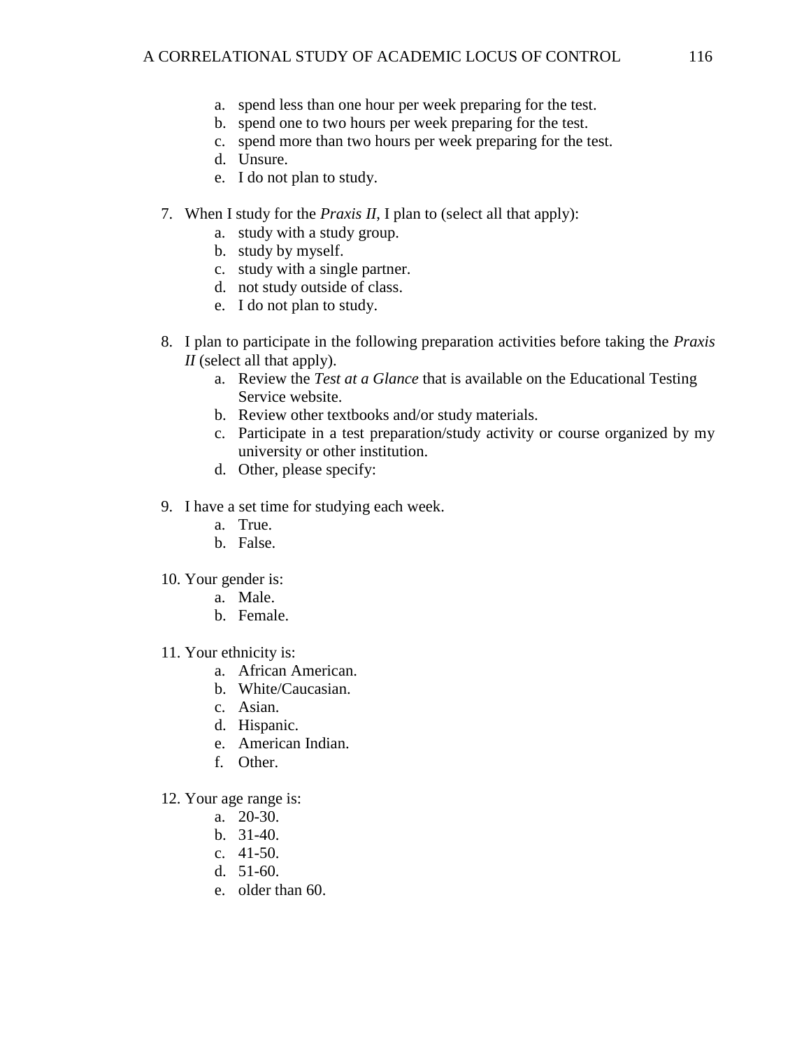a. spend less than one hour per week preparing for the test.
   b. spend one to two hours per week preparing for the test.
   c. spend more than two hours per week preparing for the test.
   d. Unsure.
   e. I do not plan to study.

7. When I study for the *Praxis II*, I plan to (select all that apply):
   a. study with a study group.
   b. study by myself.
   c. study with a single partner.
   d. not study outside of class.
   e. I do not plan to study.

8. I plan to participate in the following preparation activities before taking the *Praxis II* (select all that apply).
   a. Review the *Test at a Glance* that is available on the Educational Testing Service website.
   b. Review other textbooks and/or study materials.
   c. Participate in a test preparation/study activity or course organized by my university or other institution.
   d. Other, please specify:

9. I have a set time for studying each week.
   a. True.
   b. False.

10. Your gender is:
    a. Male.
    b. Female.

11. Your ethnicity is:
    a. African American.
    b. White/Caucasian.
    c. Asian.
    d. Hispanic.
    e. American Indian.
    f. Other.

12. Your age range is:
    a. 20-30.
    b. 31-40.
    c. 41-50.
    d. 51-60.
    e. older than 60.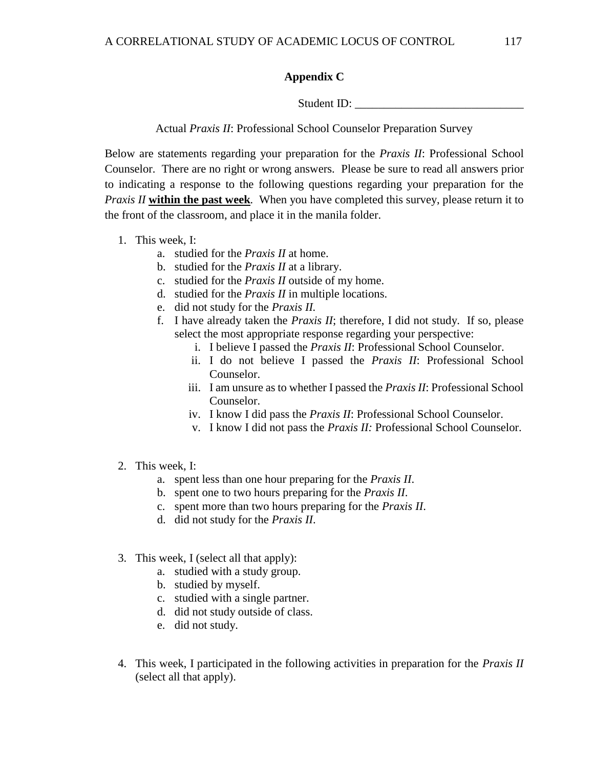## Appendix C

Student ID: _____________________________

Actual *Praxis II*: Professional School Counselor Preparation Survey

Below are statements regarding your preparation for the *Praxis II*: Professional School Counselor. There are no right or wrong answers. Please be sure to read all answers prior to indicating a response to the following questions regarding your preparation for the *Praxis II* **within the past week**. When you have completed this survey, please return it to the front of the classroom, and place it in the manila folder.

1. This week, I:
    a. studied for the *Praxis II* at home.
    b. studied for the *Praxis II* at a library.
    c. studied for the *Praxis II* outside of my home.
    d. studied for the *Praxis II* in multiple locations.
    e. did not study for the *Praxis II.*
    f. I have already taken the *Praxis II*; therefore, I did not study. If so, please select the most appropriate response regarding your perspective:
        i. I believe I passed the *Praxis II*: Professional School Counselor.
        ii. I do not believe I passed the *Praxis II*: Professional School Counselor.
        iii. I am unsure as to whether I passed the *Praxis II*: Professional School Counselor.
        iv. I know I did pass the *Praxis II*: Professional School Counselor.
        v. I know I did not pass the *Praxis II:* Professional School Counselor.

2. This week, I:
    a. spent less than one hour preparing for the *Praxis II*.
    b. spent one to two hours preparing for the *Praxis II*.
    c. spent more than two hours preparing for the *Praxis II*.
    d. did not study for the *Praxis II*.

3. This week, I (select all that apply):
    a. studied with a study group.
    b. studied by myself.
    c. studied with a single partner.
    d. did not study outside of class.
    e. did not study.

4. This week, I participated in the following activities in preparation for the *Praxis II* (select all that apply).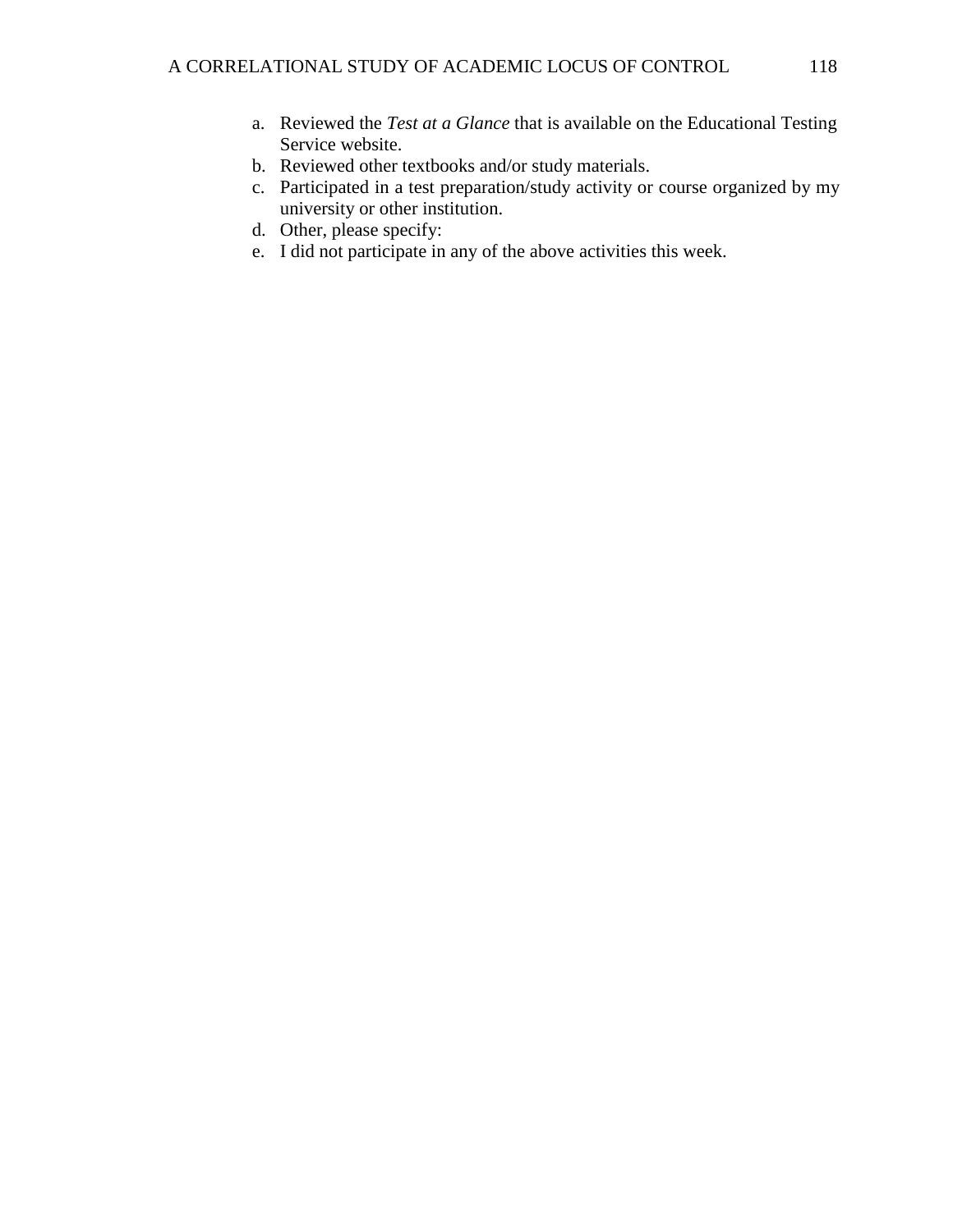a. Reviewed the *Test at a Glance* that is available on the Educational Testing Service website.
b. Reviewed other textbooks and/or study materials.
c. Participated in a test preparation/study activity or course organized by my university or other institution.
d. Other, please specify:
e. I did not participate in any of the above activities this week.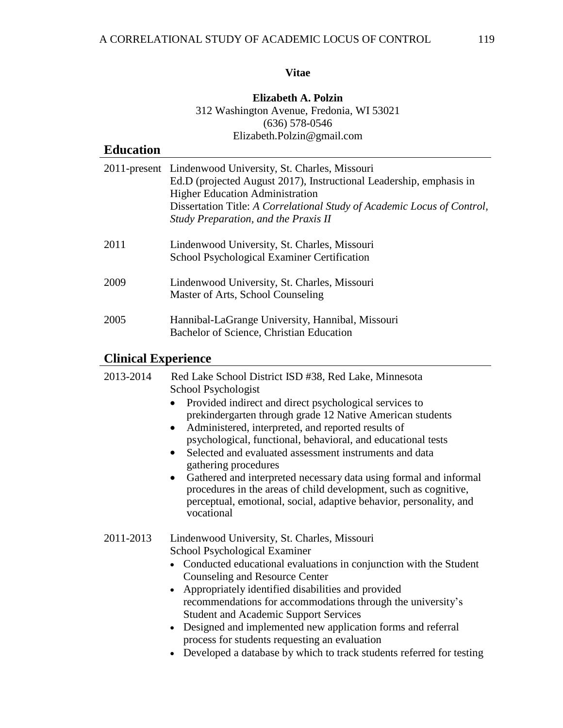# Vitae

**Elizabeth A. Polzin**

312 Washington Avenue, Fredonia, WI 53021

(636) 578-0546

Elizabeth.Polzin@gmail.com

## Education

2011-present Lindenwood University, St. Charles, Missouri
Ed.D (projected August 2017), Instructional Leadership, emphasis in Higher Education Administration
Dissertation Title: *A Correlational Study of Academic Locus of Control, Study Preparation, and the Praxis II*

2011 Lindenwood University, St. Charles, Missouri
School Psychological Examiner Certification

2009 Lindenwood University, St. Charles, Missouri
Master of Arts, School Counseling

2005 Hannibal-LaGrange University, Hannibal, Missouri
Bachelor of Science, Christian Education

## Clinical Experience

2013-2014 Red Lake School District ISD #38, Red Lake, Minnesota
School Psychologist

- Provided indirect and direct psychological services to prekindergarten through grade 12 Native American students
- Administered, interpreted, and reported results of psychological, functional, behavioral, and educational tests
- Selected and evaluated assessment instruments and data gathering procedures
- Gathered and interpreted necessary data using formal and informal procedures in the areas of child development, such as cognitive, perceptual, emotional, social, adaptive behavior, personality, and vocational

2011-2013 Lindenwood University, St. Charles, Missouri
School Psychological Examiner

- Conducted educational evaluations in conjunction with the Student Counseling and Resource Center
- Appropriately identified disabilities and provided recommendations for accommodations through the university's Student and Academic Support Services
- Designed and implemented new application forms and referral process for students requesting an evaluation
- Developed a database by which to track students referred for testing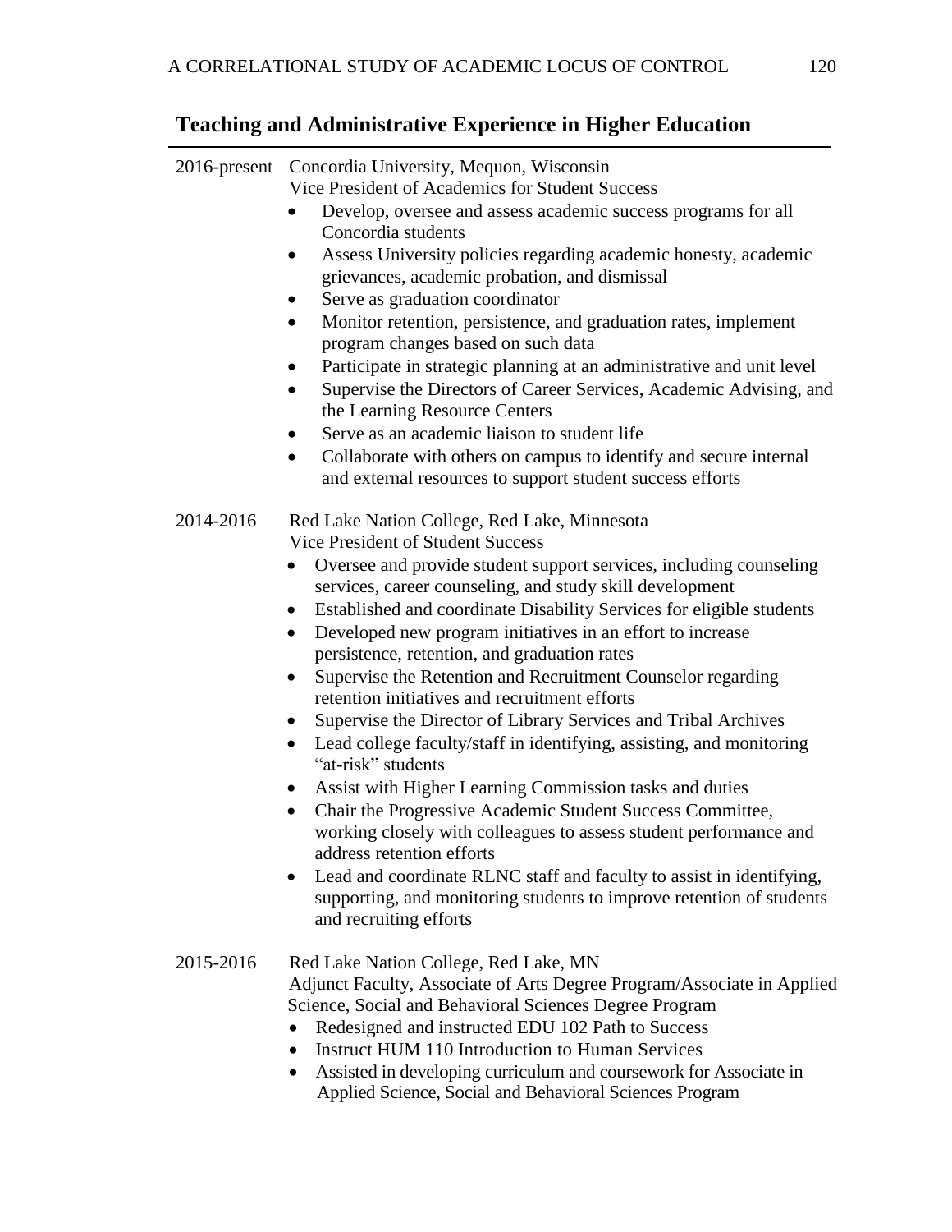## Teaching and Administrative Experience in Higher Education

2016-present Concordia University, Mequon, Wisconsin
Vice President of Academics for Student Success

- Develop, oversee and assess academic success programs for all Concordia students
- Assess University policies regarding academic honesty, academic grievances, academic probation, and dismissal
- Serve as graduation coordinator
- Monitor retention, persistence, and graduation rates, implement program changes based on such data
- Participate in strategic planning at an administrative and unit level
- Supervise the Directors of Career Services, Academic Advising, and the Learning Resource Centers
- Serve as an academic liaison to student life
- Collaborate with others on campus to identify and secure internal and external resources to support student success efforts

2014-2016 Red Lake Nation College, Red Lake, Minnesota
Vice President of Student Success

- Oversee and provide student support services, including counseling services, career counseling, and study skill development
- Established and coordinate Disability Services for eligible students
- Developed new program initiatives in an effort to increase persistence, retention, and graduation rates
- Supervise the Retention and Recruitment Counselor regarding retention initiatives and recruitment efforts
- Supervise the Director of Library Services and Tribal Archives
- Lead college faculty/staff in identifying, assisting, and monitoring "at-risk" students
- Assist with Higher Learning Commission tasks and duties
- Chair the Progressive Academic Student Success Committee, working closely with colleagues to assess student performance and address retention efforts
- Lead and coordinate RLNC staff and faculty to assist in identifying, supporting, and monitoring students to improve retention of students and recruiting efforts

2015-2016 Red Lake Nation College, Red Lake, MN
Adjunct Faculty, Associate of Arts Degree Program/Associate in Applied Science, Social and Behavioral Sciences Degree Program

- Redesigned and instructed EDU 102 Path to Success
- Instruct HUM 110 Introduction to Human Services
- Assisted in developing curriculum and coursework for Associate in Applied Science, Social and Behavioral Sciences Program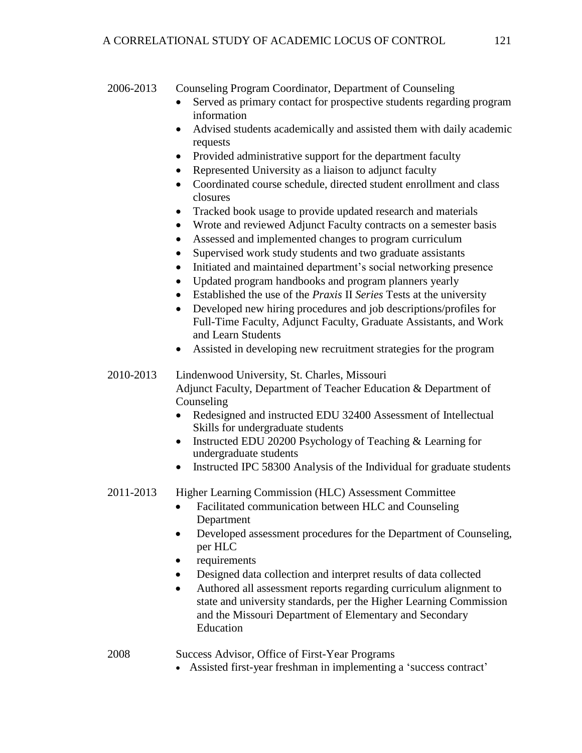2006-2013 Counseling Program Coordinator, Department of Counseling

- Served as primary contact for prospective students regarding program information
- Advised students academically and assisted them with daily academic requests
- Provided administrative support for the department faculty
- Represented University as a liaison to adjunct faculty
- Coordinated course schedule, directed student enrollment and class closures
- Tracked book usage to provide updated research and materials
- Wrote and reviewed Adjunct Faculty contracts on a semester basis
- Assessed and implemented changes to program curriculum
- Supervised work study students and two graduate assistants
- Initiated and maintained department's social networking presence
- Updated program handbooks and program planners yearly
- Established the use of the *Praxis* II *Series* Tests at the university
- Developed new hiring procedures and job descriptions/profiles for Full-Time Faculty, Adjunct Faculty, Graduate Assistants, and Work and Learn Students
- Assisted in developing new recruitment strategies for the program

2010-2013 Lindenwood University, St. Charles, Missouri
Adjunct Faculty, Department of Teacher Education & Department of Counseling

- Redesigned and instructed EDU 32400 Assessment of Intellectual Skills for undergraduate students
- Instructed EDU 20200 Psychology of Teaching & Learning for undergraduate students
- Instructed IPC 58300 Analysis of the Individual for graduate students

2011-2013 Higher Learning Commission (HLC) Assessment Committee

- Facilitated communication between HLC and Counseling Department
- Developed assessment procedures for the Department of Counseling, per HLC
- requirements
- Designed data collection and interpret results of data collected
- Authored all assessment reports regarding curriculum alignment to state and university standards, per the Higher Learning Commission and the Missouri Department of Elementary and Secondary Education

2008 Success Advisor, Office of First-Year Programs

- Assisted first-year freshman in implementing a 'success contract'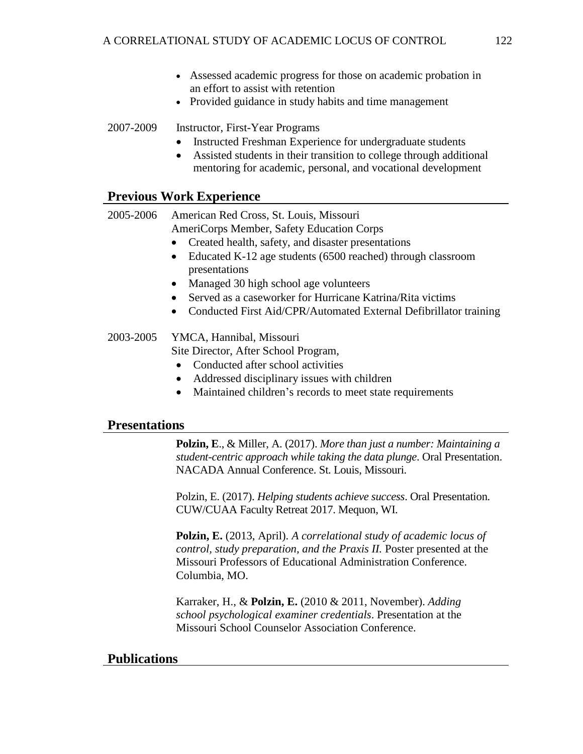- Assessed academic progress for those on academic probation in an effort to assist with retention
- Provided guidance in study habits and time management

2007-2009 Instructor, First-Year Programs

- Instructed Freshman Experience for undergraduate students
- Assisted students in their transition to college through additional mentoring for academic, personal, and vocational development

## Previous Work Experience

2005-2006 American Red Cross, St. Louis, Missouri
AmeriCorps Member, Safety Education Corps

- Created health, safety, and disaster presentations
- Educated K-12 age students (6500 reached) through classroom presentations
- Managed 30 high school age volunteers
- Served as a caseworker for Hurricane Katrina/Rita victims
- Conducted First Aid/CPR/Automated External Defibrillator training

2003-2005 YMCA, Hannibal, Missouri
Site Director, After School Program,

- Conducted after school activities
- Addressed disciplinary issues with children
- Maintained children's records to meet state requirements

## Presentations

**Polzin, E**., & Miller, A. (2017). *More than just a number: Maintaining a student-centric approach while taking the data plunge*. Oral Presentation. NACADA Annual Conference. St. Louis, Missouri.

Polzin, E. (2017). *Helping students achieve success*. Oral Presentation. CUW/CUAA Faculty Retreat 2017. Mequon, WI.

**Polzin, E.** (2013, April). *A correlational study of academic locus of control, study preparation, and the Praxis II.* Poster presented at the Missouri Professors of Educational Administration Conference. Columbia, MO.

Karraker, H., & **Polzin, E.** (2010 & 2011, November). *Adding school psychological examiner credentials*. Presentation at the Missouri School Counselor Association Conference.

## Publications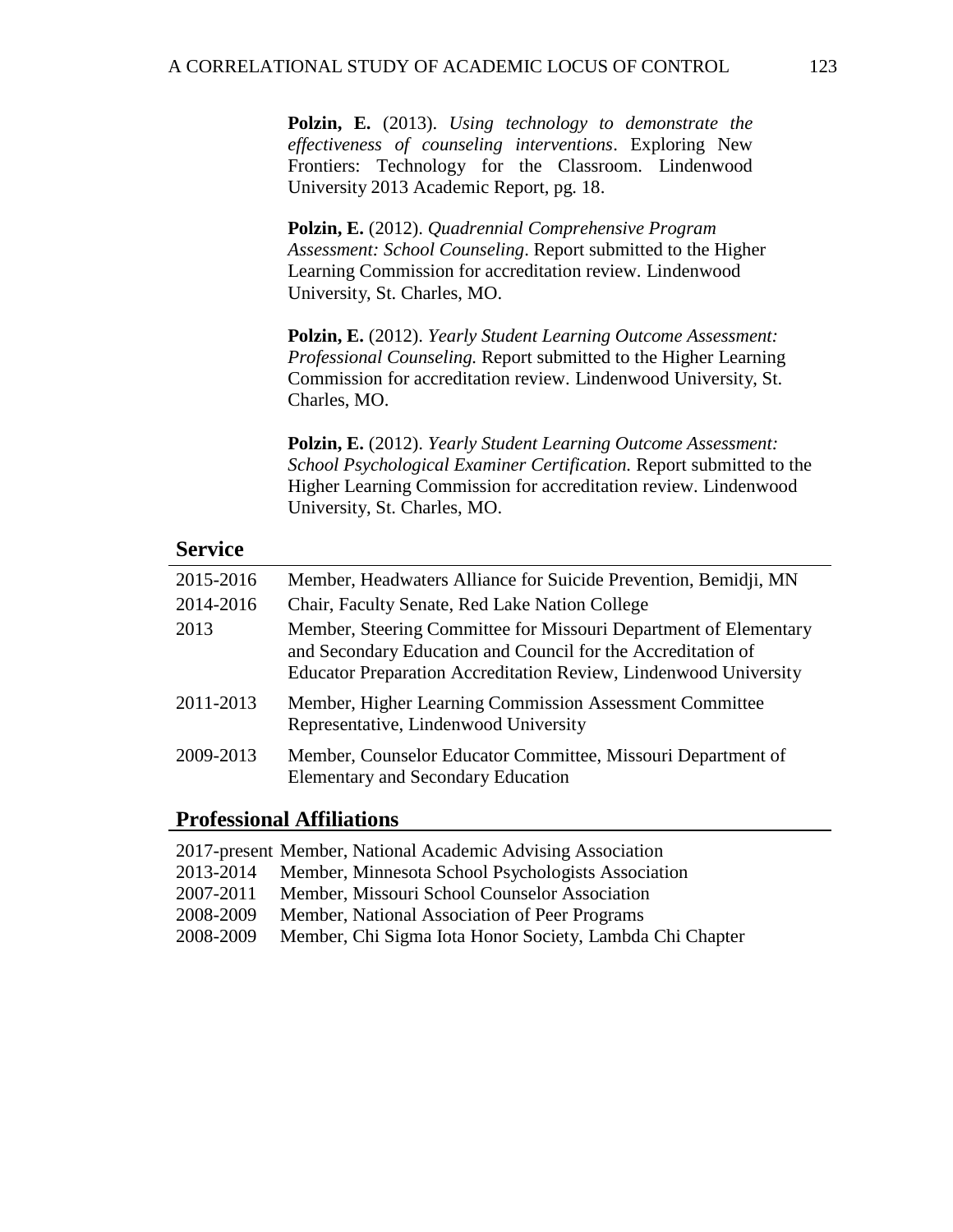**Polzin, E.** (2013). *Using technology to demonstrate the effectiveness of counseling interventions*. Exploring New Frontiers: Technology for the Classroom. Lindenwood University 2013 Academic Report, pg. 18.

**Polzin, E.** (2012). *Quadrennial Comprehensive Program Assessment: School Counseling*. Report submitted to the Higher Learning Commission for accreditation review. Lindenwood University, St. Charles, MO.

**Polzin, E.** (2012). *Yearly Student Learning Outcome Assessment: Professional Counseling.* Report submitted to the Higher Learning Commission for accreditation review. Lindenwood University, St. Charles, MO.

**Polzin, E.** (2012). *Yearly Student Learning Outcome Assessment: School Psychological Examiner Certification.* Report submitted to the Higher Learning Commission for accreditation review. Lindenwood University, St. Charles, MO.

## Service

| | |
|---|---|
| 2015-2016 | Member, Headwaters Alliance for Suicide Prevention, Bemidji, MN |
| 2014-2016 | Chair, Faculty Senate, Red Lake Nation College |
| 2013 | Member, Steering Committee for Missouri Department of Elementary and Secondary Education and Council for the Accreditation of Educator Preparation Accreditation Review, Lindenwood University |
| 2011-2013 | Member, Higher Learning Commission Assessment Committee Representative, Lindenwood University |
| 2009-2013 | Member, Counselor Educator Committee, Missouri Department of Elementary and Secondary Education |

## Professional Affiliations

| | |
|---|---|
| 2017-present | Member, National Academic Advising Association |
| 2013-2014 | Member, Minnesota School Psychologists Association |
| 2007-2011 | Member, Missouri School Counselor Association |
| 2008-2009 | Member, National Association of Peer Programs |
| 2008-2009 | Member, Chi Sigma Iota Honor Society, Lambda Chi Chapter |